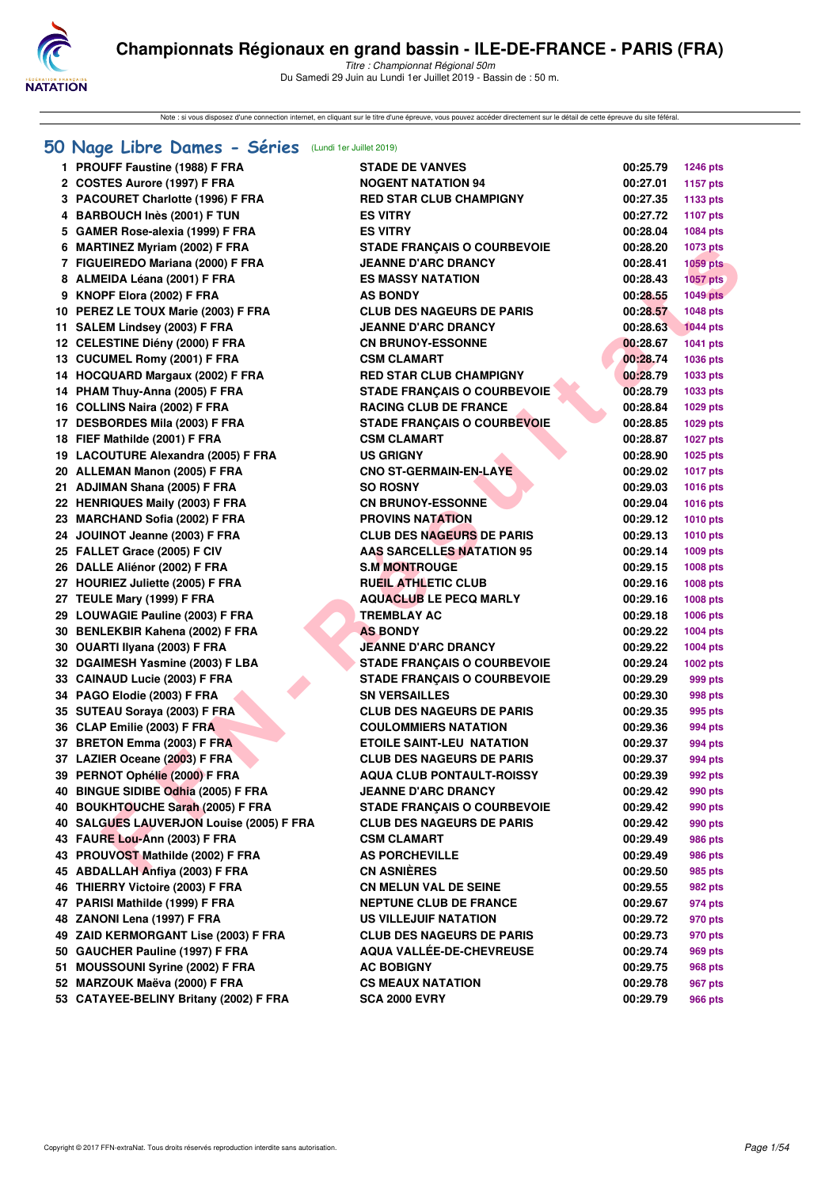# Championnats Régionaux en grand bassin - ILE-DE-FRANCE - PARIS (FRA)

*Titre : Championnat Régional 50m*

Du Samedi 29 Juin au Lundi 1er Juillet 2019 - Bassin de : 50 m.

Note : si vous disposez d'une connexion internet, en cliquant sur le titre d'une épreuve, vous pouvez accéder directement sur le détail de cette épreuve du site féféral.

## 50 Nage Libre Dames - Séries (Lundi 1er Juillet 2019)

| Rang | Nom | Club | Temps | Points |
|---|---|---|---|---|
| 1 | PROUFF Faustine (1988) F FRA | STADE DE VANVES | 00:25.79 | 1246 pts |
| 2 | COSTES Aurore (1997) F FRA | NOGENT NATATION 94 | 00:27.01 | 1157 pts |
| 3 | PACOURET Charlotte (1996) F FRA | RED STAR CLUB CHAMPIGNY | 00:27.35 | 1133 pts |
| 4 | BARBOUCH Inès (2001) F TUN | ES VITRY | 00:27.72 | 1107 pts |
| 5 | GAMER Rose-alexia (1999) F FRA | ES VITRY | 00:28.04 | 1084 pts |
| 6 | MARTINEZ Myriam (2002) F FRA | STADE FRANÇAIS O COURBEVOIE | 00:28.20 | 1073 pts |
| 7 | FIGUEIREDO Mariana (2000) F FRA | JEANNE D'ARC DRANCY | 00:28.41 | 1059 pts |
| 8 | ALMEIDA Léana (2001) F FRA | ES MASSY NATATION | 00:28.43 | 1057 pts |
| 9 | KNOPF Elora (2002) F FRA | AS BONDY | 00:28.55 | 1049 pts |
| 10 | PEREZ LE TOUX Marie (2003) F FRA | CLUB DES NAGEURS DE PARIS | 00:28.57 | 1048 pts |
| 11 | SALEM Lindsey (2003) F FRA | JEANNE D'ARC DRANCY | 00:28.63 | 1044 pts |
| 12 | CELESTINE Diény (2000) F FRA | CN BRUNOY-ESSONNE | 00:28.67 | 1041 pts |
| 13 | CUCUMEL Romy (2001) F FRA | CSM CLAMART | 00:28.74 | 1036 pts |
| 14 | HOCQUARD Margaux (2002) F FRA | RED STAR CLUB CHAMPIGNY | 00:28.79 | 1033 pts |
| 14 | PHAM Thuy-Anna (2005) F FRA | STADE FRANÇAIS O COURBEVOIE | 00:28.79 | 1033 pts |
| 16 | COLLINS Naira (2002) F FRA | RACING CLUB DE FRANCE | 00:28.84 | 1029 pts |
| 17 | DESBORDES Mila (2003) F FRA | STADE FRANÇAIS O COURBEVOIE | 00:28.85 | 1029 pts |
| 18 | FIEF Mathilde (2001) F FRA | CSM CLAMART | 00:28.87 | 1027 pts |
| 19 | LACOUTURE Alexandra (2005) F FRA | US GRIGNY | 00:28.90 | 1025 pts |
| 20 | ALLEMAN Manon (2005) F FRA | CNO ST-GERMAIN-EN-LAYE | 00:29.02 | 1017 pts |
| 21 | ADJIMAN Shana (2005) F FRA | SO ROSNY | 00:29.03 | 1016 pts |
| 22 | HENRIQUES Maily (2003) F FRA | CN BRUNOY-ESSONNE | 00:29.04 | 1016 pts |
| 23 | MARCHAND Sofia (2002) F FRA | PROVINS NATATION | 00:29.12 | 1010 pts |
| 24 | JOUINOT Jeanne (2003) F FRA | CLUB DES NAGEURS DE PARIS | 00:29.13 | 1010 pts |
| 25 | FALLET Grace (2005) F CIV | AAS SARCELLES NATATION 95 | 00:29.14 | 1009 pts |
| 26 | DALLE Aliénor (2002) F FRA | S.M MONTROUGE | 00:29.15 | 1008 pts |
| 27 | HOURIEZ Juliette (2005) F FRA | RUEIL ATHLETIC CLUB | 00:29.16 | 1008 pts |
| 27 | TEULE Mary (1999) F FRA | AQUACLUB LE PECQ MARLY | 00:29.16 | 1008 pts |
| 29 | LOUWAGIE Pauline (2003) F FRA | TREMBLAY AC | 00:29.18 | 1006 pts |
| 30 | BENLEKBIR Kahena (2002) F FRA | AS BONDY | 00:29.22 | 1004 pts |
| 30 | OUARTI Ilyana (2003) F FRA | JEANNE D'ARC DRANCY | 00:29.22 | 1004 pts |
| 32 | DGAIMESH Yasmine (2003) F LBA | STADE FRANÇAIS O COURBEVOIE | 00:29.24 | 1002 pts |
| 33 | CAINAUD Lucie (2003) F FRA | STADE FRANÇAIS O COURBEVOIE | 00:29.29 | 999 pts |
| 34 | PAGO Elodie (2003) F FRA | SN VERSAILLES | 00:29.30 | 998 pts |
| 35 | SUTEAU Soraya (2003) F FRA | CLUB DES NAGEURS DE PARIS | 00:29.35 | 995 pts |
| 36 | CLAP Emilie (2003) F FRA | COULOMMIERS NATATION | 00:29.36 | 994 pts |
| 37 | BRETON Emma (2003) F FRA | ETOILE SAINT-LEU NATATION | 00:29.37 | 994 pts |
| 37 | LAZIER Oceane (2003) F FRA | CLUB DES NAGEURS DE PARIS | 00:29.37 | 994 pts |
| 39 | PERNOT Ophélie (2000) F FRA | AQUA CLUB PONTAULT-ROISSY | 00:29.39 | 992 pts |
| 40 | BINGUE SIDIBE Odhia (2005) F FRA | JEANNE D'ARC DRANCY | 00:29.42 | 990 pts |
| 40 | BOUKHTOUCHE Sarah (2005) F FRA | STADE FRANÇAIS O COURBEVOIE | 00:29.42 | 990 pts |
| 40 | SALGUES LAUVERJON Louise (2005) F FRA | CLUB DES NAGEURS DE PARIS | 00:29.42 | 990 pts |
| 43 | FAURE Lou-Ann (2003) F FRA | CSM CLAMART | 00:29.49 | 986 pts |
| 43 | PROUVOST Mathilde (2002) F FRA | AS PORCHEVILLE | 00:29.49 | 986 pts |
| 45 | ABDALLAH Anfiya (2003) F FRA | CN ASNIÈRES | 00:29.50 | 985 pts |
| 46 | THIERRY Victoire (2003) F FRA | CN MELUN VAL DE SEINE | 00:29.55 | 982 pts |
| 47 | PARISI Mathilde (1999) F FRA | NEPTUNE CLUB DE FRANCE | 00:29.67 | 974 pts |
| 48 | ZANONI Lena (1997) F FRA | US VILLEJUIF NATATION | 00:29.72 | 970 pts |
| 49 | ZAID KERMORGANT Lise (2003) F FRA | CLUB DES NAGEURS DE PARIS | 00:29.73 | 970 pts |
| 50 | GAUCHER Pauline (1997) F FRA | AQUA VALLÉE-DE-CHEVREUSE | 00:29.74 | 969 pts |
| 51 | MOUSSOUNI Syrine (2002) F FRA | AC BOBIGNY | 00:29.75 | 968 pts |
| 52 | MARZOUK Maëva (2000) F FRA | CS MEAUX NATATION | 00:29.78 | 967 pts |
| 53 | CATAYEE-BELINY Britany (2002) F FRA | SCA 2000 EVRY | 00:29.79 | 966 pts |

Copyright © 2017 FFN-extraNat. Tous droits réservés reproduction interdite sans autorisation.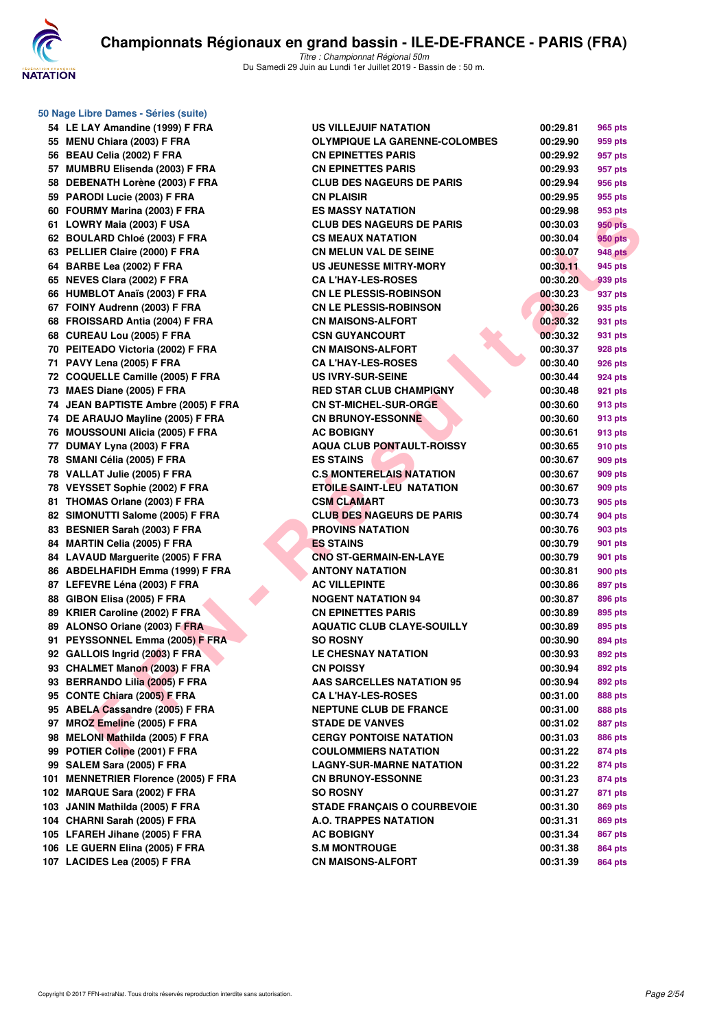# Championnats Régionaux en grand bassin - ILE-DE-FRANCE - PARIS (FRA)

*Titre : Championnat Régional 50m*
Du Samedi 29 Juin au Lundi 1er Juillet 2019 - Bassin de : 50 m.

## 50 Nage Libre Dames - Séries (suite)

| | | | | |
|---|---|---|---|---|
| 54 | LE LAY Amandine (1999) F FRA | US VILLEJUIF NATATION | 00:29.81 | 965 pts |
| 55 | MENU Chiara (2003) F FRA | OLYMPIQUE LA GARENNE-COLOMBES | 00:29.90 | 959 pts |
| 56 | BEAU Celia (2002) F FRA | CN EPINETTES PARIS | 00:29.92 | 957 pts |
| 57 | MUMBRU Elisenda (2003) F FRA | CN EPINETTES PARIS | 00:29.93 | 957 pts |
| 58 | DEBENATH Lorène (2003) F FRA | CLUB DES NAGEURS DE PARIS | 00:29.94 | 956 pts |
| 59 | PARODI Lucie (2003) F FRA | CN PLAISIR | 00:29.95 | 955 pts |
| 60 | FOURMY Marina (2003) F FRA | ES MASSY NATATION | 00:29.98 | 953 pts |
| 61 | LOWRY Maia (2003) F USA | CLUB DES NAGEURS DE PARIS | 00:30.03 | 950 pts |
| 62 | BOULARD Chloé (2003) F FRA | CS MEAUX NATATION | 00:30.04 | 950 pts |
| 63 | PELLIER Claire (2000) F FRA | CN MELUN VAL DE SEINE | 00:30.07 | 948 pts |
| 64 | BARBE Lea (2002) F FRA | US JEUNESSE MITRY-MORY | 00:30.11 | 945 pts |
| 65 | NEVES Clara (2002) F FRA | CA L'HAY-LES-ROSES | 00:30.20 | 939 pts |
| 66 | HUMBLOT Anaïs (2003) F FRA | CN LE PLESSIS-ROBINSON | 00:30.23 | 937 pts |
| 67 | FOINY Audrenn (2003) F FRA | CN LE PLESSIS-ROBINSON | 00:30.26 | 935 pts |
| 68 | FROISSARD Antia (2004) F FRA | CN MAISONS-ALFORT | 00:30.32 | 931 pts |
| 68 | CUREAU Lou (2005) F FRA | CSN GUYANCOURT | 00:30.32 | 931 pts |
| 70 | PEITEADO Victoria (2002) F FRA | CN MAISONS-ALFORT | 00:30.37 | 928 pts |
| 71 | PAVY Lena (2005) F FRA | CA L'HAY-LES-ROSES | 00:30.40 | 926 pts |
| 72 | COQUELLE Camille (2005) F FRA | US IVRY-SUR-SEINE | 00:30.44 | 924 pts |
| 73 | MAES Diane (2005) F FRA | RED STAR CLUB CHAMPIGNY | 00:30.48 | 921 pts |
| 74 | JEAN BAPTISTE Ambre (2005) F FRA | CN ST-MICHEL-SUR-ORGE | 00:30.60 | 913 pts |
| 74 | DE ARAUJO Mayline (2005) F FRA | CN BRUNOY-ESSONNE | 00:30.60 | 913 pts |
| 76 | MOUSSOUNI Alicia (2005) F FRA | AC BOBIGNY | 00:30.61 | 913 pts |
| 77 | DUMAY Lyna (2003) F FRA | AQUA CLUB PONTAULT-ROISSY | 00:30.65 | 910 pts |
| 78 | SMANI Célia (2005) F FRA | ES STAINS | 00:30.67 | 909 pts |
| 78 | VALLAT Julie (2005) F FRA | C.S MONTERELAIS NATATION | 00:30.67 | 909 pts |
| 78 | VEYSSET Sophie (2002) F FRA | ETOILE SAINT-LEU NATATION | 00:30.67 | 909 pts |
| 81 | THOMAS Orlane (2003) F FRA | CSM CLAMART | 00:30.73 | 905 pts |
| 82 | SIMONUTTI Salome (2005) F FRA | CLUB DES NAGEURS DE PARIS | 00:30.74 | 904 pts |
| 83 | BESNIER Sarah (2003) F FRA | PROVINS NATATION | 00:30.76 | 903 pts |
| 84 | MARTIN Celia (2005) F FRA | ES STAINS | 00:30.79 | 901 pts |
| 84 | LAVAUD Marguerite (2005) F FRA | CNO ST-GERMAIN-EN-LAYE | 00:30.79 | 901 pts |
| 86 | ABDELHAFIDH Emma (1999) F FRA | ANTONY NATATION | 00:30.81 | 900 pts |
| 87 | LEFEVRE Léna (2003) F FRA | AC VILLEPINTE | 00:30.86 | 897 pts |
| 88 | GIBON Elisa (2005) F FRA | NOGENT NATATION 94 | 00:30.87 | 896 pts |
| 89 | KRIER Caroline (2002) F FRA | CN EPINETTES PARIS | 00:30.89 | 895 pts |
| 89 | ALONSO Oriane (2003) F FRA | AQUATIC CLUB CLAYE-SOUILLY | 00:30.89 | 895 pts |
| 91 | PEYSSONNEL Emma (2005) F FRA | SO ROSNY | 00:30.90 | 894 pts |
| 92 | GALLOIS Ingrid (2003) F FRA | LE CHESNAY NATATION | 00:30.93 | 892 pts |
| 93 | CHALMET Manon (2003) F FRA | CN POISSY | 00:30.94 | 892 pts |
| 93 | BERRANDO Lilia (2005) F FRA | AAS SARCELLES NATATION 95 | 00:30.94 | 892 pts |
| 95 | CONTE Chiara (2005) F FRA | CA L'HAY-LES-ROSES | 00:31.00 | 888 pts |
| 95 | ABELA Cassandre (2005) F FRA | NEPTUNE CLUB DE FRANCE | 00:31.00 | 888 pts |
| 97 | MROZ Emeline (2005) F FRA | STADE DE VANVES | 00:31.02 | 887 pts |
| 98 | MELONI Mathilda (2005) F FRA | CERGY PONTOISE NATATION | 00:31.03 | 886 pts |
| 99 | POTIER Coline (2001) F FRA | COULOMMIERS NATATION | 00:31.22 | 874 pts |
| 99 | SALEM Sara (2005) F FRA | LAGNY-SUR-MARNE NATATION | 00:31.22 | 874 pts |
| 101 | MENNETRIER Florence (2005) F FRA | CN BRUNOY-ESSONNE | 00:31.23 | 874 pts |
| 102 | MARQUE Sara (2002) F FRA | SO ROSNY | 00:31.27 | 871 pts |
| 103 | JANIN Mathilda (2005) F FRA | STADE FRANÇAIS O COURBEVOIE | 00:31.30 | 869 pts |
| 104 | CHARNI Sarah (2005) F FRA | A.O. TRAPPES NATATION | 00:31.31 | 869 pts |
| 105 | LFAREH Jihane (2005) F FRA | AC BOBIGNY | 00:31.34 | 867 pts |
| 106 | LE GUERN Elina (2005) F FRA | S.M MONTROUGE | 00:31.38 | 864 pts |
| 107 | LACIDES Lea (2005) F FRA | CN MAISONS-ALFORT | 00:31.39 | 864 pts |

Copyright © 2017 FFN-extraNat. Tous droits réservés reproduction interdite sans autorisation.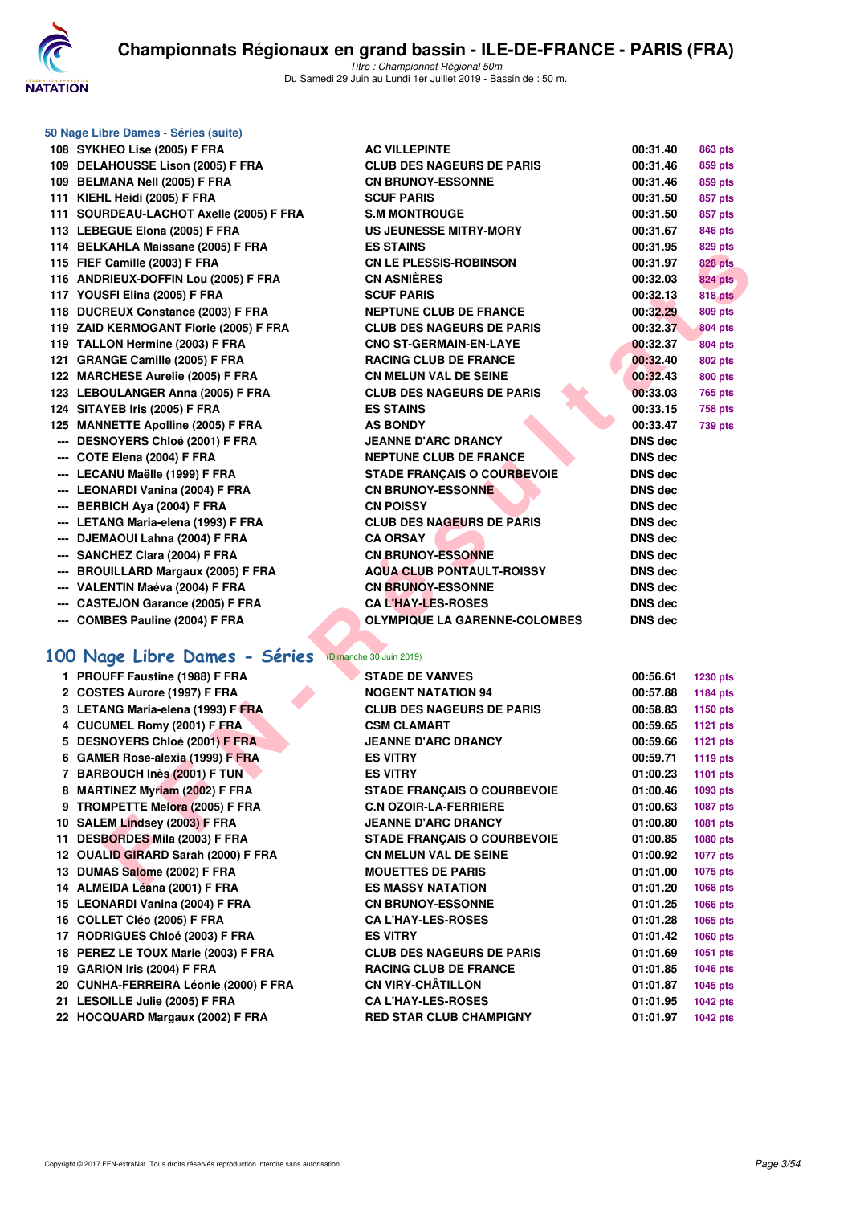### 50 Nage Libre Dames - Séries (suite)

| | | | | |
|---|---|---|---|---|
| 108 | SYKHEO Lise (2005) F FRA | AC VILLEPINTE | 00:31.40 | 863 pts |
| 109 | DELAHOUSSE Lison (2005) F FRA | CLUB DES NAGEURS DE PARIS | 00:31.46 | 859 pts |
| 109 | BELMANA Nell (2005) F FRA | CN BRUNOY-ESSONNE | 00:31.46 | 859 pts |
| 111 | KIEHL Heidi (2005) F FRA | SCUF PARIS | 00:31.50 | 857 pts |
| 111 | SOURDEAU-LACHOT Axelle (2005) F FRA | S.M MONTROUGE | 00:31.50 | 857 pts |
| 113 | LEBEGUE Elona (2005) F FRA | US JEUNESSE MITRY-MORY | 00:31.67 | 846 pts |
| 114 | BELKAHLA Maissane (2005) F FRA | ES STAINS | 00:31.95 | 829 pts |
| 115 | FIEF Camille (2003) F FRA | CN LE PLESSIS-ROBINSON | 00:31.97 | 828 pts |
| 116 | ANDRIEUX-DOFFIN Lou (2005) F FRA | CN ASNIÈRES | 00:32.03 | 824 pts |
| 117 | YOUSFI Elina (2005) F FRA | SCUF PARIS | 00:32.13 | 818 pts |
| 118 | DUCREUX Constance (2003) F FRA | NEPTUNE CLUB DE FRANCE | 00:32.29 | 809 pts |
| 119 | ZAID KERMOGANT Florie (2005) F FRA | CLUB DES NAGEURS DE PARIS | 00:32.37 | 804 pts |
| 119 | TALLON Hermine (2003) F FRA | CNO ST-GERMAIN-EN-LAYE | 00:32.37 | 804 pts |
| 121 | GRANGE Camille (2005) F FRA | RACING CLUB DE FRANCE | 00:32.40 | 802 pts |
| 122 | MARCHESE Aurelie (2005) F FRA | CN MELUN VAL DE SEINE | 00:32.43 | 800 pts |
| 123 | LEBOULANGER Anna (2005) F FRA | CLUB DES NAGEURS DE PARIS | 00:33.03 | 765 pts |
| 124 | SITAYEB Iris (2005) F FRA | ES STAINS | 00:33.15 | 758 pts |
| 125 | MANNETTE Apolline (2005) F FRA | AS BONDY | 00:33.47 | 739 pts |
| --- | DESNOYERS Chloé (2001) F FRA | JEANNE D'ARC DRANCY | DNS dec | |
| --- | COTE Elena (2004) F FRA | NEPTUNE CLUB DE FRANCE | DNS dec | |
| --- | LECANU Maëlle (1999) F FRA | STADE FRANÇAIS O COURBEVOIE | DNS dec | |
| --- | LEONARDI Vanina (2004) F FRA | CN BRUNOY-ESSONNE | DNS dec | |
| --- | BERBICH Aya (2004) F FRA | CN POISSY | DNS dec | |
| --- | LETANG Maria-elena (1993) F FRA | CLUB DES NAGEURS DE PARIS | DNS dec | |
| --- | DJEMAOUI Lahna (2004) F FRA | CA ORSAY | DNS dec | |
| --- | SANCHEZ Clara (2004) F FRA | CN BRUNOY-ESSONNE | DNS dec | |
| --- | BROUILLARD Margaux (2005) F FRA | AQUA CLUB PONTAULT-ROISSY | DNS dec | |
| --- | VALENTIN Maéva (2004) F FRA | CN BRUNOY-ESSONNE | DNS dec | |
| --- | CASTEJON Garance (2005) F FRA | CA L'HAY-LES-ROSES | DNS dec | |
| --- | COMBES Pauline (2004) F FRA | OLYMPIQUE LA GARENNE-COLOMBES | DNS dec | |

## 100 Nage Libre Dames - Séries (Dimanche 30 Juin 2019)

| | | | | |
|---|---|---|---|---|
| 1 | PROUFF Faustine (1988) F FRA | STADE DE VANVES | 00:56.61 | 1230 pts |
| 2 | COSTES Aurore (1997) F FRA | NOGENT NATATION 94 | 00:57.88 | 1184 pts |
| 3 | LETANG Maria-elena (1993) F FRA | CLUB DES NAGEURS DE PARIS | 00:58.83 | 1150 pts |
| 4 | CUCUMEL Romy (2001) F FRA | CSM CLAMART | 00:59.65 | 1121 pts |
| 5 | DESNOYERS Chloé (2001) F FRA | JEANNE D'ARC DRANCY | 00:59.66 | 1121 pts |
| 6 | GAMER Rose-alexia (1999) F FRA | ES VITRY | 00:59.71 | 1119 pts |
| 7 | BARBOUCH Inès (2001) F TUN | ES VITRY | 01:00.23 | 1101 pts |
| 8 | MARTINEZ Myriam (2002) F FRA | STADE FRANÇAIS O COURBEVOIE | 01:00.46 | 1093 pts |
| 9 | TROMPETTE Melora (2005) F FRA | C.N OZOIR-LA-FERRIERE | 01:00.63 | 1087 pts |
| 10 | SALEM Lindsey (2003) F FRA | JEANNE D'ARC DRANCY | 01:00.80 | 1081 pts |
| 11 | DESBORDES Mila (2003) F FRA | STADE FRANÇAIS O COURBEVOIE | 01:00.85 | 1080 pts |
| 12 | OUALID GIRARD Sarah (2000) F FRA | CN MELUN VAL DE SEINE | 01:00.92 | 1077 pts |
| 13 | DUMAS Salome (2002) F FRA | MOUETTES DE PARIS | 01:01.00 | 1075 pts |
| 14 | ALMEIDA Léana (2001) F FRA | ES MASSY NATATION | 01:01.20 | 1068 pts |
| 15 | LEONARDI Vanina (2004) F FRA | CN BRUNOY-ESSONNE | 01:01.25 | 1066 pts |
| 16 | COLLET Cléo (2005) F FRA | CA L'HAY-LES-ROSES | 01:01.28 | 1065 pts |
| 17 | RODRIGUES Chloé (2003) F FRA | ES VITRY | 01:01.42 | 1060 pts |
| 18 | PEREZ LE TOUX Marie (2003) F FRA | CLUB DES NAGEURS DE PARIS | 01:01.69 | 1051 pts |
| 19 | GARION Iris (2004) F FRA | RACING CLUB DE FRANCE | 01:01.85 | 1046 pts |
| 20 | CUNHA-FERREIRA Léonie (2000) F FRA | CN VIRY-CHÂTILLON | 01:01.87 | 1045 pts |
| 21 | LESOILLE Julie (2005) F FRA | CA L'HAY-LES-ROSES | 01:01.95 | 1042 pts |
| 22 | HOCQUARD Margaux (2002) F FRA | RED STAR CLUB CHAMPIGNY | 01:01.97 | 1042 pts |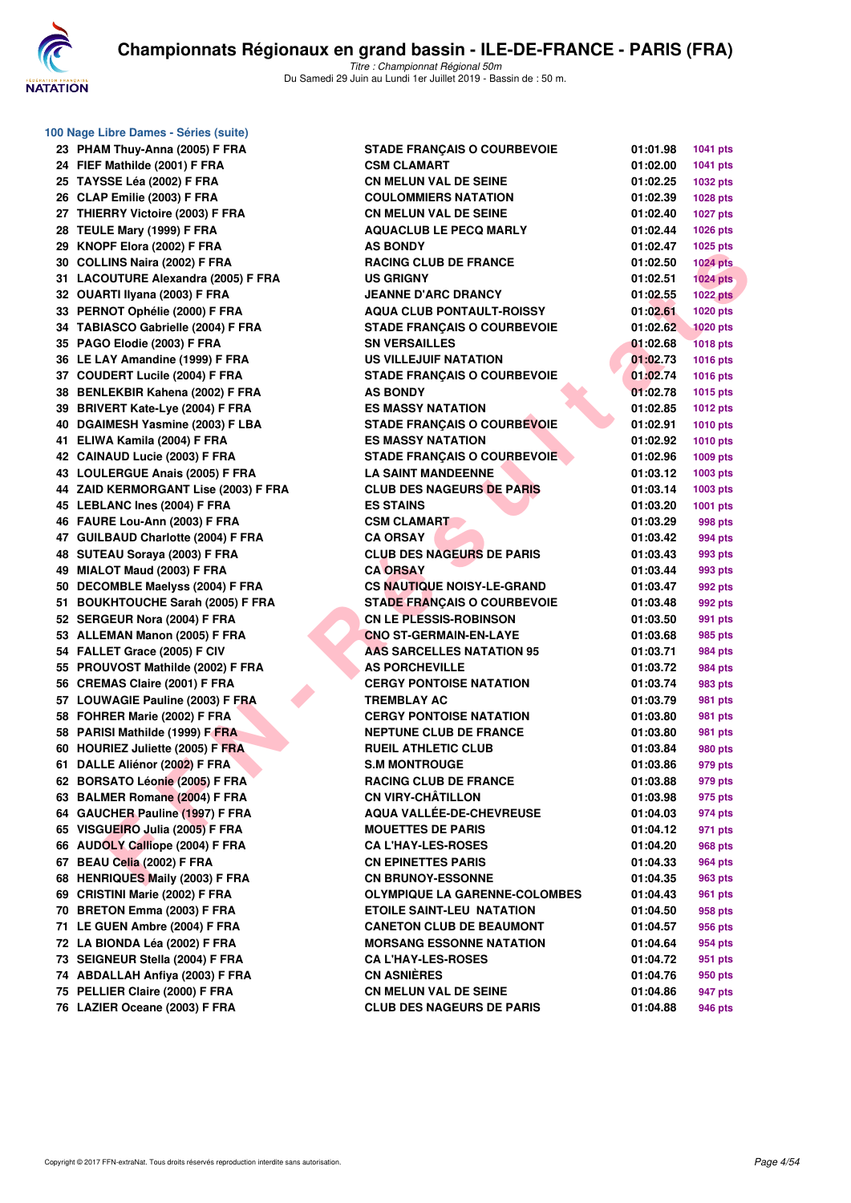# Championnats Régionaux en grand bassin - ILE-DE-FRANCE - PARIS (FRA)

*Titre : Championnat Régional 50m*
Du Samedi 29 Juin au Lundi 1er Juillet 2019 - Bassin de : 50 m.

## 100 Nage Libre Dames - Séries (suite)

| Rang | Nom | Club | Temps | Points |
|---|---|---|---|---|
| 23 | PHAM Thuy-Anna (2005) F FRA | STADE FRANÇAIS O COURBEVOIE | 01:01.98 | 1041 pts |
| 24 | FIEF Mathilde (2001) F FRA | CSM CLAMART | 01:02.00 | 1041 pts |
| 25 | TAYSSE Léa (2002) F FRA | CN MELUN VAL DE SEINE | 01:02.25 | 1032 pts |
| 26 | CLAP Emilie (2003) F FRA | COULOMMIERS NATATION | 01:02.39 | 1028 pts |
| 27 | THIERRY Victoire (2003) F FRA | CN MELUN VAL DE SEINE | 01:02.40 | 1027 pts |
| 28 | TEULE Mary (1999) F FRA | AQUACLUB LE PECQ MARLY | 01:02.44 | 1026 pts |
| 29 | KNOPF Elora (2002) F FRA | AS BONDY | 01:02.47 | 1025 pts |
| 30 | COLLINS Naira (2002) F FRA | RACING CLUB DE FRANCE | 01:02.50 | 1024 pts |
| 31 | LACOUTURE Alexandra (2005) F FRA | US GRIGNY | 01:02.51 | 1024 pts |
| 32 | OUARTI Ilyana (2003) F FRA | JEANNE D'ARC DRANCY | 01:02.55 | 1022 pts |
| 33 | PERNOT Ophélie (2000) F FRA | AQUA CLUB PONTAULT-ROISSY | 01:02.61 | 1020 pts |
| 34 | TABIASCO Gabrielle (2004) F FRA | STADE FRANÇAIS O COURBEVOIE | 01:02.62 | 1020 pts |
| 35 | PAGO Elodie (2003) F FRA | SN VERSAILLES | 01:02.68 | 1018 pts |
| 36 | LE LAY Amandine (1999) F FRA | US VILLEJUIF NATATION | 01:02.73 | 1016 pts |
| 37 | COUDERT Lucile (2004) F FRA | STADE FRANÇAIS O COURBEVOIE | 01:02.74 | 1016 pts |
| 38 | BENLEKBIR Kahena (2002) F FRA | AS BONDY | 01:02.78 | 1015 pts |
| 39 | BRIVERT Kate-Lye (2004) F FRA | ES MASSY NATATION | 01:02.85 | 1012 pts |
| 40 | DGAIMESH Yasmine (2003) F LBA | STADE FRANÇAIS O COURBEVOIE | 01:02.91 | 1010 pts |
| 41 | ELIWA Kamila (2004) F FRA | ES MASSY NATATION | 01:02.92 | 1010 pts |
| 42 | CAINAUD Lucie (2003) F FRA | STADE FRANÇAIS O COURBEVOIE | 01:02.96 | 1009 pts |
| 43 | LOULERGUE Anais (2005) F FRA | LA SAINT MANDEENNE | 01:03.12 | 1003 pts |
| 44 | ZAID KERMORGANT Lise (2003) F FRA | CLUB DES NAGEURS DE PARIS | 01:03.14 | 1003 pts |
| 45 | LEBLANC Ines (2004) F FRA | ES STAINS | 01:03.20 | 1001 pts |
| 46 | FAURE Lou-Ann (2003) F FRA | CSM CLAMART | 01:03.29 | 998 pts |
| 47 | GUILBAUD Charlotte (2004) F FRA | CA ORSAY | 01:03.42 | 994 pts |
| 48 | SUTEAU Soraya (2003) F FRA | CLUB DES NAGEURS DE PARIS | 01:03.43 | 993 pts |
| 49 | MIALOT Maud (2003) F FRA | CA ORSAY | 01:03.44 | 993 pts |
| 50 | DECOMBLE Maelyss (2004) F FRA | CS NAUTIQUE NOISY-LE-GRAND | 01:03.47 | 992 pts |
| 51 | BOUKHTOUCHE Sarah (2005) F FRA | STADE FRANÇAIS O COURBEVOIE | 01:03.48 | 992 pts |
| 52 | SERGEUR Nora (2004) F FRA | CN LE PLESSIS-ROBINSON | 01:03.50 | 991 pts |
| 53 | ALLEMAN Manon (2005) F FRA | CNO ST-GERMAIN-EN-LAYE | 01:03.68 | 985 pts |
| 54 | FALLET Grace (2005) F CIV | AAS SARCELLES NATATION 95 | 01:03.71 | 984 pts |
| 55 | PROUVOST Mathilde (2002) F FRA | AS PORCHEVILLE | 01:03.72 | 984 pts |
| 56 | CREMAS Claire (2001) F FRA | CERGY PONTOISE NATATION | 01:03.74 | 983 pts |
| 57 | LOUWAGIE Pauline (2003) F FRA | TREMBLAY AC | 01:03.79 | 981 pts |
| 58 | FOHRER Marie (2002) F FRA | CERGY PONTOISE NATATION | 01:03.80 | 981 pts |
| 58 | PARISI Mathilde (1999) F FRA | NEPTUNE CLUB DE FRANCE | 01:03.80 | 981 pts |
| 60 | HOURIEZ Juliette (2005) F FRA | RUEIL ATHLETIC CLUB | 01:03.84 | 980 pts |
| 61 | DALLE Aliénor (2002) F FRA | S.M MONTROUGE | 01:03.86 | 979 pts |
| 62 | BORSATO Léonie (2005) F FRA | RACING CLUB DE FRANCE | 01:03.88 | 979 pts |
| 63 | BALMER Romane (2004) F FRA | CN VIRY-CHÂTILLON | 01:03.98 | 975 pts |
| 64 | GAUCHER Pauline (1997) F FRA | AQUA VALLÉE-DE-CHEVREUSE | 01:04.03 | 974 pts |
| 65 | VISGUEIRO Julia (2005) F FRA | MOUETTES DE PARIS | 01:04.12 | 971 pts |
| 66 | AUDOLY Calliope (2004) F FRA | CA L'HAY-LES-ROSES | 01:04.20 | 968 pts |
| 67 | BEAU Celia (2002) F FRA | CN EPINETTES PARIS | 01:04.33 | 964 pts |
| 68 | HENRIQUES Maily (2003) F FRA | CN BRUNOY-ESSONNE | 01:04.35 | 963 pts |
| 69 | CRISTINI Marie (2002) F FRA | OLYMPIQUE LA GARENNE-COLOMBES | 01:04.43 | 961 pts |
| 70 | BRETON Emma (2003) F FRA | ETOILE SAINT-LEU NATATION | 01:04.50 | 958 pts |
| 71 | LE GUEN Ambre (2004) F FRA | CANETON CLUB DE BEAUMONT | 01:04.57 | 956 pts |
| 72 | LA BIONDA Léa (2002) F FRA | MORSANG ESSONNE NATATION | 01:04.64 | 954 pts |
| 73 | SEIGNEUR Stella (2004) F FRA | CA L'HAY-LES-ROSES | 01:04.72 | 951 pts |
| 74 | ABDALLAH Anfiya (2003) F FRA | CN ASNIÈRES | 01:04.76 | 950 pts |
| 75 | PELLIER Claire (2000) F FRA | CN MELUN VAL DE SEINE | 01:04.86 | 947 pts |
| 76 | LAZIER Oceane (2003) F FRA | CLUB DES NAGEURS DE PARIS | 01:04.88 | 946 pts |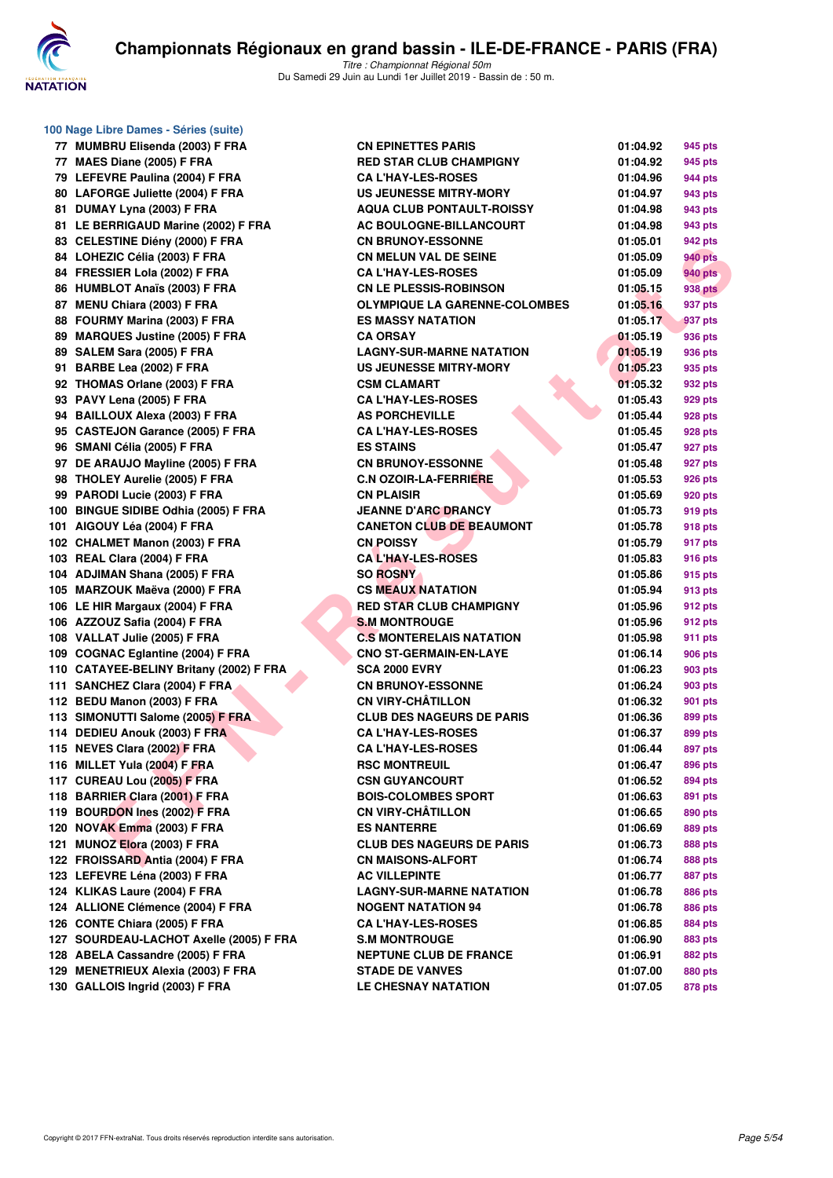### 100 Nage Libre Dames - Séries (suite)

| | | | | |
|---|---|---|---|---|
| 77 | MUMBRU Elisenda (2003) F FRA | CN EPINETTES PARIS | 01:04.92 | 945 pts |
| 77 | MAES Diane (2005) F FRA | RED STAR CLUB CHAMPIGNY | 01:04.92 | 945 pts |
| 79 | LEFEVRE Paulina (2004) F FRA | CA L'HAY-LES-ROSES | 01:04.96 | 944 pts |
| 80 | LAFORGE Juliette (2004) F FRA | US JEUNESSE MITRY-MORY | 01:04.97 | 943 pts |
| 81 | DUMAY Lyna (2003) F FRA | AQUA CLUB PONTAULT-ROISSY | 01:04.98 | 943 pts |
| 81 | LE BERRIGAUD Marine (2002) F FRA | AC BOULOGNE-BILLANCOURT | 01:04.98 | 943 pts |
| 83 | CELESTINE Diény (2000) F FRA | CN BRUNOY-ESSONNE | 01:05.01 | 942 pts |
| 84 | LOHEZIC Célia (2003) F FRA | CN MELUN VAL DE SEINE | 01:05.09 | 940 pts |
| 84 | FRESSIER Lola (2002) F FRA | CA L'HAY-LES-ROSES | 01:05.09 | 940 pts |
| 86 | HUMBLOT Anaïs (2003) F FRA | CN LE PLESSIS-ROBINSON | 01:05.15 | 938 pts |
| 87 | MENU Chiara (2003) F FRA | OLYMPIQUE LA GARENNE-COLOMBES | 01:05.16 | 937 pts |
| 88 | FOURMY Marina (2003) F FRA | ES MASSY NATATION | 01:05.17 | 937 pts |
| 89 | MARQUES Justine (2005) F FRA | CA ORSAY | 01:05.19 | 936 pts |
| 89 | SALEM Sara (2005) F FRA | LAGNY-SUR-MARNE NATATION | 01:05.19 | 936 pts |
| 91 | BARBE Lea (2002) F FRA | US JEUNESSE MITRY-MORY | 01:05.23 | 935 pts |
| 92 | THOMAS Orlane (2003) F FRA | CSM CLAMART | 01:05.32 | 932 pts |
| 93 | PAVY Lena (2005) F FRA | CA L'HAY-LES-ROSES | 01:05.43 | 929 pts |
| 94 | BAILLOUX Alexa (2003) F FRA | AS PORCHEVILLE | 01:05.44 | 928 pts |
| 95 | CASTEJON Garance (2005) F FRA | CA L'HAY-LES-ROSES | 01:05.45 | 928 pts |
| 96 | SMANI Célia (2005) F FRA | ES STAINS | 01:05.47 | 927 pts |
| 97 | DE ARAUJO Mayline (2005) F FRA | CN BRUNOY-ESSONNE | 01:05.48 | 927 pts |
| 98 | THOLEY Aurelie (2005) F FRA | C.N OZOIR-LA-FERRIERE | 01:05.53 | 926 pts |
| 99 | PARODI Lucie (2003) F FRA | CN PLAISIR | 01:05.69 | 920 pts |
| 100 | BINGUE SIDIBE Odhia (2005) F FRA | JEANNE D'ARC DRANCY | 01:05.73 | 919 pts |
| 101 | AIGOUY Léa (2004) F FRA | CANETON CLUB DE BEAUMONT | 01:05.78 | 918 pts |
| 102 | CHALMET Manon (2003) F FRA | CN POISSY | 01:05.79 | 917 pts |
| 103 | REAL Clara (2004) F FRA | CA L'HAY-LES-ROSES | 01:05.83 | 916 pts |
| 104 | ADJIMAN Shana (2005) F FRA | SO ROSNY | 01:05.86 | 915 pts |
| 105 | MARZOUK Maëva (2000) F FRA | CS MEAUX NATATION | 01:05.94 | 913 pts |
| 106 | LE HIR Margaux (2004) F FRA | RED STAR CLUB CHAMPIGNY | 01:05.96 | 912 pts |
| 106 | AZZOUZ Safia (2004) F FRA | S.M MONTROUGE | 01:05.96 | 912 pts |
| 108 | VALLAT Julie (2005) F FRA | C.S MONTERELAIS NATATION | 01:05.98 | 911 pts |
| 109 | COGNAC Eglantine (2004) F FRA | CNO ST-GERMAIN-EN-LAYE | 01:06.14 | 906 pts |
| 110 | CATAYEE-BELINY Britany (2002) F FRA | SCA 2000 EVRY | 01:06.23 | 903 pts |
| 111 | SANCHEZ Clara (2004) F FRA | CN BRUNOY-ESSONNE | 01:06.24 | 903 pts |
| 112 | BEDU Manon (2003) F FRA | CN VIRY-CHÂTILLON | 01:06.32 | 901 pts |
| 113 | SIMONUTTI Salome (2005) F FRA | CLUB DES NAGEURS DE PARIS | 01:06.36 | 899 pts |
| 114 | DEDIEU Anouk (2003) F FRA | CA L'HAY-LES-ROSES | 01:06.37 | 899 pts |
| 115 | NEVES Clara (2002) F FRA | CA L'HAY-LES-ROSES | 01:06.44 | 897 pts |
| 116 | MILLET Yula (2004) F FRA | RSC MONTREUIL | 01:06.47 | 896 pts |
| 117 | CUREAU Lou (2005) F FRA | CSN GUYANCOURT | 01:06.52 | 894 pts |
| 118 | BARRIER Clara (2001) F FRA | BOIS-COLOMBES SPORT | 01:06.63 | 891 pts |
| 119 | BOURDON Ines (2002) F FRA | CN VIRY-CHÂTILLON | 01:06.65 | 890 pts |
| 120 | NOVAK Emma (2003) F FRA | ES NANTERRE | 01:06.69 | 889 pts |
| 121 | MUNOZ Elora (2003) F FRA | CLUB DES NAGEURS DE PARIS | 01:06.73 | 888 pts |
| 122 | FROISSARD Antia (2004) F FRA | CN MAISONS-ALFORT | 01:06.74 | 888 pts |
| 123 | LEFEVRE Léna (2003) F FRA | AC VILLEPINTE | 01:06.77 | 887 pts |
| 124 | KLIKAS Laure (2004) F FRA | LAGNY-SUR-MARNE NATATION | 01:06.78 | 886 pts |
| 124 | ALLIONE Clémence (2004) F FRA | NOGENT NATATION 94 | 01:06.78 | 886 pts |
| 126 | CONTE Chiara (2005) F FRA | CA L'HAY-LES-ROSES | 01:06.85 | 884 pts |
| 127 | SOURDEAU-LACHOT Axelle (2005) F FRA | S.M MONTROUGE | 01:06.90 | 883 pts |
| 128 | ABELA Cassandre (2005) F FRA | NEPTUNE CLUB DE FRANCE | 01:06.91 | 882 pts |
| 129 | MENETRIEUX Alexia (2003) F FRA | STADE DE VANVES | 01:07.00 | 880 pts |
| 130 | GALLOIS Ingrid (2003) F FRA | LE CHESNAY NATATION | 01:07.05 | 878 pts |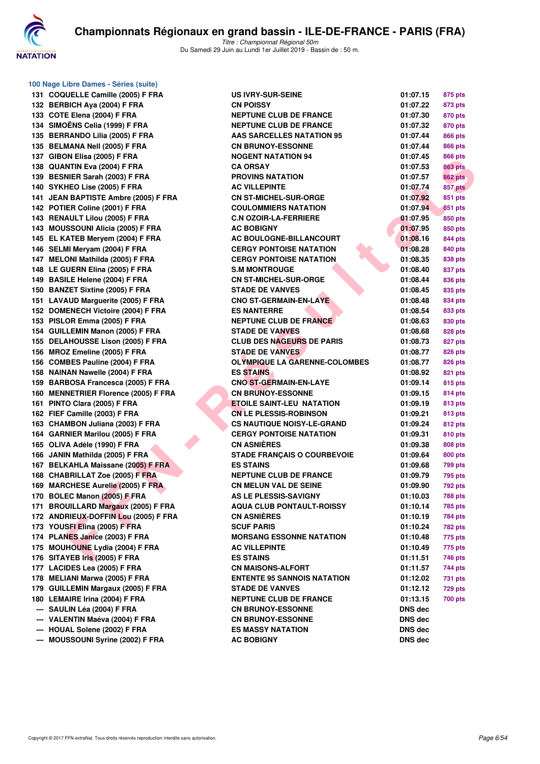# Championnats Régionaux en grand bassin - ILE-DE-FRANCE - PARIS (FRA)

*Titre : Championnat Régional 50m*
Du Samedi 29 Juin au Lundi 1er Juillet 2019 - Bassin de : 50 m.

## 100 Nage Libre Dames - Séries (suite)

| | | | | |
|---|---|---|---|---|
| 131 | COQUELLE Camille (2005) F FRA | US IVRY-SUR-SEINE | 01:07.15 | 875 pts |
| 132 | BERBICH Aya (2004) F FRA | CN POISSY | 01:07.22 | 873 pts |
| 133 | COTE Elena (2004) F FRA | NEPTUNE CLUB DE FRANCE | 01:07.30 | 870 pts |
| 134 | SIMOËNS Celia (1999) F FRA | NEPTUNE CLUB DE FRANCE | 01:07.32 | 870 pts |
| 135 | BERRANDO Lilia (2005) F FRA | AAS SARCELLES NATATION 95 | 01:07.44 | 866 pts |
| 135 | BELMANA Nell (2005) F FRA | CN BRUNOY-ESSONNE | 01:07.44 | 866 pts |
| 137 | GIBON Elisa (2005) F FRA | NOGENT NATATION 94 | 01:07.45 | 866 pts |
| 138 | QUANTIN Eva (2004) F FRA | CA ORSAY | 01:07.53 | 863 pts |
| 139 | BESNIER Sarah (2003) F FRA | PROVINS NATATION | 01:07.57 | 862 pts |
| 140 | SYKHEO Lise (2005) F FRA | AC VILLEPINTE | 01:07.74 | 857 pts |
| 141 | JEAN BAPTISTE Ambre (2005) F FRA | CN ST-MICHEL-SUR-ORGE | 01:07.92 | 851 pts |
| 142 | POTIER Coline (2001) F FRA | COULOMMIERS NATATION | 01:07.94 | 851 pts |
| 143 | RENAULT Lilou (2005) F FRA | C.N OZOIR-LA-FERRIERE | 01:07.95 | 850 pts |
| 143 | MOUSSOUNI Alicia (2005) F FRA | AC BOBIGNY | 01:07.95 | 850 pts |
| 145 | EL KATEB Meryem (2004) F FRA | AC BOULOGNE-BILLANCOURT | 01:08.16 | 844 pts |
| 146 | SELMI Meryam (2004) F FRA | CERGY PONTOISE NATATION | 01:08.28 | 840 pts |
| 147 | MELONI Mathilda (2005) F FRA | CERGY PONTOISE NATATION | 01:08.35 | 838 pts |
| 148 | LE GUERN Elina (2005) F FRA | S.M MONTROUGE | 01:08.40 | 837 pts |
| 149 | BASILE Helene (2004) F FRA | CN ST-MICHEL-SUR-ORGE | 01:08.44 | 836 pts |
| 150 | BANZET Sixtine (2005) F FRA | STADE DE VANVES | 01:08.45 | 835 pts |
| 151 | LAVAUD Marguerite (2005) F FRA | CNO ST-GERMAIN-EN-LAYE | 01:08.48 | 834 pts |
| 152 | DOMENECH Victoire (2004) F FRA | ES NANTERRE | 01:08.54 | 833 pts |
| 153 | PISLOR Emma (2005) F FRA | NEPTUNE CLUB DE FRANCE | 01:08.63 | 830 pts |
| 154 | GUILLEMIN Manon (2005) F FRA | STADE DE VANVES | 01:08.68 | 828 pts |
| 155 | DELAHOUSSE Lison (2005) F FRA | CLUB DES NAGEURS DE PARIS | 01:08.73 | 827 pts |
| 156 | MROZ Emeline (2005) F FRA | STADE DE VANVES | 01:08.77 | 826 pts |
| 156 | COMBES Pauline (2004) F FRA | OLYMPIQUE LA GARENNE-COLOMBES | 01:08.77 | 826 pts |
| 158 | NAINAN Nawelle (2004) F FRA | ES STAINS | 01:08.92 | 821 pts |
| 159 | BARBOSA Francesca (2005) F FRA | CNO ST-GERMAIN-EN-LAYE | 01:09.14 | 815 pts |
| 160 | MENNETRIER Florence (2005) F FRA | CN BRUNOY-ESSONNE | 01:09.15 | 814 pts |
| 161 | PINTO Clara (2005) F FRA | ETOILE SAINT-LEU NATATION | 01:09.19 | 813 pts |
| 162 | FIEF Camille (2003) F FRA | CN LE PLESSIS-ROBINSON | 01:09.21 | 813 pts |
| 163 | CHAMBON Juliana (2003) F FRA | CS NAUTIQUE NOISY-LE-GRAND | 01:09.24 | 812 pts |
| 164 | GARNIER Marilou (2005) F FRA | CERGY PONTOISE NATATION | 01:09.31 | 810 pts |
| 165 | OLIVA Adèle (1990) F FRA | CN ASNIÈRES | 01:09.38 | 808 pts |
| 166 | JANIN Mathilda (2005) F FRA | STADE FRANÇAIS O COURBEVOIE | 01:09.64 | 800 pts |
| 167 | BELKAHLA Maissane (2005) F FRA | ES STAINS | 01:09.68 | 799 pts |
| 168 | CHABRILLAT Zoe (2005) F FRA | NEPTUNE CLUB DE FRANCE | 01:09.79 | 795 pts |
| 169 | MARCHESE Aurelie (2005) F FRA | CN MELUN VAL DE SEINE | 01:09.90 | 792 pts |
| 170 | BOLEC Manon (2005) F FRA | AS LE PLESSIS-SAVIGNY | 01:10.03 | 788 pts |
| 171 | BROUILLARD Margaux (2005) F FRA | AQUA CLUB PONTAULT-ROISSY | 01:10.14 | 785 pts |
| 172 | ANDRIEUX-DOFFIN Lou (2005) F FRA | CN ASNIÈRES | 01:10.19 | 784 pts |
| 173 | YOUSFI Elina (2005) F FRA | SCUF PARIS | 01:10.24 | 782 pts |
| 174 | PLANES Janice (2003) F FRA | MORSANG ESSONNE NATATION | 01:10.48 | 775 pts |
| 175 | MOUHOUNE Lydia (2004) F FRA | AC VILLEPINTE | 01:10.49 | 775 pts |
| 176 | SITAYEB Iris (2005) F FRA | ES STAINS | 01:11.51 | 746 pts |
| 177 | LACIDES Lea (2005) F FRA | CN MAISONS-ALFORT | 01:11.57 | 744 pts |
| 178 | MELIANI Marwa (2005) F FRA | ENTENTE 95 SANNOIS NATATION | 01:12.02 | 731 pts |
| 179 | GUILLEMIN Margaux (2005) F FRA | STADE DE VANVES | 01:12.12 | 729 pts |
| 180 | LEMAIRE Irina (2004) F FRA | NEPTUNE CLUB DE FRANCE | 01:13.15 | 700 pts |
| --- | SAULIN Léa (2004) F FRA | CN BRUNOY-ESSONNE | DNS dec | |
| --- | VALENTIN Maéva (2004) F FRA | CN BRUNOY-ESSONNE | DNS dec | |
| --- | HOUAL Solene (2002) F FRA | ES MASSY NATATION | DNS dec | |
| --- | MOUSSOUNI Syrine (2002) F FRA | AC BOBIGNY | DNS dec | |

Copyright © 2017 FFN-extraNat. Tous droits réservés reproduction interdite sans autorisation.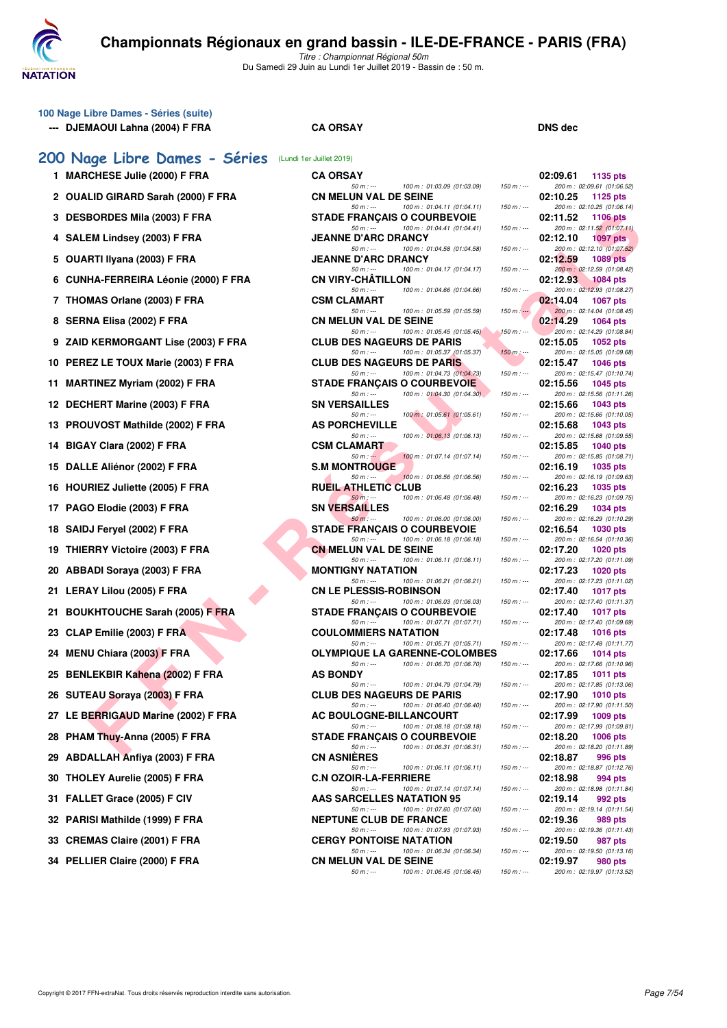### 100 Nage Libre Dames - Séries (suite)

| | | | |
|---|---|---|---|
| --- | DJEMAOUI Lahna (2004) F FRA | CA ORSAY | DNS dec |

## 200 Nage Libre Dames - Séries (Lundi 1er Juillet 2019)

| Rang | Nom | Club | 50 m | 100 m | 150 m | 200 m | Temps | Points |
|---|---|---|---|---|---|---|---|---|
| 1 | MARCHESE Julie (2000) F FRA | CA ORSAY | --- | 01:03.09 (01:03.09) | --- | 02:09.61 (01:06.52) | 02:09.61 | 1135 pts |
| 2 | OUALID GIRARD Sarah (2000) F FRA | CN MELUN VAL DE SEINE | --- | 01:04.11 (01:04.11) | --- | 02:10.25 (01:06.14) | 02:10.25 | 1125 pts |
| 3 | DESBORDES Mila (2003) F FRA | STADE FRANÇAIS O COURBEVOIE | --- | 01:04.41 (01:04.41) | --- | 02:11.52 (01:07.11) | 02:11.52 | 1106 pts |
| 4 | SALEM Lindsey (2003) F FRA | JEANNE D'ARC DRANCY | --- | 01:04.58 (01:04.58) | --- | 02:12.10 (01:07.52) | 02:12.10 | 1097 pts |
| 5 | OUARTI Ilyana (2003) F FRA | JEANNE D'ARC DRANCY | --- | 01:04.17 (01:04.17) | --- | 02:12.59 (01:08.42) | 02:12.59 | 1089 pts |
| 6 | CUNHA-FERREIRA Léonie (2000) F FRA | CN VIRY-CHÂTILLON | --- | 01:04.66 (01:04.66) | --- | 02:12.93 (01:08.27) | 02:12.93 | 1084 pts |
| 7 | THOMAS Orlane (2003) F FRA | CSM CLAMART | --- | 01:05.59 (01:05.59) | --- | 02:14.04 (01:08.45) | 02:14.04 | 1067 pts |
| 8 | SERNA Elisa (2002) F FRA | CN MELUN VAL DE SEINE | --- | 01:05.45 (01:05.45) | --- | 02:14.29 (01:08.84) | 02:14.29 | 1064 pts |
| 9 | ZAID KERMORGANT Lise (2003) F FRA | CLUB DES NAGEURS DE PARIS | --- | 01:05.37 (01:05.37) | --- | 02:15.05 (01:09.68) | 02:15.05 | 1052 pts |
| 10 | PEREZ LE TOUX Marie (2003) F FRA | CLUB DES NAGEURS DE PARIS | --- | 01:04.73 (01:04.73) | --- | 02:15.47 (01:10.74) | 02:15.47 | 1046 pts |
| 11 | MARTINEZ Myriam (2002) F FRA | STADE FRANÇAIS O COURBEVOIE | --- | 01:04.30 (01:04.30) | --- | 02:15.56 (01:11.26) | 02:15.56 | 1045 pts |
| 12 | DECHERT Marine (2003) F FRA | SN VERSAILLES | --- | 01:05.61 (01:05.61) | --- | 02:15.66 (01:10.05) | 02:15.66 | 1043 pts |
| 13 | PROUVOST Mathilde (2002) F FRA | AS PORCHEVILLE | --- | 01:06.13 (01:06.13) | --- | 02:15.68 (01:09.55) | 02:15.68 | 1043 pts |
| 14 | BIGAY Clara (2002) F FRA | CSM CLAMART | --- | 01:07.14 (01:07.14) | --- | 02:15.85 (01:08.71) | 02:15.85 | 1040 pts |
| 15 | DALLE Aliénor (2002) F FRA | S.M MONTROUGE | --- | 01:06.56 (01:06.56) | --- | 02:16.19 (01:09.63) | 02:16.19 | 1035 pts |
| 16 | HOURIEZ Juliette (2005) F FRA | RUEIL ATHLETIC CLUB | --- | 01:06.48 (01:06.48) | --- | 02:16.23 (01:09.75) | 02:16.23 | 1035 pts |
| 17 | PAGO Elodie (2003) F FRA | SN VERSAILLES | --- | 01:06.00 (01:06.00) | --- | 02:16.29 (01:10.29) | 02:16.29 | 1034 pts |
| 18 | SAIDJ Feryel (2002) F FRA | STADE FRANÇAIS O COURBEVOIE | --- | 01:06.18 (01:06.18) | --- | 02:16.54 (01:10.36) | 02:16.54 | 1030 pts |
| 19 | THIERRY Victoire (2003) F FRA | CN MELUN VAL DE SEINE | --- | 01:06.11 (01:06.11) | --- | 02:17.20 (01:11.09) | 02:17.20 | 1020 pts |
| 20 | ABBADI Soraya (2003) F FRA | MONTIGNY NATATION | --- | 01:06.21 (01:06.21) | --- | 02:17.23 (01:11.02) | 02:17.23 | 1020 pts |
| 21 | LERAY Lilou (2005) F FRA | CN LE PLESSIS-ROBINSON | --- | 01:06.03 (01:06.03) | --- | 02:17.40 (01:11.37) | 02:17.40 | 1017 pts |
| 21 | BOUKHTOUCHE Sarah (2005) F FRA | STADE FRANÇAIS O COURBEVOIE | --- | 01:07.71 (01:07.71) | --- | 02:17.40 (01:09.69) | 02:17.40 | 1017 pts |
| 23 | CLAP Emilie (2003) F FRA | COULOMMIERS NATATION | --- | 01:05.71 (01:05.71) | --- | 02:17.48 (01:11.77) | 02:17.48 | 1016 pts |
| 24 | MENU Chiara (2003) F FRA | OLYMPIQUE LA GARENNE-COLOMBES | --- | 01:06.70 (01:06.70) | --- | 02:17.66 (01:10.96) | 02:17.66 | 1014 pts |
| 25 | BENLEKBIR Kahena (2002) F FRA | AS BONDY | --- | 01:04.79 (01:04.79) | --- | 02:17.85 (01:13.06) | 02:17.85 | 1011 pts |
| 26 | SUTEAU Soraya (2003) F FRA | CLUB DES NAGEURS DE PARIS | --- | 01:06.40 (01:06.40) | --- | 02:17.90 (01:11.50) | 02:17.90 | 1010 pts |
| 27 | LE BERRIGAUD Marine (2002) F FRA | AC BOULOGNE-BILLANCOURT | --- | 01:08.18 (01:08.18) | --- | 02:17.99 (01:09.81) | 02:17.99 | 1009 pts |
| 28 | PHAM Thuy-Anna (2005) F FRA | STADE FRANÇAIS O COURBEVOIE | --- | 01:06.31 (01:06.31) | --- | 02:18.20 (01:11.89) | 02:18.20 | 1006 pts |
| 29 | ABDALLAH Anfiya (2003) F FRA | CN ASNIÈRES | --- | 01:06.11 (01:06.11) | --- | 02:18.87 (01:12.76) | 02:18.87 | 996 pts |
| 30 | THOLEY Aurelie (2005) F FRA | C.N OZOIR-LA-FERRIERE | --- | 01:07.14 (01:07.14) | --- | 02:18.98 (01:11.84) | 02:18.98 | 994 pts |
| 31 | FALLET Grace (2005) F CIV | AAS SARCELLES NATATION 95 | --- | 01:07.60 (01:07.60) | --- | 02:19.14 (01:11.54) | 02:19.14 | 992 pts |
| 32 | PARISI Mathilde (1999) F FRA | NEPTUNE CLUB DE FRANCE | --- | 01:07.93 (01:07.93) | --- | 02:19.36 (01:11.43) | 02:19.36 | 989 pts |
| 33 | CREMAS Claire (2001) F FRA | CERGY PONTOISE NATATION | --- | 01:06.34 (01:06.34) | --- | 02:19.50 (01:13.16) | 02:19.50 | 987 pts |
| 34 | PELLIER Claire (2000) F FRA | CN MELUN VAL DE SEINE | --- | 01:06.45 (01:06.45) | --- | 02:19.97 (01:13.52) | 02:19.97 | 980 pts |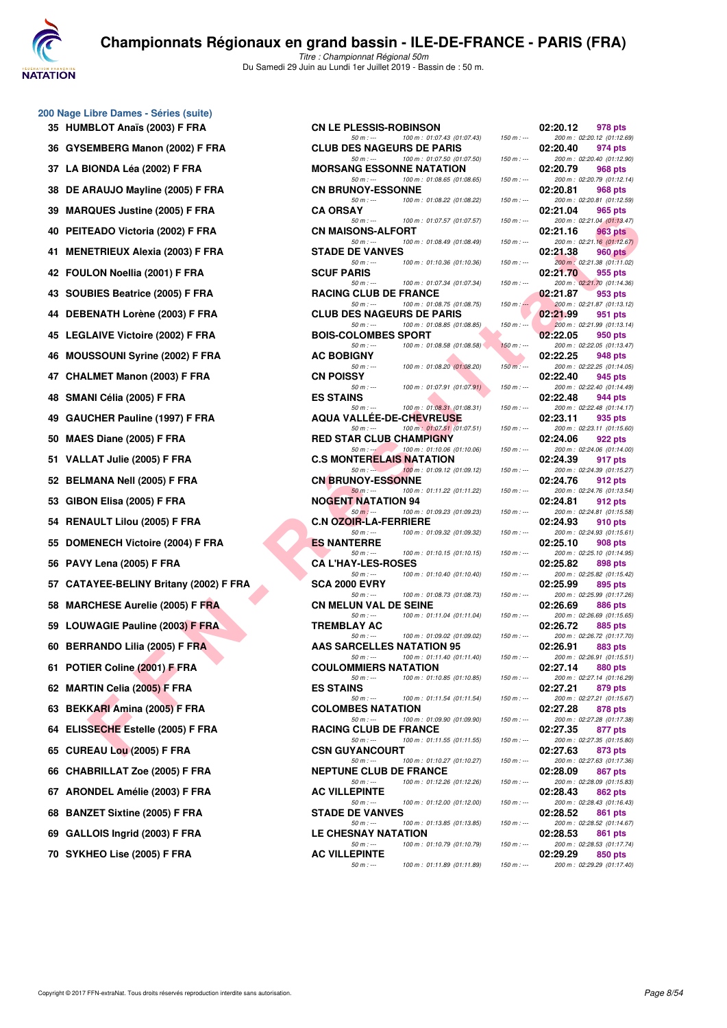# Championnats Régionaux en grand bassin - ILE-DE-FRANCE - PARIS (FRA)

*Titre : Championnat Régional 50m*

Du Samedi 29 Juin au Lundi 1er Juillet 2019 - Bassin de : 50 m.

## 200 Nage Libre Dames - Séries (suite)

| Place | Nom | Club | Temps | Points | 50 m | 100 m | 150 m | 200 m |
|---|---|---|---|---|---|---|---|---|
| 35 | HUMBLOT Anaïs (2003) F FRA | CN LE PLESSIS-ROBINSON | 02:20.12 | 978 pts | --- | 01:07.43 (01:07.43) | --- | 02:20.12 (01:12.69) |
| 36 | GYSEMBERG Manon (2002) F FRA | CLUB DES NAGEURS DE PARIS | 02:20.40 | 974 pts | --- | 01:07.50 (01:07.50) | --- | 02:20.40 (01:12.90) |
| 37 | LA BIONDA Léa (2002) F FRA | MORSANG ESSONNE NATATION | 02:20.79 | 968 pts | --- | 01:08.65 (01:08.65) | --- | 02:20.79 (01:12.14) |
| 38 | DE ARAUJO Mayline (2005) F FRA | CN BRUNOY-ESSONNE | 02:20.81 | 968 pts | --- | 01:08.22 (01:08.22) | --- | 02:20.81 (01:12.59) |
| 39 | MARQUES Justine (2005) F FRA | CA ORSAY | 02:21.04 | 965 pts | --- | 01:07.57 (01:07.57) | --- | 02:21.04 (01:13.47) |
| 40 | PEITEADO Victoria (2002) F FRA | CN MAISONS-ALFORT | 02:21.16 | 963 pts | --- | 01:08.49 (01:08.49) | --- | 02:21.16 (01:12.67) |
| 41 | MENETRIEUX Alexia (2003) F FRA | STADE DE VANVES | 02:21.38 | 960 pts | --- | 01:10.36 (01:10.36) | --- | 02:21.38 (01:11.02) |
| 42 | FOULON Noellia (2001) F FRA | SCUF PARIS | 02:21.70 | 955 pts | --- | 01:07.34 (01:07.34) | --- | 02:21.70 (01:14.36) |
| 43 | SOUBIES Beatrice (2005) F FRA | RACING CLUB DE FRANCE | 02:21.87 | 953 pts | --- | 01:08.75 (01:08.75) | --- | 02:21.87 (01:13.12) |
| 44 | DEBENATH Lorène (2003) F FRA | CLUB DES NAGEURS DE PARIS | 02:21.99 | 951 pts | --- | 01:08.85 (01:08.85) | --- | 02:21.99 (01:13.14) |
| 45 | LEGLAIVE Victoire (2002) F FRA | BOIS-COLOMBES SPORT | 02:22.05 | 950 pts | --- | 01:08.58 (01:08.58) | --- | 02:22.05 (01:13.47) |
| 46 | MOUSSOUNI Syrine (2002) F FRA | AC BOBIGNY | 02:22.25 | 948 pts | --- | 01:08.20 (01:08.20) | --- | 02:22.25 (01:14.05) |
| 47 | CHALMET Manon (2003) F FRA | CN POISSY | 02:22.40 | 945 pts | --- | 01:07.91 (01:07.91) | --- | 02:22.40 (01:14.49) |
| 48 | SMANI Célia (2005) F FRA | ES STAINS | 02:22.48 | 944 pts | --- | 01:08.31 (01:08.31) | --- | 02:22.48 (01:14.17) |
| 49 | GAUCHER Pauline (1997) F FRA | AQUA VALLÉE-DE-CHEVREUSE | 02:23.11 | 935 pts | --- | 01:07.51 (01:07.51) | --- | 02:23.11 (01:15.60) |
| 50 | MAES Diane (2005) F FRA | RED STAR CLUB CHAMPIGNY | 02:24.06 | 922 pts | --- | 01:10.06 (01:10.06) | --- | 02:24.06 (01:14.00) |
| 51 | VALLAT Julie (2005) F FRA | C.S MONTERELAIS NATATION | 02:24.39 | 917 pts | --- | 01:09.12 (01:09.12) | --- | 02:24.39 (01:15.27) |
| 52 | BELMANA Nell (2005) F FRA | CN BRUNOY-ESSONNE | 02:24.76 | 912 pts | --- | 01:11.22 (01:11.22) | --- | 02:24.76 (01:13.54) |
| 53 | GIBON Elisa (2005) F FRA | NOGENT NATATION 94 | 02:24.81 | 912 pts | --- | 01:09.23 (01:09.23) | --- | 02:24.81 (01:15.58) |
| 54 | RENAULT Lilou (2005) F FRA | C.N OZOIR-LA-FERRIERE | 02:24.93 | 910 pts | --- | 01:09.32 (01:09.32) | --- | 02:24.93 (01:15.61) |
| 55 | DOMENECH Victoire (2004) F FRA | ES NANTERRE | 02:25.10 | 908 pts | --- | 01:10.15 (01:10.15) | --- | 02:25.10 (01:14.95) |
| 56 | PAVY Lena (2005) F FRA | CA L'HAY-LES-ROSES | 02:25.82 | 898 pts | --- | 01:10.40 (01:10.40) | --- | 02:25.82 (01:15.42) |
| 57 | CATAYEE-BELINY Britany (2002) F FRA | SCA 2000 EVRY | 02:25.99 | 895 pts | --- | 01:08.73 (01:08.73) | --- | 02:25.99 (01:17.26) |
| 58 | MARCHESE Aurelie (2005) F FRA | CN MELUN VAL DE SEINE | 02:26.69 | 886 pts | --- | 01:11.04 (01:11.04) | --- | 02:26.69 (01:15.65) |
| 59 | LOUWAGIE Pauline (2003) F FRA | TREMBLAY AC | 02:26.72 | 885 pts | --- | 01:09.02 (01:09.02) | --- | 02:26.72 (01:17.70) |
| 60 | BERRANDO Lilia (2005) F FRA | AAS SARCELLES NATATION 95 | 02:26.91 | 883 pts | --- | 01:11.40 (01:11.40) | --- | 02:26.91 (01:15.51) |
| 61 | POTIER Coline (2001) F FRA | COULOMMIERS NATATION | 02:27.14 | 880 pts | --- | 01:10.85 (01:10.85) | --- | 02:27.14 (01:16.29) |
| 62 | MARTIN Celia (2005) F FRA | ES STAINS | 02:27.21 | 879 pts | --- | 01:11.54 (01:11.54) | --- | 02:27.21 (01:15.67) |
| 63 | BEKKARI Amina (2005) F FRA | COLOMBES NATATION | 02:27.28 | 878 pts | --- | 01:09.90 (01:09.90) | --- | 02:27.28 (01:17.38) |
| 64 | ELISSECHE Estelle (2005) F FRA | RACING CLUB DE FRANCE | 02:27.35 | 877 pts | --- | 01:11.55 (01:11.55) | --- | 02:27.35 (01:15.80) |
| 65 | CUREAU Lou (2005) F FRA | CSN GUYANCOURT | 02:27.63 | 873 pts | --- | 01:10.27 (01:10.27) | --- | 02:27.63 (01:17.36) |
| 66 | CHABRILLAT Zoe (2005) F FRA | NEPTUNE CLUB DE FRANCE | 02:28.09 | 867 pts | --- | 01:12.26 (01:12.26) | --- | 02:28.09 (01:15.83) |
| 67 | ARONDEL Amélie (2003) F FRA | AC VILLEPINTE | 02:28.43 | 862 pts | --- | 01:12.00 (01:12.00) | --- | 02:28.43 (01:16.43) |
| 68 | BANZET Sixtine (2005) F FRA | STADE DE VANVES | 02:28.52 | 861 pts | --- | 01:13.85 (01:13.85) | --- | 02:28.52 (01:14.67) |
| 69 | GALLOIS Ingrid (2003) F FRA | LE CHESNAY NATATION | 02:28.53 | 861 pts | --- | 01:10.79 (01:10.79) | --- | 02:28.53 (01:17.74) |
| 70 | SYKHEO Lise (2005) F FRA | AC VILLEPINTE | 02:29.29 | 850 pts | --- | 01:11.89 (01:11.89) | --- | 02:29.29 (01:17.40) |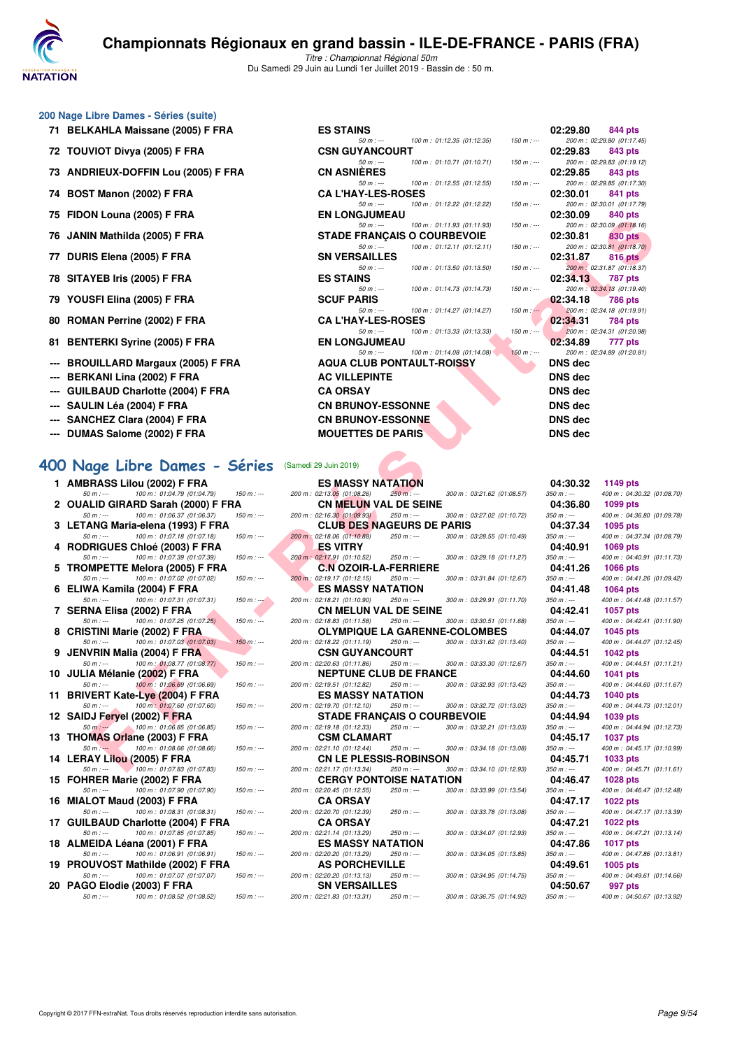# Championnats Régionaux en grand bassin - ILE-DE-FRANCE - PARIS (FRA)

*Titre : Championnat Régional 50m*
Du Samedi 29 Juin au Lundi 1er Juillet 2019 - Bassin de : 50 m.

## 200 Nage Libre Dames - Séries (suite)

| Rang | Nom | Club | Temps | Points |
|---|---|---|---|---|
| 71 | BELKAHLA Maissane (2005) F FRA | ES STAINS | 02:29.80 | 844 pts |
| | 50 m : --- | 100 m : 01:12.35 (01:12.35) 150 m : --- | 200 m : 02:29.80 (01:17.45) | |
| 72 | TOUVIOT Divya (2005) F FRA | CSN GUYANCOURT | 02:29.83 | 843 pts |
| | 50 m : --- | 100 m : 01:10.71 (01:10.71) 150 m : --- | 200 m : 02:29.83 (01:19.12) | |
| 73 | ANDRIEUX-DOFFIN Lou (2005) F FRA | CN ASNIÈRES | 02:29.85 | 843 pts |
| | 50 m : --- | 100 m : 01:12.55 (01:12.55) 150 m : --- | 200 m : 02:29.85 (01:17.30) | |
| 74 | BOST Manon (2002) F FRA | CA L'HAY-LES-ROSES | 02:30.01 | 841 pts |
| | 50 m : --- | 100 m : 01:12.22 (01:12.22) 150 m : --- | 200 m : 02:30.01 (01:17.79) | |
| 75 | FIDON Louna (2005) F FRA | EN LONGJUMEAU | 02:30.09 | 840 pts |
| | 50 m : --- | 100 m : 01:11.93 (01:11.93) 150 m : --- | 200 m : 02:30.09 (01:18.16) | |
| 76 | JANIN Mathilda (2005) F FRA | STADE FRANÇAIS O COURBEVOIE | 02:30.81 | 830 pts |
| | 50 m : --- | 100 m : 01:12.11 (01:12.11) 150 m : --- | 200 m : 02:30.81 (01:18.70) | |
| 77 | DURIS Elena (2005) F FRA | SN VERSAILLES | 02:31.87 | 816 pts |
| | 50 m : --- | 100 m : 01:13.50 (01:13.50) 150 m : --- | 200 m : 02:31.87 (01:18.37) | |
| 78 | SITAYEB Iris (2005) F FRA | ES STAINS | 02:34.13 | 787 pts |
| | 50 m : --- | 100 m : 01:14.73 (01:14.73) 150 m : --- | 200 m : 02:34.13 (01:19.40) | |
| 79 | YOUSFI Elina (2005) F FRA | SCUF PARIS | 02:34.18 | 786 pts |
| | 50 m : --- | 100 m : 01:14.27 (01:14.27) 150 m : --- | 200 m : 02:34.18 (01:19.91) | |
| 80 | ROMAN Perrine (2002) F FRA | CA L'HAY-LES-ROSES | 02:34.31 | 784 pts |
| | 50 m : --- | 100 m : 01:13.33 (01:13.33) 150 m : --- | 200 m : 02:34.31 (01:20.98) | |
| 81 | BENTERKI Syrine (2005) F FRA | EN LONGJUMEAU | 02:34.89 | 777 pts |
| | 50 m : --- | 100 m : 01:14.08 (01:14.08) 150 m : --- | 200 m : 02:34.89 (01:20.81) | |
| --- | BROUILLARD Margaux (2005) F FRA | AQUA CLUB PONTAULT-ROISSY | DNS dec | |
| --- | BERKANI Lina (2002) F FRA | AC VILLEPINTE | DNS dec | |
| --- | GUILBAUD Charlotte (2004) F FRA | CA ORSAY | DNS dec | |
| --- | SAULIN Léa (2004) F FRA | CN BRUNOY-ESSONNE | DNS dec | |
| --- | SANCHEZ Clara (2004) F FRA | CN BRUNOY-ESSONNE | DNS dec | |
| --- | DUMAS Salome (2002) F FRA | MOUETTES DE PARIS | DNS dec | |

## 400 Nage Libre Dames - Séries (Samedi 29 Juin 2019)

| Rang | Nom | Club | Temps | Points |
|---|---|---|---|---|
| 1 | AMBRASS Lilou (2002) F FRA | ES MASSY NATATION | 04:30.32 | 1149 pts |
| | 50 m : --- 100 m : 01:04.79 (01:04.79) 150 m : --- | 200 m : 02:13.05 (01:08.26) 250 m : --- 300 m : 03:21.62 (01:08.57) | 350 m : --- | 400 m : 04:30.32 (01:08.70) |
| 2 | OUALID GIRARD Sarah (2000) F FRA | CN MELUN VAL DE SEINE | 04:36.80 | 1099 pts |
| | 50 m : --- 100 m : 01:06.37 (01:06.37) 150 m : --- | 200 m : 02:16.30 (01:09.93) 250 m : --- 300 m : 03:27.02 (01:10.72) | 350 m : --- | 400 m : 04:36.80 (01:09.78) |
| 3 | LETANG Maria-elena (1993) F FRA | CLUB DES NAGEURS DE PARIS | 04:37.34 | 1095 pts |
| | 50 m : --- 100 m : 01:07.18 (01:07.18) 150 m : --- | 200 m : 02:18.06 (01:10.88) 250 m : --- 300 m : 03:28.55 (01:10.49) | 350 m : --- | 400 m : 04:37.34 (01:08.79) |
| 4 | RODRIGUES Chloé (2003) F FRA | ES VITRY | 04:40.91 | 1069 pts |
| | 50 m : --- 100 m : 01:07.39 (01:07.39) 150 m : --- | 200 m : 02:17.91 (01:10.52) 250 m : --- 300 m : 03:29.18 (01:11.27) | 350 m : --- | 400 m : 04:40.91 (01:11.73) |
| 5 | TROMPETTE Melora (2005) F FRA | C.N OZOIR-LA-FERRIERE | 04:41.26 | 1066 pts |
| | 50 m : --- 100 m : 01:07.02 (01:07.02) 150 m : --- | 200 m : 02:19.17 (01:12.15) 250 m : --- 300 m : 03:31.84 (01:12.67) | 350 m : --- | 400 m : 04:41.26 (01:09.42) |
| 6 | ELIWA Kamila (2004) F FRA | ES MASSY NATATION | 04:41.48 | 1064 pts |
| | 50 m : --- 100 m : 01:07.31 (01:07.31) 150 m : --- | 200 m : 02:18.21 (01:10.90) 250 m : --- 300 m : 03:29.91 (01:11.70) | 350 m : --- | 400 m : 04:41.48 (01:11.57) |
| 7 | SERNA Elisa (2002) F FRA | CN MELUN VAL DE SEINE | 04:42.41 | 1057 pts |
| | 50 m : --- 100 m : 01:07.25 (01:07.25) 150 m : --- | 200 m : 02:18.83 (01:11.58) 250 m : --- 300 m : 03:30.51 (01:11.68) | 350 m : --- | 400 m : 04:42.41 (01:11.90) |
| 8 | CRISTINI Marie (2002) F FRA | OLYMPIQUE LA GARENNE-COLOMBES | 04:44.07 | 1045 pts |
| | 50 m : --- 100 m : 01:07.03 (01:07.03) 150 m : --- | 200 m : 02:18.22 (01:11.19) 250 m : --- 300 m : 03:31.62 (01:13.40) | 350 m : --- | 400 m : 04:44.07 (01:12.45) |
| 9 | JENVRIN Malia (2004) F FRA | CSN GUYANCOURT | 04:44.51 | 1042 pts |
| | 50 m : --- 100 m : 01:08.77 (01:08.77) 150 m : --- | 200 m : 02:20.63 (01:11.86) 250 m : --- 300 m : 03:33.30 (01:12.67) | 350 m : --- | 400 m : 04:44.51 (01:11.21) |
| 10 | JULIA Mélanie (2002) F FRA | NEPTUNE CLUB DE FRANCE | 04:44.60 | 1041 pts |
| | 50 m : --- 100 m : 01:06.69 (01:06.69) 150 m : --- | 200 m : 02:19.51 (01:12.82) 250 m : --- 300 m : 03:32.93 (01:13.42) | 350 m : --- | 400 m : 04:44.60 (01:11.67) |
| 11 | BRIVERT Kate-Lye (2004) F FRA | ES MASSY NATATION | 04:44.73 | 1040 pts |
| | 50 m : --- 100 m : 01:07.60 (01:07.60) 150 m : --- | 200 m : 02:19.70 (01:12.10) 250 m : --- 300 m : 03:32.72 (01:13.02) | 350 m : --- | 400 m : 04:44.73 (01:12.01) |
| 12 | SAIDJ Feryel (2002) F FRA | STADE FRANÇAIS O COURBEVOIE | 04:44.94 | 1039 pts |
| | 50 m : --- 100 m : 01:06.85 (01:06.85) 150 m : --- | 200 m : 02:19.18 (01:12.33) 250 m : --- 300 m : 03:32.21 (01:13.03) | 350 m : --- | 400 m : 04:44.94 (01:12.73) |
| 13 | THOMAS Orlane (2003) F FRA | CSM CLAMART | 04:45.17 | 1037 pts |
| | 50 m : --- 100 m : 01:08.66 (01:08.66) 150 m : --- | 200 m : 02:21.10 (01:12.44) 250 m : --- 300 m : 03:34.18 (01:13.08) | 350 m : --- | 400 m : 04:45.17 (01:10.99) |
| 14 | LERAY Lilou (2005) F FRA | CN LE PLESSIS-ROBINSON | 04:45.71 | 1033 pts |
| | 50 m : --- 100 m : 01:07.83 (01:07.83) 150 m : --- | 200 m : 02:21.17 (01:13.34) 250 m : --- 300 m : 03:34.10 (01:12.93) | 350 m : --- | 400 m : 04:45.71 (01:11.61) |
| 15 | FOHRER Marie (2002) F FRA | CERGY PONTOISE NATATION | 04:46.47 | 1028 pts |
| | 50 m : --- 100 m : 01:07.90 (01:07.90) 150 m : --- | 200 m : 02:20.45 (01:12.55) 250 m : --- 300 m : 03:33.99 (01:13.54) | 350 m : --- | 400 m : 04:46.47 (01:12.48) |
| 16 | MIALOT Maud (2003) F FRA | CA ORSAY | 04:47.17 | 1022 pts |
| | 50 m : --- 100 m : 01:08.31 (01:08.31) 150 m : --- | 200 m : 02:20.70 (01:12.39) 250 m : --- 300 m : 03:33.78 (01:13.08) | 350 m : --- | 400 m : 04:47.17 (01:13.39) |
| 17 | GUILBAUD Charlotte (2004) F FRA | CA ORSAY | 04:47.21 | 1022 pts |
| | 50 m : --- 100 m : 01:07.85 (01:07.85) 150 m : --- | 200 m : 02:21.14 (01:13.29) 250 m : --- 300 m : 03:34.07 (01:12.93) | 350 m : --- | 400 m : 04:47.21 (01:13.14) |
| 18 | ALMEIDA Léana (2001) F FRA | ES MASSY NATATION | 04:47.86 | 1017 pts |
| | 50 m : --- 100 m : 01:06.91 (01:06.91) 150 m : --- | 200 m : 02:20.20 (01:13.29) 250 m : --- 300 m : 03:34.05 (01:13.85) | 350 m : --- | 400 m : 04:47.86 (01:13.81) |
| 19 | PROUVOST Mathilde (2002) F FRA | AS PORCHEVILLE | 04:49.61 | 1005 pts |
| | 50 m : --- 100 m : 01:07.07 (01:07.07) 150 m : --- | 200 m : 02:20.20 (01:13.13) 250 m : --- 300 m : 03:34.95 (01:14.75) | 350 m : --- | 400 m : 04:49.61 (01:14.66) |
| 20 | PAGO Elodie (2003) F FRA | SN VERSAILLES | 04:50.67 | 997 pts |
| | 50 m : --- 100 m : 01:08.52 (01:08.52) 150 m : --- | 200 m : 02:21.83 (01:13.31) 250 m : --- 300 m : 03:36.75 (01:14.92) | 350 m : --- | 400 m : 04:50.67 (01:13.92) |

Copyright © 2017 FFN-extraNat. Tous droits réservés reproduction interdite sans autorisation.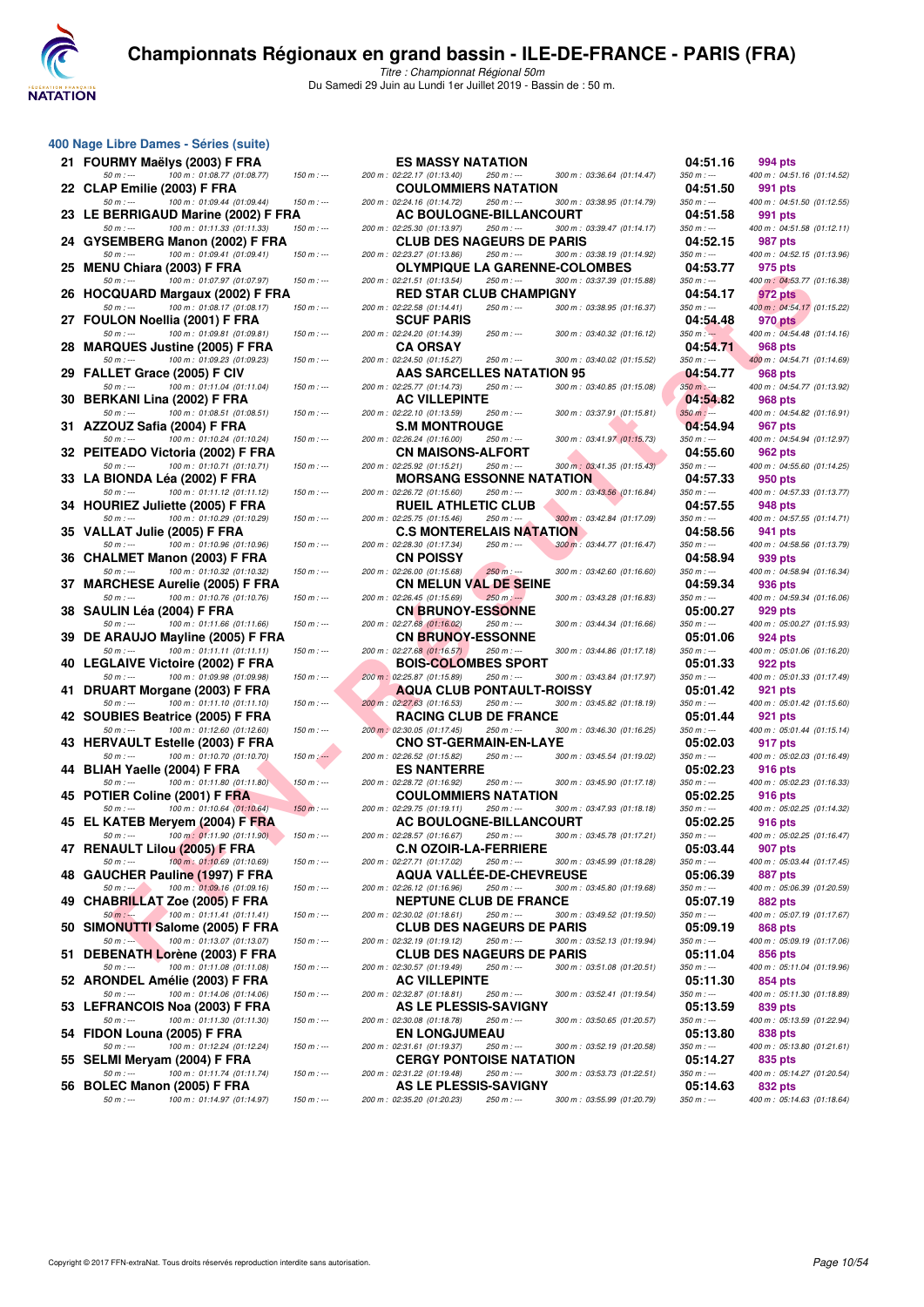# Championnats Régionaux en grand bassin - ILE-DE-FRANCE - PARIS (FRA)

*Titre : Championnat Régional 50m*

Du Samedi 29 Juin au Lundi 1er Juillet 2019 - Bassin de : 50 m.

## 400 Nage Libre Dames - Séries (suite)

| Rg | Nom | Club | Temps | Points |
|---|---|---|---|---|
| 21 | FOURMY Maëlys (2003) F FRA | ES MASSY NATATION | 04:51.16 | 994 pts |
| | 50 m : --- 100 m : 01:08.77 (01:08.77) 150 m : --- | 200 m : 02:22.17 (01:13.40) 250 m : --- 300 m : 03:36.64 (01:14.47) | 350 m : --- | 400 m : 04:51.16 (01:14.52) |
| 22 | CLAP Emilie (2003) F FRA | COULOMMIERS NATATION | 04:51.50 | 991 pts |
| | 50 m : --- 100 m : 01:09.44 (01:09.44) 150 m : --- | 200 m : 02:24.16 (01:14.72) 250 m : --- 300 m : 03:38.95 (01:14.79) | 350 m : --- | 400 m : 04:51.50 (01:12.55) |
| 23 | LE BERRIGAUD Marine (2002) F FRA | AC BOULOGNE-BILLANCOURT | 04:51.58 | 991 pts |
| | 50 m : --- 100 m : 01:11.33 (01:11.33) 150 m : --- | 200 m : 02:25.30 (01:13.97) 250 m : --- 300 m : 03:39.47 (01:14.17) | 350 m : --- | 400 m : 04:51.58 (01:12.11) |
| 24 | GYSEMBERG Manon (2002) F FRA | CLUB DES NAGEURS DE PARIS | 04:52.15 | 987 pts |
| | 50 m : --- 100 m : 01:09.41 (01:09.41) 150 m : --- | 200 m : 02:23.27 (01:13.86) 250 m : --- 300 m : 03:38.19 (01:14.92) | 350 m : --- | 400 m : 04:52.15 (01:13.96) |
| 25 | MENU Chiara (2003) F FRA | OLYMPIQUE LA GARENNE-COLOMBES | 04:53.77 | 975 pts |
| | 50 m : --- 100 m : 01:07.97 (01:07.97) 150 m : --- | 200 m : 02:21.51 (01:13.54) 250 m : --- 300 m : 03:37.39 (01:15.88) | 350 m : --- | 400 m : 04:53.77 (01:16.38) |
| 26 | HOCQUARD Margaux (2002) F FRA | RED STAR CLUB CHAMPIGNY | 04:54.17 | 972 pts |
| | 50 m : --- 100 m : 01:08.17 (01:08.17) 150 m : --- | 200 m : 02:22.58 (01:14.41) 250 m : --- 300 m : 03:38.95 (01:16.37) | 350 m : --- | 400 m : 04:54.17 (01:15.22) |
| 27 | FOULON Noellia (2001) F FRA | SCUF PARIS | 04:54.48 | 970 pts |
| | 50 m : --- 100 m : 01:09.81 (01:09.81) 150 m : --- | 200 m : 02:24.20 (01:14.39) 250 m : --- 300 m : 03:40.32 (01:16.12) | 350 m : --- | 400 m : 04:54.48 (01:14.16) |
| 28 | MARQUES Justine (2005) F FRA | CA ORSAY | 04:54.71 | 968 pts |
| | 50 m : --- 100 m : 01:09.23 (01:09.23) 150 m : --- | 200 m : 02:24.50 (01:15.27) 250 m : --- 300 m : 03:40.02 (01:15.52) | 350 m : --- | 400 m : 04:54.71 (01:14.69) |
| 29 | FALLET Grace (2005) F CIV | AAS SARCELLES NATATION 95 | 04:54.77 | 968 pts |
| | 50 m : --- 100 m : 01:11.04 (01:11.04) 150 m : --- | 200 m : 02:25.77 (01:14.73) 250 m : --- 300 m : 03:40.85 (01:15.08) | 350 m : --- | 400 m : 04:54.77 (01:13.92) |
| 30 | BERKANI Lina (2002) F FRA | AC VILLEPINTE | 04:54.82 | 968 pts |
| | 50 m : --- 100 m : 01:08.51 (01:08.51) 150 m : --- | 200 m : 02:22.10 (01:13.59) 250 m : --- 300 m : 03:37.91 (01:15.81) | 350 m : --- | 400 m : 04:54.82 (01:16.91) |
| 31 | AZZOUZ Safia (2004) F FRA | S.M MONTROUGE | 04:54.94 | 967 pts |
| | 50 m : --- 100 m : 01:10.24 (01:10.24) 150 m : --- | 200 m : 02:26.24 (01:16.00) 250 m : --- 300 m : 03:41.97 (01:15.73) | 350 m : --- | 400 m : 04:54.94 (01:12.97) |
| 32 | PEITEADO Victoria (2002) F FRA | CN MAISONS-ALFORT | 04:55.60 | 962 pts |
| | 50 m : --- 100 m : 01:10.71 (01:10.71) 150 m : --- | 200 m : 02:25.92 (01:15.21) 250 m : --- 300 m : 03:41.35 (01:15.43) | 350 m : --- | 400 m : 04:55.60 (01:14.25) |
| 33 | LA BIONDA Léa (2002) F FRA | MORSANG ESSONNE NATATION | 04:57.33 | 950 pts |
| | 50 m : --- 100 m : 01:11.12 (01:11.12) 150 m : --- | 200 m : 02:26.72 (01:15.60) 250 m : --- 300 m : 03:43.56 (01:16.84) | 350 m : --- | 400 m : 04:57.33 (01:13.77) |
| 34 | HOURIEZ Juliette (2005) F FRA | RUEIL ATHLETIC CLUB | 04:57.55 | 948 pts |
| | 50 m : --- 100 m : 01:10.29 (01:10.29) 150 m : --- | 200 m : 02:25.75 (01:15.46) 250 m : --- 300 m : 03:42.84 (01:17.09) | 350 m : --- | 400 m : 04:57.55 (01:14.71) |
| 35 | VALLAT Julie (2005) F FRA | C.S MONTERELAIS NATATION | 04:58.56 | 941 pts |
| | 50 m : --- 100 m : 01:10.96 (01:10.96) 150 m : --- | 200 m : 02:28.30 (01:17.34) 250 m : --- 300 m : 03:44.77 (01:16.47) | 350 m : --- | 400 m : 04:58.56 (01:13.79) |
| 36 | CHALMET Manon (2003) F FRA | CN POISSY | 04:58.94 | 939 pts |
| | 50 m : --- 100 m : 01:10.32 (01:10.32) 150 m : --- | 200 m : 02:26.00 (01:15.68) 250 m : --- 300 m : 03:42.60 (01:16.60) | 350 m : --- | 400 m : 04:58.94 (01:16.34) |
| 37 | MARCHESE Aurelie (2005) F FRA | CN MELUN VAL DE SEINE | 04:59.34 | 936 pts |
| | 50 m : --- 100 m : 01:10.76 (01:10.76) 150 m : --- | 200 m : 02:26.45 (01:15.69) 250 m : --- 300 m : 03:43.28 (01:16.83) | 350 m : --- | 400 m : 04:59.34 (01:16.06) |
| 38 | SAULIN Léa (2004) F FRA | CN BRUNOY-ESSONNE | 05:00.27 | 929 pts |
| | 50 m : --- 100 m : 01:11.66 (01:11.66) 150 m : --- | 200 m : 02:27.68 (01:16.02) 250 m : --- 300 m : 03:44.34 (01:16.66) | 350 m : --- | 400 m : 05:00.27 (01:15.93) |
| 39 | DE ARAUJO Mayline (2005) F FRA | CN BRUNOY-ESSONNE | 05:01.06 | 924 pts |
| | 50 m : --- 100 m : 01:11.11 (01:11.11) 150 m : --- | 200 m : 02:27.68 (01:16.57) 250 m : --- 300 m : 03:44.86 (01:17.18) | 350 m : --- | 400 m : 05:01.06 (01:16.20) |
| 40 | LEGLAIVE Victoire (2002) F FRA | BOIS-COLOMBES SPORT | 05:01.33 | 922 pts |
| | 50 m : --- 100 m : 01:09.98 (01:09.98) 150 m : --- | 200 m : 02:25.87 (01:15.89) 250 m : --- 300 m : 03:43.84 (01:17.97) | 350 m : --- | 400 m : 05:01.33 (01:17.49) |
| 41 | DRUART Morgane (2003) F FRA | AQUA CLUB PONTAULT-ROISSY | 05:01.42 | 921 pts |
| | 50 m : --- 100 m : 01:11.10 (01:11.10) 150 m : --- | 200 m : 02:27.63 (01:16.53) 250 m : --- 300 m : 03:45.82 (01:18.19) | 350 m : --- | 400 m : 05:01.42 (01:15.60) |
| 42 | SOUBIES Beatrice (2005) F FRA | RACING CLUB DE FRANCE | 05:01.44 | 921 pts |
| | 50 m : --- 100 m : 01:12.60 (01:12.60) 150 m : --- | 200 m : 02:30.05 (01:17.45) 250 m : --- 300 m : 03:46.30 (01:16.25) | 350 m : --- | 400 m : 05:01.44 (01:15.14) |
| 43 | HERVAULT Estelle (2003) F FRA | CNO ST-GERMAIN-EN-LAYE | 05:02.03 | 917 pts |
| | 50 m : --- 100 m : 01:10.70 (01:10.70) 150 m : --- | 200 m : 02:26.52 (01:15.82) 250 m : --- 300 m : 03:45.54 (01:19.02) | 350 m : --- | 400 m : 05:02.03 (01:16.49) |
| 44 | BLIAH Yaelle (2004) F FRA | ES NANTERRE | 05:02.23 | 916 pts |
| | 50 m : --- 100 m : 01:11.80 (01:11.80) 150 m : --- | 200 m : 02:28.72 (01:16.92) 250 m : --- 300 m : 03:45.90 (01:17.18) | 350 m : --- | 400 m : 05:02.23 (01:16.33) |
| 45 | POTIER Coline (2001) F FRA | COULOMMIERS NATATION | 05:02.25 | 916 pts |
| | 50 m : --- 100 m : 01:10.64 (01:10.64) 150 m : --- | 200 m : 02:29.75 (01:19.11) 250 m : --- 300 m : 03:47.93 (01:18.18) | 350 m : --- | 400 m : 05:02.25 (01:14.32) |
| 45 | EL KATEB Meryem (2004) F FRA | AC BOULOGNE-BILLANCOURT | 05:02.25 | 916 pts |
| | 50 m : --- 100 m : 01:11.90 (01:11.90) 150 m : --- | 200 m : 02:28.57 (01:16.67) 250 m : --- 300 m : 03:45.78 (01:17.21) | 350 m : --- | 400 m : 05:02.25 (01:16.47) |
| 47 | RENAULT Lilou (2005) F FRA | C.N OZOIR-LA-FERRIERE | 05:03.44 | 907 pts |
| | 50 m : --- 100 m : 01:10.69 (01:10.69) 150 m : --- | 200 m : 02:27.71 (01:17.02) 250 m : --- 300 m : 03:45.99 (01:18.28) | 350 m : --- | 400 m : 05:03.44 (01:17.45) |
| 48 | GAUCHER Pauline (1997) F FRA | AQUA VALLÉE-DE-CHEVREUSE | 05:06.39 | 887 pts |
| | 50 m : --- 100 m : 01:09.16 (01:09.16) 150 m : --- | 200 m : 02:26.12 (01:16.96) 250 m : --- 300 m : 03:45.80 (01:19.68) | 350 m : --- | 400 m : 05:06.39 (01:20.59) |
| 49 | CHABRILLAT Zoe (2005) F FRA | NEPTUNE CLUB DE FRANCE | 05:07.19 | 882 pts |
| | 50 m : --- 100 m : 01:11.41 (01:11.41) 150 m : --- | 200 m : 02:30.02 (01:18.61) 250 m : --- 300 m : 03:49.52 (01:19.50) | 350 m : --- | 400 m : 05:07.19 (01:17.67) |
| 50 | SIMONUTTI Salome (2005) F FRA | CLUB DES NAGEURS DE PARIS | 05:09.19 | 868 pts |
| | 50 m : --- 100 m : 01:13.07 (01:13.07) 150 m : --- | 200 m : 02:32.19 (01:19.12) 250 m : --- 300 m : 03:52.13 (01:19.94) | 350 m : --- | 400 m : 05:09.19 (01:17.06) |
| 51 | DEBENATH Lorène (2003) F FRA | CLUB DES NAGEURS DE PARIS | 05:11.04 | 856 pts |
| | 50 m : --- 100 m : 01:11.08 (01:11.08) 150 m : --- | 200 m : 02:30.57 (01:19.49) 250 m : --- 300 m : 03:51.08 (01:20.51) | 350 m : --- | 400 m : 05:11.04 (01:19.96) |
| 52 | ARONDEL Amélie (2003) F FRA | AC VILLEPINTE | 05:11.30 | 854 pts |
| | 50 m : --- 100 m : 01:14.06 (01:14.06) 150 m : --- | 200 m : 02:32.87 (01:18.81) 250 m : --- 300 m : 03:52.41 (01:19.54) | 350 m : --- | 400 m : 05:11.30 (01:18.89) |
| 53 | LEFRANCOIS Noa (2003) F FRA | AS LE PLESSIS-SAVIGNY | 05:13.59 | 839 pts |
| | 50 m : --- 100 m : 01:11.30 (01:11.30) 150 m : --- | 200 m : 02:30.08 (01:18.78) 250 m : --- 300 m : 03:50.65 (01:20.57) | 350 m : --- | 400 m : 05:13.59 (01:22.94) |
| 54 | FIDON Louna (2005) F FRA | EN LONGJUMEAU | 05:13.80 | 838 pts |
| | 50 m : --- 100 m : 01:12.24 (01:12.24) 150 m : --- | 200 m : 02:31.61 (01:19.37) 250 m : --- 300 m : 03:52.19 (01:20.58) | 350 m : --- | 400 m : 05:13.80 (01:21.61) |
| 55 | SELMI Meryam (2004) F FRA | CERGY PONTOISE NATATION | 05:14.27 | 835 pts |
| | 50 m : --- 100 m : 01:11.74 (01:11.74) 150 m : --- | 200 m : 02:31.22 (01:19.48) 250 m : --- 300 m : 03:53.73 (01:22.51) | 350 m : --- | 400 m : 05:14.27 (01:20.54) |
| 56 | BOLEC Manon (2005) F FRA | AS LE PLESSIS-SAVIGNY | 05:14.63 | 832 pts |
| | 50 m : --- 100 m : 01:14.97 (01:14.97) 150 m : --- | 200 m : 02:35.20 (01:20.23) 250 m : --- 300 m : 03:55.99 (01:20.79) | 350 m : --- | 400 m : 05:14.63 (01:18.64) |

Copyright © 2017 FFN-extraNat. Tous droits réservés reproduction interdite sans autorisation.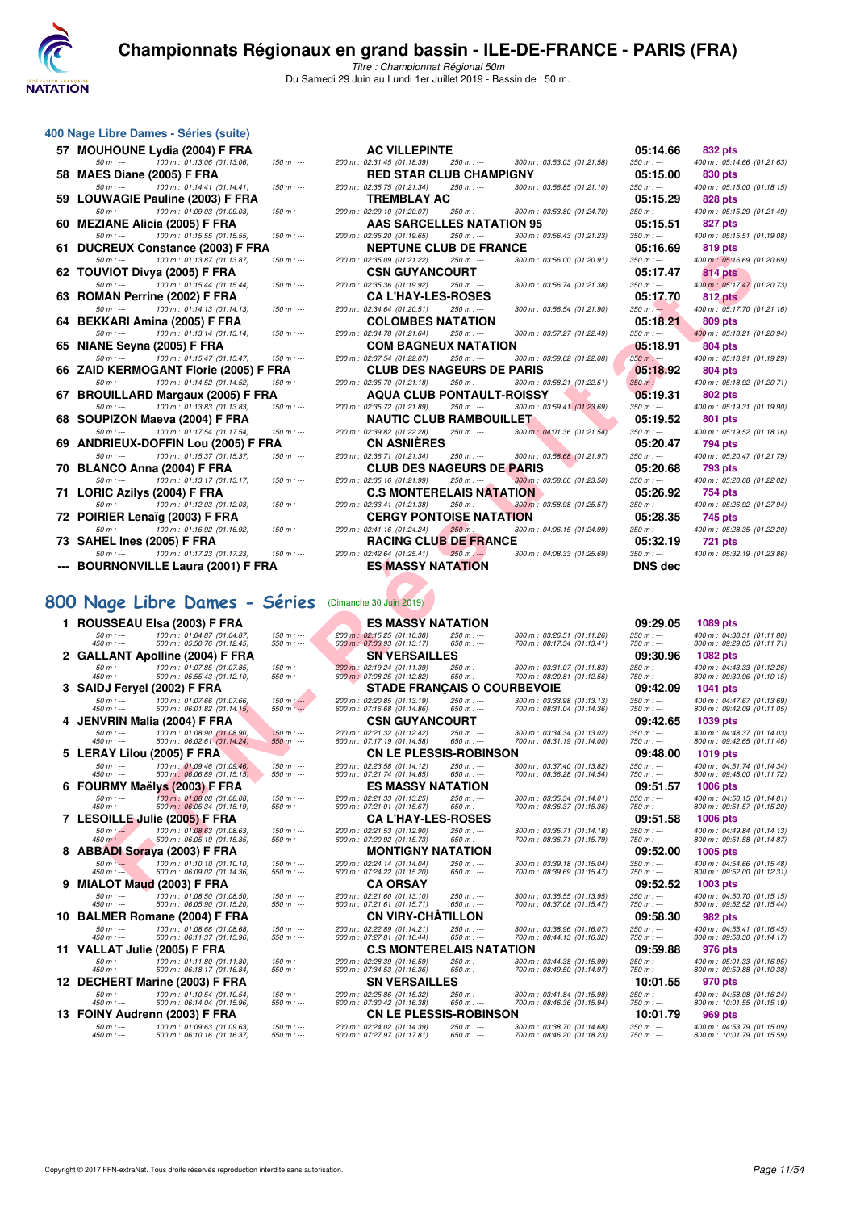# Championnats Régionaux en grand bassin - ILE-DE-FRANCE - PARIS (FRA)

*Titre : Championnat Régional 50m*
Du Samedi 29 Juin au Lundi 1er Juillet 2019 - Bassin de : 50 m.

## 400 Nage Libre Dames - Séries (suite)

| Rg | Nom | Club | Temps | Points |
|---|---|---|---|---|
| 57 | MOUHOUNE Lydia (2004) F FRA | AC VILLEPINTE | 05:14.66 | 832 pts |
| | 50 m : --- · 100 m : 01:13.06 (01:13.06) · 150 m : --- · 200 m : 02:31.45 (01:18.39) · 250 m : --- · 300 m : 03:53.03 (01:21.58) · 350 m : --- · 400 m : 05:14.66 (01:21.63) | | | |
| 58 | MAES Diane (2005) F FRA | RED STAR CLUB CHAMPIGNY | 05:15.00 | 830 pts |
| | 50 m : --- · 100 m : 01:14.41 (01:14.41) · 150 m : --- · 200 m : 02:35.75 (01:21.34) · 250 m : --- · 300 m : 03:56.85 (01:21.10) · 350 m : --- · 400 m : 05:15.00 (01:18.15) | | | |
| 59 | LOUWAGIE Pauline (2003) F FRA | TREMBLAY AC | 05:15.29 | 828 pts |
| | 50 m : --- · 100 m : 01:09.03 (01:09.03) · 150 m : --- · 200 m : 02:29.10 (01:20.07) · 250 m : --- · 300 m : 03:53.80 (01:24.70) · 350 m : --- · 400 m : 05:15.29 (01:21.49) | | | |
| 60 | MEZIANE Alicia (2005) F FRA | AAS SARCELLES NATATION 95 | 05:15.51 | 827 pts |
| | 50 m : --- · 100 m : 01:15.55 (01:15.55) · 150 m : --- · 200 m : 02:35.20 (01:19.65) · 250 m : --- · 300 m : 03:56.43 (01:21.23) · 350 m : --- · 400 m : 05:15.51 (01:19.08) | | | |
| 61 | DUCREUX Constance (2003) F FRA | NEPTUNE CLUB DE FRANCE | 05:16.69 | 819 pts |
| | 50 m : --- · 100 m : 01:13.87 (01:13.87) · 150 m : --- · 200 m : 02:35.09 (01:21.22) · 250 m : --- · 300 m : 03:56.00 (01:20.91) · 350 m : --- · 400 m : 05:16.69 (01:20.69) | | | |
| 62 | TOUVIOT Divya (2005) F FRA | CSN GUYANCOURT | 05:17.47 | 814 pts |
| | 50 m : --- · 100 m : 01:15.44 (01:15.44) · 150 m : --- · 200 m : 02:35.36 (01:19.92) · 250 m : --- · 300 m : 03:56.74 (01:21.38) · 350 m : --- · 400 m : 05:17.47 (01:20.73) | | | |
| 63 | ROMAN Perrine (2002) F FRA | CA L'HAY-LES-ROSES | 05:17.70 | 812 pts |
| | 50 m : --- · 100 m : 01:14.13 (01:14.13) · 150 m : --- · 200 m : 02:34.64 (01:20.51) · 250 m : --- · 300 m : 03:56.54 (01:21.90) · 350 m : --- · 400 m : 05:17.70 (01:21.16) | | | |
| 64 | BEKKARI Amina (2005) F FRA | COLOMBES NATATION | 05:18.21 | 809 pts |
| | 50 m : --- · 100 m : 01:13.14 (01:13.14) · 150 m : --- · 200 m : 02:34.78 (01:21.64) · 250 m : --- · 300 m : 03:57.27 (01:22.49) · 350 m : --- · 400 m : 05:18.21 (01:20.94) | | | |
| 65 | NIANE Seyna (2005) F FRA | COM BAGNEUX NATATION | 05:18.91 | 804 pts |
| | 50 m : --- · 100 m : 01:15.47 (01:15.47) · 150 m : --- · 200 m : 02:37.54 (01:22.07) · 250 m : --- · 300 m : 03:59.62 (01:22.08) · 350 m : --- · 400 m : 05:18.91 (01:19.29) | | | |
| 66 | ZAID KERMOGANT Florie (2005) F FRA | CLUB DES NAGEURS DE PARIS | 05:18.92 | 804 pts |
| | 50 m : --- · 100 m : 01:14.52 (01:14.52) · 150 m : --- · 200 m : 02:35.70 (01:21.18) · 250 m : --- · 300 m : 03:58.21 (01:22.51) · 350 m : --- · 400 m : 05:18.92 (01:20.71) | | | |
| 67 | BROUILLARD Margaux (2005) F FRA | AQUA CLUB PONTAULT-ROISSY | 05:19.31 | 802 pts |
| | 50 m : --- · 100 m : 01:13.83 (01:13.83) · 150 m : --- · 200 m : 02:35.72 (01:21.89) · 250 m : --- · 300 m : 03:59.41 (01:23.69) · 350 m : --- · 400 m : 05:19.31 (01:19.90) | | | |
| 68 | SOUPIZON Maeva (2004) F FRA | NAUTIC CLUB RAMBOUILLET | 05:19.52 | 801 pts |
| | 50 m : --- · 100 m : 01:17.54 (01:17.54) · 150 m : --- · 200 m : 02:39.82 (01:22.28) · 250 m : --- · 300 m : 04:01.36 (01:21.54) · 350 m : --- · 400 m : 05:19.52 (01:18.16) | | | |
| 69 | ANDRIEUX-DOFFIN Lou (2005) F FRA | CN ASNIÈRES | 05:20.47 | 794 pts |
| | 50 m : --- · 100 m : 01:15.37 (01:15.37) · 150 m : --- · 200 m : 02:36.71 (01:21.34) · 250 m : --- · 300 m : 03:58.68 (01:21.97) · 350 m : --- · 400 m : 05:20.47 (01:21.79) | | | |
| 70 | BLANCO Anna (2004) F FRA | CLUB DES NAGEURS DE PARIS | 05:20.68 | 793 pts |
| | 50 m : --- · 100 m : 01:13.17 (01:13.17) · 150 m : --- · 200 m : 02:35.16 (01:21.99) · 250 m : --- · 300 m : 03:58.66 (01:23.50) · 350 m : --- · 400 m : 05:20.68 (01:22.02) | | | |
| 71 | LORIC Azilys (2004) F FRA | C.S MONTERELAIS NATATION | 05:26.92 | 754 pts |
| | 50 m : --- · 100 m : 01:12.03 (01:12.03) · 150 m : --- · 200 m : 02:33.41 (01:21.38) · 250 m : --- · 300 m : 03:58.98 (01:25.57) · 350 m : --- · 400 m : 05:26.92 (01:27.94) | | | |
| 72 | POIRIER Lenaïg (2003) F FRA | CERGY PONTOISE NATATION | 05:28.35 | 745 pts |
| | 50 m : --- · 100 m : 01:16.92 (01:16.92) · 150 m : --- · 200 m : 02:41.16 (01:24.24) · 250 m : --- · 300 m : 04:06.15 (01:24.99) · 350 m : --- · 400 m : 05:28.35 (01:22.20) | | | |
| 73 | SAHEL Ines (2005) F FRA | RACING CLUB DE FRANCE | 05:32.19 | 721 pts |
| | 50 m : --- · 100 m : 01:17.23 (01:17.23) · 150 m : --- · 200 m : 02:42.64 (01:25.41) · 250 m : --- · 300 m : 04:08.33 (01:25.69) · 350 m : --- · 400 m : 05:32.19 (01:23.86) | | | |
| --- | BOURNONVILLE Laura (2001) F FRA | ES MASSY NATATION | DNS dec | |

## 800 Nage Libre Dames - Séries (Dimanche 30 Juin 2019)

| Rg | Nom | Club | Temps | Points |
|---|---|---|---|---|
| 1 | ROUSSEAU Elsa (2003) F FRA | ES MASSY NATATION | 09:29.05 | 1089 pts |
| | 50 m : --- · 100 m : 01:04.87 (01:04.87) · 150 m : --- · 200 m : 02:15.25 (01:10.38) · 250 m : --- · 300 m : 03:26.51 (01:11.26) · 350 m : --- · 400 m : 04:38.31 (01:11.80) · 450 m : --- · 500 m : 05:50.76 (01:12.45) · 550 m : --- · 600 m : 07:03.93 (01:13.17) · 650 m : --- · 700 m : 08:17.34 (01:13.41) · 750 m : --- · 800 m : 09:29.05 (01:11.71) | | | |
| 2 | GALLANT Apolline (2004) F FRA | SN VERSAILLES | 09:30.96 | 1082 pts |
| | 50 m : --- · 100 m : 01:07.85 (01:07.85) · 150 m : --- · 200 m : 02:19.24 (01:11.39) · 250 m : --- · 300 m : 03:31.07 (01:11.83) · 350 m : --- · 400 m : 04:43.33 (01:12.26) · 450 m : --- · 500 m : 05:55.43 (01:12.10) · 550 m : --- · 600 m : 07:08.25 (01:12.82) · 650 m : --- · 700 m : 08:20.81 (01:12.56) · 750 m : --- · 800 m : 09:30.96 (01:10.15) | | | |
| 3 | SAIDJ Feryel (2002) F FRA | STADE FRANÇAIS O COURBEVOIE | 09:42.09 | 1041 pts |
| | 50 m : --- · 100 m : 01:07.66 (01:07.66) · 150 m : --- · 200 m : 02:20.85 (01:13.19) · 250 m : --- · 300 m : 03:33.98 (01:13.13) · 350 m : --- · 400 m : 04:47.67 (01:13.69) · 450 m : --- · 500 m : 06:01.82 (01:14.15) · 550 m : --- · 600 m : 07:16.68 (01:14.86) · 650 m : --- · 700 m : 08:31.04 (01:14.36) · 750 m : --- · 800 m : 09:42.09 (01:11.05) | | | |
| 4 | JENVRIN Malia (2004) F FRA | CSN GUYANCOURT | 09:42.65 | 1039 pts |
| | 50 m : --- · 100 m : 01:08.90 (01:08.90) · 150 m : --- · 200 m : 02:21.32 (01:12.42) · 250 m : --- · 300 m : 03:34.34 (01:13.02) · 350 m : --- · 400 m : 04:48.37 (01:14.03) · 450 m : --- · 500 m : 06:02.61 (01:14.24) · 550 m : --- · 600 m : 07:17.19 (01:14.58) · 650 m : --- · 700 m : 08:31.19 (01:14.00) · 750 m : --- · 800 m : 09:42.65 (01:11.46) | | | |
| 5 | LERAY Lilou (2005) F FRA | CN LE PLESSIS-ROBINSON | 09:48.00 | 1019 pts |
| | 50 m : --- · 100 m : 01:09.46 (01:09.46) · 150 m : --- · 200 m : 02:23.58 (01:14.12) · 250 m : --- · 300 m : 03:37.40 (01:13.82) · 350 m : --- · 400 m : 04:51.74 (01:14.34) · 450 m : --- · 500 m : 06:06.89 (01:15.15) · 550 m : --- · 600 m : 07:21.74 (01:14.85) · 650 m : --- · 700 m : 08:36.28 (01:14.54) · 750 m : --- · 800 m : 09:48.00 (01:11.72) | | | |
| 6 | FOURMY Maëlys (2003) F FRA | ES MASSY NATATION | 09:51.57 | 1006 pts |
| | 50 m : --- · 100 m : 01:08.08 (01:08.08) · 150 m : --- · 200 m : 02:21.33 (01:13.25) · 250 m : --- · 300 m : 03:35.34 (01:14.01) · 350 m : --- · 400 m : 04:50.15 (01:14.81) · 450 m : --- · 500 m : 06:05.34 (01:15.19) · 550 m : --- · 600 m : 07:21.01 (01:15.67) · 650 m : --- · 700 m : 08:36.37 (01:15.36) · 750 m : --- · 800 m : 09:51.57 (01:15.20) | | | |
| 7 | LESOILLE Julie (2005) F FRA | CA L'HAY-LES-ROSES | 09:51.58 | 1006 pts |
| | 50 m : --- · 100 m : 01:08.63 (01:08.63) · 150 m : --- · 200 m : 02:21.53 (01:12.90) · 250 m : --- · 300 m : 03:35.71 (01:14.18) · 350 m : --- · 400 m : 04:49.84 (01:14.13) · 450 m : --- · 500 m : 06:05.19 (01:15.35) · 550 m : --- · 600 m : 07:20.92 (01:15.73) · 650 m : --- · 700 m : 08:36.71 (01:15.79) · 750 m : --- · 800 m : 09:51.58 (01:14.87) | | | |
| 8 | ABBADI Soraya (2003) F FRA | MONTIGNY NATATION | 09:52.00 | 1005 pts |
| | 50 m : --- · 100 m : 01:10.10 (01:10.10) · 150 m : --- · 200 m : 02:24.14 (01:14.04) · 250 m : --- · 300 m : 03:39.18 (01:15.04) · 350 m : --- · 400 m : 04:54.66 (01:15.48) · 450 m : --- · 500 m : 06:09.02 (01:14.36) · 550 m : --- · 600 m : 07:24.22 (01:15.20) · 650 m : --- · 700 m : 08:39.69 (01:15.47) · 750 m : --- · 800 m : 09:52.00 (01:12.31) | | | |
| 9 | MIALOT Maud (2003) F FRA | CA ORSAY | 09:52.52 | 1003 pts |
| | 50 m : --- · 100 m : 01:08.50 (01:08.50) · 150 m : --- · 200 m : 02:21.60 (01:13.10) · 250 m : --- · 300 m : 03:35.55 (01:13.95) · 350 m : --- · 400 m : 04:50.70 (01:15.15) · 450 m : --- · 500 m : 06:05.90 (01:15.20) · 550 m : --- · 600 m : 07:21.61 (01:15.71) · 650 m : --- · 700 m : 08:37.08 (01:15.47) · 750 m : --- · 800 m : 09:52.52 (01:15.44) | | | |
| 10 | BALMER Romane (2004) F FRA | CN VIRY-CHÂTILLON | 09:58.30 | 982 pts |
| | 50 m : --- · 100 m : 01:08.68 (01:08.68) · 150 m : --- · 200 m : 02:22.89 (01:14.21) · 250 m : --- · 300 m : 03:38.96 (01:16.07) · 350 m : --- · 400 m : 04:55.41 (01:16.45) · 450 m : --- · 500 m : 06:11.37 (01:15.96) · 550 m : --- · 600 m : 07:27.81 (01:16.44) · 650 m : --- · 700 m : 08:44.13 (01:16.32) · 750 m : --- · 800 m : 09:58.30 (01:14.17) | | | |
| 11 | VALLAT Julie (2005) F FRA | C.S MONTERELAIS NATATION | 09:59.88 | 976 pts |
| | 50 m : --- · 100 m : 01:11.80 (01:11.80) · 150 m : --- · 200 m : 02:28.39 (01:16.59) · 250 m : --- · 300 m : 03:44.38 (01:15.99) · 350 m : --- · 400 m : 05:01.33 (01:16.95) · 450 m : --- · 500 m : 06:18.17 (01:16.84) · 550 m : --- · 600 m : 07:34.53 (01:16.36) · 650 m : --- · 700 m : 08:49.50 (01:14.97) · 750 m : --- · 800 m : 09:59.88 (01:10.38) | | | |
| 12 | DECHERT Marine (2003) F FRA | SN VERSAILLES | 10:01.55 | 970 pts |
| | 50 m : --- · 100 m : 01:10.54 (01:10.54) · 150 m : --- · 200 m : 02:25.86 (01:15.32) · 250 m : --- · 300 m : 03:41.84 (01:15.98) · 350 m : --- · 400 m : 04:58.08 (01:16.24) · 450 m : --- · 500 m : 06:14.04 (01:15.96) · 550 m : --- · 600 m : 07:30.42 (01:16.38) · 650 m : --- · 700 m : 08:46.36 (01:15.94) · 750 m : --- · 800 m : 10:01.55 (01:15.19) | | | |
| 13 | FOINY Audrenn (2003) F FRA | CN LE PLESSIS-ROBINSON | 10:01.79 | 969 pts |
| | 50 m : --- · 100 m : 01:09.63 (01:09.63) · 150 m : --- · 200 m : 02:24.02 (01:14.39) · 250 m : --- · 300 m : 03:38.70 (01:14.68) · 350 m : --- · 400 m : 04:53.79 (01:15.09) · 450 m : --- · 500 m : 06:10.16 (01:16.37) · 550 m : --- · 600 m : 07:27.97 (01:17.81) · 650 m : --- · 700 m : 08:46.20 (01:18.23) · 750 m : --- · 800 m : 10:01.79 (01:15.59) | | | |

Copyright © 2017 FFN-extraNat. Tous droits réservés reproduction interdite sans autorisation.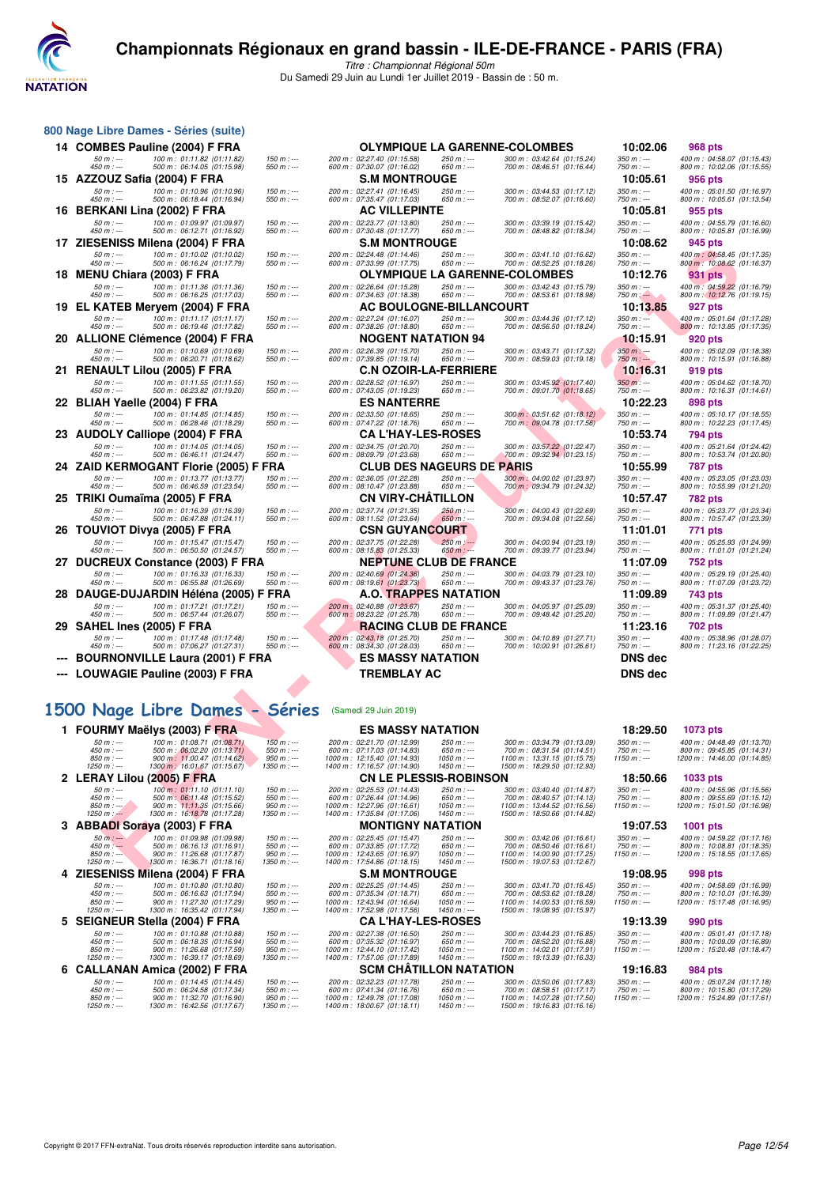# Championnats Régionaux en grand bassin - ILE-DE-FRANCE - PARIS (FRA)

*Titre : Championnat Régional 50m*

Du Samedi 29 Juin au Lundi 1er Juillet 2019 - Bassin de : 50 m.

## 800 Nage Libre Dames - Séries (suite)

**14 COMBES Pauline (2004) F FRA** — OLYMPIQUE LA GARENNE-COLOMBES — 10:02.06 — 968 pts
50 m : --- | 100 m : 01:11.82 (01:11.82) | 150 m : --- | 200 m : 02:27.40 (01:15.58) | 250 m : --- | 300 m : 03:42.64 (01:15.24) | 350 m : --- | 400 m : 04:58.07 (01:15.43)
450 m : --- | 500 m : 06:14.05 (01:15.98) | 550 m : --- | 600 m : 07:30.07 (01:16.02) | 650 m : --- | 700 m : 08:46.51 (01:16.44) | 750 m : --- | 800 m : 10:02.06 (01:15.55)

**15 AZZOUZ Safia (2004) F FRA** — S.M MONTROUGE — 10:05.61 — 956 pts
50 m : --- | 100 m : 01:10.96 (01:10.96) | 150 m : --- | 200 m : 02:27.41 (01:16.45) | 250 m : --- | 300 m : 03:44.53 (01:17.12) | 350 m : --- | 400 m : 05:01.50 (01:16.97)
450 m : --- | 500 m : 06:18.44 (01:16.94) | 550 m : --- | 600 m : 07:35.47 (01:17.03) | 650 m : --- | 700 m : 08:52.07 (01:16.60) | 750 m : --- | 800 m : 10:05.61 (01:13.54)

**16 BERKANI Lina (2002) F FRA** — AC VILLEPINTE — 10:05.81 — 955 pts
50 m : --- | 100 m : 01:09.97 (01:09.97) | 150 m : --- | 200 m : 02:23.77 (01:13.80) | 250 m : --- | 300 m : 03:39.19 (01:15.42) | 350 m : --- | 400 m : 04:55.79 (01:16.60)
450 m : --- | 500 m : 06:12.71 (01:16.92) | 550 m : --- | 600 m : 07:30.48 (01:17.77) | 650 m : --- | 700 m : 08:48.82 (01:18.34) | 750 m : --- | 800 m : 10:05.81 (01:16.99)

**17 ZIESENISS Milena (2004) F FRA** — S.M MONTROUGE — 10:08.62 — 945 pts
50 m : --- | 100 m : 01:10.02 (01:10.02) | 150 m : --- | 200 m : 02:24.48 (01:14.46) | 250 m : --- | 300 m : 03:41.10 (01:16.62) | 350 m : --- | 400 m : 04:58.45 (01:17.35)
450 m : --- | 500 m : 06:16.24 (01:17.79) | 550 m : --- | 600 m : 07:33.99 (01:17.75) | 650 m : --- | 700 m : 08:52.25 (01:18.26) | 750 m : --- | 800 m : 10:08.62 (01:16.37)

**18 MENU Chiara (2003) F FRA** — OLYMPIQUE LA GARENNE-COLOMBES — 10:12.76 — 931 pts
50 m : --- | 100 m : 01:11.36 (01:11.36) | 150 m : --- | 200 m : 02:26.64 (01:15.28) | 250 m : --- | 300 m : 03:42.43 (01:15.79) | 350 m : --- | 400 m : 04:59.22 (01:16.79)
450 m : --- | 500 m : 06:16.25 (01:17.03) | 550 m : --- | 600 m : 07:34.63 (01:18.38) | 650 m : --- | 700 m : 08:53.61 (01:18.98) | 750 m : --- | 800 m : 10:12.76 (01:19.15)

**19 EL KATEB Meryem (2004) F FRA** — AC BOULOGNE-BILLANCOURT — 10:13.85 — 927 pts
50 m : --- | 100 m : 01:11.17 (01:11.17) | 150 m : --- | 200 m : 02:27.24 (01:16.07) | 250 m : --- | 300 m : 03:44.36 (01:17.12) | 350 m : --- | 400 m : 05:01.64 (01:17.28)
450 m : --- | 500 m : 06:19.46 (01:17.82) | 550 m : --- | 600 m : 07:38.26 (01:18.80) | 650 m : --- | 700 m : 08:56.50 (01:18.24) | 750 m : --- | 800 m : 10:13.85 (01:17.35)

**20 ALLIONE Clémence (2004) F FRA** — NOGENT NATATION 94 — 10:15.91 — 920 pts
50 m : --- | 100 m : 01:10.69 (01:10.69) | 150 m : --- | 200 m : 02:26.39 (01:15.70) | 250 m : --- | 300 m : 03:43.71 (01:17.32) | 350 m : --- | 400 m : 05:02.09 (01:18.38)
450 m : --- | 500 m : 06:20.71 (01:18.62) | 550 m : --- | 600 m : 07:39.85 (01:19.14) | 650 m : --- | 700 m : 08:59.03 (01:19.18) | 750 m : --- | 800 m : 10:15.91 (01:16.88)

**21 RENAULT Lilou (2005) F FRA** — C.N OZOIR-LA-FERRIERE — 10:16.31 — 919 pts
50 m : --- | 100 m : 01:11.55 (01:11.55) | 150 m : --- | 200 m : 02:28.52 (01:16.97) | 250 m : --- | 300 m : 03:45.92 (01:17.40) | 350 m : --- | 400 m : 05:04.62 (01:18.70)
450 m : --- | 500 m : 06:23.82 (01:19.20) | 550 m : --- | 600 m : 07:43.05 (01:19.23) | 650 m : --- | 700 m : 09:01.70 (01:18.65) | 750 m : --- | 800 m : 10:16.31 (01:14.61)

**22 BLIAH Yaelle (2004) F FRA** — ES NANTERRE — 10:22.23 — 898 pts
50 m : --- | 100 m : 01:14.85 (01:14.85) | 150 m : --- | 200 m : 02:33.50 (01:18.65) | 250 m : --- | 300 m : 03:51.62 (01:18.12) | 350 m : --- | 400 m : 05:10.17 (01:18.55)
450 m : --- | 500 m : 06:28.46 (01:18.29) | 550 m : --- | 600 m : 07:47.22 (01:18.76) | 650 m : --- | 700 m : 09:04.78 (01:17.56) | 750 m : --- | 800 m : 10:22.23 (01:17.45)

**23 AUDOLY Calliope (2004) F FRA** — CA L'HAY-LES-ROSES — 10:53.74 — 794 pts
50 m : --- | 100 m : 01:14.05 (01:14.05) | 150 m : --- | 200 m : 02:34.75 (01:20.70) | 250 m : --- | 300 m : 03:57.22 (01:22.47) | 350 m : --- | 400 m : 05:21.64 (01:24.42)
450 m : --- | 500 m : 06:46.11 (01:24.47) | 550 m : --- | 600 m : 08:09.79 (01:23.68) | 650 m : --- | 700 m : 09:32.94 (01:23.15) | 750 m : --- | 800 m : 10:53.74 (01:20.80)

**24 ZAID KERMOGANT Florie (2005) F FRA** — CLUB DES NAGEURS DE PARIS — 10:55.99 — 787 pts
50 m : --- | 100 m : 01:13.77 (01:13.77) | 150 m : --- | 200 m : 02:36.05 (01:22.28) | 250 m : --- | 300 m : 04:00.02 (01:23.97) | 350 m : --- | 400 m : 05:23.05 (01:23.03)
450 m : --- | 500 m : 06:46.59 (01:23.54) | 550 m : --- | 600 m : 08:10.47 (01:23.88) | 650 m : --- | 700 m : 09:34.79 (01:24.32) | 750 m : --- | 800 m : 10:55.99 (01:21.20)

**25 TRIKI Oumaïma (2005) F FRA** — CN VIRY-CHÂTILLON — 10:57.47 — 782 pts
50 m : --- | 100 m : 01:16.39 (01:16.39) | 150 m : --- | 200 m : 02:37.74 (01:21.35) | 250 m : --- | 300 m : 04:00.43 (01:22.69) | 350 m : --- | 400 m : 05:23.77 (01:23.34)
450 m : --- | 500 m : 06:47.88 (01:24.11) | 550 m : --- | 600 m : 08:11.52 (01:23.64) | 650 m : --- | 700 m : 09:34.08 (01:22.56) | 750 m : --- | 800 m : 10:57.47 (01:23.39)

**26 TOUVIOT Divya (2005) F FRA** — CSN GUYANCOURT — 11:01.01 — 771 pts
50 m : --- | 100 m : 01:15.47 (01:15.47) | 150 m : --- | 200 m : 02:37.75 (01:22.28) | 250 m : --- | 300 m : 04:00.94 (01:23.19) | 350 m : --- | 400 m : 05:25.93 (01:24.99)
450 m : --- | 500 m : 06:50.50 (01:24.57) | 550 m : --- | 600 m : 08:15.83 (01:25.33) | 650 m : --- | 700 m : 09:39.77 (01:23.94) | 750 m : --- | 800 m : 11:01.01 (01:21.24)

**27 DUCREUX Constance (2003) F FRA** — NEPTUNE CLUB DE FRANCE — 11:07.09 — 752 pts
50 m : --- | 100 m : 01:16.33 (01:16.33) | 150 m : --- | 200 m : 02:40.69 (01:24.36) | 250 m : --- | 300 m : 04:03.79 (01:23.10) | 350 m : --- | 400 m : 05:29.19 (01:25.40)
450 m : --- | 500 m : 06:55.88 (01:26.69) | 550 m : --- | 600 m : 08:19.61 (01:23.73) | 650 m : --- | 700 m : 09:43.37 (01:23.76) | 750 m : --- | 800 m : 11:07.09 (01:23.72)

**28 DAUGE-DUJARDIN Héléna (2005) F FRA** — A.O. TRAPPES NATATION — 11:09.89 — 743 pts
50 m : --- | 100 m : 01:17.21 (01:17.21) | 150 m : --- | 200 m : 02:40.88 (01:23.67) | 250 m : --- | 300 m : 04:05.97 (01:25.09) | 350 m : --- | 400 m : 05:31.37 (01:25.40)
450 m : --- | 500 m : 06:57.44 (01:26.07) | 550 m : --- | 600 m : 08:23.22 (01:25.78) | 650 m : --- | 700 m : 09:48.42 (01:25.20) | 750 m : --- | 800 m : 11:09.89 (01:21.47)

**29 SAHEL Ines (2005) F FRA** — RACING CLUB DE FRANCE — 11:23.16 — 702 pts
50 m : --- | 100 m : 01:17.48 (01:17.48) | 150 m : --- | 200 m : 02:43.18 (01:25.70) | 250 m : --- | 300 m : 04:10.89 (01:27.71) | 350 m : --- | 400 m : 05:38.96 (01:28.07)
450 m : --- | 500 m : 07:06.27 (01:27.31) | 550 m : --- | 600 m : 08:34.30 (01:28.03) | 650 m : --- | 700 m : 10:00.91 (01:26.61) | 750 m : --- | 800 m : 11:23.16 (01:22.25)

**--- BOURNONVILLE Laura (2001) F FRA** — ES MASSY NATATION — DNS dec

**--- LOUWAGIE Pauline (2003) F FRA** — TREMBLAY AC — DNS dec

## 1500 Nage Libre Dames - Séries (Samedi 29 Juin 2019)

**1 FOURMY Maëlys (2003) F FRA** — ES MASSY NATATION — 18:29.50 — 1073 pts
50 m : --- | 100 m : 01:08.71 (01:08.71) | 150 m : --- | 200 m : 02:21.70 (01:12.99) | 250 m : --- | 300 m : 03:34.79 (01:13.09) | 350 m : --- | 400 m : 04:48.49 (01:13.70)
450 m : --- | 500 m : 06:02.20 (01:13.71) | 550 m : --- | 600 m : 07:17.03 (01:14.83) | 650 m : --- | 700 m : 08:31.54 (01:14.51) | 750 m : --- | 800 m : 09:45.85 (01:14.31)
850 m : --- | 900 m : 11:00.47 (01:14.62) | 950 m : --- | 1000 m : 12:15.40 (01:14.93) | 1050 m : --- | 1100 m : 13:31.15 (01:15.75) | 1150 m : --- | 1200 m : 14:46.00 (01:14.85)
1250 m : --- | 1300 m : 16:01.67 (01:15.67) | 1350 m : --- | 1400 m : 17:16.57 (01:14.90) | 1450 m : --- | 1500 m : 18:29.50 (01:12.93)

**2 LERAY Lilou (2005) F FRA** — CN LE PLESSIS-ROBINSON — 18:50.66 — 1033 pts
50 m : --- | 100 m : 01:11.10 (01:11.10) | 150 m : --- | 200 m : 02:25.53 (01:14.43) | 250 m : --- | 300 m : 03:40.40 (01:14.87) | 350 m : --- | 400 m : 04:55.96 (01:15.56)
450 m : --- | 500 m : 06:11.48 (01:15.52) | 550 m : --- | 600 m : 07:26.44 (01:14.96) | 650 m : --- | 700 m : 08:40.57 (01:14.13) | 750 m : --- | 800 m : 09:55.69 (01:15.12)
850 m : --- | 900 m : 11:11.35 (01:15.66) | 950 m : --- | 1000 m : 12:27.96 (01:16.61) | 1050 m : --- | 1100 m : 13:44.52 (01:16.56) | 1150 m : --- | 1200 m : 15:01.50 (01:16.98)
1250 m : --- | 1300 m : 16:18.78 (01:17.28) | 1350 m : --- | 1400 m : 17:35.84 (01:17.06) | 1450 m : --- | 1500 m : 18:50.66 (01:14.82)

**3 ABBADI Soraya (2003) F FRA** — MONTIGNY NATATION — 19:07.53 — 1001 pts
50 m : --- | 100 m : 01:09.98 (01:09.98) | 150 m : --- | 200 m : 02:25.45 (01:15.47) | 250 m : --- | 300 m : 03:42.06 (01:16.61) | 350 m : --- | 400 m : 04:59.22 (01:17.16)
450 m : --- | 500 m : 06:16.13 (01:16.91) | 550 m : --- | 600 m : 07:33.85 (01:17.72) | 650 m : --- | 700 m : 08:50.46 (01:16.61) | 750 m : --- | 800 m : 10:08.81 (01:18.35)
850 m : --- | 900 m : 11:26.68 (01:17.87) | 950 m : --- | 1000 m : 12:43.65 (01:16.97) | 1050 m : --- | 1100 m : 14:00.90 (01:17.25) | 1150 m : --- | 1200 m : 15:18.55 (01:17.65)
1250 m : --- | 1300 m : 16:36.71 (01:18.16) | 1350 m : --- | 1400 m : 17:54.86 (01:18.15) | 1450 m : --- | 1500 m : 19:07.53 (01:12.67)

**4 ZIESENISS Milena (2004) F FRA** — S.M MONTROUGE — 19:08.95 — 998 pts
50 m : --- | 100 m : 01:10.80 (01:10.80) | 150 m : --- | 200 m : 02:25.25 (01:14.45) | 250 m : --- | 300 m : 03:41.70 (01:16.45) | 350 m : --- | 400 m : 04:58.69 (01:16.99)
450 m : --- | 500 m : 06:16.63 (01:17.94) | 550 m : --- | 600 m : 07:35.34 (01:18.71) | 650 m : --- | 700 m : 08:53.62 (01:18.28) | 750 m : --- | 800 m : 10:10.01 (01:16.39)
850 m : --- | 900 m : 11:27.30 (01:17.29) | 950 m : --- | 1000 m : 12:43.94 (01:16.64) | 1050 m : --- | 1100 m : 14:00.53 (01:16.59) | 1150 m : --- | 1200 m : 15:17.48 (01:16.95)
1250 m : --- | 1300 m : 16:35.42 (01:17.94) | 1350 m : --- | 1400 m : 17:52.98 (01:17.56) | 1450 m : --- | 1500 m : 19:08.95 (01:15.97)

**5 SEIGNEUR Stella (2004) F FRA** — CA L'HAY-LES-ROSES — 19:13.39 — 990 pts
50 m : --- | 100 m : 01:10.88 (01:10.88) | 150 m : --- | 200 m : 02:27.38 (01:16.50) | 250 m : --- | 300 m : 03:44.23 (01:16.85) | 350 m : --- | 400 m : 05:01.41 (01:17.18)
450 m : --- | 500 m : 06:18.35 (01:16.94) | 550 m : --- | 600 m : 07:35.32 (01:16.97) | 650 m : --- | 700 m : 08:52.20 (01:16.88) | 750 m : --- | 800 m : 10:09.09 (01:16.89)
850 m : --- | 900 m : 11:26.68 (01:17.59) | 950 m : --- | 1000 m : 12:44.10 (01:17.42) | 1050 m : --- | 1100 m : 14:02.01 (01:17.91) | 1150 m : --- | 1200 m : 15:20.48 (01:18.47)
1250 m : --- | 1300 m : 16:39.17 (01:18.69) | 1350 m : --- | 1400 m : 17:57.06 (01:17.89) | 1450 m : --- | 1500 m : 19:13.39 (01:16.33)

**6 CALLANAN Amica (2002) F FRA** — SCM CHÂTILLON NATATION — 19:16.83 — 984 pts
50 m : --- | 100 m : 01:14.45 (01:14.45) | 150 m : --- | 200 m : 02:32.23 (01:17.78) | 250 m : --- | 300 m : 03:50.06 (01:17.83) | 350 m : --- | 400 m : 05:07.24 (01:17.18)
450 m : --- | 500 m : 06:24.58 (01:17.34) | 550 m : --- | 600 m : 07:41.34 (01:16.76) | 650 m : --- | 700 m : 08:58.51 (01:17.17) | 750 m : --- | 800 m : 10:15.80 (01:17.29)
850 m : --- | 900 m : 11:32.70 (01:16.90) | 950 m : --- | 1000 m : 12:49.78 (01:17.08) | 1050 m : --- | 1100 m : 14:07.28 (01:17.50) | 1150 m : --- | 1200 m : 15:24.89 (01:17.61)
1250 m : --- | 1300 m : 16:42.56 (01:17.67) | 1350 m : --- | 1400 m : 18:00.67 (01:18.11) | 1450 m : --- | 1500 m : 19:16.83 (01:16.16)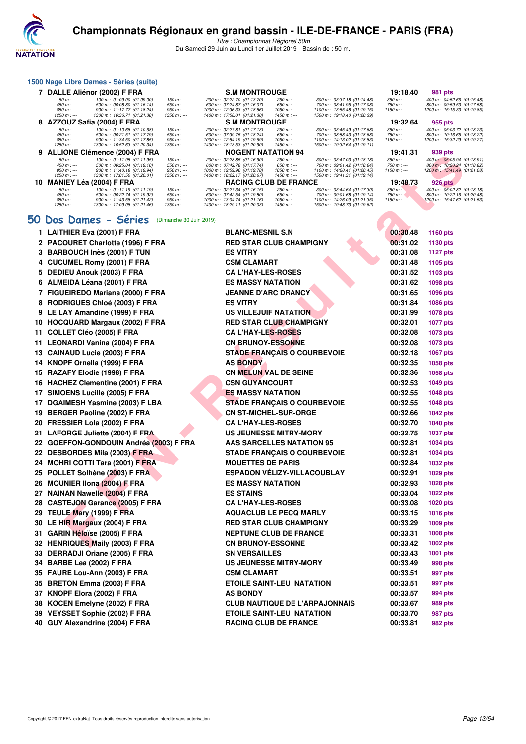# Championnats Régionaux en grand bassin - ILE-DE-FRANCE - PARIS (FRA)

*Titre : Championnat Régional 50m*
Du Samedi 29 Juin au Lundi 1er Juillet 2019 - Bassin de : 50 m.

## 1500 Nage Libre Dames - Séries (suite)

| Rang | Nom | Club | Temps | Points |
|---|---|---|---|---|
| 7 | DALLE Aliénor (2002) F FRA | S.M MONTROUGE | 19:18.40 | 981 pts |

50 m : --- 100 m : 01:09.00 (01:09.00) 150 m : --- 200 m : 02:22.70 (01:13.70) 250 m : --- 300 m : 03:37.18 (01:14.48) 350 m : --- 400 m : 04:52.66 (01:15.48)
450 m : --- 500 m : 06:08.80 (01:16.14) 550 m : --- 600 m : 07:24.87 (01:16.07) 650 m : --- 700 m : 08:41.95 (01:17.08) 750 m : --- 800 m : 09:59.53 (01:17.58)
850 m : --- 900 m : 11:17.77 (01:18.24) 950 m : --- 1000 m : 12:36.33 (01:18.56) 1050 m : --- 1100 m : 13:55.48 (01:19.15) 1150 m : --- 1200 m : 15:15.33 (01:19.85)
1250 m : --- 1300 m : 16:36.71 (01:21.38) 1350 m : --- 1400 m : 17:58.01 (01:21.30) 1450 m : --- 1500 m : 19:18.40 (01:20.39)

| Rang | Nom | Club | Temps | Points |
|---|---|---|---|---|
| 8 | AZZOUZ Safia (2004) F FRA | S.M MONTROUGE | 19:32.64 | 955 pts |

50 m : --- 100 m : 01:10.68 (01:10.68) 150 m : --- 200 m : 02:27.81 (01:17.13) 250 m : --- 300 m : 03:45.49 (01:17.68) 350 m : --- 400 m : 05:03.72 (01:18.23)
450 m : --- 500 m : 06:21.51 (01:17.79) 550 m : --- 600 m : 07:39.75 (01:18.24) 650 m : --- 700 m : 08:58.43 (01:18.68) 750 m : --- 800 m : 10:16.65 (01:18.22)
850 m : --- 900 m : 11:34.50 (01:17.85) 950 m : --- 1000 m : 12:54.19 (01:19.69) 1050 m : --- 1100 m : 14:13.02 (01:18.83) 1150 m : --- 1200 m : 15:32.29 (01:19.27)
1250 m : --- 1300 m : 16:52.63 (01:20.34) 1350 m : --- 1400 m : 18:13.53 (01:20.90) 1450 m : --- 1500 m : 19:32.64 (01:19.11)

| Rang | Nom | Club | Temps | Points |
|---|---|---|---|---|
| 9 | ALLIONE Clémence (2004) F FRA | NOGENT NATATION 94 | 19:41.31 | 939 pts |

50 m : --- 100 m : 01:11.95 (01:11.95) 150 m : --- 200 m : 02:28.85 (01:16.90) 250 m : --- 300 m : 03:47.03 (01:18.18) 350 m : --- 400 m : 05:05.94 (01:18.91)
450 m : --- 500 m : 06:25.04 (01:19.10) 550 m : --- 600 m : 07:42.78 (01:17.74) 650 m : --- 700 m : 09:01.42 (01:18.64) 750 m : --- 800 m : 10:20.24 (01:18.82)
850 m : --- 900 m : 11:40.18 (01:19.94) 950 m : --- 1000 m : 12:59.96 (01:19.78) 1050 m : --- 1100 m : 14:20.41 (01:20.45) 1150 m : --- 1200 m : 15:41.49 (01:21.08)
1250 m : --- 1300 m : 17:01.50 (01:20.01) 1350 m : --- 1400 m : 18:22.17 (01:20.67) 1450 m : --- 1500 m : 19:41.31 (01:19.14)

| Rang | Nom | Club | Temps | Points |
|---|---|---|---|---|
| 10 | MANIEY Léa (2004) F FRA | RACING CLUB DE FRANCE | 19:48.73 | 926 pts |

50 m : --- 100 m : 01:11.19 (01:11.19) 150 m : --- 200 m : 02:27.34 (01:16.15) 250 m : --- 300 m : 03:44.64 (01:17.30) 350 m : --- 400 m : 05:02.82 (01:18.18)
450 m : --- 500 m : 06:22.74 (01:19.92) 550 m : --- 600 m : 07:42.54 (01:19.80) 650 m : --- 700 m : 09:01.68 (01:19.14) 750 m : --- 800 m : 10:22.16 (01:20.48)
850 m : --- 900 m : 11:43.58 (01:21.42) 950 m : --- 1000 m : 13:04.74 (01:21.16) 1050 m : --- 1100 m : 14:26.09 (01:21.35) 1150 m : --- 1200 m : 15:47.62 (01:21.53)
1250 m : --- 1300 m : 17:09.08 (01:21.46) 1350 m : --- 1400 m : 18:29.11 (01:20.03) 1450 m : --- 1500 m : 19:48.73 (01:19.62)

## 50 Dos Dames - Séries (Dimanche 30 Juin 2019)

| Rang | Nom | Club | Temps | Points |
|---|---|---|---|---|
| 1 | LAITHIER Eva (2001) F FRA | BLANC-MESNIL S.N | 00:30.48 | 1160 pts |
| 2 | PACOURET Charlotte (1996) F FRA | RED STAR CLUB CHAMPIGNY | 00:31.02 | 1130 pts |
| 3 | BARBOUCH Inès (2001) F TUN | ES VITRY | 00:31.08 | 1127 pts |
| 4 | CUCUMEL Romy (2001) F FRA | CSM CLAMART | 00:31.48 | 1105 pts |
| 5 | DEDIEU Anouk (2003) F FRA | CA L'HAY-LES-ROSES | 00:31.52 | 1103 pts |
| 6 | ALMEIDA Léana (2001) F FRA | ES MASSY NATATION | 00:31.62 | 1098 pts |
| 7 | FIGUEIREDO Mariana (2000) F FRA | JEANNE D'ARC DRANCY | 00:31.65 | 1096 pts |
| 8 | RODRIGUES Chloé (2003) F FRA | ES VITRY | 00:31.84 | 1086 pts |
| 9 | LE LAY Amandine (1999) F FRA | US VILLEJUIF NATATION | 00:31.99 | 1078 pts |
| 10 | HOCQUARD Margaux (2002) F FRA | RED STAR CLUB CHAMPIGNY | 00:32.01 | 1077 pts |
| 11 | COLLET Cléo (2005) F FRA | CA L'HAY-LES-ROSES | 00:32.08 | 1073 pts |
| 11 | LEONARDI Vanina (2004) F FRA | CN BRUNOY-ESSONNE | 00:32.08 | 1073 pts |
| 13 | CAINAUD Lucie (2003) F FRA | STADE FRANÇAIS O COURBEVOIE | 00:32.18 | 1067 pts |
| 14 | KNOPF Ornella (1999) F FRA | AS BONDY | 00:32.35 | 1058 pts |
| 15 | RAZAFY Elodie (1998) F FRA | CN MELUN VAL DE SEINE | 00:32.36 | 1058 pts |
| 16 | HACHEZ Clementine (2001) F FRA | CSN GUYANCOURT | 00:32.53 | 1049 pts |
| 17 | SIMOENS Lucille (2005) F FRA | ES MASSY NATATION | 00:32.55 | 1048 pts |
| 17 | DGAIMESH Yasmine (2003) F LBA | STADE FRANÇAIS O COURBEVOIE | 00:32.55 | 1048 pts |
| 19 | BERGER Paoline (2002) F FRA | CN ST-MICHEL-SUR-ORGE | 00:32.66 | 1042 pts |
| 20 | FRESSIER Lola (2002) F FRA | CA L'HAY-LES-ROSES | 00:32.70 | 1040 pts |
| 21 | LAFORGE Juliette (2004) F FRA | US JEUNESSE MITRY-MORY | 00:32.75 | 1037 pts |
| 22 | GOEFFON-GONDOUIN Andréa (2003) F FRA | AAS SARCELLES NATATION 95 | 00:32.81 | 1034 pts |
| 22 | DESBORDES Mila (2003) F FRA | STADE FRANÇAIS O COURBEVOIE | 00:32.81 | 1034 pts |
| 24 | MOHRI COTTI Tara (2001) F FRA | MOUETTES DE PARIS | 00:32.84 | 1032 pts |
| 25 | POLLET Solhène (2003) F FRA | ESPADON VÉLIZY-VILLACOUBLAY | 00:32.91 | 1029 pts |
| 26 | MOUNIER Ilona (2004) F FRA | ES MASSY NATATION | 00:32.93 | 1028 pts |
| 27 | NAINAN Nawelle (2004) F FRA | ES STAINS | 00:33.04 | 1022 pts |
| 28 | CASTEJON Garance (2005) F FRA | CA L'HAY-LES-ROSES | 00:33.08 | 1020 pts |
| 29 | TEULE Mary (1999) F FRA | AQUACLUB LE PECQ MARLY | 00:33.15 | 1016 pts |
| 30 | LE HIR Margaux (2004) F FRA | RED STAR CLUB CHAMPIGNY | 00:33.29 | 1009 pts |
| 31 | GARIN Héloïse (2005) F FRA | NEPTUNE CLUB DE FRANCE | 00:33.31 | 1008 pts |
| 32 | HENRIQUES Maily (2003) F FRA | CN BRUNOY-ESSONNE | 00:33.42 | 1002 pts |
| 33 | DERRADJI Oriane (2005) F FRA | SN VERSAILLES | 00:33.43 | 1001 pts |
| 34 | BARBE Lea (2002) F FRA | US JEUNESSE MITRY-MORY | 00:33.49 | 998 pts |
| 35 | FAURE Lou-Ann (2003) F FRA | CSM CLAMART | 00:33.51 | 997 pts |
| 35 | BRETON Emma (2003) F FRA | ETOILE SAINT-LEU NATATION | 00:33.51 | 997 pts |
| 37 | KNOPF Elora (2002) F FRA | AS BONDY | 00:33.57 | 994 pts |
| 38 | KOCEN Emelyne (2002) F FRA | CLUB NAUTIQUE DE L'ARPAJONNAIS | 00:33.67 | 989 pts |
| 39 | VEYSSET Sophie (2002) F FRA | ETOILE SAINT-LEU NATATION | 00:33.70 | 987 pts |
| 40 | GUY Alexandrine (2004) F FRA | RACING CLUB DE FRANCE | 00:33.81 | 982 pts |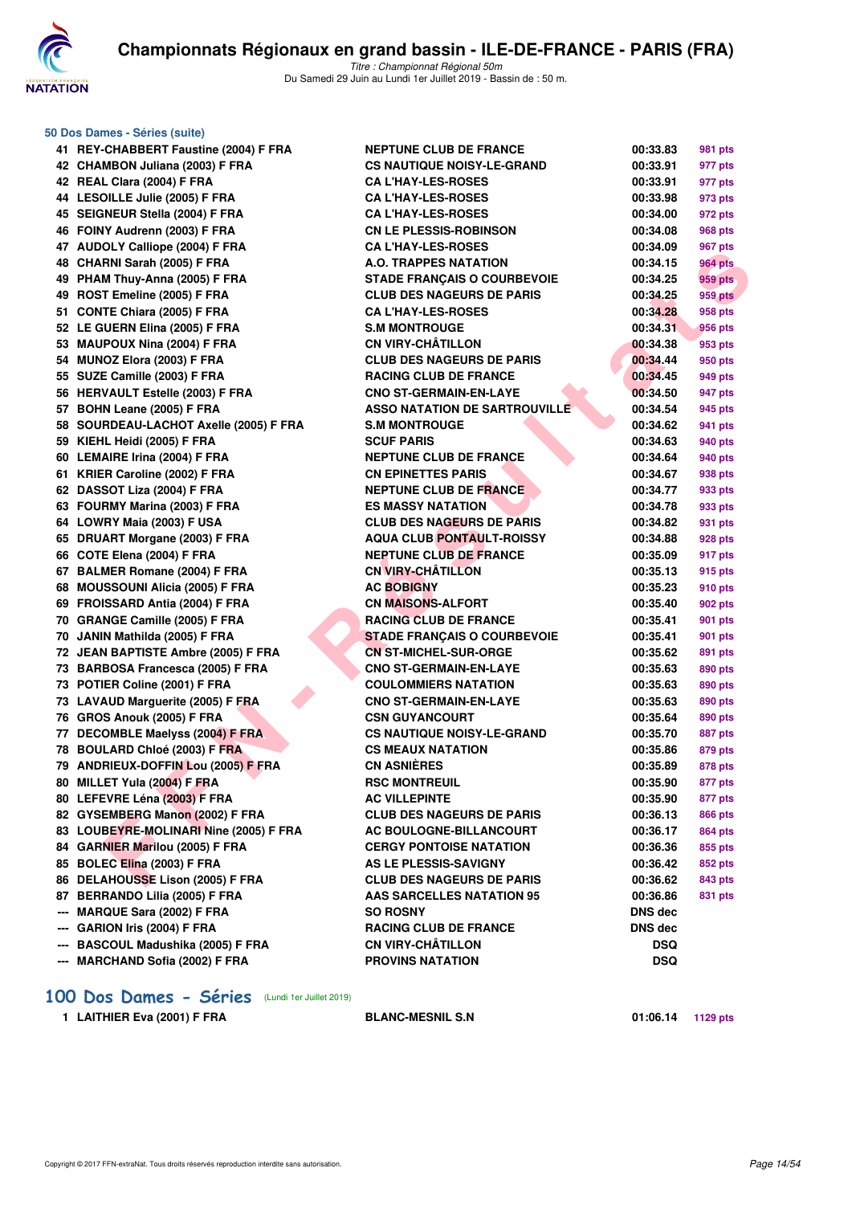### 50 Dos Dames - Séries (suite)

| Rang | Nom | Club | Temps | Points |
|---|---|---|---|---|
| 41 | REY-CHABBERT Faustine (2004) F FRA | NEPTUNE CLUB DE FRANCE | 00:33.83 | 981 pts |
| 42 | CHAMBON Juliana (2003) F FRA | CS NAUTIQUE NOISY-LE-GRAND | 00:33.91 | 977 pts |
| 42 | REAL Clara (2004) F FRA | CA L'HAY-LES-ROSES | 00:33.91 | 977 pts |
| 44 | LESOILLE Julie (2005) F FRA | CA L'HAY-LES-ROSES | 00:33.98 | 973 pts |
| 45 | SEIGNEUR Stella (2004) F FRA | CA L'HAY-LES-ROSES | 00:34.00 | 972 pts |
| 46 | FOINY Audrenn (2003) F FRA | CN LE PLESSIS-ROBINSON | 00:34.08 | 968 pts |
| 47 | AUDOLY Calliope (2004) F FRA | CA L'HAY-LES-ROSES | 00:34.09 | 967 pts |
| 48 | CHARNI Sarah (2005) F FRA | A.O. TRAPPES NATATION | 00:34.15 | 964 pts |
| 49 | PHAM Thuy-Anna (2005) F FRA | STADE FRANÇAIS O COURBEVOIE | 00:34.25 | 959 pts |
| 49 | ROST Emeline (2005) F FRA | CLUB DES NAGEURS DE PARIS | 00:34.25 | 959 pts |
| 51 | CONTE Chiara (2005) F FRA | CA L'HAY-LES-ROSES | 00:34.28 | 958 pts |
| 52 | LE GUERN Elina (2005) F FRA | S.M MONTROUGE | 00:34.31 | 956 pts |
| 53 | MAUPOUX Nina (2004) F FRA | CN VIRY-CHÂTILLON | 00:34.38 | 953 pts |
| 54 | MUNOZ Elora (2003) F FRA | CLUB DES NAGEURS DE PARIS | 00:34.44 | 950 pts |
| 55 | SUZE Camille (2003) F FRA | RACING CLUB DE FRANCE | 00:34.45 | 949 pts |
| 56 | HERVAULT Estelle (2003) F FRA | CNO ST-GERMAIN-EN-LAYE | 00:34.50 | 947 pts |
| 57 | BOHN Leane (2005) F FRA | ASSO NATATION DE SARTROUVILLE | 00:34.54 | 945 pts |
| 58 | SOURDEAU-LACHOT Axelle (2005) F FRA | S.M MONTROUGE | 00:34.62 | 941 pts |
| 59 | KIEHL Heidi (2005) F FRA | SCUF PARIS | 00:34.63 | 940 pts |
| 60 | LEMAIRE Irina (2004) F FRA | NEPTUNE CLUB DE FRANCE | 00:34.64 | 940 pts |
| 61 | KRIER Caroline (2002) F FRA | CN EPINETTES PARIS | 00:34.67 | 938 pts |
| 62 | DASSOT Liza (2004) F FRA | NEPTUNE CLUB DE FRANCE | 00:34.77 | 933 pts |
| 63 | FOURMY Marina (2003) F FRA | ES MASSY NATATION | 00:34.78 | 933 pts |
| 64 | LOWRY Maia (2003) F USA | CLUB DES NAGEURS DE PARIS | 00:34.82 | 931 pts |
| 65 | DRUART Morgane (2003) F FRA | AQUA CLUB PONTAULT-ROISSY | 00:34.88 | 928 pts |
| 66 | COTE Elena (2004) F FRA | NEPTUNE CLUB DE FRANCE | 00:35.09 | 917 pts |
| 67 | BALMER Romane (2004) F FRA | CN VIRY-CHÂTILLON | 00:35.13 | 915 pts |
| 68 | MOUSSOUNI Alicia (2005) F FRA | AC BOBIGNY | 00:35.23 | 910 pts |
| 69 | FROISSARD Antia (2004) F FRA | CN MAISONS-ALFORT | 00:35.40 | 902 pts |
| 70 | GRANGE Camille (2005) F FRA | RACING CLUB DE FRANCE | 00:35.41 | 901 pts |
| 70 | JANIN Mathilda (2005) F FRA | STADE FRANÇAIS O COURBEVOIE | 00:35.41 | 901 pts |
| 72 | JEAN BAPTISTE Ambre (2005) F FRA | CN ST-MICHEL-SUR-ORGE | 00:35.62 | 891 pts |
| 73 | BARBOSA Francesca (2005) F FRA | CNO ST-GERMAIN-EN-LAYE | 00:35.63 | 890 pts |
| 73 | POTIER Coline (2001) F FRA | COULOMMIERS NATATION | 00:35.63 | 890 pts |
| 73 | LAVAUD Marguerite (2005) F FRA | CNO ST-GERMAIN-EN-LAYE | 00:35.63 | 890 pts |
| 76 | GROS Anouk (2005) F FRA | CSN GUYANCOURT | 00:35.64 | 890 pts |
| 77 | DECOMBLE Maelyss (2004) F FRA | CS NAUTIQUE NOISY-LE-GRAND | 00:35.70 | 887 pts |
| 78 | BOULARD Chloé (2003) F FRA | CS MEAUX NATATION | 00:35.86 | 879 pts |
| 79 | ANDRIEUX-DOFFIN Lou (2005) F FRA | CN ASNIÈRES | 00:35.89 | 878 pts |
| 80 | MILLET Yula (2004) F FRA | RSC MONTREUIL | 00:35.90 | 877 pts |
| 80 | LEFEVRE Léna (2003) F FRA | AC VILLEPINTE | 00:35.90 | 877 pts |
| 82 | GYSEMBERG Manon (2002) F FRA | CLUB DES NAGEURS DE PARIS | 00:36.13 | 866 pts |
| 83 | LOUBEYRE-MOLINARI Nine (2005) F FRA | AC BOULOGNE-BILLANCOURT | 00:36.17 | 864 pts |
| 84 | GARNIER Marilou (2005) F FRA | CERGY PONTOISE NATATION | 00:36.36 | 855 pts |
| 85 | BOLEC Elina (2003) F FRA | AS LE PLESSIS-SAVIGNY | 00:36.42 | 852 pts |
| 86 | DELAHOUSSE Lison (2005) F FRA | CLUB DES NAGEURS DE PARIS | 00:36.62 | 843 pts |
| 87 | BERRANDO Lilia (2005) F FRA | AAS SARCELLES NATATION 95 | 00:36.86 | 831 pts |
| --- | MARQUE Sara (2002) F FRA | SO ROSNY | DNS dec | |
| --- | GARION Iris (2004) F FRA | RACING CLUB DE FRANCE | DNS dec | |
| --- | BASCOUL Madushika (2005) F FRA | CN VIRY-CHÂTILLON | DSQ | |
| --- | MARCHAND Sofia (2002) F FRA | PROVINS NATATION | DSQ | |

## 100 Dos Dames - Séries (Lundi 1er Juillet 2019)

| Rang | Nom | Club | Temps | Points |
|---|---|---|---|---|
| 1 | LAITHIER Eva (2001) F FRA | BLANC-MESNIL S.N | 01:06.14 | 1129 pts |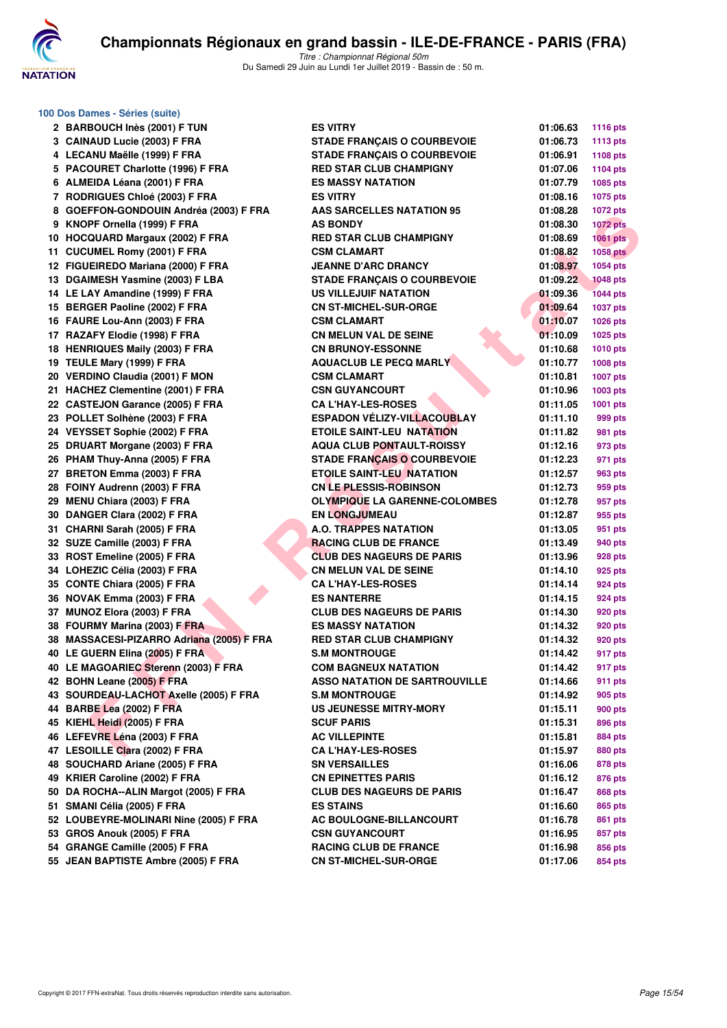# Championnats Régionaux en grand bassin - ILE-DE-FRANCE - PARIS (FRA)

*Titre : Championnat Régional 50m*
Du Samedi 29 Juin au Lundi 1er Juillet 2019 - Bassin de : 50 m.

## 100 Dos Dames - Séries (suite)

| | | | | |
|---|---|---|---|---|
| 2 | BARBOUCH Inès (2001) F TUN | ES VITRY | 01:06.63 | 1116 pts |
| 3 | CAINAUD Lucie (2003) F FRA | STADE FRANÇAIS O COURBEVOIE | 01:06.73 | 1113 pts |
| 4 | LECANU Maëlle (1999) F FRA | STADE FRANÇAIS O COURBEVOIE | 01:06.91 | 1108 pts |
| 5 | PACOURET Charlotte (1996) F FRA | RED STAR CLUB CHAMPIGNY | 01:07.06 | 1104 pts |
| 6 | ALMEIDA Léana (2001) F FRA | ES MASSY NATATION | 01:07.79 | 1085 pts |
| 7 | RODRIGUES Chloé (2003) F FRA | ES VITRY | 01:08.16 | 1075 pts |
| 8 | GOEFFON-GONDOUIN Andréa (2003) F FRA | AAS SARCELLES NATATION 95 | 01:08.28 | 1072 pts |
| 9 | KNOPF Ornella (1999) F FRA | AS BONDY | 01:08.30 | 1072 pts |
| 10 | HOCQUARD Margaux (2002) F FRA | RED STAR CLUB CHAMPIGNY | 01:08.69 | 1061 pts |
| 11 | CUCUMEL Romy (2001) F FRA | CSM CLAMART | 01:08.82 | 1058 pts |
| 12 | FIGUEIREDO Mariana (2000) F FRA | JEANNE D'ARC DRANCY | 01:08.97 | 1054 pts |
| 13 | DGAIMESH Yasmine (2003) F LBA | STADE FRANÇAIS O COURBEVOIE | 01:09.22 | 1048 pts |
| 14 | LE LAY Amandine (1999) F FRA | US VILLEJUIF NATATION | 01:09.36 | 1044 pts |
| 15 | BERGER Paoline (2002) F FRA | CN ST-MICHEL-SUR-ORGE | 01:09.64 | 1037 pts |
| 16 | FAURE Lou-Ann (2003) F FRA | CSM CLAMART | 01:10.07 | 1026 pts |
| 17 | RAZAFY Elodie (1998) F FRA | CN MELUN VAL DE SEINE | 01:10.09 | 1025 pts |
| 18 | HENRIQUES Maily (2003) F FRA | CN BRUNOY-ESSONNE | 01:10.68 | 1010 pts |
| 19 | TEULE Mary (1999) F FRA | AQUACLUB LE PECQ MARLY | 01:10.77 | 1008 pts |
| 20 | VERDINO Claudia (2001) F MON | CSM CLAMART | 01:10.81 | 1007 pts |
| 21 | HACHEZ Clementine (2001) F FRA | CSN GUYANCOURT | 01:10.96 | 1003 pts |
| 22 | CASTEJON Garance (2005) F FRA | CA L'HAY-LES-ROSES | 01:11.05 | 1001 pts |
| 23 | POLLET Solhène (2003) F FRA | ESPADON VÉLIZY-VILLACOUBLAY | 01:11.10 | 999 pts |
| 24 | VEYSSET Sophie (2002) F FRA | ETOILE SAINT-LEU NATATION | 01:11.82 | 981 pts |
| 25 | DRUART Morgane (2003) F FRA | AQUA CLUB PONTAULT-ROISSY | 01:12.16 | 973 pts |
| 26 | PHAM Thuy-Anna (2005) F FRA | STADE FRANÇAIS O COURBEVOIE | 01:12.23 | 971 pts |
| 27 | BRETON Emma (2003) F FRA | ETOILE SAINT-LEU NATATION | 01:12.57 | 963 pts |
| 28 | FOINY Audrenn (2003) F FRA | CN LE PLESSIS-ROBINSON | 01:12.73 | 959 pts |
| 29 | MENU Chiara (2003) F FRA | OLYMPIQUE LA GARENNE-COLOMBES | 01:12.78 | 957 pts |
| 30 | DANGER Clara (2002) F FRA | EN LONGJUMEAU | 01:12.87 | 955 pts |
| 31 | CHARNI Sarah (2005) F FRA | A.O. TRAPPES NATATION | 01:13.05 | 951 pts |
| 32 | SUZE Camille (2003) F FRA | RACING CLUB DE FRANCE | 01:13.49 | 940 pts |
| 33 | ROST Emeline (2005) F FRA | CLUB DES NAGEURS DE PARIS | 01:13.96 | 928 pts |
| 34 | LOHEZIC Célia (2003) F FRA | CN MELUN VAL DE SEINE | 01:14.10 | 925 pts |
| 35 | CONTE Chiara (2005) F FRA | CA L'HAY-LES-ROSES | 01:14.14 | 924 pts |
| 36 | NOVAK Emma (2003) F FRA | ES NANTERRE | 01:14.15 | 924 pts |
| 37 | MUNOZ Elora (2003) F FRA | CLUB DES NAGEURS DE PARIS | 01:14.30 | 920 pts |
| 38 | FOURMY Marina (2003) F FRA | ES MASSY NATATION | 01:14.32 | 920 pts |
| 38 | MASSACESI-PIZARRO Adriana (2005) F FRA | RED STAR CLUB CHAMPIGNY | 01:14.32 | 920 pts |
| 40 | LE GUERN Elina (2005) F FRA | S.M MONTROUGE | 01:14.42 | 917 pts |
| 40 | LE MAGOARIEC Sterenn (2003) F FRA | COM BAGNEUX NATATION | 01:14.42 | 917 pts |
| 42 | BOHN Leane (2005) F FRA | ASSO NATATION DE SARTROUVILLE | 01:14.66 | 911 pts |
| 43 | SOURDEAU-LACHOT Axelle (2005) F FRA | S.M MONTROUGE | 01:14.92 | 905 pts |
| 44 | BARBE Lea (2002) F FRA | US JEUNESSE MITRY-MORY | 01:15.11 | 900 pts |
| 45 | KIEHL Heidi (2005) F FRA | SCUF PARIS | 01:15.31 | 896 pts |
| 46 | LEFEVRE Léna (2003) F FRA | AC VILLEPINTE | 01:15.81 | 884 pts |
| 47 | LESOILLE Clara (2002) F FRA | CA L'HAY-LES-ROSES | 01:15.97 | 880 pts |
| 48 | SOUCHARD Ariane (2005) F FRA | SN VERSAILLES | 01:16.06 | 878 pts |
| 49 | KRIER Caroline (2002) F FRA | CN EPINETTES PARIS | 01:16.12 | 876 pts |
| 50 | DA ROCHA--ALIN Margot (2005) F FRA | CLUB DES NAGEURS DE PARIS | 01:16.47 | 868 pts |
| 51 | SMANI Célia (2005) F FRA | ES STAINS | 01:16.60 | 865 pts |
| 52 | LOUBEYRE-MOLINARI Nine (2005) F FRA | AC BOULOGNE-BILLANCOURT | 01:16.78 | 861 pts |
| 53 | GROS Anouk (2005) F FRA | CSN GUYANCOURT | 01:16.95 | 857 pts |
| 54 | GRANGE Camille (2005) F FRA | RACING CLUB DE FRANCE | 01:16.98 | 856 pts |
| 55 | JEAN BAPTISTE Ambre (2005) F FRA | CN ST-MICHEL-SUR-ORGE | 01:17.06 | 854 pts |

Copyright © 2017 FFN-extraNat. Tous droits réservés reproduction interdite sans autorisation.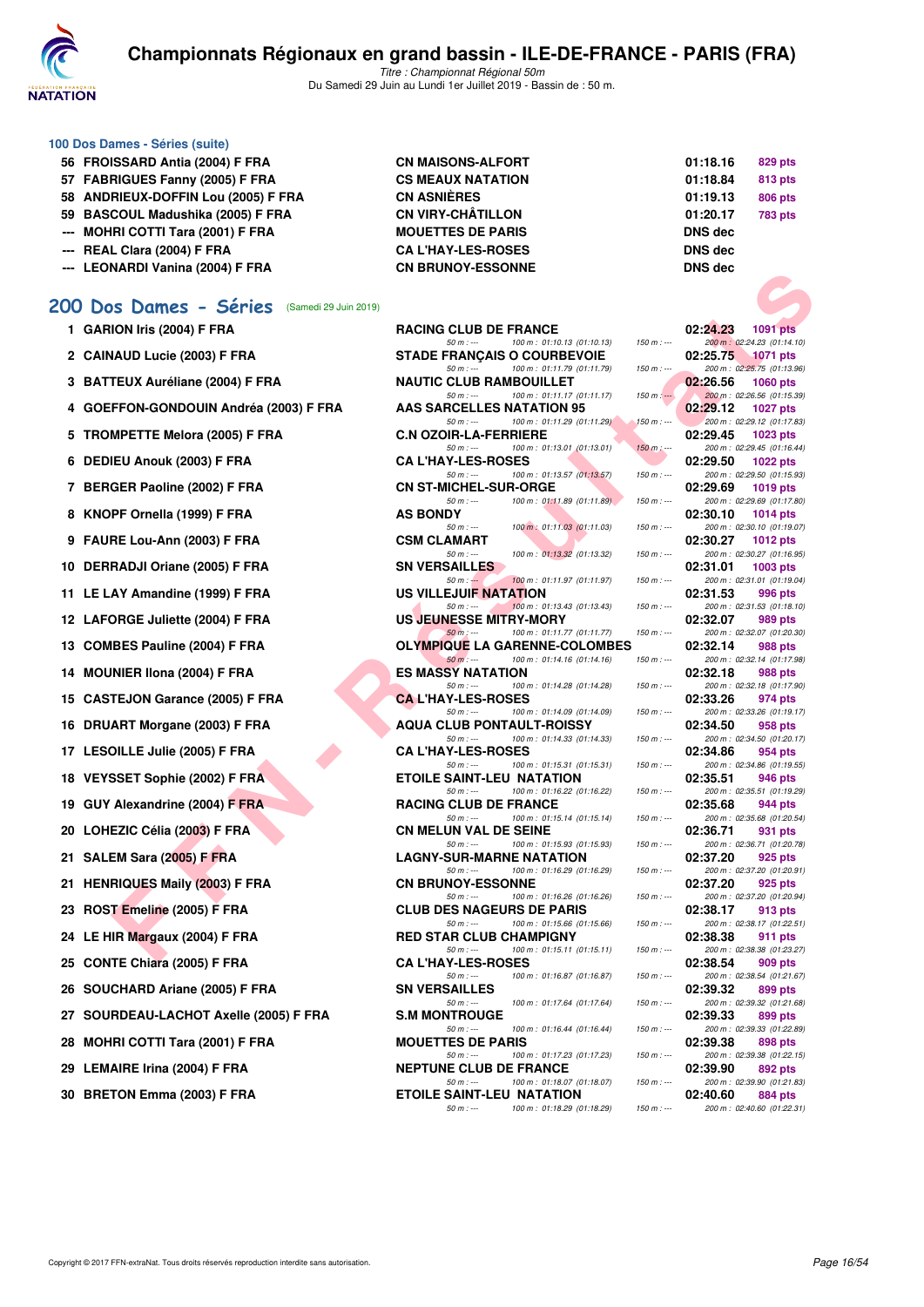# Championnats Régionaux en grand bassin - ILE-DE-FRANCE - PARIS (FRA)

*Titre : Championnat Régional 50m*
Du Samedi 29 Juin au Lundi 1er Juillet 2019 - Bassin de : 50 m.

### 100 Dos Dames - Séries (suite)

| Rang | Nom | Club | Temps | Points |
|---|---|---|---|---|
| 56 | FROISSARD Antia (2004) F FRA | CN MAISONS-ALFORT | 01:18.16 | 829 pts |
| 57 | FABRIGUES Fanny (2005) F FRA | CS MEAUX NATATION | 01:18.84 | 813 pts |
| 58 | ANDRIEUX-DOFFIN Lou (2005) F FRA | CN ASNIÈRES | 01:19.13 | 806 pts |
| 59 | BASCOUL Madushika (2005) F FRA | CN VIRY-CHÂTILLON | 01:20.17 | 783 pts |
| --- | MOHRI COTTI Tara (2001) F FRA | MOUETTES DE PARIS | DNS dec | |
| --- | REAL Clara (2004) F FRA | CA L'HAY-LES-ROSES | DNS dec | |
| --- | LEONARDI Vanina (2004) F FRA | CN BRUNOY-ESSONNE | DNS dec | |

## 200 Dos Dames - Séries (Samedi 29 Juin 2019)

| Rang | Nom | Club | Temps | Points | 50 m | 100 m | 150 m | 200 m |
|---|---|---|---|---|---|---|---|---|
| 1 | GARION Iris (2004) F FRA | RACING CLUB DE FRANCE | 02:24.23 | 1091 pts | --- | 01:10.13 (01:10.13) | --- | 02:24.23 (01:14.10) |
| 2 | CAINAUD Lucie (2003) F FRA | STADE FRANÇAIS O COURBEVOIE | 02:25.75 | 1071 pts | --- | 01:11.79 (01:11.79) | --- | 02:25.75 (01:13.96) |
| 3 | BATTEUX Auréliane (2004) F FRA | NAUTIC CLUB RAMBOUILLET | 02:26.56 | 1060 pts | --- | 01:11.17 (01:11.17) | --- | 02:26.56 (01:15.39) |
| 4 | GOEFFON-GONDOUIN Andréa (2003) F FRA | AAS SARCELLES NATATION 95 | 02:29.12 | 1027 pts | --- | 01:11.29 (01:11.29) | --- | 02:29.12 (01:17.83) |
| 5 | TROMPETTE Melora (2005) F FRA | C.N OZOIR-LA-FERRIERE | 02:29.45 | 1023 pts | --- | 01:13.01 (01:13.01) | --- | 02:29.45 (01:16.44) |
| 6 | DEDIEU Anouk (2003) F FRA | CA L'HAY-LES-ROSES | 02:29.50 | 1022 pts | --- | 01:13.57 (01:13.57) | --- | 02:29.50 (01:15.93) |
| 7 | BERGER Paoline (2002) F FRA | CN ST-MICHEL-SUR-ORGE | 02:29.69 | 1019 pts | --- | 01:11.89 (01:11.89) | --- | 02:29.69 (01:17.80) |
| 8 | KNOPF Ornella (1999) F FRA | AS BONDY | 02:30.10 | 1014 pts | --- | 01:11.03 (01:11.03) | --- | 02:30.10 (01:19.07) |
| 9 | FAURE Lou-Ann (2003) F FRA | CSM CLAMART | 02:30.27 | 1012 pts | --- | 01:13.32 (01:13.32) | --- | 02:30.27 (01:16.95) |
| 10 | DERRADJI Oriane (2005) F FRA | SN VERSAILLES | 02:31.01 | 1003 pts | --- | 01:11.97 (01:11.97) | --- | 02:31.01 (01:19.04) |
| 11 | LE LAY Amandine (1999) F FRA | US VILLEJUIF NATATION | 02:31.53 | 996 pts | --- | 01:13.43 (01:13.43) | --- | 02:31.53 (01:18.10) |
| 12 | LAFORGE Juliette (2004) F FRA | US JEUNESSE MITRY-MORY | 02:32.07 | 989 pts | --- | 01:11.77 (01:11.77) | --- | 02:32.07 (01:20.30) |
| 13 | COMBES Pauline (2004) F FRA | OLYMPIQUE LA GARENNE-COLOMBES | 02:32.14 | 988 pts | --- | 01:14.16 (01:14.16) | --- | 02:32.14 (01:17.98) |
| 14 | MOUNIER Ilona (2004) F FRA | ES MASSY NATATION | 02:32.18 | 988 pts | --- | 01:14.28 (01:14.28) | --- | 02:32.18 (01:17.90) |
| 15 | CASTEJON Garance (2005) F FRA | CA L'HAY-LES-ROSES | 02:33.26 | 974 pts | --- | 01:14.09 (01:14.09) | --- | 02:33.26 (01:19.17) |
| 16 | DRUART Morgane (2003) F FRA | AQUA CLUB PONTAULT-ROISSY | 02:34.50 | 958 pts | --- | 01:14.33 (01:14.33) | --- | 02:34.50 (01:20.17) |
| 17 | LESOILLE Julie (2005) F FRA | CA L'HAY-LES-ROSES | 02:34.86 | 954 pts | --- | 01:15.31 (01:15.31) | --- | 02:34.86 (01:19.55) |
| 18 | VEYSSET Sophie (2002) F FRA | ETOILE SAINT-LEU NATATION | 02:35.51 | 946 pts | --- | 01:16.22 (01:16.22) | --- | 02:35.51 (01:19.29) |
| 19 | GUY Alexandrine (2004) F FRA | RACING CLUB DE FRANCE | 02:35.68 | 944 pts | --- | 01:15.14 (01:15.14) | --- | 02:35.68 (01:20.54) |
| 20 | LOHEZIC Célia (2003) F FRA | CN MELUN VAL DE SEINE | 02:36.71 | 931 pts | --- | 01:15.93 (01:15.93) | --- | 02:36.71 (01:20.78) |
| 21 | SALEM Sara (2005) F FRA | LAGNY-SUR-MARNE NATATION | 02:37.20 | 925 pts | --- | 01:16.29 (01:16.29) | --- | 02:37.20 (01:20.91) |
| 21 | HENRIQUES Maily (2003) F FRA | CN BRUNOY-ESSONNE | 02:37.20 | 925 pts | --- | 01:16.26 (01:16.26) | --- | 02:37.20 (01:20.94) |
| 23 | ROST Emeline (2005) F FRA | CLUB DES NAGEURS DE PARIS | 02:38.17 | 913 pts | --- | 01:15.66 (01:15.66) | --- | 02:38.17 (01:22.51) |
| 24 | LE HIR Margaux (2004) F FRA | RED STAR CLUB CHAMPIGNY | 02:38.38 | 911 pts | --- | 01:15.11 (01:15.11) | --- | 02:38.38 (01:23.27) |
| 25 | CONTE Chiara (2005) F FRA | CA L'HAY-LES-ROSES | 02:38.54 | 909 pts | --- | 01:16.87 (01:16.87) | --- | 02:38.54 (01:21.67) |
| 26 | SOUCHARD Ariane (2005) F FRA | SN VERSAILLES | 02:39.32 | 899 pts | --- | 01:17.64 (01:17.64) | --- | 02:39.32 (01:21.68) |
| 27 | SOURDEAU-LACHOT Axelle (2005) F FRA | S.M MONTROUGE | 02:39.33 | 899 pts | --- | 01:16.44 (01:16.44) | --- | 02:39.33 (01:22.89) |
| 28 | MOHRI COTTI Tara (2001) F FRA | MOUETTES DE PARIS | 02:39.38 | 898 pts | --- | 01:17.23 (01:17.23) | --- | 02:39.38 (01:22.15) |
| 29 | LEMAIRE Irina (2004) F FRA | NEPTUNE CLUB DE FRANCE | 02:39.90 | 892 pts | --- | 01:18.07 (01:18.07) | --- | 02:39.90 (01:21.83) |
| 30 | BRETON Emma (2003) F FRA | ETOILE SAINT-LEU NATATION | 02:40.60 | 884 pts | --- | 01:18.29 (01:18.29) | --- | 02:40.60 (01:22.31) |

Copyright © 2017 FFN-extraNat. Tous droits réservés reproduction interdite sans autorisation.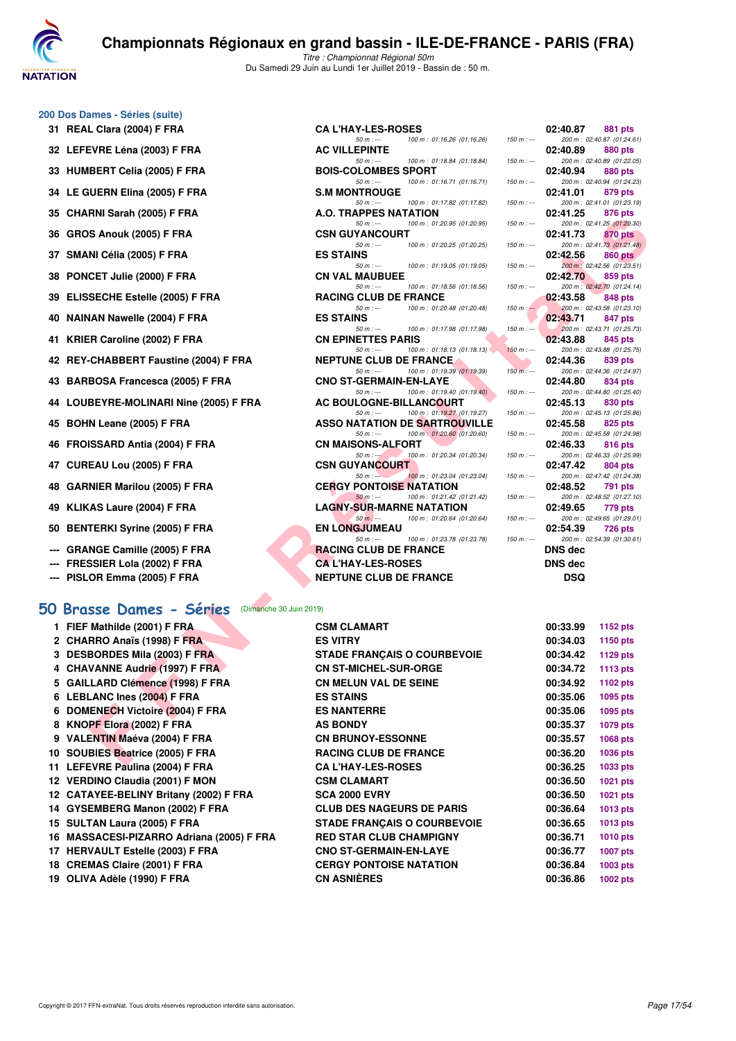# Championnats Régionaux en grand bassin - ILE-DE-FRANCE - PARIS (FRA)

*Titre : Championnat Régional 50m*
Du Samedi 29 Juin au Lundi 1er Juillet 2019 - Bassin de : 50 m.

## 200 Dos Dames - Séries (suite)

| Rang | Nom | Club | Temps | Points |
|---|---|---|---|---|
| 31 | REAL Clara (2004) F FRA | CA L'HAY-LES-ROSES | 02:40.87 | 881 pts |
| | | 50 m : --- 100 m : 01:16.26 (01:16.26) 150 m : --- 200 m : 02:40.87 (01:24.61) | | |
| 32 | LEFEVRE Léna (2003) F FRA | AC VILLEPINTE | 02:40.89 | 880 pts |
| | | 50 m : --- 100 m : 01:18.84 (01:18.84) 150 m : --- 200 m : 02:40.89 (01:22.05) | | |
| 33 | HUMBERT Celia (2005) F FRA | BOIS-COLOMBES SPORT | 02:40.94 | 880 pts |
| | | 50 m : --- 100 m : 01:16.71 (01:16.71) 150 m : --- 200 m : 02:40.94 (01:24.23) | | |
| 34 | LE GUERN Elina (2005) F FRA | S.M MONTROUGE | 02:41.01 | 879 pts |
| | | 50 m : --- 100 m : 01:17.82 (01:17.82) 150 m : --- 200 m : 02:41.01 (01:23.19) | | |
| 35 | CHARNI Sarah (2005) F FRA | A.O. TRAPPES NATATION | 02:41.25 | 876 pts |
| | | 50 m : --- 100 m : 01:20.95 (01:20.95) 150 m : --- 200 m : 02:41.25 (01:20.30) | | |
| 36 | GROS Anouk (2005) F FRA | CSN GUYANCOURT | 02:41.73 | 870 pts |
| | | 50 m : --- 100 m : 01:20.25 (01:20.25) 150 m : --- 200 m : 02:41.73 (01:21.48) | | |
| 37 | SMANI Célia (2005) F FRA | ES STAINS | 02:42.56 | 860 pts |
| | | 50 m : --- 100 m : 01:19.05 (01:19.05) 150 m : --- 200 m : 02:42.56 (01:23.51) | | |
| 38 | PONCET Julie (2000) F FRA | CN VAL MAUBUEE | 02:42.70 | 859 pts |
| | | 50 m : --- 100 m : 01:18.56 (01:18.56) 150 m : --- 200 m : 02:42.70 (01:24.14) | | |
| 39 | ELISSECHE Estelle (2005) F FRA | RACING CLUB DE FRANCE | 02:43.58 | 848 pts |
| | | 50 m : --- 100 m : 01:20.48 (01:20.48) 150 m : --- 200 m : 02:43.58 (01:23.10) | | |
| 40 | NAINAN Nawelle (2004) F FRA | ES STAINS | 02:43.71 | 847 pts |
| | | 50 m : --- 100 m : 01:17.98 (01:17.98) 150 m : --- 200 m : 02:43.71 (01:25.73) | | |
| 41 | KRIER Caroline (2002) F FRA | CN EPINETTES PARIS | 02:43.88 | 845 pts |
| | | 50 m : --- 100 m : 01:18.13 (01:18.13) 150 m : --- 200 m : 02:43.88 (01:25.75) | | |
| 42 | REY-CHABBERT Faustine (2004) F FRA | NEPTUNE CLUB DE FRANCE | 02:44.36 | 839 pts |
| | | 50 m : --- 100 m : 01:19.39 (01:19.39) 150 m : --- 200 m : 02:44.36 (01:24.97) | | |
| 43 | BARBOSA Francesca (2005) F FRA | CNO ST-GERMAIN-EN-LAYE | 02:44.80 | 834 pts |
| | | 50 m : --- 100 m : 01:19.40 (01:19.40) 150 m : --- 200 m : 02:44.80 (01:25.40) | | |
| 44 | LOUBEYRE-MOLINARI Nine (2005) F FRA | AC BOULOGNE-BILLANCOURT | 02:45.13 | 830 pts |
| | | 50 m : --- 100 m : 01:19.27 (01:19.27) 150 m : --- 200 m : 02:45.13 (01:25.86) | | |
| 45 | BOHN Leane (2005) F FRA | ASSO NATATION DE SARTROUVILLE | 02:45.58 | 825 pts |
| | | 50 m : --- 100 m : 01:20.60 (01:20.60) 150 m : --- 200 m : 02:45.58 (01:24.98) | | |
| 46 | FROISSARD Antia (2004) F FRA | CN MAISONS-ALFORT | 02:46.33 | 816 pts |
| | | 50 m : --- 100 m : 01:20.34 (01:20.34) 150 m : --- 200 m : 02:46.33 (01:25.99) | | |
| 47 | CUREAU Lou (2005) F FRA | CSN GUYANCOURT | 02:47.42 | 804 pts |
| | | 50 m : --- 100 m : 01:23.04 (01:23.04) 150 m : --- 200 m : 02:47.42 (01:24.38) | | |
| 48 | GARNIER Marilou (2005) F FRA | CERGY PONTOISE NATATION | 02:48.52 | 791 pts |
| | | 50 m : --- 100 m : 01:21.42 (01:21.42) 150 m : --- 200 m : 02:48.52 (01:27.10) | | |
| 49 | KLIKAS Laure (2004) F FRA | LAGNY-SUR-MARNE NATATION | 02:49.65 | 779 pts |
| | | 50 m : --- 100 m : 01:20.64 (01:20.64) 150 m : --- 200 m : 02:49.65 (01:29.01) | | |
| 50 | BENTERKI Syrine (2005) F FRA | EN LONGJUMEAU | 02:54.39 | 726 pts |
| | | 50 m : --- 100 m : 01:23.78 (01:23.78) 150 m : --- 200 m : 02:54.39 (01:30.61) | | |
| --- | GRANGE Camille (2005) F FRA | RACING CLUB DE FRANCE | DNS dec | |
| --- | FRESSIER Lola (2002) F FRA | CA L'HAY-LES-ROSES | DNS dec | |
| --- | PISLOR Emma (2005) F FRA | NEPTUNE CLUB DE FRANCE | DSQ | |

## 50 Brasse Dames - Séries (Dimanche 30 Juin 2019)

| Rang | Nom | Club | Temps | Points |
|---|---|---|---|---|
| 1 | FIEF Mathilde (2001) F FRA | CSM CLAMART | 00:33.99 | 1152 pts |
| 2 | CHARRO Anaïs (1998) F FRA | ES VITRY | 00:34.03 | 1150 pts |
| 3 | DESBORDES Mila (2003) F FRA | STADE FRANÇAIS O COURBEVOIE | 00:34.42 | 1129 pts |
| 4 | CHAVANNE Audrie (1997) F FRA | CN ST-MICHEL-SUR-ORGE | 00:34.72 | 1113 pts |
| 5 | GAILLARD Clémence (1998) F FRA | CN MELUN VAL DE SEINE | 00:34.92 | 1102 pts |
| 6 | LEBLANC Ines (2004) F FRA | ES STAINS | 00:35.06 | 1095 pts |
| 6 | DOMENECH Victoire (2004) F FRA | ES NANTERRE | 00:35.06 | 1095 pts |
| 8 | KNOPF Elora (2002) F FRA | AS BONDY | 00:35.37 | 1079 pts |
| 9 | VALENTIN Maéva (2004) F FRA | CN BRUNOY-ESSONNE | 00:35.57 | 1068 pts |
| 10 | SOUBIES Beatrice (2005) F FRA | RACING CLUB DE FRANCE | 00:36.20 | 1036 pts |
| 11 | LEFEVRE Paulina (2004) F FRA | CA L'HAY-LES-ROSES | 00:36.25 | 1033 pts |
| 12 | VERDINO Claudia (2001) F MON | CSM CLAMART | 00:36.50 | 1021 pts |
| 12 | CATAYEE-BELINY Britany (2002) F FRA | SCA 2000 EVRY | 00:36.50 | 1021 pts |
| 14 | GYSEMBERG Manon (2002) F FRA | CLUB DES NAGEURS DE PARIS | 00:36.64 | 1013 pts |
| 15 | SULTAN Laura (2005) F FRA | STADE FRANÇAIS O COURBEVOIE | 00:36.65 | 1013 pts |
| 16 | MASSACESI-PIZARRO Adriana (2005) F FRA | RED STAR CLUB CHAMPIGNY | 00:36.71 | 1010 pts |
| 17 | HERVAULT Estelle (2003) F FRA | CNO ST-GERMAIN-EN-LAYE | 00:36.77 | 1007 pts |
| 18 | CREMAS Claire (2001) F FRA | CERGY PONTOISE NATATION | 00:36.84 | 1003 pts |
| 19 | OLIVA Adèle (1990) F FRA | CN ASNIÈRES | 00:36.86 | 1002 pts |

Copyright © 2017 FFN-extraNat. Tous droits réservés reproduction interdite sans autorisation.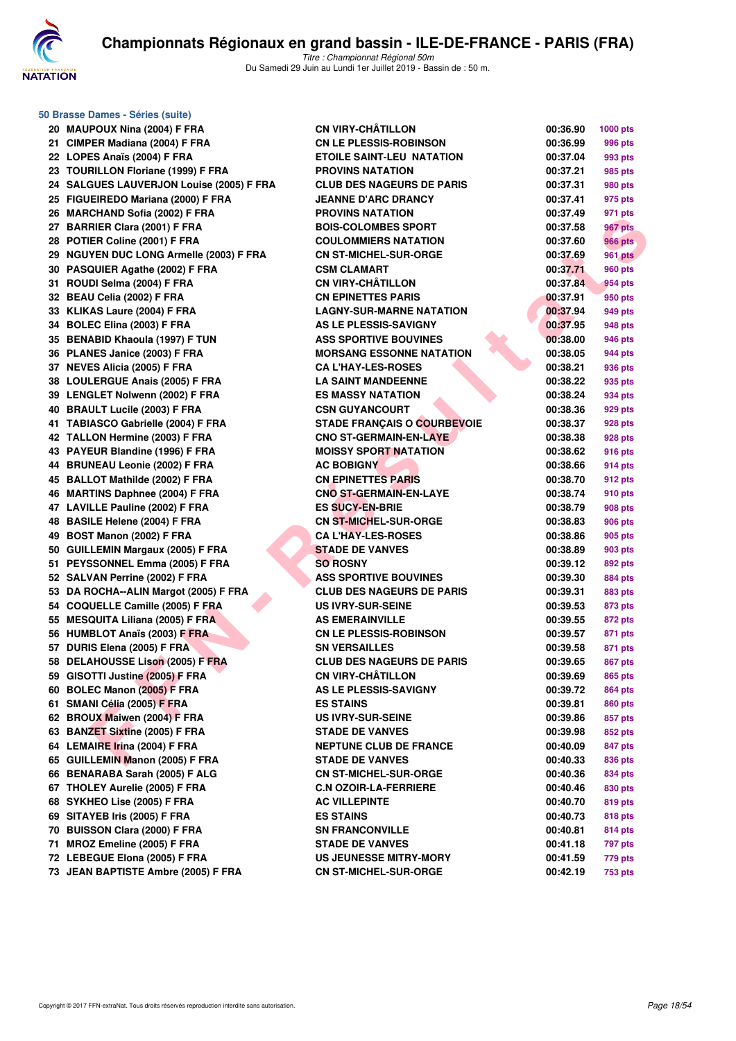# Championnats Régionaux en grand bassin - ILE-DE-FRANCE - PARIS (FRA)

*Titre : Championnat Régional 50m*
Du Samedi 29 Juin au Lundi 1er Juillet 2019 - Bassin de : 50 m.

## 50 Brasse Dames - Séries (suite)

| | | | | |
|---|---|---|---|---|
| 20 | MAUPOUX Nina (2004) F FRA | CN VIRY-CHÂTILLON | 00:36.90 | 1000 pts |
| 21 | CIMPER Madiana (2004) F FRA | CN LE PLESSIS-ROBINSON | 00:36.99 | 996 pts |
| 22 | LOPES Anaïs (2004) F FRA | ETOILE SAINT-LEU NATATION | 00:37.04 | 993 pts |
| 23 | TOURILLON Floriane (1999) F FRA | PROVINS NATATION | 00:37.21 | 985 pts |
| 24 | SALGUES LAUVERJON Louise (2005) F FRA | CLUB DES NAGEURS DE PARIS | 00:37.31 | 980 pts |
| 25 | FIGUEIREDO Mariana (2000) F FRA | JEANNE D'ARC DRANCY | 00:37.41 | 975 pts |
| 26 | MARCHAND Sofia (2002) F FRA | PROVINS NATATION | 00:37.49 | 971 pts |
| 27 | BARRIER Clara (2001) F FRA | BOIS-COLOMBES SPORT | 00:37.58 | 967 pts |
| 28 | POTIER Coline (2001) F FRA | COULOMMIERS NATATION | 00:37.60 | 966 pts |
| 29 | NGUYEN DUC LONG Armelle (2003) F FRA | CN ST-MICHEL-SUR-ORGE | 00:37.69 | 961 pts |
| 30 | PASQUIER Agathe (2002) F FRA | CSM CLAMART | 00:37.71 | 960 pts |
| 31 | ROUDI Selma (2004) F FRA | CN VIRY-CHÂTILLON | 00:37.84 | 954 pts |
| 32 | BEAU Celia (2002) F FRA | CN EPINETTES PARIS | 00:37.91 | 950 pts |
| 33 | KLIKAS Laure (2004) F FRA | LAGNY-SUR-MARNE NATATION | 00:37.94 | 949 pts |
| 34 | BOLEC Elina (2003) F FRA | AS LE PLESSIS-SAVIGNY | 00:37.95 | 948 pts |
| 35 | BENABID Khaoula (1997) F TUN | ASS SPORTIVE BOUVINES | 00:38.00 | 946 pts |
| 36 | PLANES Janice (2003) F FRA | MORSANG ESSONNE NATATION | 00:38.05 | 944 pts |
| 37 | NEVES Alicia (2005) F FRA | CA L'HAY-LES-ROSES | 00:38.21 | 936 pts |
| 38 | LOULERGUE Anais (2005) F FRA | LA SAINT MANDEENNE | 00:38.22 | 935 pts |
| 39 | LENGLET Nolwenn (2002) F FRA | ES MASSY NATATION | 00:38.24 | 934 pts |
| 40 | BRAULT Lucile (2003) F FRA | CSN GUYANCOURT | 00:38.36 | 929 pts |
| 41 | TABIASCO Gabrielle (2004) F FRA | STADE FRANÇAIS O COURBEVOIE | 00:38.37 | 928 pts |
| 42 | TALLON Hermine (2003) F FRA | CNO ST-GERMAIN-EN-LAYE | 00:38.38 | 928 pts |
| 43 | PAYEUR Blandine (1996) F FRA | MOISSY SPORT NATATION | 00:38.62 | 916 pts |
| 44 | BRUNEAU Leonie (2002) F FRA | AC BOBIGNY | 00:38.66 | 914 pts |
| 45 | BALLOT Mathilde (2002) F FRA | CN EPINETTES PARIS | 00:38.70 | 912 pts |
| 46 | MARTINS Daphnee (2004) F FRA | CNO ST-GERMAIN-EN-LAYE | 00:38.74 | 910 pts |
| 47 | LAVILLE Pauline (2002) F FRA | ES SUCY-EN-BRIE | 00:38.79 | 908 pts |
| 48 | BASILE Helene (2004) F FRA | CN ST-MICHEL-SUR-ORGE | 00:38.83 | 906 pts |
| 49 | BOST Manon (2002) F FRA | CA L'HAY-LES-ROSES | 00:38.86 | 905 pts |
| 50 | GUILLEMIN Margaux (2005) F FRA | STADE DE VANVES | 00:38.89 | 903 pts |
| 51 | PEYSSONNEL Emma (2005) F FRA | SO ROSNY | 00:39.12 | 892 pts |
| 52 | SALVAN Perrine (2002) F FRA | ASS SPORTIVE BOUVINES | 00:39.30 | 884 pts |
| 53 | DA ROCHA--ALIN Margot (2005) F FRA | CLUB DES NAGEURS DE PARIS | 00:39.31 | 883 pts |
| 54 | COQUELLE Camille (2005) F FRA | US IVRY-SUR-SEINE | 00:39.53 | 873 pts |
| 55 | MESQUITA Liliana (2005) F FRA | AS EMERAINVILLE | 00:39.55 | 872 pts |
| 56 | HUMBLOT Anaïs (2003) F FRA | CN LE PLESSIS-ROBINSON | 00:39.57 | 871 pts |
| 57 | DURIS Elena (2005) F FRA | SN VERSAILLES | 00:39.58 | 871 pts |
| 58 | DELAHOUSSE Lison (2005) F FRA | CLUB DES NAGEURS DE PARIS | 00:39.65 | 867 pts |
| 59 | GISOTTI Justine (2005) F FRA | CN VIRY-CHÂTILLON | 00:39.69 | 865 pts |
| 60 | BOLEC Manon (2005) F FRA | AS LE PLESSIS-SAVIGNY | 00:39.72 | 864 pts |
| 61 | SMANI Célia (2005) F FRA | ES STAINS | 00:39.81 | 860 pts |
| 62 | BROUX Maiwen (2004) F FRA | US IVRY-SUR-SEINE | 00:39.86 | 857 pts |
| 63 | BANZET Sixtine (2005) F FRA | STADE DE VANVES | 00:39.98 | 852 pts |
| 64 | LEMAIRE Irina (2004) F FRA | NEPTUNE CLUB DE FRANCE | 00:40.09 | 847 pts |
| 65 | GUILLEMIN Manon (2005) F FRA | STADE DE VANVES | 00:40.33 | 836 pts |
| 66 | BENARABA Sarah (2005) F ALG | CN ST-MICHEL-SUR-ORGE | 00:40.36 | 834 pts |
| 67 | THOLEY Aurelie (2005) F FRA | C.N OZOIR-LA-FERRIERE | 00:40.46 | 830 pts |
| 68 | SYKHEO Lise (2005) F FRA | AC VILLEPINTE | 00:40.70 | 819 pts |
| 69 | SITAYEB Iris (2005) F FRA | ES STAINS | 00:40.73 | 818 pts |
| 70 | BUISSON Clara (2000) F FRA | SN FRANCONVILLE | 00:40.81 | 814 pts |
| 71 | MROZ Emeline (2005) F FRA | STADE DE VANVES | 00:41.18 | 797 pts |
| 72 | LEBEGUE Elona (2005) F FRA | US JEUNESSE MITRY-MORY | 00:41.59 | 779 pts |
| 73 | JEAN BAPTISTE Ambre (2005) F FRA | CN ST-MICHEL-SUR-ORGE | 00:42.19 | 753 pts |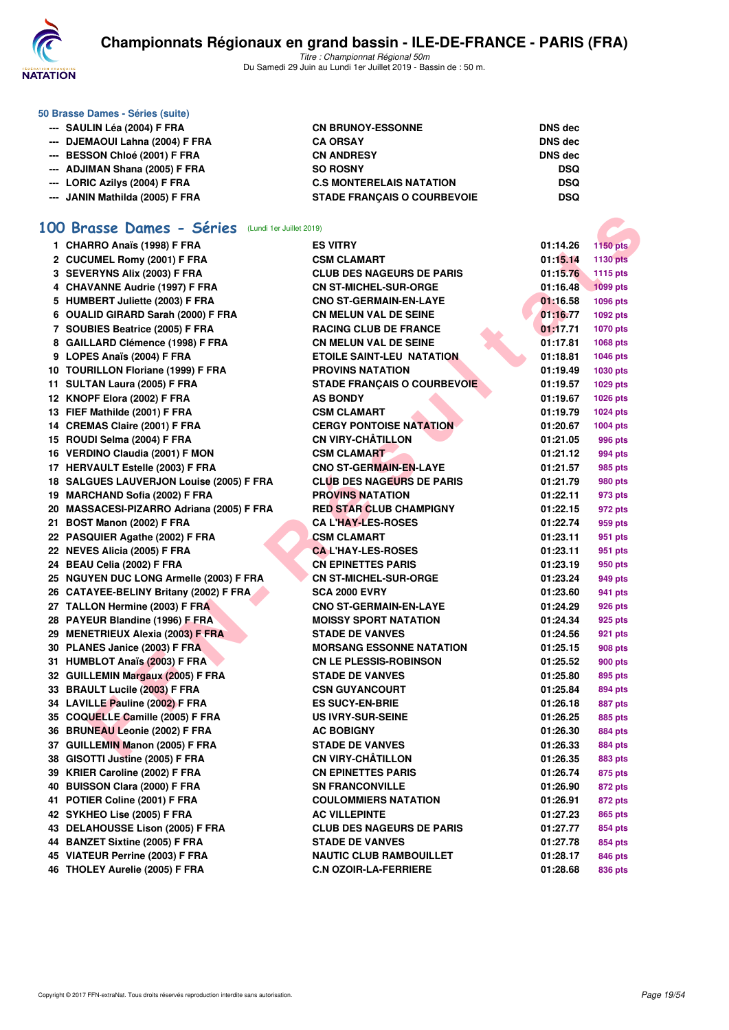### 50 Brasse Dames - Séries (suite)

| | | | |
|---|---|---|---|
| --- | SAULIN Léa (2004) F FRA | CN BRUNOY-ESSONNE | DNS dec |
| --- | DJEMAOUI Lahna (2004) F FRA | CA ORSAY | DNS dec |
| --- | BESSON Chloé (2001) F FRA | CN ANDRESY | DNS dec |
| --- | ADJIMAN Shana (2005) F FRA | SO ROSNY | DSQ |
| --- | LORIC Azilys (2004) F FRA | C.S MONTERELAIS NATATION | DSQ |
| --- | JANIN Mathilda (2005) F FRA | STADE FRANÇAIS O COURBEVOIE | DSQ |

## 100 Brasse Dames - Séries (Lundi 1er Juillet 2019)

| | | | | |
|---|---|---|---|---|
| 1 | CHARRO Anaïs (1998) F FRA | ES VITRY | 01:14.26 | 1150 pts |
| 2 | CUCUMEL Romy (2001) F FRA | CSM CLAMART | 01:15.14 | 1130 pts |
| 3 | SEVERYNS Alix (2003) F FRA | CLUB DES NAGEURS DE PARIS | 01:15.76 | 1115 pts |
| 4 | CHAVANNE Audrie (1997) F FRA | CN ST-MICHEL-SUR-ORGE | 01:16.48 | 1099 pts |
| 5 | HUMBERT Juliette (2003) F FRA | CNO ST-GERMAIN-EN-LAYE | 01:16.58 | 1096 pts |
| 6 | OUALID GIRARD Sarah (2000) F FRA | CN MELUN VAL DE SEINE | 01:16.77 | 1092 pts |
| 7 | SOUBIES Beatrice (2005) F FRA | RACING CLUB DE FRANCE | 01:17.71 | 1070 pts |
| 8 | GAILLARD Clémence (1998) F FRA | CN MELUN VAL DE SEINE | 01:17.81 | 1068 pts |
| 9 | LOPES Anaïs (2004) F FRA | ETOILE SAINT-LEU NATATION | 01:18.81 | 1046 pts |
| 10 | TOURILLON Floriane (1999) F FRA | PROVINS NATATION | 01:19.49 | 1030 pts |
| 11 | SULTAN Laura (2005) F FRA | STADE FRANÇAIS O COURBEVOIE | 01:19.57 | 1029 pts |
| 12 | KNOPF Elora (2002) F FRA | AS BONDY | 01:19.67 | 1026 pts |
| 13 | FIEF Mathilde (2001) F FRA | CSM CLAMART | 01:19.79 | 1024 pts |
| 14 | CREMAS Claire (2001) F FRA | CERGY PONTOISE NATATION | 01:20.67 | 1004 pts |
| 15 | ROUDI Selma (2004) F FRA | CN VIRY-CHÂTILLON | 01:21.05 | 996 pts |
| 16 | VERDINO Claudia (2001) F MON | CSM CLAMART | 01:21.12 | 994 pts |
| 17 | HERVAULT Estelle (2003) F FRA | CNO ST-GERMAIN-EN-LAYE | 01:21.57 | 985 pts |
| 18 | SALGUES LAUVERJON Louise (2005) F FRA | CLUB DES NAGEURS DE PARIS | 01:21.79 | 980 pts |
| 19 | MARCHAND Sofia (2002) F FRA | PROVINS NATATION | 01:22.11 | 973 pts |
| 20 | MASSACESI-PIZARRO Adriana (2005) F FRA | RED STAR CLUB CHAMPIGNY | 01:22.15 | 972 pts |
| 21 | BOST Manon (2002) F FRA | CA L'HAY-LES-ROSES | 01:22.74 | 959 pts |
| 22 | PASQUIER Agathe (2002) F FRA | CSM CLAMART | 01:23.11 | 951 pts |
| 22 | NEVES Alicia (2005) F FRA | CA L'HAY-LES-ROSES | 01:23.11 | 951 pts |
| 24 | BEAU Celia (2002) F FRA | CN EPINETTES PARIS | 01:23.19 | 950 pts |
| 25 | NGUYEN DUC LONG Armelle (2003) F FRA | CN ST-MICHEL-SUR-ORGE | 01:23.24 | 949 pts |
| 26 | CATAYEE-BELINY Britany (2002) F FRA | SCA 2000 EVRY | 01:23.60 | 941 pts |
| 27 | TALLON Hermine (2003) F FRA | CNO ST-GERMAIN-EN-LAYE | 01:24.29 | 926 pts |
| 28 | PAYEUR Blandine (1996) F FRA | MOISSY SPORT NATATION | 01:24.34 | 925 pts |
| 29 | MENETRIEUX Alexia (2003) F FRA | STADE DE VANVES | 01:24.56 | 921 pts |
| 30 | PLANES Janice (2003) F FRA | MORSANG ESSONNE NATATION | 01:25.15 | 908 pts |
| 31 | HUMBLOT Anaïs (2003) F FRA | CN LE PLESSIS-ROBINSON | 01:25.52 | 900 pts |
| 32 | GUILLEMIN Margaux (2005) F FRA | STADE DE VANVES | 01:25.80 | 895 pts |
| 33 | BRAULT Lucile (2003) F FRA | CSN GUYANCOURT | 01:25.84 | 894 pts |
| 34 | LAVILLE Pauline (2002) F FRA | ES SUCY-EN-BRIE | 01:26.18 | 887 pts |
| 35 | COQUELLE Camille (2005) F FRA | US IVRY-SUR-SEINE | 01:26.25 | 885 pts |
| 36 | BRUNEAU Leonie (2002) F FRA | AC BOBIGNY | 01:26.30 | 884 pts |
| 37 | GUILLEMIN Manon (2005) F FRA | STADE DE VANVES | 01:26.33 | 884 pts |
| 38 | GISOTTI Justine (2005) F FRA | CN VIRY-CHÂTILLON | 01:26.35 | 883 pts |
| 39 | KRIER Caroline (2002) F FRA | CN EPINETTES PARIS | 01:26.74 | 875 pts |
| 40 | BUISSON Clara (2000) F FRA | SN FRANCONVILLE | 01:26.90 | 872 pts |
| 41 | POTIER Coline (2001) F FRA | COULOMMIERS NATATION | 01:26.91 | 872 pts |
| 42 | SYKHEO Lise (2005) F FRA | AC VILLEPINTE | 01:27.23 | 865 pts |
| 43 | DELAHOUSSE Lison (2005) F FRA | CLUB DES NAGEURS DE PARIS | 01:27.77 | 854 pts |
| 44 | BANZET Sixtine (2005) F FRA | STADE DE VANVES | 01:27.78 | 854 pts |
| 45 | VIATEUR Perrine (2003) F FRA | NAUTIC CLUB RAMBOUILLET | 01:28.17 | 846 pts |
| 46 | THOLEY Aurelie (2005) F FRA | C.N OZOIR-LA-FERRIERE | 01:28.68 | 836 pts |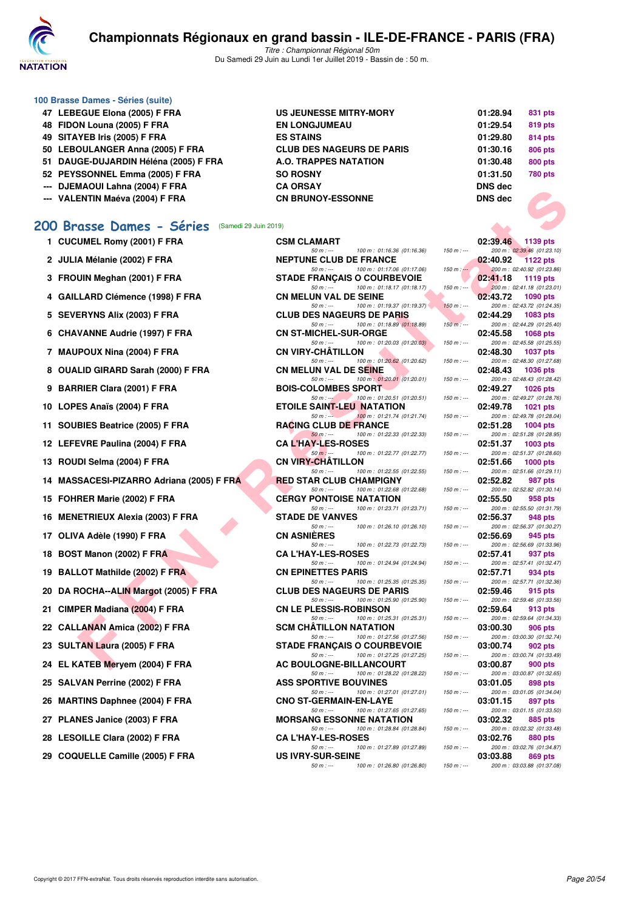# Championnats Régionaux en grand bassin - ILE-DE-FRANCE - PARIS (FRA)

*Titre : Championnat Régional 50m*
Du Samedi 29 Juin au Lundi 1er Juillet 2019 - Bassin de : 50 m.

### 100 Brasse Dames - Séries (suite)

| Rang | Nom | Club | Temps | Points |
|---|---|---|---|---|
| 47 | LEBEGUE Elona (2005) F FRA | US JEUNESSE MITRY-MORY | 01:28.94 | 831 pts |
| 48 | FIDON Louna (2005) F FRA | EN LONGJUMEAU | 01:29.54 | 819 pts |
| 49 | SITAYEB Iris (2005) F FRA | ES STAINS | 01:29.80 | 814 pts |
| 50 | LEBOULANGER Anna (2005) F FRA | CLUB DES NAGEURS DE PARIS | 01:30.16 | 806 pts |
| 51 | DAUGE-DUJARDIN Héléna (2005) F FRA | A.O. TRAPPES NATATION | 01:30.48 | 800 pts |
| 52 | PEYSSONNEL Emma (2005) F FRA | SO ROSNY | 01:31.50 | 780 pts |
| --- | DJEMAOUI Lahna (2004) F FRA | CA ORSAY | DNS dec | |
| --- | VALENTIN Maéva (2004) F FRA | CN BRUNOY-ESSONNE | DNS dec | |

## 200 Brasse Dames - Séries (Samedi 29 Juin 2019)

| Rang | Nom | Club | Temps | Points | Intermédiaires |
|---|---|---|---|---|---|
| 1 | CUCUMEL Romy (2001) F FRA | CSM CLAMART | 02:39.46 | 1139 pts | 50 m : --- 100 m : 01:16.36 (01:16.36) 150 m : --- 200 m : 02:39.46 (01:23.10) |
| 2 | JULIA Mélanie (2002) F FRA | NEPTUNE CLUB DE FRANCE | 02:40.92 | 1122 pts | 50 m : --- 100 m : 01:17.06 (01:17.06) 150 m : --- 200 m : 02:40.92 (01:23.86) |
| 3 | FROUIN Meghan (2001) F FRA | STADE FRANÇAIS O COURBEVOIE | 02:41.18 | 1119 pts | 50 m : --- 100 m : 01:18.17 (01:18.17) 150 m : --- 200 m : 02:41.18 (01:23.01) |
| 4 | GAILLARD Clémence (1998) F FRA | CN MELUN VAL DE SEINE | 02:43.72 | 1090 pts | 50 m : --- 100 m : 01:19.37 (01:19.37) 150 m : --- 200 m : 02:43.72 (01:24.35) |
| 5 | SEVERYNS Alix (2003) F FRA | CLUB DES NAGEURS DE PARIS | 02:44.29 | 1083 pts | 50 m : --- 100 m : 01:18.89 (01:18.89) 150 m : --- 200 m : 02:44.29 (01:25.40) |
| 6 | CHAVANNE Audrie (1997) F FRA | CN ST-MICHEL-SUR-ORGE | 02:45.58 | 1068 pts | 50 m : --- 100 m : 01:20.03 (01:20.03) 150 m : --- 200 m : 02:45.58 (01:25.55) |
| 7 | MAUPOUX Nina (2004) F FRA | CN VIRY-CHÂTILLON | 02:48.30 | 1037 pts | 50 m : --- 100 m : 01:20.62 (01:20.62) 150 m : --- 200 m : 02:48.30 (01:27.68) |
| 8 | OUALID GIRARD Sarah (2000) F FRA | CN MELUN VAL DE SEINE | 02:48.43 | 1036 pts | 50 m : --- 100 m : 01:20.01 (01:20.01) 150 m : --- 200 m : 02:48.43 (01:28.42) |
| 9 | BARRIER Clara (2001) F FRA | BOIS-COLOMBES SPORT | 02:49.27 | 1026 pts | 50 m : --- 100 m : 01:20.51 (01:20.51) 150 m : --- 200 m : 02:49.27 (01:28.76) |
| 10 | LOPES Anaïs (2004) F FRA | ETOILE SAINT-LEU NATATION | 02:49.78 | 1021 pts | 50 m : --- 100 m : 01:21.74 (01:21.74) 150 m : --- 200 m : 02:49.78 (01:28.04) |
| 11 | SOUBIES Beatrice (2005) F FRA | RACING CLUB DE FRANCE | 02:51.28 | 1004 pts | 50 m : --- 100 m : 01:22.33 (01:22.33) 150 m : --- 200 m : 02:51.28 (01:28.95) |
| 12 | LEFEVRE Paulina (2004) F FRA | CA L'HAY-LES-ROSES | 02:51.37 | 1003 pts | 50 m : --- 100 m : 01:22.77 (01:22.77) 150 m : --- 200 m : 02:51.37 (01:28.60) |
| 13 | ROUDI Selma (2004) F FRA | CN VIRY-CHÂTILLON | 02:51.66 | 1000 pts | 50 m : --- 100 m : 01:22.55 (01:22.55) 150 m : --- 200 m : 02:51.66 (01:29.11) |
| 14 | MASSACESI-PIZARRO Adriana (2005) F FRA | RED STAR CLUB CHAMPIGNY | 02:52.82 | 987 pts | 50 m : --- 100 m : 01:22.68 (01:22.68) 150 m : --- 200 m : 02:52.82 (01:30.14) |
| 15 | FOHRER Marie (2002) F FRA | CERGY PONTOISE NATATION | 02:55.50 | 958 pts | 50 m : --- 100 m : 01:23.71 (01:23.71) 150 m : --- 200 m : 02:55.50 (01:31.79) |
| 16 | MENETRIEUX Alexia (2003) F FRA | STADE DE VANVES | 02:56.37 | 948 pts | 50 m : --- 100 m : 01:26.10 (01:26.10) 150 m : --- 200 m : 02:56.37 (01:30.27) |
| 17 | OLIVA Adèle (1990) F FRA | CN ASNIÈRES | 02:56.69 | 945 pts | 50 m : --- 100 m : 01:22.73 (01:22.73) 150 m : --- 200 m : 02:56.69 (01:33.96) |
| 18 | BOST Manon (2002) F FRA | CA L'HAY-LES-ROSES | 02:57.41 | 937 pts | 50 m : --- 100 m : 01:24.94 (01:24.94) 150 m : --- 200 m : 02:57.41 (01:32.47) |
| 19 | BALLOT Mathilde (2002) F FRA | CN EPINETTES PARIS | 02:57.71 | 934 pts | 50 m : --- 100 m : 01:25.35 (01:25.35) 150 m : --- 200 m : 02:57.71 (01:32.36) |
| 20 | DA ROCHA--ALIN Margot (2005) F FRA | CLUB DES NAGEURS DE PARIS | 02:59.46 | 915 pts | 50 m : --- 100 m : 01:25.90 (01:25.90) 150 m : --- 200 m : 02:59.46 (01:33.56) |
| 21 | CIMPER Madiana (2004) F FRA | CN LE PLESSIS-ROBINSON | 02:59.64 | 913 pts | 50 m : --- 100 m : 01:25.31 (01:25.31) 150 m : --- 200 m : 02:59.64 (01:34.33) |
| 22 | CALLANAN Amica (2002) F FRA | SCM CHÂTILLON NATATION | 03:00.30 | 906 pts | 50 m : --- 100 m : 01:27.56 (01:27.56) 150 m : --- 200 m : 03:00.30 (01:32.74) |
| 23 | SULTAN Laura (2005) F FRA | STADE FRANÇAIS O COURBEVOIE | 03:00.74 | 902 pts | 50 m : --- 100 m : 01:27.25 (01:27.25) 150 m : --- 200 m : 03:00.74 (01:33.49) |
| 24 | EL KATEB Meryem (2004) F FRA | AC BOULOGNE-BILLANCOURT | 03:00.87 | 900 pts | 50 m : --- 100 m : 01:28.22 (01:28.22) 150 m : --- 200 m : 03:00.87 (01:32.65) |
| 25 | SALVAN Perrine (2002) F FRA | ASS SPORTIVE BOUVINES | 03:01.05 | 898 pts | 50 m : --- 100 m : 01:27.01 (01:27.01) 150 m : --- 200 m : 03:01.05 (01:34.04) |
| 26 | MARTINS Daphnee (2004) F FRA | CNO ST-GERMAIN-EN-LAYE | 03:01.15 | 897 pts | 50 m : --- 100 m : 01:27.65 (01:27.65) 150 m : --- 200 m : 03:01.15 (01:33.50) |
| 27 | PLANES Janice (2003) F FRA | MORSANG ESSONNE NATATION | 03:02.32 | 885 pts | 50 m : --- 100 m : 01:28.84 (01:28.84) 150 m : --- 200 m : 03:02.32 (01:33.48) |
| 28 | LESOILLE Clara (2002) F FRA | CA L'HAY-LES-ROSES | 03:02.76 | 880 pts | 50 m : --- 100 m : 01:27.89 (01:27.89) 150 m : --- 200 m : 03:02.76 (01:34.87) |
| 29 | COQUELLE Camille (2005) F FRA | US IVRY-SUR-SEINE | 03:03.88 | 869 pts | 50 m : --- 100 m : 01:26.80 (01:26.80) 150 m : --- 200 m : 03:03.88 (01:37.08) |

Copyright © 2017 FFN-extraNat. Tous droits réservés reproduction interdite sans autorisation.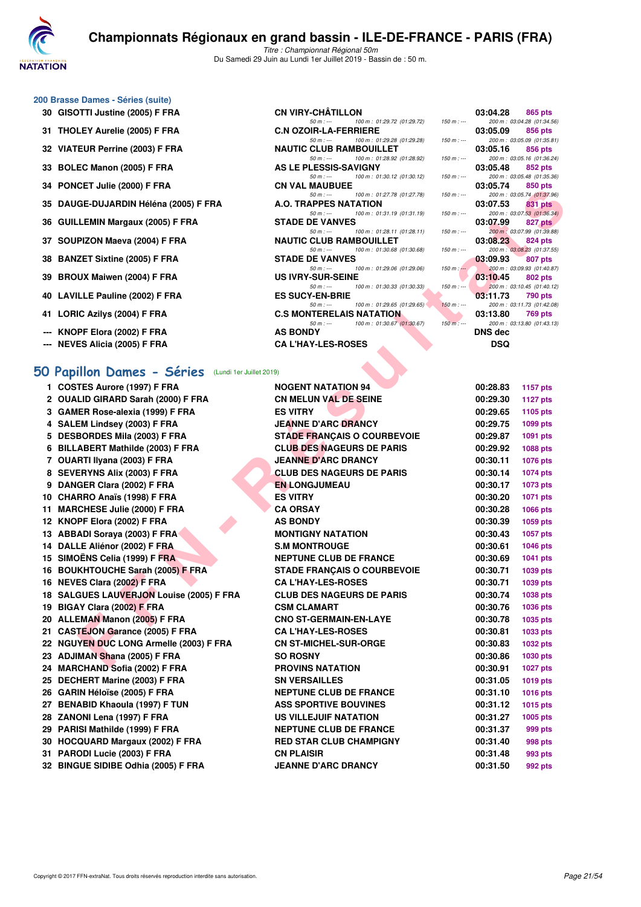# Championnats Régionaux en grand bassin - ILE-DE-FRANCE - PARIS (FRA)

*Titre : Championnat Régional 50m*
Du Samedi 29 Juin au Lundi 1er Juillet 2019 - Bassin de : 50 m.

## 200 Brasse Dames - Séries (suite)

| Rang | Nom | Club | Temps | Points |
|---|---|---|---|---|
| 30 | GISOTTI Justine (2005) F FRA | CN VIRY-CHÂTILLON | 03:04.28 | 865 pts |
| | | 50 m : --- 100 m : 01:29.72 (01:29.72) 150 m : --- | 200 m : 03:04.28 (01:34.56) | |
| 31 | THOLEY Aurelie (2005) F FRA | C.N OZOIR-LA-FERRIERE | 03:05.09 | 856 pts |
| | | 50 m : --- 100 m : 01:29.28 (01:29.28) 150 m : --- | 200 m : 03:05.09 (01:35.81) | |
| 32 | VIATEUR Perrine (2003) F FRA | NAUTIC CLUB RAMBOUILLET | 03:05.16 | 856 pts |
| | | 50 m : --- 100 m : 01:28.92 (01:28.92) 150 m : --- | 200 m : 03:05.16 (01:36.24) | |
| 33 | BOLEC Manon (2005) F FRA | AS LE PLESSIS-SAVIGNY | 03:05.48 | 852 pts |
| | | 50 m : --- 100 m : 01:30.12 (01:30.12) 150 m : --- | 200 m : 03:05.48 (01:35.36) | |
| 34 | PONCET Julie (2000) F FRA | CN VAL MAUBUEE | 03:05.74 | 850 pts |
| | | 50 m : --- 100 m : 01:27.78 (01:27.78) 150 m : --- | 200 m : 03:05.74 (01:37.96) | |
| 35 | DAUGE-DUJARDIN Héléna (2005) F FRA | A.O. TRAPPES NATATION | 03:07.53 | 831 pts |
| | | 50 m : --- 100 m : 01:31.19 (01:31.19) 150 m : --- | 200 m : 03:07.53 (01:36.34) | |
| 36 | GUILLEMIN Margaux (2005) F FRA | STADE DE VANVES | 03:07.99 | 827 pts |
| | | 50 m : --- 100 m : 01:28.11 (01:28.11) 150 m : --- | 200 m : 03:07.99 (01:39.88) | |
| 37 | SOUPIZON Maeva (2004) F FRA | NAUTIC CLUB RAMBOUILLET | 03:08.23 | 824 pts |
| | | 50 m : --- 100 m : 01:30.68 (01:30.68) 150 m : --- | 200 m : 03:08.23 (01:37.55) | |
| 38 | BANZET Sixtine (2005) F FRA | STADE DE VANVES | 03:09.93 | 807 pts |
| | | 50 m : --- 100 m : 01:29.06 (01:29.06) 150 m : --- | 200 m : 03:09.93 (01:40.87) | |
| 39 | BROUX Maiwen (2004) F FRA | US IVRY-SUR-SEINE | 03:10.45 | 802 pts |
| | | 50 m : --- 100 m : 01:30.33 (01:30.33) 150 m : --- | 200 m : 03:10.45 (01:40.12) | |
| 40 | LAVILLE Pauline (2002) F FRA | ES SUCY-EN-BRIE | 03:11.73 | 790 pts |
| | | 50 m : --- 100 m : 01:29.65 (01:29.65) 150 m : --- | 200 m : 03:11.73 (01:42.08) | |
| 41 | LORIC Azilys (2004) F FRA | C.S MONTERELAIS NATATION | 03:13.80 | 769 pts |
| | | 50 m : --- 100 m : 01:30.67 (01:30.67) 150 m : --- | 200 m : 03:13.80 (01:43.13) | |
| --- | KNOPF Elora (2002) F FRA | AS BONDY | DNS dec | |
| --- | NEVES Alicia (2005) F FRA | CA L'HAY-LES-ROSES | DSQ | |

## 50 Papillon Dames - Séries (Lundi 1er Juillet 2019)

| Rang | Nom | Club | Temps | Points |
|---|---|---|---|---|
| 1 | COSTES Aurore (1997) F FRA | NOGENT NATATION 94 | 00:28.83 | 1157 pts |
| 2 | OUALID GIRARD Sarah (2000) F FRA | CN MELUN VAL DE SEINE | 00:29.30 | 1127 pts |
| 3 | GAMER Rose-alexia (1999) F FRA | ES VITRY | 00:29.65 | 1105 pts |
| 4 | SALEM Lindsey (2003) F FRA | JEANNE D'ARC DRANCY | 00:29.75 | 1099 pts |
| 5 | DESBORDES Mila (2003) F FRA | STADE FRANÇAIS O COURBEVOIE | 00:29.87 | 1091 pts |
| 6 | BILLABERT Mathilde (2003) F FRA | CLUB DES NAGEURS DE PARIS | 00:29.92 | 1088 pts |
| 7 | OUARTI Ilyana (2003) F FRA | JEANNE D'ARC DRANCY | 00:30.11 | 1076 pts |
| 8 | SEVERYNS Alix (2003) F FRA | CLUB DES NAGEURS DE PARIS | 00:30.14 | 1074 pts |
| 9 | DANGER Clara (2002) F FRA | EN LONGJUMEAU | 00:30.17 | 1073 pts |
| 10 | CHARRO Anaïs (1998) F FRA | ES VITRY | 00:30.20 | 1071 pts |
| 11 | MARCHESE Julie (2000) F FRA | CA ORSAY | 00:30.28 | 1066 pts |
| 12 | KNOPF Elora (2002) F FRA | AS BONDY | 00:30.39 | 1059 pts |
| 13 | ABBADI Soraya (2003) F FRA | MONTIGNY NATATION | 00:30.43 | 1057 pts |
| 14 | DALLE Aliénor (2002) F FRA | S.M MONTROUGE | 00:30.61 | 1046 pts |
| 15 | SIMOËNS Celia (1999) F FRA | NEPTUNE CLUB DE FRANCE | 00:30.69 | 1041 pts |
| 16 | BOUKHTOUCHE Sarah (2005) F FRA | STADE FRANÇAIS O COURBEVOIE | 00:30.71 | 1039 pts |
| 16 | NEVES Clara (2002) F FRA | CA L'HAY-LES-ROSES | 00:30.71 | 1039 pts |
| 18 | SALGUES LAUVERJON Louise (2005) F FRA | CLUB DES NAGEURS DE PARIS | 00:30.74 | 1038 pts |
| 19 | BIGAY Clara (2002) F FRA | CSM CLAMART | 00:30.76 | 1036 pts |
| 20 | ALLEMAN Manon (2005) F FRA | CNO ST-GERMAIN-EN-LAYE | 00:30.78 | 1035 pts |
| 21 | CASTEJON Garance (2005) F FRA | CA L'HAY-LES-ROSES | 00:30.81 | 1033 pts |
| 22 | NGUYEN DUC LONG Armelle (2003) F FRA | CN ST-MICHEL-SUR-ORGE | 00:30.83 | 1032 pts |
| 23 | ADJIMAN Shana (2005) F FRA | SO ROSNY | 00:30.86 | 1030 pts |
| 24 | MARCHAND Sofia (2002) F FRA | PROVINS NATATION | 00:30.91 | 1027 pts |
| 25 | DECHERT Marine (2003) F FRA | SN VERSAILLES | 00:31.05 | 1019 pts |
| 26 | GARIN Héloïse (2005) F FRA | NEPTUNE CLUB DE FRANCE | 00:31.10 | 1016 pts |
| 27 | BENABID Khaoula (1997) F TUN | ASS SPORTIVE BOUVINES | 00:31.12 | 1015 pts |
| 28 | ZANONI Lena (1997) F FRA | US VILLEJUIF NATATION | 00:31.27 | 1005 pts |
| 29 | PARISI Mathilde (1999) F FRA | NEPTUNE CLUB DE FRANCE | 00:31.37 | 999 pts |
| 30 | HOCQUARD Margaux (2002) F FRA | RED STAR CLUB CHAMPIGNY | 00:31.40 | 998 pts |
| 31 | PARODI Lucie (2003) F FRA | CN PLAISIR | 00:31.48 | 993 pts |
| 32 | BINGUE SIDIBE Odhia (2005) F FRA | JEANNE D'ARC DRANCY | 00:31.50 | 992 pts |

Copyright © 2017 FFN-extraNat. Tous droits réservés reproduction interdite sans autorisation.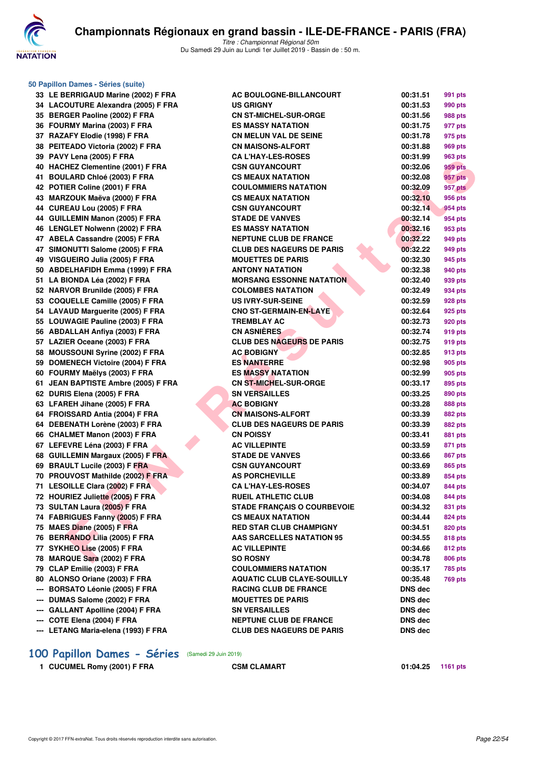### 50 Papillon Dames - Séries (suite)

| | | | | |
|---|---|---|---|---|
| 33 | LE BERRIGAUD Marine (2002) F FRA | AC BOULOGNE-BILLANCOURT | 00:31.51 | 991 pts |
| 34 | LACOUTURE Alexandra (2005) F FRA | US GRIGNY | 00:31.53 | 990 pts |
| 35 | BERGER Paoline (2002) F FRA | CN ST-MICHEL-SUR-ORGE | 00:31.56 | 988 pts |
| 36 | FOURMY Marina (2003) F FRA | ES MASSY NATATION | 00:31.75 | 977 pts |
| 37 | RAZAFY Elodie (1998) F FRA | CN MELUN VAL DE SEINE | 00:31.78 | 975 pts |
| 38 | PEITEADO Victoria (2002) F FRA | CN MAISONS-ALFORT | 00:31.88 | 969 pts |
| 39 | PAVY Lena (2005) F FRA | CA L'HAY-LES-ROSES | 00:31.99 | 963 pts |
| 40 | HACHEZ Clementine (2001) F FRA | CSN GUYANCOURT | 00:32.06 | 959 pts |
| 41 | BOULARD Chloé (2003) F FRA | CS MEAUX NATATION | 00:32.08 | 957 pts |
| 42 | POTIER Coline (2001) F FRA | COULOMMIERS NATATION | 00:32.09 | 957 pts |
| 43 | MARZOUK Maëva (2000) F FRA | CS MEAUX NATATION | 00:32.10 | 956 pts |
| 44 | CUREAU Lou (2005) F FRA | CSN GUYANCOURT | 00:32.14 | 954 pts |
| 44 | GUILLEMIN Manon (2005) F FRA | STADE DE VANVES | 00:32.14 | 954 pts |
| 46 | LENGLET Nolwenn (2002) F FRA | ES MASSY NATATION | 00:32.16 | 953 pts |
| 47 | ABELA Cassandre (2005) F FRA | NEPTUNE CLUB DE FRANCE | 00:32.22 | 949 pts |
| 47 | SIMONUTTI Salome (2005) F FRA | CLUB DES NAGEURS DE PARIS | 00:32.22 | 949 pts |
| 49 | VISGUEIRO Julia (2005) F FRA | MOUETTES DE PARIS | 00:32.30 | 945 pts |
| 50 | ABDELHAFIDH Emma (1999) F FRA | ANTONY NATATION | 00:32.38 | 940 pts |
| 51 | LA BIONDA Léa (2002) F FRA | MORSANG ESSONNE NATATION | 00:32.40 | 939 pts |
| 52 | NARVOR Brunilde (2005) F FRA | COLOMBES NATATION | 00:32.49 | 934 pts |
| 53 | COQUELLE Camille (2005) F FRA | US IVRY-SUR-SEINE | 00:32.59 | 928 pts |
| 54 | LAVAUD Marguerite (2005) F FRA | CNO ST-GERMAIN-EN-LAYE | 00:32.64 | 925 pts |
| 55 | LOUWAGIE Pauline (2003) F FRA | TREMBLAY AC | 00:32.73 | 920 pts |
| 56 | ABDALLAH Anfiya (2003) F FRA | CN ASNIÈRES | 00:32.74 | 919 pts |
| 57 | LAZIER Oceane (2003) F FRA | CLUB DES NAGEURS DE PARIS | 00:32.75 | 919 pts |
| 58 | MOUSSOUNI Syrine (2002) F FRA | AC BOBIGNY | 00:32.85 | 913 pts |
| 59 | DOMENECH Victoire (2004) F FRA | ES NANTERRE | 00:32.98 | 905 pts |
| 60 | FOURMY Maëlys (2003) F FRA | ES MASSY NATATION | 00:32.99 | 905 pts |
| 61 | JEAN BAPTISTE Ambre (2005) F FRA | CN ST-MICHEL-SUR-ORGE | 00:33.17 | 895 pts |
| 62 | DURIS Elena (2005) F FRA | SN VERSAILLES | 00:33.25 | 890 pts |
| 63 | LFAREH Jihane (2005) F FRA | AC BOBIGNY | 00:33.28 | 888 pts |
| 64 | FROISSARD Antia (2004) F FRA | CN MAISONS-ALFORT | 00:33.39 | 882 pts |
| 64 | DEBENATH Lorène (2003) F FRA | CLUB DES NAGEURS DE PARIS | 00:33.39 | 882 pts |
| 66 | CHALMET Manon (2003) F FRA | CN POISSY | 00:33.41 | 881 pts |
| 67 | LEFEVRE Léna (2003) F FRA | AC VILLEPINTE | 00:33.59 | 871 pts |
| 68 | GUILLEMIN Margaux (2005) F FRA | STADE DE VANVES | 00:33.66 | 867 pts |
| 69 | BRAULT Lucile (2003) F FRA | CSN GUYANCOURT | 00:33.69 | 865 pts |
| 70 | PROUVOST Mathilde (2002) F FRA | AS PORCHEVILLE | 00:33.89 | 854 pts |
| 71 | LESOILLE Clara (2002) F FRA | CA L'HAY-LES-ROSES | 00:34.07 | 844 pts |
| 72 | HOURIEZ Juliette (2005) F FRA | RUEIL ATHLETIC CLUB | 00:34.08 | 844 pts |
| 73 | SULTAN Laura (2005) F FRA | STADE FRANÇAIS O COURBEVOIE | 00:34.32 | 831 pts |
| 74 | FABRIGUES Fanny (2005) F FRA | CS MEAUX NATATION | 00:34.44 | 824 pts |
| 75 | MAES Diane (2005) F FRA | RED STAR CLUB CHAMPIGNY | 00:34.51 | 820 pts |
| 76 | BERRANDO Lilia (2005) F FRA | AAS SARCELLES NATATION 95 | 00:34.55 | 818 pts |
| 77 | SYKHEO Lise (2005) F FRA | AC VILLEPINTE | 00:34.66 | 812 pts |
| 78 | MARQUE Sara (2002) F FRA | SO ROSNY | 00:34.78 | 806 pts |
| 79 | CLAP Emilie (2003) F FRA | COULOMMIERS NATATION | 00:35.17 | 785 pts |
| 80 | ALONSO Oriane (2003) F FRA | AQUATIC CLUB CLAYE-SOUILLY | 00:35.48 | 769 pts |
| --- | BORSATO Léonie (2005) F FRA | RACING CLUB DE FRANCE | DNS dec | |
| --- | DUMAS Salome (2002) F FRA | MOUETTES DE PARIS | DNS dec | |
| --- | GALLANT Apolline (2004) F FRA | SN VERSAILLES | DNS dec | |
| --- | COTE Elena (2004) F FRA | NEPTUNE CLUB DE FRANCE | DNS dec | |
| --- | LETANG Maria-elena (1993) F FRA | CLUB DES NAGEURS DE PARIS | DNS dec | |

## 100 Papillon Dames - Séries (Samedi 29 Juin 2019)

| | | | | |
|---|---|---|---|---|
| 1 | CUCUMEL Romy (2001) F FRA | CSM CLAMART | 01:04.25 | 1161 pts |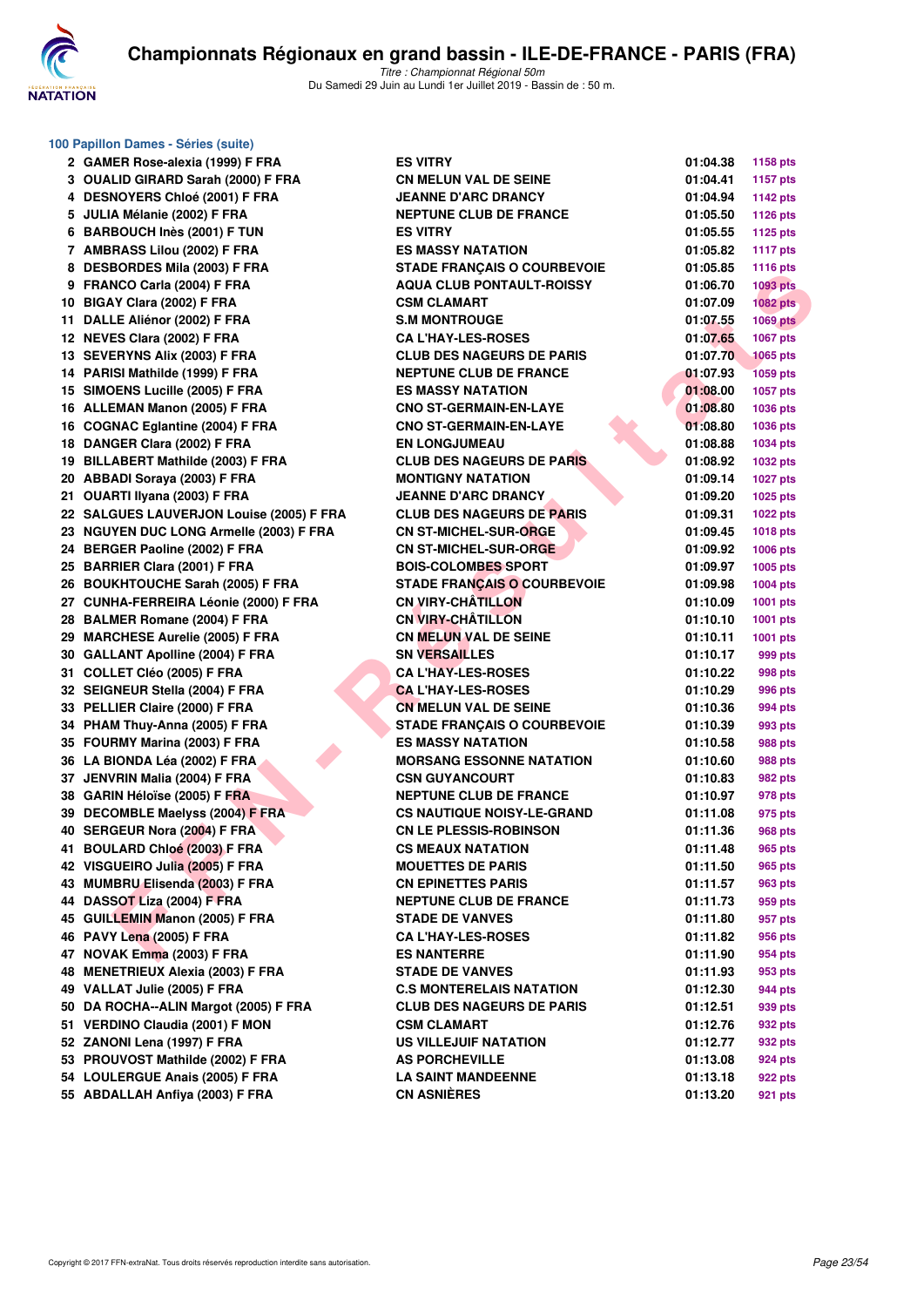# Championnats Régionaux en grand bassin - ILE-DE-FRANCE - PARIS (FRA)

*Titre : Championnat Régional 50m*
Du Samedi 29 Juin au Lundi 1er Juillet 2019 - Bassin de : 50 m.

### 100 Papillon Dames - Séries (suite)

| Rang | Nom | Club | Temps | Points |
|---|---|---|---|---|
| 2 | GAMER Rose-alexia (1999) F FRA | ES VITRY | 01:04.38 | 1158 pts |
| 3 | OUALID GIRARD Sarah (2000) F FRA | CN MELUN VAL DE SEINE | 01:04.41 | 1157 pts |
| 4 | DESNOYERS Chloé (2001) F FRA | JEANNE D'ARC DRANCY | 01:04.94 | 1142 pts |
| 5 | JULIA Mélanie (2002) F FRA | NEPTUNE CLUB DE FRANCE | 01:05.50 | 1126 pts |
| 6 | BARBOUCH Inès (2001) F TUN | ES VITRY | 01:05.55 | 1125 pts |
| 7 | AMBRASS Lilou (2002) F FRA | ES MASSY NATATION | 01:05.82 | 1117 pts |
| 8 | DESBORDES Mila (2003) F FRA | STADE FRANÇAIS O COURBEVOIE | 01:05.85 | 1116 pts |
| 9 | FRANCO Carla (2004) F FRA | AQUA CLUB PONTAULT-ROISSY | 01:06.70 | 1093 pts |
| 10 | BIGAY Clara (2002) F FRA | CSM CLAMART | 01:07.09 | 1082 pts |
| 11 | DALLE Aliénor (2002) F FRA | S.M MONTROUGE | 01:07.55 | 1069 pts |
| 12 | NEVES Clara (2002) F FRA | CA L'HAY-LES-ROSES | 01:07.65 | 1067 pts |
| 13 | SEVERYNS Alix (2003) F FRA | CLUB DES NAGEURS DE PARIS | 01:07.70 | 1065 pts |
| 14 | PARISI Mathilde (1999) F FRA | NEPTUNE CLUB DE FRANCE | 01:07.93 | 1059 pts |
| 15 | SIMOENS Lucille (2005) F FRA | ES MASSY NATATION | 01:08.00 | 1057 pts |
| 16 | ALLEMAN Manon (2005) F FRA | CNO ST-GERMAIN-EN-LAYE | 01:08.80 | 1036 pts |
| 16 | COGNAC Eglantine (2004) F FRA | CNO ST-GERMAIN-EN-LAYE | 01:08.80 | 1036 pts |
| 18 | DANGER Clara (2002) F FRA | EN LONGJUMEAU | 01:08.88 | 1034 pts |
| 19 | BILLABERT Mathilde (2003) F FRA | CLUB DES NAGEURS DE PARIS | 01:08.92 | 1032 pts |
| 20 | ABBADI Soraya (2003) F FRA | MONTIGNY NATATION | 01:09.14 | 1027 pts |
| 21 | OUARTI Ilyana (2003) F FRA | JEANNE D'ARC DRANCY | 01:09.20 | 1025 pts |
| 22 | SALGUES LAUVERJON Louise (2005) F FRA | CLUB DES NAGEURS DE PARIS | 01:09.31 | 1022 pts |
| 23 | NGUYEN DUC LONG Armelle (2003) F FRA | CN ST-MICHEL-SUR-ORGE | 01:09.45 | 1018 pts |
| 24 | BERGER Paoline (2002) F FRA | CN ST-MICHEL-SUR-ORGE | 01:09.92 | 1006 pts |
| 25 | BARRIER Clara (2001) F FRA | BOIS-COLOMBES SPORT | 01:09.97 | 1005 pts |
| 26 | BOUKHTOUCHE Sarah (2005) F FRA | STADE FRANÇAIS O COURBEVOIE | 01:09.98 | 1004 pts |
| 27 | CUNHA-FERREIRA Léonie (2000) F FRA | CN VIRY-CHÂTILLON | 01:10.09 | 1001 pts |
| 28 | BALMER Romane (2004) F FRA | CN VIRY-CHÂTILLON | 01:10.10 | 1001 pts |
| 29 | MARCHESE Aurelie (2005) F FRA | CN MELUN VAL DE SEINE | 01:10.11 | 1001 pts |
| 30 | GALLANT Apolline (2004) F FRA | SN VERSAILLES | 01:10.17 | 999 pts |
| 31 | COLLET Cléo (2005) F FRA | CA L'HAY-LES-ROSES | 01:10.22 | 998 pts |
| 32 | SEIGNEUR Stella (2004) F FRA | CA L'HAY-LES-ROSES | 01:10.29 | 996 pts |
| 33 | PELLIER Claire (2000) F FRA | CN MELUN VAL DE SEINE | 01:10.36 | 994 pts |
| 34 | PHAM Thuy-Anna (2005) F FRA | STADE FRANÇAIS O COURBEVOIE | 01:10.39 | 993 pts |
| 35 | FOURMY Marina (2003) F FRA | ES MASSY NATATION | 01:10.58 | 988 pts |
| 36 | LA BIONDA Léa (2002) F FRA | MORSANG ESSONNE NATATION | 01:10.60 | 988 pts |
| 37 | JENVRIN Malia (2004) F FRA | CSN GUYANCOURT | 01:10.83 | 982 pts |
| 38 | GARIN Héloïse (2005) F FRA | NEPTUNE CLUB DE FRANCE | 01:10.97 | 978 pts |
| 39 | DECOMBLE Maelyss (2004) F FRA | CS NAUTIQUE NOISY-LE-GRAND | 01:11.08 | 975 pts |
| 40 | SERGEUR Nora (2004) F FRA | CN LE PLESSIS-ROBINSON | 01:11.36 | 968 pts |
| 41 | BOULARD Chloé (2003) F FRA | CS MEAUX NATATION | 01:11.48 | 965 pts |
| 42 | VISGUEIRO Julia (2005) F FRA | MOUETTES DE PARIS | 01:11.50 | 965 pts |
| 43 | MUMBRU Elisenda (2003) F FRA | CN EPINETTES PARIS | 01:11.57 | 963 pts |
| 44 | DASSOT Liza (2004) F FRA | NEPTUNE CLUB DE FRANCE | 01:11.73 | 959 pts |
| 45 | GUILLEMIN Manon (2005) F FRA | STADE DE VANVES | 01:11.80 | 957 pts |
| 46 | PAVY Lena (2005) F FRA | CA L'HAY-LES-ROSES | 01:11.82 | 956 pts |
| 47 | NOVAK Emma (2003) F FRA | ES NANTERRE | 01:11.90 | 954 pts |
| 48 | MENETRIEUX Alexia (2003) F FRA | STADE DE VANVES | 01:11.93 | 953 pts |
| 49 | VALLAT Julie (2005) F FRA | C.S MONTERELAIS NATATION | 01:12.30 | 944 pts |
| 50 | DA ROCHA--ALIN Margot (2005) F FRA | CLUB DES NAGEURS DE PARIS | 01:12.51 | 939 pts |
| 51 | VERDINO Claudia (2001) F MON | CSM CLAMART | 01:12.76 | 932 pts |
| 52 | ZANONI Lena (1997) F FRA | US VILLEJUIF NATATION | 01:12.77 | 932 pts |
| 53 | PROUVOST Mathilde (2002) F FRA | AS PORCHEVILLE | 01:13.08 | 924 pts |
| 54 | LOULERGUE Anais (2005) F FRA | LA SAINT MANDEENNE | 01:13.18 | 922 pts |
| 55 | ABDALLAH Anfiya (2003) F FRA | CN ASNIÈRES | 01:13.20 | 921 pts |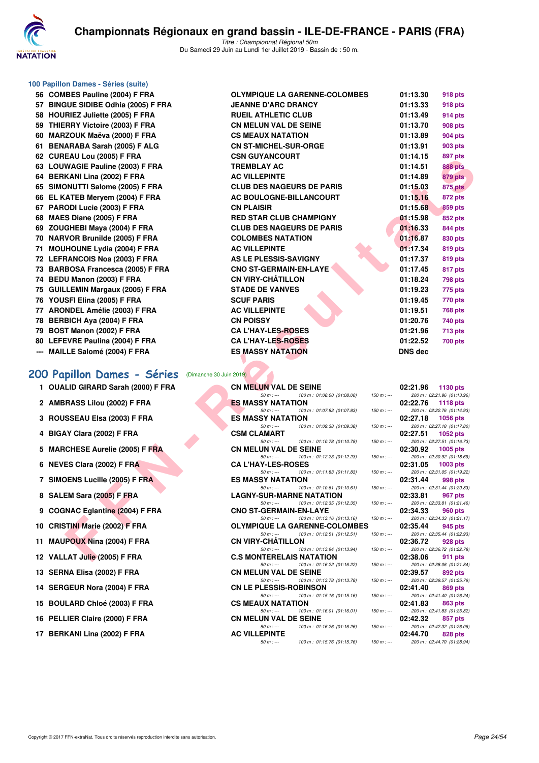## 100 Papillon Dames - Séries (suite)

| Rang | Nom | Club | Temps | Points |
|---|---|---|---|---|
| 56 | COMBES Pauline (2004) F FRA | OLYMPIQUE LA GARENNE-COLOMBES | 01:13.30 | 918 pts |
| 57 | BINGUE SIDIBE Odhia (2005) F FRA | JEANNE D'ARC DRANCY | 01:13.33 | 918 pts |
| 58 | HOURIEZ Juliette (2005) F FRA | RUEIL ATHLETIC CLUB | 01:13.49 | 914 pts |
| 59 | THIERRY Victoire (2003) F FRA | CN MELUN VAL DE SEINE | 01:13.70 | 908 pts |
| 60 | MARZOUK Maëva (2000) F FRA | CS MEAUX NATATION | 01:13.89 | 904 pts |
| 61 | BENARABA Sarah (2005) F ALG | CN ST-MICHEL-SUR-ORGE | 01:13.91 | 903 pts |
| 62 | CUREAU Lou (2005) F FRA | CSN GUYANCOURT | 01:14.15 | 897 pts |
| 63 | LOUWAGIE Pauline (2003) F FRA | TREMBLAY AC | 01:14.51 | 888 pts |
| 64 | BERKANI Lina (2002) F FRA | AC VILLEPINTE | 01:14.89 | 879 pts |
| 65 | SIMONUTTI Salome (2005) F FRA | CLUB DES NAGEURS DE PARIS | 01:15.03 | 875 pts |
| 66 | EL KATEB Meryem (2004) F FRA | AC BOULOGNE-BILLANCOURT | 01:15.16 | 872 pts |
| 67 | PARODI Lucie (2003) F FRA | CN PLAISIR | 01:15.68 | 859 pts |
| 68 | MAES Diane (2005) F FRA | RED STAR CLUB CHAMPIGNY | 01:15.98 | 852 pts |
| 69 | ZOUGHEBI Maya (2004) F FRA | CLUB DES NAGEURS DE PARIS | 01:16.33 | 844 pts |
| 70 | NARVOR Brunilde (2005) F FRA | COLOMBES NATATION | 01:16.87 | 830 pts |
| 71 | MOUHOUNE Lydia (2004) F FRA | AC VILLEPINTE | 01:17.34 | 819 pts |
| 72 | LEFRANCOIS Noa (2003) F FRA | AS LE PLESSIS-SAVIGNY | 01:17.37 | 819 pts |
| 73 | BARBOSA Francesca (2005) F FRA | CNO ST-GERMAIN-EN-LAYE | 01:17.45 | 817 pts |
| 74 | BEDU Manon (2003) F FRA | CN VIRY-CHÂTILLON | 01:18.24 | 798 pts |
| 75 | GUILLEMIN Margaux (2005) F FRA | STADE DE VANVES | 01:19.23 | 775 pts |
| 76 | YOUSFI Elina (2005) F FRA | SCUF PARIS | 01:19.45 | 770 pts |
| 77 | ARONDEL Amélie (2003) F FRA | AC VILLEPINTE | 01:19.51 | 768 pts |
| 78 | BERBICH Aya (2004) F FRA | CN POISSY | 01:20.76 | 740 pts |
| 79 | BOST Manon (2002) F FRA | CA L'HAY-LES-ROSES | 01:21.96 | 713 pts |
| 80 | LEFEVRE Paulina (2004) F FRA | CA L'HAY-LES-ROSES | 01:22.52 | 700 pts |
| --- | MAILLE Salomé (2004) F FRA | ES MASSY NATATION | DNS dec | |

## 200 Papillon Dames - Séries (Dimanche 30 Juin 2019)

| Rang | Nom | Club | Temps | Points |
|---|---|---|---|---|
| 1 | OUALID GIRARD Sarah (2000) F FRA | CN MELUN VAL DE SEINE | 02:21.96 | 1130 pts |
| | | 50 m : --- / 100 m : 01:08.00 (01:08.00) / 150 m : --- | 200 m : 02:21.96 (01:13.96) | |
| 2 | AMBRASS Lilou (2002) F FRA | ES MASSY NATATION | 02:22.76 | 1118 pts |
| | | 50 m : --- / 100 m : 01:07.83 (01:07.83) / 150 m : --- | 200 m : 02:22.76 (01:14.93) | |
| 3 | ROUSSEAU Elsa (2003) F FRA | ES MASSY NATATION | 02:27.18 | 1056 pts |
| | | 50 m : --- / 100 m : 01:09.38 (01:09.38) / 150 m : --- | 200 m : 02:27.18 (01:17.80) | |
| 4 | BIGAY Clara (2002) F FRA | CSM CLAMART | 02:27.51 | 1052 pts |
| | | 50 m : --- / 100 m : 01:10.78 (01:10.78) / 150 m : --- | 200 m : 02:27.51 (01:16.73) | |
| 5 | MARCHESE Aurelie (2005) F FRA | CN MELUN VAL DE SEINE | 02:30.92 | 1005 pts |
| | | 50 m : --- / 100 m : 01:12.23 (01:12.23) / 150 m : --- | 200 m : 02:30.92 (01:18.69) | |
| 6 | NEVES Clara (2002) F FRA | CA L'HAY-LES-ROSES | 02:31.05 | 1003 pts |
| | | 50 m : --- / 100 m : 01:11.83 (01:11.83) / 150 m : --- | 200 m : 02:31.05 (01:19.22) | |
| 7 | SIMOENS Lucille (2005) F FRA | ES MASSY NATATION | 02:31.44 | 998 pts |
| | | 50 m : --- / 100 m : 01:10.61 (01:10.61) / 150 m : --- | 200 m : 02:31.44 (01:20.83) | |
| 8 | SALEM Sara (2005) F FRA | LAGNY-SUR-MARNE NATATION | 02:33.81 | 967 pts |
| | | 50 m : --- / 100 m : 01:12.35 (01:12.35) / 150 m : --- | 200 m : 02:33.81 (01:21.46) | |
| 9 | COGNAC Eglantine (2004) F FRA | CNO ST-GERMAIN-EN-LAYE | 02:34.33 | 960 pts |
| | | 50 m : --- / 100 m : 01:13.16 (01:13.16) / 150 m : --- | 200 m : 02:34.33 (01:21.17) | |
| 10 | CRISTINI Marie (2002) F FRA | OLYMPIQUE LA GARENNE-COLOMBES | 02:35.44 | 945 pts |
| | | 50 m : --- / 100 m : 01:12.51 (01:12.51) / 150 m : --- | 200 m : 02:35.44 (01:22.93) | |
| 11 | MAUPOUX Nina (2004) F FRA | CN VIRY-CHÂTILLON | 02:36.72 | 928 pts |
| | | 50 m : --- / 100 m : 01:13.94 (01:13.94) / 150 m : --- | 200 m : 02:36.72 (01:22.78) | |
| 12 | VALLAT Julie (2005) F FRA | C.S MONTERELAIS NATATION | 02:38.06 | 911 pts |
| | | 50 m : --- / 100 m : 01:16.22 (01:16.22) / 150 m : --- | 200 m : 02:38.06 (01:21.84) | |
| 13 | SERNA Elisa (2002) F FRA | CN MELUN VAL DE SEINE | 02:39.57 | 892 pts |
| | | 50 m : --- / 100 m : 01:13.78 (01:13.78) / 150 m : --- | 200 m : 02:39.57 (01:25.79) | |
| 14 | SERGEUR Nora (2004) F FRA | CN LE PLESSIS-ROBINSON | 02:41.40 | 869 pts |
| | | 50 m : --- / 100 m : 01:15.16 (01:15.16) / 150 m : --- | 200 m : 02:41.40 (01:26.24) | |
| 15 | BOULARD Chloé (2003) F FRA | CS MEAUX NATATION | 02:41.83 | 863 pts |
| | | 50 m : --- / 100 m : 01:16.01 (01:16.01) / 150 m : --- | 200 m : 02:41.83 (01:25.82) | |
| 16 | PELLIER Claire (2000) F FRA | CN MELUN VAL DE SEINE | 02:42.32 | 857 pts |
| | | 50 m : --- / 100 m : 01:16.26 (01:16.26) / 150 m : --- | 200 m : 02:42.32 (01:26.06) | |
| 17 | BERKANI Lina (2002) F FRA | AC VILLEPINTE | 02:44.70 | 828 pts |
| | | 50 m : --- / 100 m : 01:15.76 (01:15.76) / 150 m : --- | 200 m : 02:44.70 (01:28.94) | |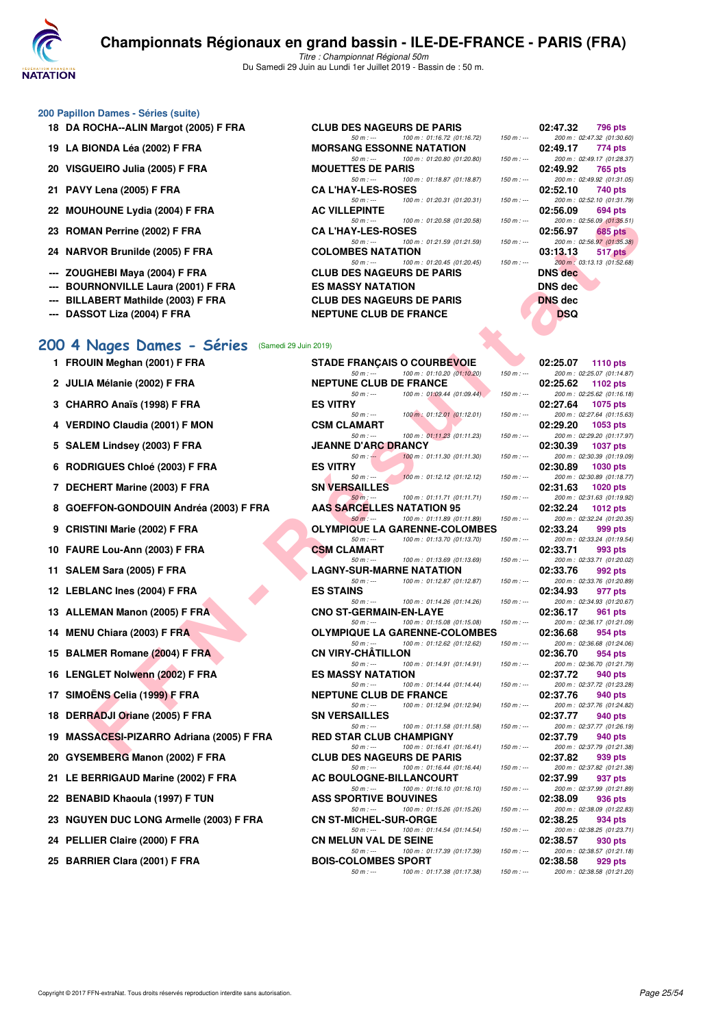# Championnats Régionaux en grand bassin - ILE-DE-FRANCE - PARIS (FRA)

*Titre : Championnat Régional 50m*

Du Samedi 29 Juin au Lundi 1er Juillet 2019 - Bassin de : 50 m.

## 200 Papillon Dames - Séries (suite)

| Rang | Nom | Club | Temps | Points |
|---|---|---|---|---|
| 18 | DA ROCHA--ALIN Margot (2005) F FRA | CLUB DES NAGEURS DE PARIS | 02:47.32 | 796 pts |
| | | 50 m : --- 100 m : 01:16.72 (01:16.72) 150 m : --- | 200 m : 02:47.32 (01:30.60) | |
| 19 | LA BIONDA Léa (2002) F FRA | MORSANG ESSONNE NATATION | 02:49.17 | 774 pts |
| | | 50 m : --- 100 m : 01:20.80 (01:20.80) 150 m : --- | 200 m : 02:49.17 (01:28.37) | |
| 20 | VISGUEIRO Julia (2005) F FRA | MOUETTES DE PARIS | 02:49.92 | 765 pts |
| | | 50 m : --- 100 m : 01:18.87 (01:18.87) 150 m : --- | 200 m : 02:49.92 (01:31.05) | |
| 21 | PAVY Lena (2005) F FRA | CA L'HAY-LES-ROSES | 02:52.10 | 740 pts |
| | | 50 m : --- 100 m : 01:20.31 (01:20.31) 150 m : --- | 200 m : 02:52.10 (01:31.79) | |
| 22 | MOUHOUNE Lydia (2004) F FRA | AC VILLEPINTE | 02:56.09 | 694 pts |
| | | 50 m : --- 100 m : 01:20.58 (01:20.58) 150 m : --- | 200 m : 02:56.09 (01:35.51) | |
| 23 | ROMAN Perrine (2002) F FRA | CA L'HAY-LES-ROSES | 02:56.97 | 685 pts |
| | | 50 m : --- 100 m : 01:21.59 (01:21.59) 150 m : --- | 200 m : 02:56.97 (01:35.38) | |
| 24 | NARVOR Brunilde (2005) F FRA | COLOMBES NATATION | 03:13.13 | 517 pts |
| | | 50 m : --- 100 m : 01:20.45 (01:20.45) 150 m : --- | 200 m : 03:13.13 (01:52.68) | |
| --- | ZOUGHEBI Maya (2004) F FRA | CLUB DES NAGEURS DE PARIS | DNS dec | |
| --- | BOURNONVILLE Laura (2001) F FRA | ES MASSY NATATION | DNS dec | |
| --- | BILLABERT Mathilde (2003) F FRA | CLUB DES NAGEURS DE PARIS | DNS dec | |
| --- | DASSOT Liza (2004) F FRA | NEPTUNE CLUB DE FRANCE | DSQ | |

## 200 4 Nages Dames - Séries (Samedi 29 Juin 2019)

| Rang | Nom | Club | Temps | Points |
|---|---|---|---|---|
| 1 | FROUIN Meghan (2001) F FRA | STADE FRANÇAIS O COURBEVOIE | 02:25.07 | 1110 pts |
| | | 50 m : --- 100 m : 01:10.20 (01:10.20) 150 m : --- | 200 m : 02:25.07 (01:14.87) | |
| 2 | JULIA Mélanie (2002) F FRA | NEPTUNE CLUB DE FRANCE | 02:25.62 | 1102 pts |
| | | 50 m : --- 100 m : 01:09.44 (01:09.44) 150 m : --- | 200 m : 02:25.62 (01:16.18) | |
| 3 | CHARRO Anaïs (1998) F FRA | ES VITRY | 02:27.64 | 1075 pts |
| | | 50 m : --- 100 m : 01:12.01 (01:12.01) 150 m : --- | 200 m : 02:27.64 (01:15.63) | |
| 4 | VERDINO Claudia (2001) F MON | CSM CLAMART | 02:29.20 | 1053 pts |
| | | 50 m : --- 100 m : 01:11.23 (01:11.23) 150 m : --- | 200 m : 02:29.20 (01:17.97) | |
| 5 | SALEM Lindsey (2003) F FRA | JEANNE D'ARC DRANCY | 02:30.39 | 1037 pts |
| | | 50 m : --- 100 m : 01:11.30 (01:11.30) 150 m : --- | 200 m : 02:30.39 (01:19.09) | |
| 6 | RODRIGUES Chloé (2003) F FRA | ES VITRY | 02:30.89 | 1030 pts |
| | | 50 m : --- 100 m : 01:12.12 (01:12.12) 150 m : --- | 200 m : 02:30.89 (01:18.77) | |
| 7 | DECHERT Marine (2003) F FRA | SN VERSAILLES | 02:31.63 | 1020 pts |
| | | 50 m : --- 100 m : 01:11.71 (01:11.71) 150 m : --- | 200 m : 02:31.63 (01:19.92) | |
| 8 | GOEFFON-GONDOUIN Andréa (2003) F FRA | AAS SARCELLES NATATION 95 | 02:32.24 | 1012 pts |
| | | 50 m : --- 100 m : 01:11.89 (01:11.89) 150 m : --- | 200 m : 02:32.24 (01:20.35) | |
| 9 | CRISTINI Marie (2002) F FRA | OLYMPIQUE LA GARENNE-COLOMBES | 02:33.24 | 999 pts |
| | | 50 m : --- 100 m : 01:13.70 (01:13.70) 150 m : --- | 200 m : 02:33.24 (01:19.54) | |
| 10 | FAURE Lou-Ann (2003) F FRA | CSM CLAMART | 02:33.71 | 993 pts |
| | | 50 m : --- 100 m : 01:13.69 (01:13.69) 150 m : --- | 200 m : 02:33.71 (01:20.02) | |
| 11 | SALEM Sara (2005) F FRA | LAGNY-SUR-MARNE NATATION | 02:33.76 | 992 pts |
| | | 50 m : --- 100 m : 01:12.87 (01:12.87) 150 m : --- | 200 m : 02:33.76 (01:20.89) | |
| 12 | LEBLANC Ines (2004) F FRA | ES STAINS | 02:34.93 | 977 pts |
| | | 50 m : --- 100 m : 01:14.26 (01:14.26) 150 m : --- | 200 m : 02:34.93 (01:20.67) | |
| 13 | ALLEMAN Manon (2005) F FRA | CNO ST-GERMAIN-EN-LAYE | 02:36.17 | 961 pts |
| | | 50 m : --- 100 m : 01:15.08 (01:15.08) 150 m : --- | 200 m : 02:36.17 (01:21.09) | |
| 14 | MENU Chiara (2003) F FRA | OLYMPIQUE LA GARENNE-COLOMBES | 02:36.68 | 954 pts |
| | | 50 m : --- 100 m : 01:12.62 (01:12.62) 150 m : --- | 200 m : 02:36.68 (01:24.06) | |
| 15 | BALMER Romane (2004) F FRA | CN VIRY-CHÂTILLON | 02:36.70 | 954 pts |
| | | 50 m : --- 100 m : 01:14.91 (01:14.91) 150 m : --- | 200 m : 02:36.70 (01:21.79) | |
| 16 | LENGLET Nolwenn (2002) F FRA | ES MASSY NATATION | 02:37.72 | 940 pts |
| | | 50 m : --- 100 m : 01:14.44 (01:14.44) 150 m : --- | 200 m : 02:37.72 (01:23.28) | |
| 17 | SIMOËNS Celia (1999) F FRA | NEPTUNE CLUB DE FRANCE | 02:37.76 | 940 pts |
| | | 50 m : --- 100 m : 01:12.94 (01:12.94) 150 m : --- | 200 m : 02:37.76 (01:24.82) | |
| 18 | DERRADJI Oriane (2005) F FRA | SN VERSAILLES | 02:37.77 | 940 pts |
| | | 50 m : --- 100 m : 01:11.58 (01:11.58) 150 m : --- | 200 m : 02:37.77 (01:26.19) | |
| 19 | MASSACESI-PIZARRO Adriana (2005) F FRA | RED STAR CLUB CHAMPIGNY | 02:37.79 | 940 pts |
| | | 50 m : --- 100 m : 01:16.41 (01:16.41) 150 m : --- | 200 m : 02:37.79 (01:21.38) | |
| 20 | GYSEMBERG Manon (2002) F FRA | CLUB DES NAGEURS DE PARIS | 02:37.82 | 939 pts |
| | | 50 m : --- 100 m : 01:16.44 (01:16.44) 150 m : --- | 200 m : 02:37.82 (01:21.38) | |
| 21 | LE BERRIGAUD Marine (2002) F FRA | AC BOULOGNE-BILLANCOURT | 02:37.99 | 937 pts |
| | | 50 m : --- 100 m : 01:16.10 (01:16.10) 150 m : --- | 200 m : 02:37.99 (01:21.89) | |
| 22 | BENABID Khaoula (1997) F TUN | ASS SPORTIVE BOUVINES | 02:38.09 | 936 pts |
| | | 50 m : --- 100 m : 01:15.26 (01:15.26) 150 m : --- | 200 m : 02:38.09 (01:22.83) | |
| 23 | NGUYEN DUC LONG Armelle (2003) F FRA | CN ST-MICHEL-SUR-ORGE | 02:38.25 | 934 pts |
| | | 50 m : --- 100 m : 01:14.54 (01:14.54) 150 m : --- | 200 m : 02:38.25 (01:23.71) | |
| 24 | PELLIER Claire (2000) F FRA | CN MELUN VAL DE SEINE | 02:38.57 | 930 pts |
| | | 50 m : --- 100 m : 01:17.39 (01:17.39) 150 m : --- | 200 m : 02:38.57 (01:21.18) | |
| 25 | BARRIER Clara (2001) F FRA | BOIS-COLOMBES SPORT | 02:38.58 | 929 pts |
| | | 50 m : --- 100 m : 01:17.38 (01:17.38) 150 m : --- | 200 m : 02:38.58 (01:21.20) | |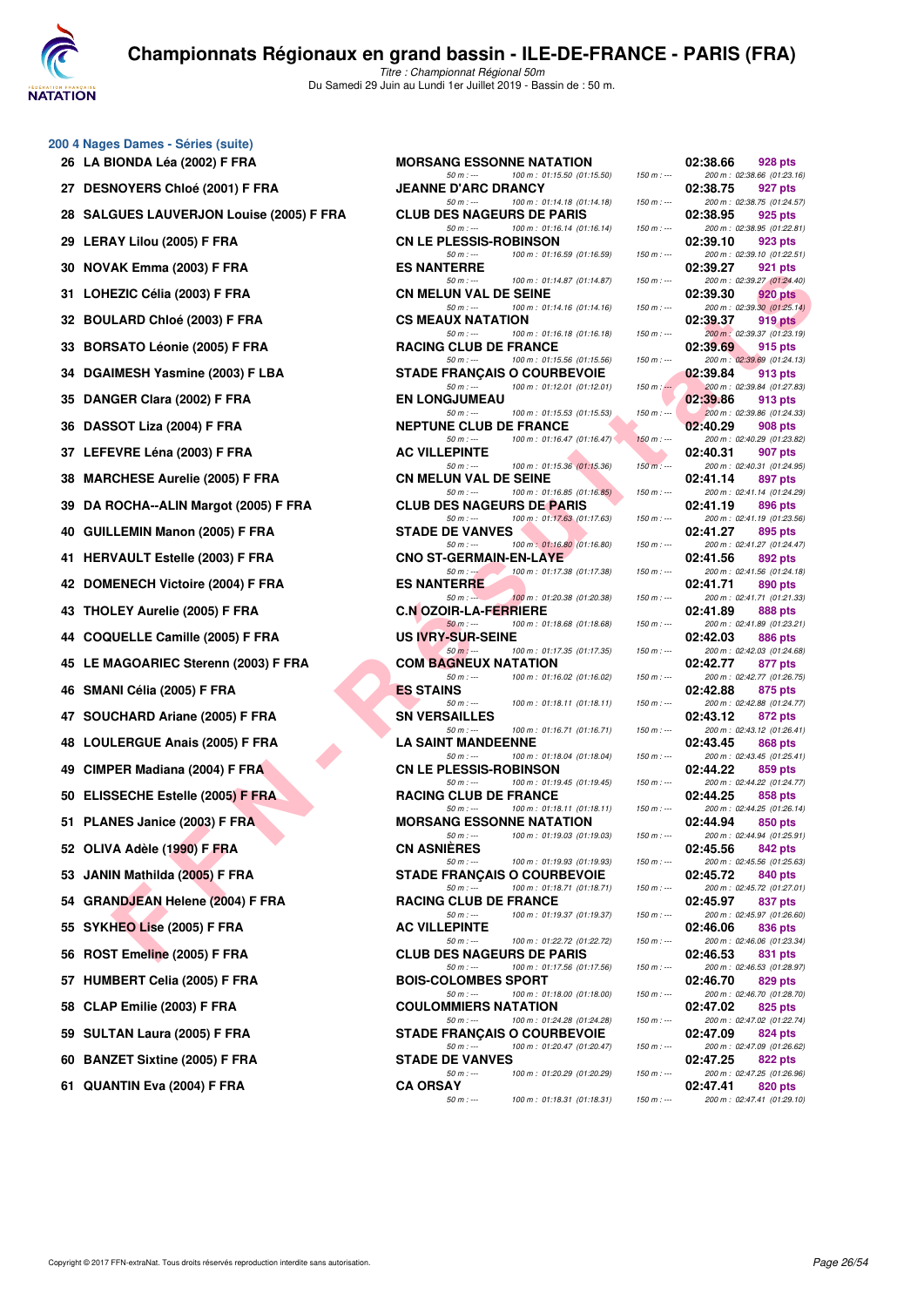## 200 4 Nages Dames - Séries (suite)

| Rang | Nom | Club | Temps | Points | 50 m | 100 m | 150 m | 200 m |
|---|---|---|---|---|---|---|---|---|
| 26 | LA BIONDA Léa (2002) F FRA | MORSANG ESSONNE NATATION | 02:38.66 | 928 pts | 50 m : --- | 100 m : 01:15.50 (01:15.50) | 150 m : --- | 200 m : 02:38.66 (01:23.16) |
| 27 | DESNOYERS Chloé (2001) F FRA | JEANNE D'ARC DRANCY | 02:38.75 | 927 pts | 50 m : --- | 100 m : 01:14.18 (01:14.18) | 150 m : --- | 200 m : 02:38.75 (01:24.57) |
| 28 | SALGUES LAUVERJON Louise (2005) F FRA | CLUB DES NAGEURS DE PARIS | 02:38.95 | 925 pts | 50 m : --- | 100 m : 01:16.14 (01:16.14) | 150 m : --- | 200 m : 02:38.95 (01:22.81) |
| 29 | LERAY Lilou (2005) F FRA | CN LE PLESSIS-ROBINSON | 02:39.10 | 923 pts | 50 m : --- | 100 m : 01:16.59 (01:16.59) | 150 m : --- | 200 m : 02:39.10 (01:22.51) |
| 30 | NOVAK Emma (2003) F FRA | ES NANTERRE | 02:39.27 | 921 pts | 50 m : --- | 100 m : 01:14.87 (01:14.87) | 150 m : --- | 200 m : 02:39.27 (01:24.40) |
| 31 | LOHEZIC Célia (2003) F FRA | CN MELUN VAL DE SEINE | 02:39.30 | 920 pts | 50 m : --- | 100 m : 01:14.16 (01:14.16) | 150 m : --- | 200 m : 02:39.30 (01:25.14) |
| 32 | BOULARD Chloé (2003) F FRA | CS MEAUX NATATION | 02:39.37 | 919 pts | 50 m : --- | 100 m : 01:16.18 (01:16.18) | 150 m : --- | 200 m : 02:39.37 (01:23.19) |
| 33 | BORSATO Léonie (2005) F FRA | RACING CLUB DE FRANCE | 02:39.69 | 915 pts | 50 m : --- | 100 m : 01:15.56 (01:15.56) | 150 m : --- | 200 m : 02:39.69 (01:24.13) |
| 34 | DGAIMESH Yasmine (2003) F LBA | STADE FRANÇAIS O COURBEVOIE | 02:39.84 | 913 pts | 50 m : --- | 100 m : 01:12.01 (01:12.01) | 150 m : --- | 200 m : 02:39.84 (01:27.83) |
| 35 | DANGER Clara (2002) F FRA | EN LONGJUMEAU | 02:39.86 | 913 pts | 50 m : --- | 100 m : 01:15.53 (01:15.53) | 150 m : --- | 200 m : 02:39.86 (01:24.33) |
| 36 | DASSOT Liza (2004) F FRA | NEPTUNE CLUB DE FRANCE | 02:40.29 | 908 pts | 50 m : --- | 100 m : 01:16.47 (01:16.47) | 150 m : --- | 200 m : 02:40.29 (01:23.82) |
| 37 | LEFEVRE Léna (2003) F FRA | AC VILLEPINTE | 02:40.31 | 907 pts | 50 m : --- | 100 m : 01:15.36 (01:15.36) | 150 m : --- | 200 m : 02:40.31 (01:24.95) |
| 38 | MARCHESE Aurelie (2005) F FRA | CN MELUN VAL DE SEINE | 02:41.14 | 897 pts | 50 m : --- | 100 m : 01:16.85 (01:16.85) | 150 m : --- | 200 m : 02:41.14 (01:24.29) |
| 39 | DA ROCHA--ALIN Margot (2005) F FRA | CLUB DES NAGEURS DE PARIS | 02:41.19 | 896 pts | 50 m : --- | 100 m : 01:17.63 (01:17.63) | 150 m : --- | 200 m : 02:41.19 (01:23.56) |
| 40 | GUILLEMIN Manon (2005) F FRA | STADE DE VANVES | 02:41.27 | 895 pts | 50 m : --- | 100 m : 01:16.80 (01:16.80) | 150 m : --- | 200 m : 02:41.27 (01:24.47) |
| 41 | HERVAULT Estelle (2003) F FRA | CNO ST-GERMAIN-EN-LAYE | 02:41.56 | 892 pts | 50 m : --- | 100 m : 01:17.38 (01:17.38) | 150 m : --- | 200 m : 02:41.56 (01:24.18) |
| 42 | DOMENECH Victoire (2004) F FRA | ES NANTERRE | 02:41.71 | 890 pts | 50 m : --- | 100 m : 01:20.38 (01:20.38) | 150 m : --- | 200 m : 02:41.71 (01:21.33) |
| 43 | THOLEY Aurelie (2005) F FRA | C.N OZOIR-LA-FERRIERE | 02:41.89 | 888 pts | 50 m : --- | 100 m : 01:18.68 (01:18.68) | 150 m : --- | 200 m : 02:41.89 (01:23.21) |
| 44 | COQUELLE Camille (2005) F FRA | US IVRY-SUR-SEINE | 02:42.03 | 886 pts | 50 m : --- | 100 m : 01:17.35 (01:17.35) | 150 m : --- | 200 m : 02:42.03 (01:24.68) |
| 45 | LE MAGOARIEC Sterenn (2003) F FRA | COM BAGNEUX NATATION | 02:42.77 | 877 pts | 50 m : --- | 100 m : 01:16.02 (01:16.02) | 150 m : --- | 200 m : 02:42.77 (01:26.75) |
| 46 | SMANI Célia (2005) F FRA | ES STAINS | 02:42.88 | 875 pts | 50 m : --- | 100 m : 01:18.11 (01:18.11) | 150 m : --- | 200 m : 02:42.88 (01:24.77) |
| 47 | SOUCHARD Ariane (2005) F FRA | SN VERSAILLES | 02:43.12 | 872 pts | 50 m : --- | 100 m : 01:16.71 (01:16.71) | 150 m : --- | 200 m : 02:43.12 (01:26.41) |
| 48 | LOULERGUE Anais (2005) F FRA | LA SAINT MANDEENNE | 02:43.45 | 868 pts | 50 m : --- | 100 m : 01:18.04 (01:18.04) | 150 m : --- | 200 m : 02:43.45 (01:25.41) |
| 49 | CIMPER Madiana (2004) F FRA | CN LE PLESSIS-ROBINSON | 02:44.22 | 859 pts | 50 m : --- | 100 m : 01:19.45 (01:19.45) | 150 m : --- | 200 m : 02:44.22 (01:24.77) |
| 50 | ELISSECHE Estelle (2005) F FRA | RACING CLUB DE FRANCE | 02:44.25 | 858 pts | 50 m : --- | 100 m : 01:18.11 (01:18.11) | 150 m : --- | 200 m : 02:44.25 (01:26.14) |
| 51 | PLANES Janice (2003) F FRA | MORSANG ESSONNE NATATION | 02:44.94 | 850 pts | 50 m : --- | 100 m : 01:19.03 (01:19.03) | 150 m : --- | 200 m : 02:44.94 (01:25.91) |
| 52 | OLIVA Adèle (1990) F FRA | CN ASNIÈRES | 02:45.56 | 842 pts | 50 m : --- | 100 m : 01:19.93 (01:19.93) | 150 m : --- | 200 m : 02:45.56 (01:25.63) |
| 53 | JANIN Mathilda (2005) F FRA | STADE FRANÇAIS O COURBEVOIE | 02:45.72 | 840 pts | 50 m : --- | 100 m : 01:18.71 (01:18.71) | 150 m : --- | 200 m : 02:45.72 (01:27.01) |
| 54 | GRANDJEAN Helene (2004) F FRA | RACING CLUB DE FRANCE | 02:45.97 | 837 pts | 50 m : --- | 100 m : 01:19.37 (01:19.37) | 150 m : --- | 200 m : 02:45.97 (01:26.60) |
| 55 | SYKHEO Lise (2005) F FRA | AC VILLEPINTE | 02:46.06 | 836 pts | 50 m : --- | 100 m : 01:22.72 (01:22.72) | 150 m : --- | 200 m : 02:46.06 (01:23.34) |
| 56 | ROST Emeline (2005) F FRA | CLUB DES NAGEURS DE PARIS | 02:46.53 | 831 pts | 50 m : --- | 100 m : 01:17.56 (01:17.56) | 150 m : --- | 200 m : 02:46.53 (01:28.97) |
| 57 | HUMBERT Celia (2005) F FRA | BOIS-COLOMBES SPORT | 02:46.70 | 829 pts | 50 m : --- | 100 m : 01:18.00 (01:18.00) | 150 m : --- | 200 m : 02:46.70 (01:28.70) |
| 58 | CLAP Emilie (2003) F FRA | COULOMMIERS NATATION | 02:47.02 | 825 pts | 50 m : --- | 100 m : 01:24.28 (01:24.28) | 150 m : --- | 200 m : 02:47.02 (01:22.74) |
| 59 | SULTAN Laura (2005) F FRA | STADE FRANÇAIS O COURBEVOIE | 02:47.09 | 824 pts | 50 m : --- | 100 m : 01:20.47 (01:20.47) | 150 m : --- | 200 m : 02:47.09 (01:26.62) |
| 60 | BANZET Sixtine (2005) F FRA | STADE DE VANVES | 02:47.25 | 822 pts | 50 m : --- | 100 m : 01:20.29 (01:20.29) | 150 m : --- | 200 m : 02:47.25 (01:26.96) |
| 61 | QUANTIN Eva (2004) F FRA | CA ORSAY | 02:47.41 | 820 pts | 50 m : --- | 100 m : 01:18.31 (01:18.31) | 150 m : --- | 200 m : 02:47.41 (01:29.10) |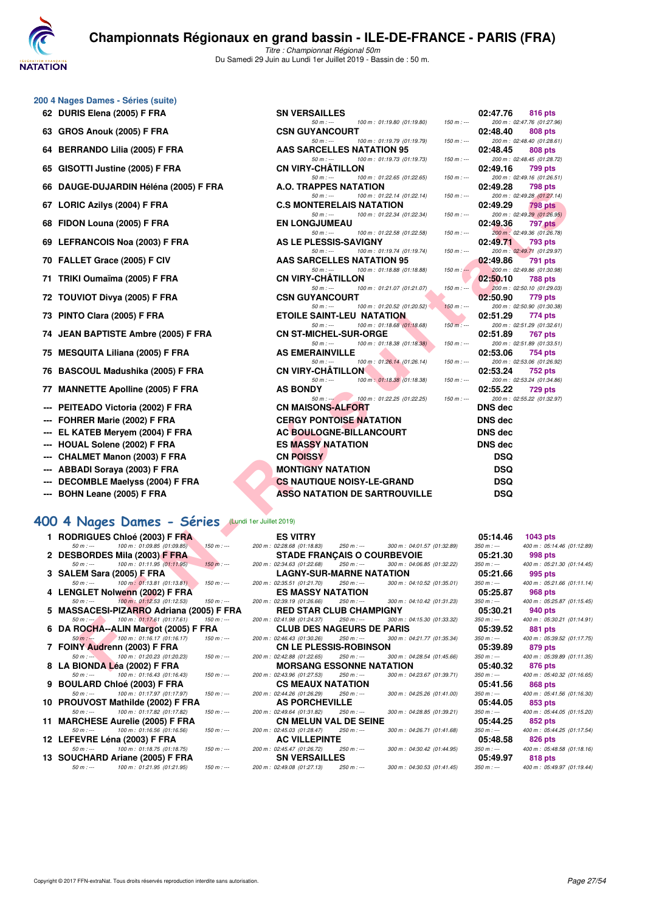# Championnats Régionaux en grand bassin - ILE-DE-FRANCE - PARIS (FRA)

*Titre : Championnat Régional 50m*
Du Samedi 29 Juin au Lundi 1er Juillet 2019 - Bassin de : 50 m.

## 200 4 Nages Dames - Séries (suite)

| Place | Nom | Club | Temps | Points |
|---|---|---|---|---|
| 62 | DURIS Elena (2005) F FRA | SN VERSAILLES | 02:47.76 | 816 pts |
| | 50 m : --- 100 m : 01:19.80 (01:19.80) 150 m : --- 200 m : 02:47.76 (01:27.96) | | | |
| 63 | GROS Anouk (2005) F FRA | CSN GUYANCOURT | 02:48.40 | 808 pts |
| | 50 m : --- 100 m : 01:19.79 (01:19.79) 150 m : --- 200 m : 02:48.40 (01:28.61) | | | |
| 64 | BERRANDO Lilia (2005) F FRA | AAS SARCELLES NATATION 95 | 02:48.45 | 808 pts |
| | 50 m : --- 100 m : 01:19.73 (01:19.73) 150 m : --- 200 m : 02:48.45 (01:28.72) | | | |
| 65 | GISOTTI Justine (2005) F FRA | CN VIRY-CHÂTILLON | 02:49.16 | 799 pts |
| | 50 m : --- 100 m : 01:22.65 (01:22.65) 150 m : --- 200 m : 02:49.16 (01:26.51) | | | |
| 66 | DAUGE-DUJARDIN Héléna (2005) F FRA | A.O. TRAPPES NATATION | 02:49.28 | 798 pts |
| | 50 m : --- 100 m : 01:22.14 (01:22.14) 150 m : --- 200 m : 02:49.28 (01:27.14) | | | |
| 67 | LORIC Azilys (2004) F FRA | C.S MONTERELAIS NATATION | 02:49.29 | 798 pts |
| | 50 m : --- 100 m : 01:22.34 (01:22.34) 150 m : --- 200 m : 02:49.29 (01:26.95) | | | |
| 68 | FIDON Louna (2005) F FRA | EN LONGJUMEAU | 02:49.36 | 797 pts |
| | 50 m : --- 100 m : 01:22.58 (01:22.58) 150 m : --- 200 m : 02:49.36 (01:26.78) | | | |
| 69 | LEFRANCOIS Noa (2003) F FRA | AS LE PLESSIS-SAVIGNY | 02:49.71 | 793 pts |
| | 50 m : --- 100 m : 01:19.74 (01:19.74) 150 m : --- 200 m : 02:49.71 (01:29.97) | | | |
| 70 | FALLET Grace (2005) F CIV | AAS SARCELLES NATATION 95 | 02:49.86 | 791 pts |
| | 50 m : --- 100 m : 01:18.88 (01:18.88) 150 m : --- 200 m : 02:49.86 (01:30.98) | | | |
| 71 | TRIKI Oumaïma (2005) F FRA | CN VIRY-CHÂTILLON | 02:50.10 | 788 pts |
| | 50 m : --- 100 m : 01:21.07 (01:21.07) 150 m : --- 200 m : 02:50.10 (01:29.03) | | | |
| 72 | TOUVIOT Divya (2005) F FRA | CSN GUYANCOURT | 02:50.90 | 779 pts |
| | 50 m : --- 100 m : 01:20.52 (01:20.52) 150 m : --- 200 m : 02:50.90 (01:30.38) | | | |
| 73 | PINTO Clara (2005) F FRA | ETOILE SAINT-LEU NATATION | 02:51.29 | 774 pts |
| | 50 m : --- 100 m : 01:18.68 (01:18.68) 150 m : --- 200 m : 02:51.29 (01:32.61) | | | |
| 74 | JEAN BAPTISTE Ambre (2005) F FRA | CN ST-MICHEL-SUR-ORGE | 02:51.89 | 767 pts |
| | 50 m : --- 100 m : 01:18.38 (01:18.38) 150 m : --- 200 m : 02:51.89 (01:33.51) | | | |
| 75 | MESQUITA Liliana (2005) F FRA | AS EMERAINVILLE | 02:53.06 | 754 pts |
| | 50 m : --- 100 m : 01:26.14 (01:26.14) 150 m : --- 200 m : 02:53.06 (01:26.92) | | | |
| 76 | BASCOUL Madushika (2005) F FRA | CN VIRY-CHÂTILLON | 02:53.24 | 752 pts |
| | 50 m : --- 100 m : 01:18.38 (01:18.38) 150 m : --- 200 m : 02:53.24 (01:34.86) | | | |
| 77 | MANNETTE Apolline (2005) F FRA | AS BONDY | 02:55.22 | 729 pts |
| | 50 m : --- 100 m : 01:22.25 (01:22.25) 150 m : --- 200 m : 02:55.22 (01:32.97) | | | |
| --- | PEITEADO Victoria (2002) F FRA | CN MAISONS-ALFORT | DNS dec | |
| --- | FOHRER Marie (2002) F FRA | CERGY PONTOISE NATATION | DNS dec | |
| --- | EL KATEB Meryem (2004) F FRA | AC BOULOGNE-BILLANCOURT | DNS dec | |
| --- | HOUAL Solene (2002) F FRA | ES MASSY NATATION | DNS dec | |
| --- | CHALMET Manon (2003) F FRA | CN POISSY | DSQ | |
| --- | ABBADI Soraya (2003) F FRA | MONTIGNY NATATION | DSQ | |
| --- | DECOMBLE Maelyss (2004) F FRA | CS NAUTIQUE NOISY-LE-GRAND | DSQ | |
| --- | BOHN Leane (2005) F FRA | ASSO NATATION DE SARTROUVILLE | DSQ | |

## 400 4 Nages Dames - Séries (Lundi 1er Juillet 2019)

| Place | Nom | Club | Temps | Points |
|---|---|---|---|---|
| 1 | RODRIGUES Chloé (2003) F FRA | ES VITRY | 05:14.46 | 1043 pts |
| | 50 m : --- 100 m : 01:09.85 (01:09.85) 150 m : --- 200 m : 02:28.68 (01:18.83) 250 m : --- 300 m : 04:01.57 (01:32.89) 350 m : --- 400 m : 05:14.46 (01:12.89) | | | |
| 2 | DESBORDES Mila (2003) F FRA | STADE FRANÇAIS O COURBEVOIE | 05:21.30 | 998 pts |
| | 50 m : --- 100 m : 01:11.95 (01:11.95) 150 m : --- 200 m : 02:34.63 (01:22.68) 250 m : --- 300 m : 04:06.85 (01:32.22) 350 m : --- 400 m : 05:21.30 (01:14.45) | | | |
| 3 | SALEM Sara (2005) F FRA | LAGNY-SUR-MARNE NATATION | 05:21.66 | 995 pts |
| | 50 m : --- 100 m : 01:13.81 (01:13.81) 150 m : --- 200 m : 02:35.51 (01:21.70) 250 m : --- 300 m : 04:10.52 (01:35.01) 350 m : --- 400 m : 05:21.66 (01:11.14) | | | |
| 4 | LENGLET Nolwenn (2002) F FRA | ES MASSY NATATION | 05:25.87 | 968 pts |
| | 50 m : --- 100 m : 01:12.53 (01:12.53) 150 m : --- 200 m : 02:39.19 (01:26.66) 250 m : --- 300 m : 04:10.42 (01:31.23) 350 m : --- 400 m : 05:25.87 (01:15.45) | | | |
| 5 | MASSACESI-PIZARRO Adriana (2005) F FRA | RED STAR CLUB CHAMPIGNY | 05:30.21 | 940 pts |
| | 50 m : --- 100 m : 01:17.61 (01:17.61) 150 m : --- 200 m : 02:41.98 (01:24.37) 250 m : --- 300 m : 04:15.30 (01:33.32) 350 m : --- 400 m : 05:30.21 (01:14.91) | | | |
| 6 | DA ROCHA--ALIN Margot (2005) F FRA | CLUB DES NAGEURS DE PARIS | 05:39.52 | 881 pts |
| | 50 m : --- 100 m : 01:16.17 (01:16.17) 150 m : --- 200 m : 02:46.43 (01:30.26) 250 m : --- 300 m : 04:21.77 (01:35.34) 350 m : --- 400 m : 05:39.52 (01:17.75) | | | |
| 7 | FOINY Audrenn (2003) F FRA | CN LE PLESSIS-ROBINSON | 05:39.89 | 879 pts |
| | 50 m : --- 100 m : 01:20.23 (01:20.23) 150 m : --- 200 m : 02:42.88 (01:22.65) 250 m : --- 300 m : 04:28.54 (01:45.66) 350 m : --- 400 m : 05:39.89 (01:11.35) | | | |
| 8 | LA BIONDA Léa (2002) F FRA | MORSANG ESSONNE NATATION | 05:40.32 | 876 pts |
| | 50 m : --- 100 m : 01:16.43 (01:16.43) 150 m : --- 200 m : 02:43.96 (01:27.53) 250 m : --- 300 m : 04:23.67 (01:39.71) 350 m : --- 400 m : 05:40.32 (01:16.65) | | | |
| 9 | BOULARD Chloé (2003) F FRA | CS MEAUX NATATION | 05:41.56 | 868 pts |
| | 50 m : --- 100 m : 01:17.97 (01:17.97) 150 m : --- 200 m : 02:44.26 (01:26.29) 250 m : --- 300 m : 04:25.26 (01:41.00) 350 m : --- 400 m : 05:41.56 (01:16.30) | | | |
| 10 | PROUVOST Mathilde (2002) F FRA | AS PORCHEVILLE | 05:44.05 | 853 pts |
| | 50 m : --- 100 m : 01:17.82 (01:17.82) 150 m : --- 200 m : 02:49.64 (01:31.82) 250 m : --- 300 m : 04:28.85 (01:39.21) 350 m : --- 400 m : 05:44.05 (01:15.20) | | | |
| 11 | MARCHESE Aurelie (2005) F FRA | CN MELUN VAL DE SEINE | 05:44.25 | 852 pts |
| | 50 m : --- 100 m : 01:16.56 (01:16.56) 150 m : --- 200 m : 02:45.03 (01:28.47) 250 m : --- 300 m : 04:26.71 (01:41.68) 350 m : --- 400 m : 05:44.25 (01:17.54) | | | |
| 12 | LEFEVRE Léna (2003) F FRA | AC VILLEPINTE | 05:48.58 | 826 pts |
| | 50 m : --- 100 m : 01:18.75 (01:18.75) 150 m : --- 200 m : 02:45.47 (01:26.72) 250 m : --- 300 m : 04:30.42 (01:44.95) 350 m : --- 400 m : 05:48.58 (01:18.16) | | | |
| 13 | SOUCHARD Ariane (2005) F FRA | SN VERSAILLES | 05:49.97 | 818 pts |
| | 50 m : --- 100 m : 01:21.95 (01:21.95) 150 m : --- 200 m : 02:49.08 (01:27.13) 250 m : --- 300 m : 04:30.53 (01:41.45) 350 m : --- 400 m : 05:49.97 (01:19.44) | | | |

Copyright © 2017 FFN-extraNat. Tous droits réservés reproduction interdite sans autorisation.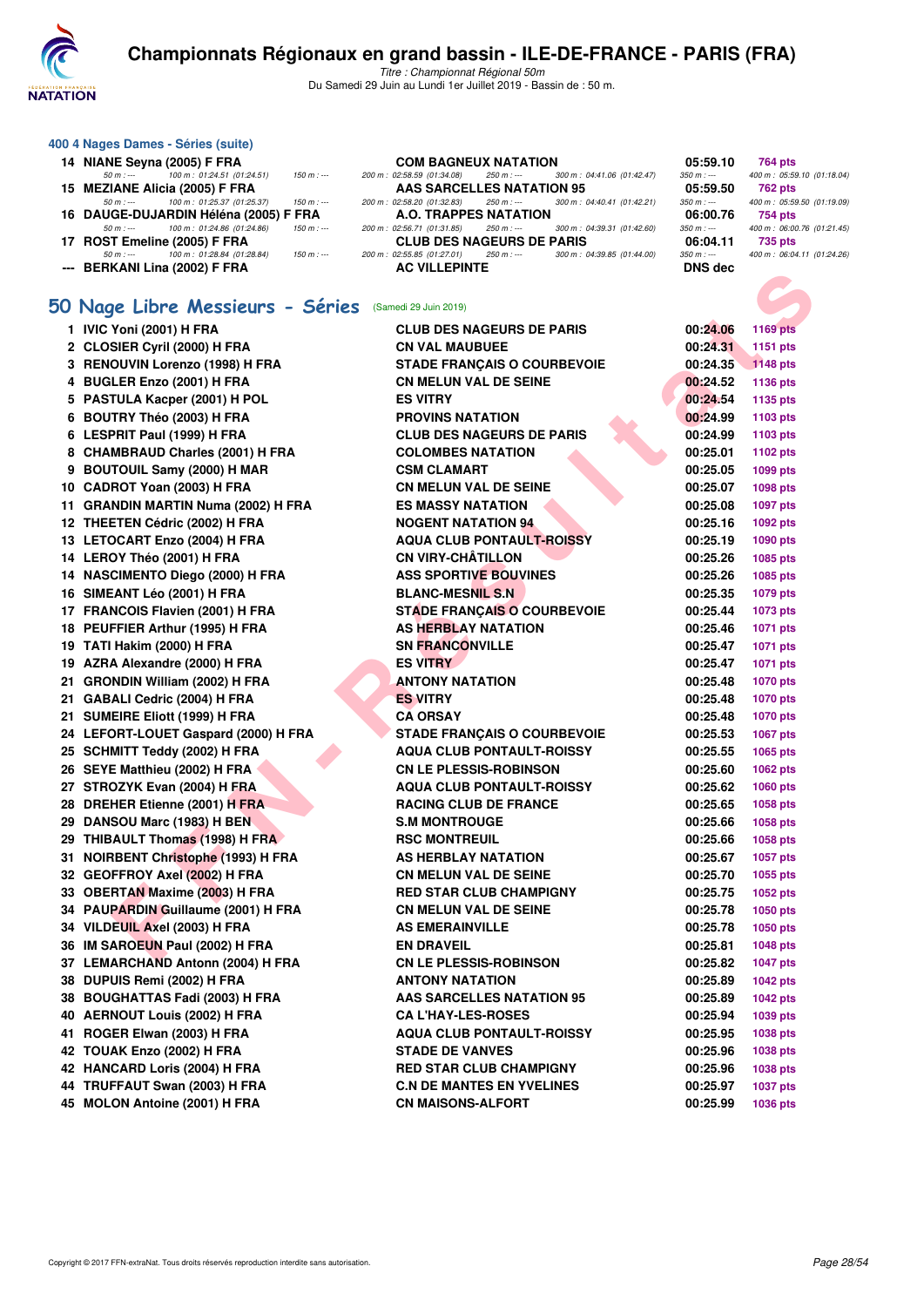# Championnats Régionaux en grand bassin - ILE-DE-FRANCE - PARIS (FRA)

*Titre : Championnat Régional 50m*

Du Samedi 29 Juin au Lundi 1er Juillet 2019 - Bassin de : 50 m.

### 400 4 Nages Dames - Séries (suite)

| Rang | Nom | Club | Temps | Points |
|---|---|---|---|---|
| 14 | NIANE Seyna (2005) F FRA | COM BAGNEUX NATATION | 05:59.10 | 764 pts |
| | 50 m : --- 100 m : 01:24.51 (01:24.51) 150 m : --- 200 m : 02:58.59 (01:34.08) 250 m : --- 300 m : 04:41.06 (01:42.47) 350 m : --- 400 m : 05:59.10 (01:18.04) | | | |
| 15 | MEZIANE Alicia (2005) F FRA | AAS SARCELLES NATATION 95 | 05:59.50 | 762 pts |
| | 50 m : --- 100 m : 01:25.37 (01:25.37) 150 m : --- 200 m : 02:58.20 (01:32.83) 250 m : --- 300 m : 04:40.41 (01:42.21) 350 m : --- 400 m : 05:59.50 (01:19.09) | | | |
| 16 | DAUGE-DUJARDIN Héléna (2005) F FRA | A.O. TRAPPES NATATION | 06:00.76 | 754 pts |
| | 50 m : --- 100 m : 01:24.86 (01:24.86) 150 m : --- 200 m : 02:56.71 (01:31.85) 250 m : --- 300 m : 04:39.31 (01:42.60) 350 m : --- 400 m : 06:00.76 (01:21.45) | | | |
| 17 | ROST Emeline (2005) F FRA | CLUB DES NAGEURS DE PARIS | 06:04.11 | 735 pts |
| | 50 m : --- 100 m : 01:28.84 (01:28.84) 150 m : --- 200 m : 02:55.85 (01:27.01) 250 m : --- 300 m : 04:39.85 (01:44.00) 350 m : --- 400 m : 06:04.11 (01:24.26) | | | |
| --- | BERKANI Lina (2002) F FRA | AC VILLEPINTE | DNS dec | |

## 50 Nage Libre Messieurs - Séries (Samedi 29 Juin 2019)

| Rang | Nom | Club | Temps | Points |
|---|---|---|---|---|
| 1 | IVIC Yoni (2001) H FRA | CLUB DES NAGEURS DE PARIS | 00:24.06 | 1169 pts |
| 2 | CLOSIER Cyril (2000) H FRA | CN VAL MAUBUEE | 00:24.31 | 1151 pts |
| 3 | RENOUVIN Lorenzo (1998) H FRA | STADE FRANÇAIS O COURBEVOIE | 00:24.35 | 1148 pts |
| 4 | BUGLER Enzo (2001) H FRA | CN MELUN VAL DE SEINE | 00:24.52 | 1136 pts |
| 5 | PASTULA Kacper (2001) H POL | ES VITRY | 00:24.54 | 1135 pts |
| 6 | BOUTRY Théo (2003) H FRA | PROVINS NATATION | 00:24.99 | 1103 pts |
| 6 | LESPRIT Paul (1999) H FRA | CLUB DES NAGEURS DE PARIS | 00:24.99 | 1103 pts |
| 8 | CHAMBRAUD Charles (2001) H FRA | COLOMBES NATATION | 00:25.01 | 1102 pts |
| 9 | BOUTOUIL Samy (2000) H MAR | CSM CLAMART | 00:25.05 | 1099 pts |
| 10 | CADROT Yoan (2003) H FRA | CN MELUN VAL DE SEINE | 00:25.07 | 1098 pts |
| 11 | GRANDIN MARTIN Numa (2002) H FRA | ES MASSY NATATION | 00:25.08 | 1097 pts |
| 12 | THEETEN Cédric (2002) H FRA | NOGENT NATATION 94 | 00:25.16 | 1092 pts |
| 13 | LETOCART Enzo (2004) H FRA | AQUA CLUB PONTAULT-ROISSY | 00:25.19 | 1090 pts |
| 14 | LEROY Théo (2001) H FRA | CN VIRY-CHÂTILLON | 00:25.26 | 1085 pts |
| 14 | NASCIMENTO Diego (2000) H FRA | ASS SPORTIVE BOUVINES | 00:25.26 | 1085 pts |
| 16 | SIMEANT Léo (2001) H FRA | BLANC-MESNIL S.N | 00:25.35 | 1079 pts |
| 17 | FRANCOIS Flavien (2001) H FRA | STADE FRANÇAIS O COURBEVOIE | 00:25.44 | 1073 pts |
| 18 | PEUFFIER Arthur (1995) H FRA | AS HERBLAY NATATION | 00:25.46 | 1071 pts |
| 19 | TATI Hakim (2000) H FRA | SN FRANCONVILLE | 00:25.47 | 1071 pts |
| 19 | AZRA Alexandre (2000) H FRA | ES VITRY | 00:25.47 | 1071 pts |
| 21 | GRONDIN William (2002) H FRA | ANTONY NATATION | 00:25.48 | 1070 pts |
| 21 | GABALI Cedric (2004) H FRA | ES VITRY | 00:25.48 | 1070 pts |
| 21 | SUMEIRE Eliott (1999) H FRA | CA ORSAY | 00:25.48 | 1070 pts |
| 24 | LEFORT-LOUET Gaspard (2000) H FRA | STADE FRANÇAIS O COURBEVOIE | 00:25.53 | 1067 pts |
| 25 | SCHMITT Teddy (2002) H FRA | AQUA CLUB PONTAULT-ROISSY | 00:25.55 | 1065 pts |
| 26 | SEYE Matthieu (2002) H FRA | CN LE PLESSIS-ROBINSON | 00:25.60 | 1062 pts |
| 27 | STROZYK Evan (2004) H FRA | AQUA CLUB PONTAULT-ROISSY | 00:25.62 | 1060 pts |
| 28 | DREHER Etienne (2001) H FRA | RACING CLUB DE FRANCE | 00:25.65 | 1058 pts |
| 29 | DANSOU Marc (1983) H BEN | S.M MONTROUGE | 00:25.66 | 1058 pts |
| 29 | THIBAULT Thomas (1998) H FRA | RSC MONTREUIL | 00:25.66 | 1058 pts |
| 31 | NOIRBENT Christophe (1993) H FRA | AS HERBLAY NATATION | 00:25.67 | 1057 pts |
| 32 | GEOFFROY Axel (2002) H FRA | CN MELUN VAL DE SEINE | 00:25.70 | 1055 pts |
| 33 | OBERTAN Maxime (2003) H FRA | RED STAR CLUB CHAMPIGNY | 00:25.75 | 1052 pts |
| 34 | PAUPARDIN Guillaume (2001) H FRA | CN MELUN VAL DE SEINE | 00:25.78 | 1050 pts |
| 34 | VILDEUIL Axel (2003) H FRA | AS EMERAINVILLE | 00:25.78 | 1050 pts |
| 36 | IM SAROEUN Paul (2002) H FRA | EN DRAVEIL | 00:25.81 | 1048 pts |
| 37 | LEMARCHAND Antonn (2004) H FRA | CN LE PLESSIS-ROBINSON | 00:25.82 | 1047 pts |
| 38 | DUPUIS Remi (2002) H FRA | ANTONY NATATION | 00:25.89 | 1042 pts |
| 38 | BOUGHATTAS Fadi (2003) H FRA | AAS SARCELLES NATATION 95 | 00:25.89 | 1042 pts |
| 40 | AERNOUT Louis (2002) H FRA | CA L'HAY-LES-ROSES | 00:25.94 | 1039 pts |
| 41 | ROGER Elwan (2003) H FRA | AQUA CLUB PONTAULT-ROISSY | 00:25.95 | 1038 pts |
| 42 | TOUAK Enzo (2002) H FRA | STADE DE VANVES | 00:25.96 | 1038 pts |
| 42 | HANCARD Loris (2004) H FRA | RED STAR CLUB CHAMPIGNY | 00:25.96 | 1038 pts |
| 44 | TRUFFAUT Swan (2003) H FRA | C.N DE MANTES EN YVELINES | 00:25.97 | 1037 pts |
| 45 | MOLON Antoine (2001) H FRA | CN MAISONS-ALFORT | 00:25.99 | 1036 pts |

Copyright © 2017 FFN-extraNat. Tous droits réservés reproduction interdite sans autorisation.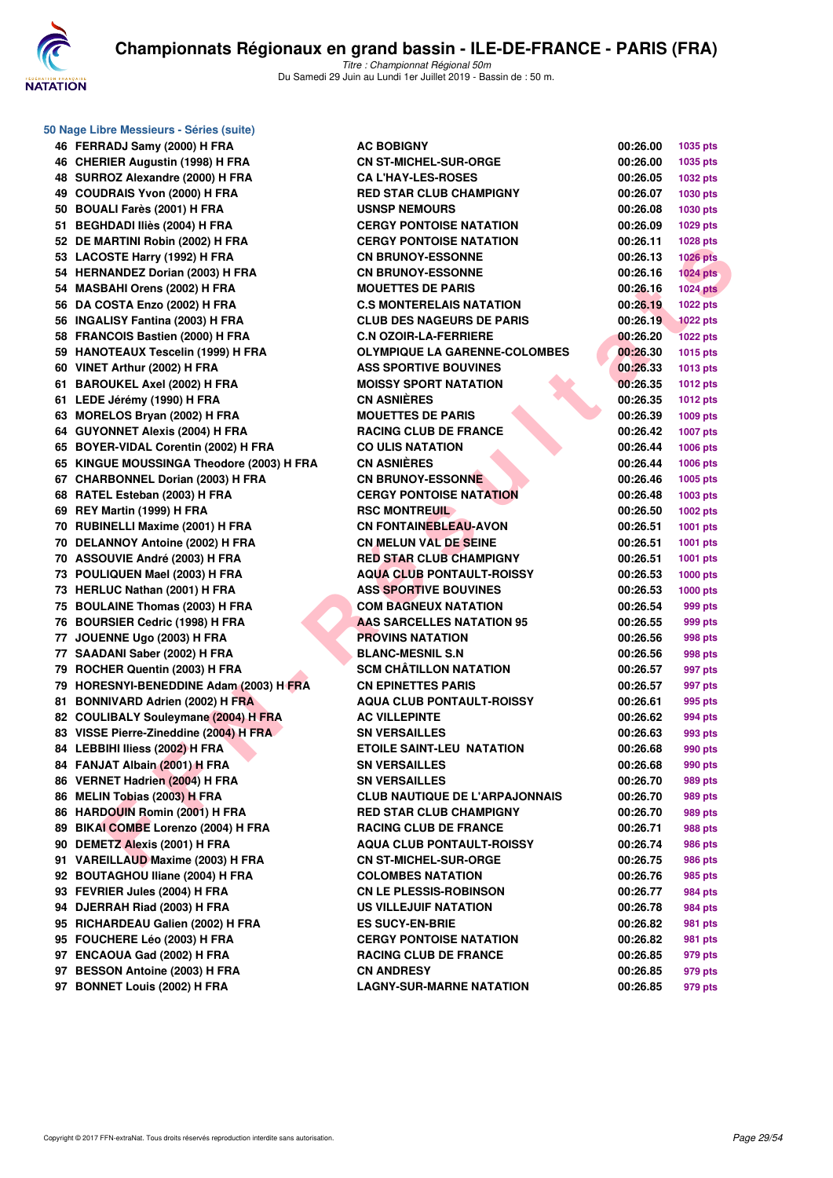# Championnats Régionaux en grand bassin - ILE-DE-FRANCE - PARIS (FRA)

*Titre : Championnat Régional 50m*

Du Samedi 29 Juin au Lundi 1er Juillet 2019 - Bassin de : 50 m.

## 50 Nage Libre Messieurs - Séries (suite)

| Place | Nom | Club | Temps | Points |
|---|---|---|---|---|
| 46 | FERRADJ Samy (2000) H FRA | AC BOBIGNY | 00:26.00 | 1035 pts |
| 46 | CHERIER Augustin (1998) H FRA | CN ST-MICHEL-SUR-ORGE | 00:26.00 | 1035 pts |
| 48 | SURROZ Alexandre (2000) H FRA | CA L'HAY-LES-ROSES | 00:26.05 | 1032 pts |
| 49 | COUDRAIS Yvon (2000) H FRA | RED STAR CLUB CHAMPIGNY | 00:26.07 | 1030 pts |
| 50 | BOUALI Farès (2001) H FRA | USNSP NEMOURS | 00:26.08 | 1030 pts |
| 51 | BEGHDADI Iliès (2004) H FRA | CERGY PONTOISE NATATION | 00:26.09 | 1029 pts |
| 52 | DE MARTINI Robin (2002) H FRA | CERGY PONTOISE NATATION | 00:26.11 | 1028 pts |
| 53 | LACOSTE Harry (1992) H FRA | CN BRUNOY-ESSONNE | 00:26.13 | 1026 pts |
| 54 | HERNANDEZ Dorian (2003) H FRA | CN BRUNOY-ESSONNE | 00:26.16 | 1024 pts |
| 54 | MASBAHI Orens (2002) H FRA | MOUETTES DE PARIS | 00:26.16 | 1024 pts |
| 56 | DA COSTA Enzo (2002) H FRA | C.S MONTERELAIS NATATION | 00:26.19 | 1022 pts |
| 56 | INGALISY Fantina (2003) H FRA | CLUB DES NAGEURS DE PARIS | 00:26.19 | 1022 pts |
| 58 | FRANCOIS Bastien (2000) H FRA | C.N OZOIR-LA-FERRIERE | 00:26.20 | 1022 pts |
| 59 | HANOTEAUX Tescelin (1999) H FRA | OLYMPIQUE LA GARENNE-COLOMBES | 00:26.30 | 1015 pts |
| 60 | VINET Arthur (2002) H FRA | ASS SPORTIVE BOUVINES | 00:26.33 | 1013 pts |
| 61 | BAROUKEL Axel (2002) H FRA | MOISSY SPORT NATATION | 00:26.35 | 1012 pts |
| 61 | LEDE Jérémy (1990) H FRA | CN ASNIÈRES | 00:26.35 | 1012 pts |
| 63 | MORELOS Bryan (2002) H FRA | MOUETTES DE PARIS | 00:26.39 | 1009 pts |
| 64 | GUYONNET Alexis (2004) H FRA | RACING CLUB DE FRANCE | 00:26.42 | 1007 pts |
| 65 | BOYER-VIDAL Corentin (2002) H FRA | CO ULIS NATATION | 00:26.44 | 1006 pts |
| 65 | KINGUE MOUSSINGA Theodore (2003) H FRA | CN ASNIÈRES | 00:26.44 | 1006 pts |
| 67 | CHARBONNEL Dorian (2003) H FRA | CN BRUNOY-ESSONNE | 00:26.46 | 1005 pts |
| 68 | RATEL Esteban (2003) H FRA | CERGY PONTOISE NATATION | 00:26.48 | 1003 pts |
| 69 | REY Martin (1999) H FRA | RSC MONTREUIL | 00:26.50 | 1002 pts |
| 70 | RUBINELLI Maxime (2001) H FRA | CN FONTAINEBLEAU-AVON | 00:26.51 | 1001 pts |
| 70 | DELANNOY Antoine (2002) H FRA | CN MELUN VAL DE SEINE | 00:26.51 | 1001 pts |
| 70 | ASSOUVIE André (2003) H FRA | RED STAR CLUB CHAMPIGNY | 00:26.51 | 1001 pts |
| 73 | POULIQUEN Mael (2003) H FRA | AQUA CLUB PONTAULT-ROISSY | 00:26.53 | 1000 pts |
| 73 | HERLUC Nathan (2001) H FRA | ASS SPORTIVE BOUVINES | 00:26.53 | 1000 pts |
| 75 | BOULAINE Thomas (2003) H FRA | COM BAGNEUX NATATION | 00:26.54 | 999 pts |
| 76 | BOURSIER Cedric (1998) H FRA | AAS SARCELLES NATATION 95 | 00:26.55 | 999 pts |
| 77 | JOUENNE Ugo (2003) H FRA | PROVINS NATATION | 00:26.56 | 998 pts |
| 77 | SAADANI Saber (2002) H FRA | BLANC-MESNIL S.N | 00:26.56 | 998 pts |
| 79 | ROCHER Quentin (2003) H FRA | SCM CHÂTILLON NATATION | 00:26.57 | 997 pts |
| 79 | HORESNYI-BENEDDINE Adam (2003) H FRA | CN EPINETTES PARIS | 00:26.57 | 997 pts |
| 81 | BONNIVARD Adrien (2002) H FRA | AQUA CLUB PONTAULT-ROISSY | 00:26.61 | 995 pts |
| 82 | COULIBALY Souleymane (2004) H FRA | AC VILLEPINTE | 00:26.62 | 994 pts |
| 83 | VISSE Pierre-Zineddine (2004) H FRA | SN VERSAILLES | 00:26.63 | 993 pts |
| 84 | LEBBIHI Iliess (2002) H FRA | ETOILE SAINT-LEU NATATION | 00:26.68 | 990 pts |
| 84 | FANJAT Albain (2001) H FRA | SN VERSAILLES | 00:26.68 | 990 pts |
| 86 | VERNET Hadrien (2004) H FRA | SN VERSAILLES | 00:26.70 | 989 pts |
| 86 | MELIN Tobias (2003) H FRA | CLUB NAUTIQUE DE L'ARPAJONNAIS | 00:26.70 | 989 pts |
| 86 | HARDOUIN Romin (2001) H FRA | RED STAR CLUB CHAMPIGNY | 00:26.70 | 989 pts |
| 89 | BIKAI COMBE Lorenzo (2004) H FRA | RACING CLUB DE FRANCE | 00:26.71 | 988 pts |
| 90 | DEMETZ Alexis (2001) H FRA | AQUA CLUB PONTAULT-ROISSY | 00:26.74 | 986 pts |
| 91 | VAREILLAUD Maxime (2003) H FRA | CN ST-MICHEL-SUR-ORGE | 00:26.75 | 986 pts |
| 92 | BOUTAGHOU Iliane (2004) H FRA | COLOMBES NATATION | 00:26.76 | 985 pts |
| 93 | FEVRIER Jules (2004) H FRA | CN LE PLESSIS-ROBINSON | 00:26.77 | 984 pts |
| 94 | DJERRAH Riad (2003) H FRA | US VILLEJUIF NATATION | 00:26.78 | 984 pts |
| 95 | RICHARDEAU Galien (2002) H FRA | ES SUCY-EN-BRIE | 00:26.82 | 981 pts |
| 95 | FOUCHERE Léo (2003) H FRA | CERGY PONTOISE NATATION | 00:26.82 | 981 pts |
| 97 | ENCAOUA Gad (2002) H FRA | RACING CLUB DE FRANCE | 00:26.85 | 979 pts |
| 97 | BESSON Antoine (2003) H FRA | CN ANDRESY | 00:26.85 | 979 pts |
| 97 | BONNET Louis (2002) H FRA | LAGNY-SUR-MARNE NATATION | 00:26.85 | 979 pts |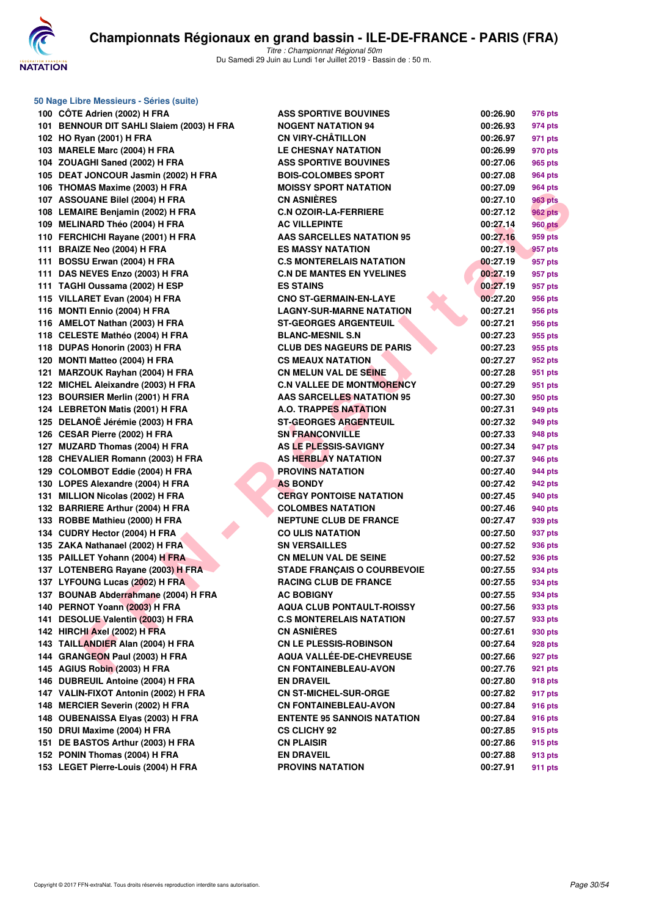# Championnats Régionaux en grand bassin - ILE-DE-FRANCE - PARIS (FRA)

*Titre : Championnat Régional 50m*
Du Samedi 29 Juin au Lundi 1er Juillet 2019 - Bassin de : 50 m.

## 50 Nage Libre Messieurs - Séries (suite)

| Rang | Nom | Club | Temps | Points |
|---|---|---|---|---|
| 100 | CÔTE Adrien (2002) H FRA | ASS SPORTIVE BOUVINES | 00:26.90 | 976 pts |
| 101 | BENNOUR DIT SAHLI Slaiem (2003) H FRA | NOGENT NATATION 94 | 00:26.93 | 974 pts |
| 102 | HO Ryan (2001) H FRA | CN VIRY-CHÂTILLON | 00:26.97 | 971 pts |
| 103 | MARELE Marc (2004) H FRA | LE CHESNAY NATATION | 00:26.99 | 970 pts |
| 104 | ZOUAGHI Saned (2002) H FRA | ASS SPORTIVE BOUVINES | 00:27.06 | 965 pts |
| 105 | DEAT JONCOUR Jasmin (2002) H FRA | BOIS-COLOMBES SPORT | 00:27.08 | 964 pts |
| 106 | THOMAS Maxime (2003) H FRA | MOISSY SPORT NATATION | 00:27.09 | 964 pts |
| 107 | ASSOUANE Bilel (2004) H FRA | CN ASNIÈRES | 00:27.10 | 963 pts |
| 108 | LEMAIRE Benjamin (2002) H FRA | C.N OZOIR-LA-FERRIERE | 00:27.12 | 962 pts |
| 109 | MELINARD Théo (2004) H FRA | AC VILLEPINTE | 00:27.14 | 960 pts |
| 110 | FERCHICHI Rayane (2001) H FRA | AAS SARCELLES NATATION 95 | 00:27.16 | 959 pts |
| 111 | BRAIZE Neo (2004) H FRA | ES MASSY NATATION | 00:27.19 | 957 pts |
| 111 | BOSSU Erwan (2004) H FRA | C.S MONTERELAIS NATATION | 00:27.19 | 957 pts |
| 111 | DAS NEVES Enzo (2003) H FRA | C.N DE MANTES EN YVELINES | 00:27.19 | 957 pts |
| 111 | TAGHI Oussama (2002) H ESP | ES STAINS | 00:27.19 | 957 pts |
| 115 | VILLARET Evan (2004) H FRA | CNO ST-GERMAIN-EN-LAYE | 00:27.20 | 956 pts |
| 116 | MONTI Ennio (2004) H FRA | LAGNY-SUR-MARNE NATATION | 00:27.21 | 956 pts |
| 116 | AMELOT Nathan (2003) H FRA | ST-GEORGES ARGENTEUIL | 00:27.21 | 956 pts |
| 118 | CELESTE Mathéo (2004) H FRA | BLANC-MESNIL S.N | 00:27.23 | 955 pts |
| 118 | DUPAS Honorin (2003) H FRA | CLUB DES NAGEURS DE PARIS | 00:27.23 | 955 pts |
| 120 | MONTI Matteo (2004) H FRA | CS MEAUX NATATION | 00:27.27 | 952 pts |
| 121 | MARZOUK Rayhan (2004) H FRA | CN MELUN VAL DE SEINE | 00:27.28 | 951 pts |
| 122 | MICHEL Aleixandre (2003) H FRA | C.N VALLEE DE MONTMORENCY | 00:27.29 | 951 pts |
| 123 | BOURSIER Merlin (2001) H FRA | AAS SARCELLES NATATION 95 | 00:27.30 | 950 pts |
| 124 | LEBRETON Matis (2001) H FRA | A.O. TRAPPES NATATION | 00:27.31 | 949 pts |
| 125 | DELANOË Jérémie (2003) H FRA | ST-GEORGES ARGENTEUIL | 00:27.32 | 949 pts |
| 126 | CESAR Pierre (2002) H FRA | SN FRANCONVILLE | 00:27.33 | 948 pts |
| 127 | MUZARD Thomas (2004) H FRA | AS LE PLESSIS-SAVIGNY | 00:27.34 | 947 pts |
| 128 | CHEVALIER Romann (2003) H FRA | AS HERBLAY NATATION | 00:27.37 | 946 pts |
| 129 | COLOMBOT Eddie (2004) H FRA | PROVINS NATATION | 00:27.40 | 944 pts |
| 130 | LOPES Alexandre (2004) H FRA | AS BONDY | 00:27.42 | 942 pts |
| 131 | MILLION Nicolas (2002) H FRA | CERGY PONTOISE NATATION | 00:27.45 | 940 pts |
| 132 | BARRIERE Arthur (2004) H FRA | COLOMBES NATATION | 00:27.46 | 940 pts |
| 133 | ROBBE Mathieu (2000) H FRA | NEPTUNE CLUB DE FRANCE | 00:27.47 | 939 pts |
| 134 | CUDRY Hector (2004) H FRA | CO ULIS NATATION | 00:27.50 | 937 pts |
| 135 | ZAKA Nathanael (2002) H FRA | SN VERSAILLES | 00:27.52 | 936 pts |
| 135 | PAILLET Yohann (2004) H FRA | CN MELUN VAL DE SEINE | 00:27.52 | 936 pts |
| 137 | LOTENBERG Rayane (2003) H FRA | STADE FRANÇAIS O COURBEVOIE | 00:27.55 | 934 pts |
| 137 | LYFOUNG Lucas (2002) H FRA | RACING CLUB DE FRANCE | 00:27.55 | 934 pts |
| 137 | BOUNAB Abderrahmane (2004) H FRA | AC BOBIGNY | 00:27.55 | 934 pts |
| 140 | PERNOT Yoann (2003) H FRA | AQUA CLUB PONTAULT-ROISSY | 00:27.56 | 933 pts |
| 141 | DESOLUE Valentin (2003) H FRA | C.S MONTERELAIS NATATION | 00:27.57 | 933 pts |
| 142 | HIRCHI Axel (2002) H FRA | CN ASNIÈRES | 00:27.61 | 930 pts |
| 143 | TAILLANDIER Alan (2004) H FRA | CN LE PLESSIS-ROBINSON | 00:27.64 | 928 pts |
| 144 | GRANGEON Paul (2003) H FRA | AQUA VALLÉE-DE-CHEVREUSE | 00:27.66 | 927 pts |
| 145 | AGIUS Robin (2003) H FRA | CN FONTAINEBLEAU-AVON | 00:27.76 | 921 pts |
| 146 | DUBREUIL Antoine (2004) H FRA | EN DRAVEIL | 00:27.80 | 918 pts |
| 147 | VALIN-FIXOT Antonin (2002) H FRA | CN ST-MICHEL-SUR-ORGE | 00:27.82 | 917 pts |
| 148 | MERCIER Severin (2002) H FRA | CN FONTAINEBLEAU-AVON | 00:27.84 | 916 pts |
| 148 | OUBENAISSA Elyas (2003) H FRA | ENTENTE 95 SANNOIS NATATION | 00:27.84 | 916 pts |
| 150 | DRUI Maxime (2004) H FRA | CS CLICHY 92 | 00:27.85 | 915 pts |
| 151 | DE BASTOS Arthur (2003) H FRA | CN PLAISIR | 00:27.86 | 915 pts |
| 152 | PONIN Thomas (2004) H FRA | EN DRAVEIL | 00:27.88 | 913 pts |
| 153 | LEGET Pierre-Louis (2004) H FRA | PROVINS NATATION | 00:27.91 | 911 pts |

Copyright © 2017 FFN-extraNat. Tous droits réservés reproduction interdite sans autorisation.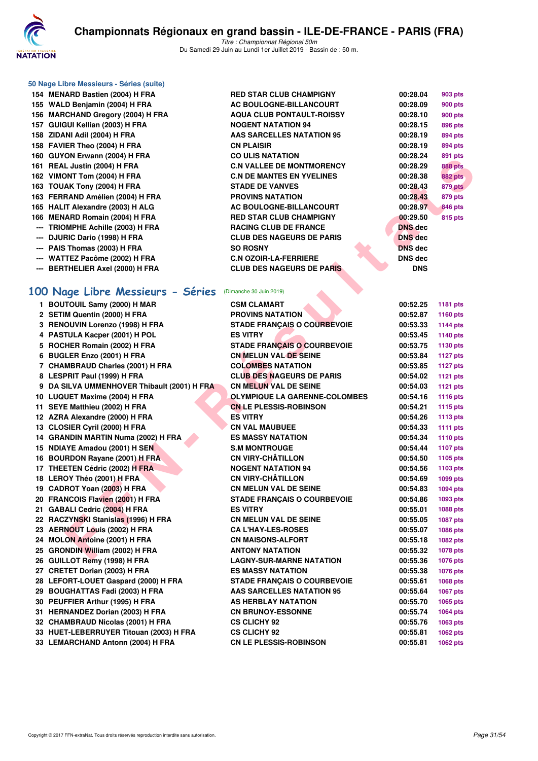### 50 Nage Libre Messieurs - Séries (suite)

| | | | | |
|---|---|---|---|---|
| 154 | MENARD Bastien (2004) H FRA | RED STAR CLUB CHAMPIGNY | 00:28.04 | 903 pts |
| 155 | WALD Benjamin (2004) H FRA | AC BOULOGNE-BILLANCOURT | 00:28.09 | 900 pts |
| 156 | MARCHAND Gregory (2004) H FRA | AQUA CLUB PONTAULT-ROISSY | 00:28.10 | 900 pts |
| 157 | GUIGUI Kellian (2003) H FRA | NOGENT NATATION 94 | 00:28.15 | 896 pts |
| 158 | ZIDANI Adil (2004) H FRA | AAS SARCELLES NATATION 95 | 00:28.19 | 894 pts |
| 158 | FAVIER Theo (2004) H FRA | CN PLAISIR | 00:28.19 | 894 pts |
| 160 | GUYON Erwann (2004) H FRA | CO ULIS NATATION | 00:28.24 | 891 pts |
| 161 | REAL Justin (2004) H FRA | C.N VALLEE DE MONTMORENCY | 00:28.29 | 888 pts |
| 162 | VIMONT Tom (2004) H FRA | C.N DE MANTES EN YVELINES | 00:28.38 | 882 pts |
| 163 | TOUAK Tony (2004) H FRA | STADE DE VANVES | 00:28.43 | 879 pts |
| 163 | FERRAND Amélien (2004) H FRA | PROVINS NATATION | 00:28.43 | 879 pts |
| 165 | HALIT Alexandre (2003) H ALG | AC BOULOGNE-BILLANCOURT | 00:28.97 | 846 pts |
| 166 | MENARD Romain (2004) H FRA | RED STAR CLUB CHAMPIGNY | 00:29.50 | 815 pts |
| --- | TRIOMPHE Achille (2003) H FRA | RACING CLUB DE FRANCE | DNS dec | |
| --- | DJURIC Dario (1998) H FRA | CLUB DES NAGEURS DE PARIS | DNS dec | |
| --- | PAIS Thomas (2003) H FRA | SO ROSNY | DNS dec | |
| --- | WATTEZ Pacôme (2002) H FRA | C.N OZOIR-LA-FERRIERE | DNS dec | |
| --- | BERTHELIER Axel (2000) H FRA | CLUB DES NAGEURS DE PARIS | DNS | |

## 100 Nage Libre Messieurs - Séries (Dimanche 30 Juin 2019)

| | | | | |
|---|---|---|---|---|
| 1 | BOUTOUIL Samy (2000) H MAR | CSM CLAMART | 00:52.25 | 1181 pts |
| 2 | SETIM Quentin (2000) H FRA | PROVINS NATATION | 00:52.87 | 1160 pts |
| 3 | RENOUVIN Lorenzo (1998) H FRA | STADE FRANÇAIS O COURBEVOIE | 00:53.33 | 1144 pts |
| 4 | PASTULA Kacper (2001) H POL | ES VITRY | 00:53.45 | 1140 pts |
| 5 | ROCHER Romain (2002) H FRA | STADE FRANÇAIS O COURBEVOIE | 00:53.75 | 1130 pts |
| 6 | BUGLER Enzo (2001) H FRA | CN MELUN VAL DE SEINE | 00:53.84 | 1127 pts |
| 7 | CHAMBRAUD Charles (2001) H FRA | COLOMBES NATATION | 00:53.85 | 1127 pts |
| 8 | LESPRIT Paul (1999) H FRA | CLUB DES NAGEURS DE PARIS | 00:54.02 | 1121 pts |
| 9 | DA SILVA UMMENHOVER Thibault (2001) H FRA | CN MELUN VAL DE SEINE | 00:54.03 | 1121 pts |
| 10 | LUQUET Maxime (2004) H FRA | OLYMPIQUE LA GARENNE-COLOMBES | 00:54.16 | 1116 pts |
| 11 | SEYE Matthieu (2002) H FRA | CN LE PLESSIS-ROBINSON | 00:54.21 | 1115 pts |
| 12 | AZRA Alexandre (2000) H FRA | ES VITRY | 00:54.26 | 1113 pts |
| 13 | CLOSIER Cyril (2000) H FRA | CN VAL MAUBUEE | 00:54.33 | 1111 pts |
| 14 | GRANDIN MARTIN Numa (2002) H FRA | ES MASSY NATATION | 00:54.34 | 1110 pts |
| 15 | NDIAYE Amadou (2001) H SEN | S.M MONTROUGE | 00:54.44 | 1107 pts |
| 16 | BOURDON Rayane (2001) H FRA | CN VIRY-CHÂTILLON | 00:54.50 | 1105 pts |
| 17 | THEETEN Cédric (2002) H FRA | NOGENT NATATION 94 | 00:54.56 | 1103 pts |
| 18 | LEROY Théo (2001) H FRA | CN VIRY-CHÂTILLON | 00:54.69 | 1099 pts |
| 19 | CADROT Yoan (2003) H FRA | CN MELUN VAL DE SEINE | 00:54.83 | 1094 pts |
| 20 | FRANCOIS Flavien (2001) H FRA | STADE FRANÇAIS O COURBEVOIE | 00:54.86 | 1093 pts |
| 21 | GABALI Cedric (2004) H FRA | ES VITRY | 00:55.01 | 1088 pts |
| 22 | RACZYNSKI Stanislas (1996) H FRA | CN MELUN VAL DE SEINE | 00:55.05 | 1087 pts |
| 23 | AERNOUT Louis (2002) H FRA | CA L'HAY-LES-ROSES | 00:55.07 | 1086 pts |
| 24 | MOLON Antoine (2001) H FRA | CN MAISONS-ALFORT | 00:55.18 | 1082 pts |
| 25 | GRONDIN William (2002) H FRA | ANTONY NATATION | 00:55.32 | 1078 pts |
| 26 | GUILLOT Remy (1998) H FRA | LAGNY-SUR-MARNE NATATION | 00:55.36 | 1076 pts |
| 27 | CRETET Dorian (2003) H FRA | ES MASSY NATATION | 00:55.38 | 1076 pts |
| 28 | LEFORT-LOUET Gaspard (2000) H FRA | STADE FRANÇAIS O COURBEVOIE | 00:55.61 | 1068 pts |
| 29 | BOUGHATTAS Fadi (2003) H FRA | AAS SARCELLES NATATION 95 | 00:55.64 | 1067 pts |
| 30 | PEUFFIER Arthur (1995) H FRA | AS HERBLAY NATATION | 00:55.70 | 1065 pts |
| 31 | HERNANDEZ Dorian (2003) H FRA | CN BRUNOY-ESSONNE | 00:55.74 | 1064 pts |
| 32 | CHAMBRAUD Nicolas (2001) H FRA | CS CLICHY 92 | 00:55.76 | 1063 pts |
| 33 | HUET-LEBERRUYER Titouan (2003) H FRA | CS CLICHY 92 | 00:55.81 | 1062 pts |
| 33 | LEMARCHAND Antonn (2004) H FRA | CN LE PLESSIS-ROBINSON | 00:55.81 | 1062 pts |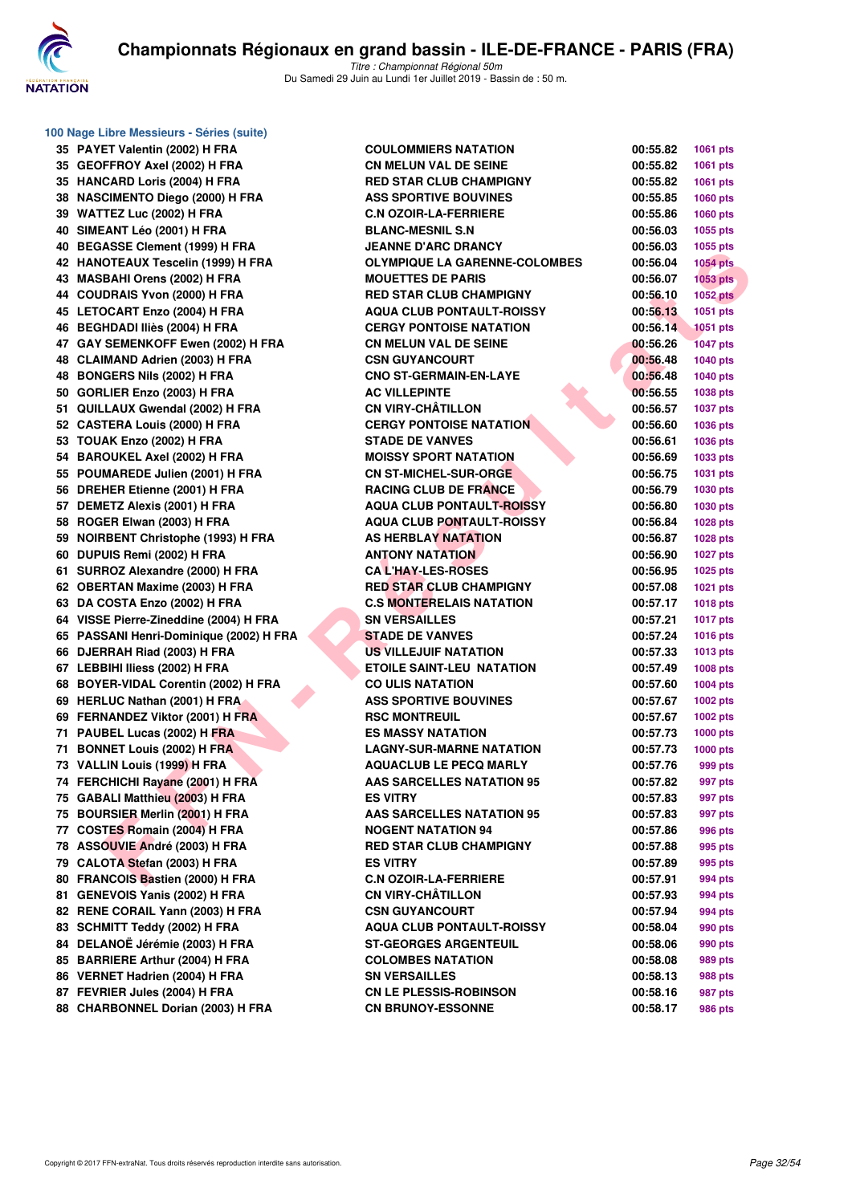## Championnats Régionaux en grand bassin - ILE-DE-FRANCE - PARIS (FRA)

*Titre : Championnat Régional 50m*
Du Samedi 29 Juin au Lundi 1er Juillet 2019 - Bassin de : 50 m.

### 100 Nage Libre Messieurs - Séries (suite)

| Rang | Nom | Club | Temps | Points |
|---|---|---|---|---|
| 35 | PAYET Valentin (2002) H FRA | COULOMMIERS NATATION | 00:55.82 | 1061 pts |
| 35 | GEOFFROY Axel (2002) H FRA | CN MELUN VAL DE SEINE | 00:55.82 | 1061 pts |
| 35 | HANCARD Loris (2004) H FRA | RED STAR CLUB CHAMPIGNY | 00:55.82 | 1061 pts |
| 38 | NASCIMENTO Diego (2000) H FRA | ASS SPORTIVE BOUVINES | 00:55.85 | 1060 pts |
| 39 | WATTEZ Luc (2002) H FRA | C.N OZOIR-LA-FERRIERE | 00:55.86 | 1060 pts |
| 40 | SIMEANT Léo (2001) H FRA | BLANC-MESNIL S.N | 00:56.03 | 1055 pts |
| 40 | BEGASSE Clement (1999) H FRA | JEANNE D'ARC DRANCY | 00:56.03 | 1055 pts |
| 42 | HANOTEAUX Tescelin (1999) H FRA | OLYMPIQUE LA GARENNE-COLOMBES | 00:56.04 | 1054 pts |
| 43 | MASBAHI Orens (2002) H FRA | MOUETTES DE PARIS | 00:56.07 | 1053 pts |
| 44 | COUDRAIS Yvon (2000) H FRA | RED STAR CLUB CHAMPIGNY | 00:56.10 | 1052 pts |
| 45 | LETOCART Enzo (2004) H FRA | AQUA CLUB PONTAULT-ROISSY | 00:56.13 | 1051 pts |
| 46 | BEGHDADI Iliès (2004) H FRA | CERGY PONTOISE NATATION | 00:56.14 | 1051 pts |
| 47 | GAY SEMENKOFF Ewen (2002) H FRA | CN MELUN VAL DE SEINE | 00:56.26 | 1047 pts |
| 48 | CLAIMAND Adrien (2003) H FRA | CSN GUYANCOURT | 00:56.48 | 1040 pts |
| 48 | BONGERS Nils (2002) H FRA | CNO ST-GERMAIN-EN-LAYE | 00:56.48 | 1040 pts |
| 50 | GORLIER Enzo (2003) H FRA | AC VILLEPINTE | 00:56.55 | 1038 pts |
| 51 | QUILLAUX Gwendal (2002) H FRA | CN VIRY-CHÂTILLON | 00:56.57 | 1037 pts |
| 52 | CASTERA Louis (2000) H FRA | CERGY PONTOISE NATATION | 00:56.60 | 1036 pts |
| 53 | TOUAK Enzo (2002) H FRA | STADE DE VANVES | 00:56.61 | 1036 pts |
| 54 | BAROUKEL Axel (2002) H FRA | MOISSY SPORT NATATION | 00:56.69 | 1033 pts |
| 55 | POUMAREDE Julien (2001) H FRA | CN ST-MICHEL-SUR-ORGE | 00:56.75 | 1031 pts |
| 56 | DREHER Etienne (2001) H FRA | RACING CLUB DE FRANCE | 00:56.79 | 1030 pts |
| 57 | DEMETZ Alexis (2001) H FRA | AQUA CLUB PONTAULT-ROISSY | 00:56.80 | 1030 pts |
| 58 | ROGER Elwan (2003) H FRA | AQUA CLUB PONTAULT-ROISSY | 00:56.84 | 1028 pts |
| 59 | NOIRBENT Christophe (1993) H FRA | AS HERBLAY NATATION | 00:56.87 | 1028 pts |
| 60 | DUPUIS Remi (2002) H FRA | ANTONY NATATION | 00:56.90 | 1027 pts |
| 61 | SURROZ Alexandre (2000) H FRA | CA L'HAY-LES-ROSES | 00:56.95 | 1025 pts |
| 62 | OBERTAN Maxime (2003) H FRA | RED STAR CLUB CHAMPIGNY | 00:57.08 | 1021 pts |
| 63 | DA COSTA Enzo (2002) H FRA | C.S MONTERELAIS NATATION | 00:57.17 | 1018 pts |
| 64 | VISSE Pierre-Zineddine (2004) H FRA | SN VERSAILLES | 00:57.21 | 1017 pts |
| 65 | PASSANI Henri-Dominique (2002) H FRA | STADE DE VANVES | 00:57.24 | 1016 pts |
| 66 | DJERRAH Riad (2003) H FRA | US VILLEJUIF NATATION | 00:57.33 | 1013 pts |
| 67 | LEBBIHI Iliess (2002) H FRA | ETOILE SAINT-LEU NATATION | 00:57.49 | 1008 pts |
| 68 | BOYER-VIDAL Corentin (2002) H FRA | CO ULIS NATATION | 00:57.60 | 1004 pts |
| 69 | HERLUC Nathan (2001) H FRA | ASS SPORTIVE BOUVINES | 00:57.67 | 1002 pts |
| 69 | FERNANDEZ Viktor (2001) H FRA | RSC MONTREUIL | 00:57.67 | 1002 pts |
| 71 | PAUBEL Lucas (2002) H FRA | ES MASSY NATATION | 00:57.73 | 1000 pts |
| 71 | BONNET Louis (2002) H FRA | LAGNY-SUR-MARNE NATATION | 00:57.73 | 1000 pts |
| 73 | VALLIN Louis (1999) H FRA | AQUACLUB LE PECQ MARLY | 00:57.76 | 999 pts |
| 74 | FERCHICHI Rayane (2001) H FRA | AAS SARCELLES NATATION 95 | 00:57.82 | 997 pts |
| 75 | GABALI Matthieu (2003) H FRA | ES VITRY | 00:57.83 | 997 pts |
| 75 | BOURSIER Merlin (2001) H FRA | AAS SARCELLES NATATION 95 | 00:57.83 | 997 pts |
| 77 | COSTES Romain (2004) H FRA | NOGENT NATATION 94 | 00:57.86 | 996 pts |
| 78 | ASSOUVIE André (2003) H FRA | RED STAR CLUB CHAMPIGNY | 00:57.88 | 995 pts |
| 79 | CALOTA Stefan (2003) H FRA | ES VITRY | 00:57.89 | 995 pts |
| 80 | FRANCOIS Bastien (2000) H FRA | C.N OZOIR-LA-FERRIERE | 00:57.91 | 994 pts |
| 81 | GENEVOIS Yanis (2002) H FRA | CN VIRY-CHÂTILLON | 00:57.93 | 994 pts |
| 82 | RENE CORAIL Yann (2003) H FRA | CSN GUYANCOURT | 00:57.94 | 994 pts |
| 83 | SCHMITT Teddy (2002) H FRA | AQUA CLUB PONTAULT-ROISSY | 00:58.04 | 990 pts |
| 84 | DELANOË Jérémie (2003) H FRA | ST-GEORGES ARGENTEUIL | 00:58.06 | 990 pts |
| 85 | BARRIERE Arthur (2004) H FRA | COLOMBES NATATION | 00:58.08 | 989 pts |
| 86 | VERNET Hadrien (2004) H FRA | SN VERSAILLES | 00:58.13 | 988 pts |
| 87 | FEVRIER Jules (2004) H FRA | CN LE PLESSIS-ROBINSON | 00:58.16 | 987 pts |
| 88 | CHARBONNEL Dorian (2003) H FRA | CN BRUNOY-ESSONNE | 00:58.17 | 986 pts |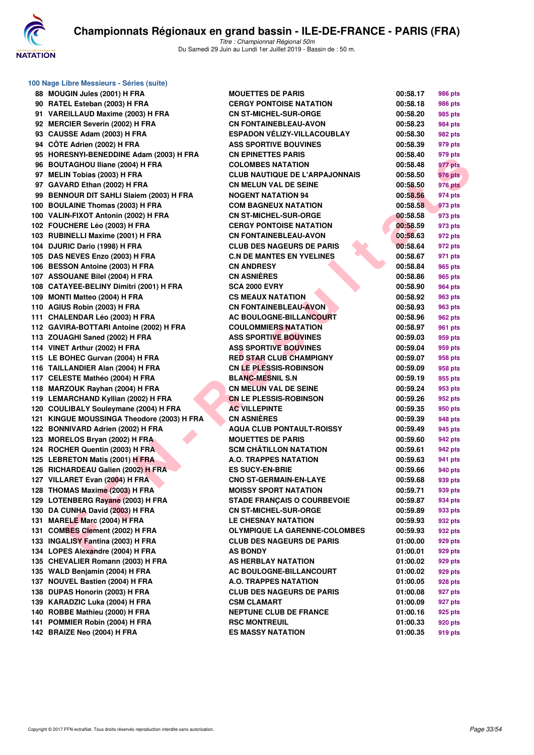## Championnats Régionaux en grand bassin - ILE-DE-FRANCE - PARIS (FRA)

*Titre : Championnat Régional 50m*
Du Samedi 29 Juin au Lundi 1er Juillet 2019 - Bassin de : 50 m.

### 100 Nage Libre Messieurs - Séries (suite)

| Rang | Nom | Club | Temps | Points |
|---|---|---|---|---|
| 88 | MOUGIN Jules (2001) H FRA | MOUETTES DE PARIS | 00:58.17 | 986 pts |
| 90 | RATEL Esteban (2003) H FRA | CERGY PONTOISE NATATION | 00:58.18 | 986 pts |
| 91 | VAREILLAUD Maxime (2003) H FRA | CN ST-MICHEL-SUR-ORGE | 00:58.20 | 985 pts |
| 92 | MERCIER Severin (2002) H FRA | CN FONTAINEBLEAU-AVON | 00:58.23 | 984 pts |
| 93 | CAUSSE Adam (2003) H FRA | ESPADON VÉLIZY-VILLACOUBLAY | 00:58.30 | 982 pts |
| 94 | CÔTE Adrien (2002) H FRA | ASS SPORTIVE BOUVINES | 00:58.39 | 979 pts |
| 95 | HORESNYI-BENEDDINE Adam (2003) H FRA | CN EPINETTES PARIS | 00:58.40 | 979 pts |
| 96 | BOUTAGHOU Iliane (2004) H FRA | COLOMBES NATATION | 00:58.48 | 977 pts |
| 97 | MELIN Tobias (2003) H FRA | CLUB NAUTIQUE DE L'ARPAJONNAIS | 00:58.50 | 976 pts |
| 97 | GAVARD Ethan (2002) H FRA | CN MELUN VAL DE SEINE | 00:58.50 | 976 pts |
| 99 | BENNOUR DIT SAHLI Slaiem (2003) H FRA | NOGENT NATATION 94 | 00:58.56 | 974 pts |
| 100 | BOULAINE Thomas (2003) H FRA | COM BAGNEUX NATATION | 00:58.58 | 973 pts |
| 100 | VALIN-FIXOT Antonin (2002) H FRA | CN ST-MICHEL-SUR-ORGE | 00:58.58 | 973 pts |
| 102 | FOUCHERE Léo (2003) H FRA | CERGY PONTOISE NATATION | 00:58.59 | 973 pts |
| 103 | RUBINELLI Maxime (2001) H FRA | CN FONTAINEBLEAU-AVON | 00:58.63 | 972 pts |
| 104 | DJURIC Dario (1998) H FRA | CLUB DES NAGEURS DE PARIS | 00:58.64 | 972 pts |
| 105 | DAS NEVES Enzo (2003) H FRA | C.N DE MANTES EN YVELINES | 00:58.67 | 971 pts |
| 106 | BESSON Antoine (2003) H FRA | CN ANDRESY | 00:58.84 | 965 pts |
| 107 | ASSOUANE Bilel (2004) H FRA | CN ASNIÈRES | 00:58.86 | 965 pts |
| 108 | CATAYEE-BELINY Dimitri (2001) H FRA | SCA 2000 EVRY | 00:58.90 | 964 pts |
| 109 | MONTI Matteo (2004) H FRA | CS MEAUX NATATION | 00:58.92 | 963 pts |
| 110 | AGIUS Robin (2003) H FRA | CN FONTAINEBLEAU-AVON | 00:58.93 | 963 pts |
| 111 | CHALENDAR Léo (2003) H FRA | AC BOULOGNE-BILLANCOURT | 00:58.96 | 962 pts |
| 112 | GAVIRA-BOTTARI Antoine (2002) H FRA | COULOMMIERS NATATION | 00:58.97 | 961 pts |
| 113 | ZOUAGHI Saned (2002) H FRA | ASS SPORTIVE BOUVINES | 00:59.03 | 959 pts |
| 114 | VINET Arthur (2002) H FRA | ASS SPORTIVE BOUVINES | 00:59.04 | 959 pts |
| 115 | LE BOHEC Gurvan (2004) H FRA | RED STAR CLUB CHAMPIGNY | 00:59.07 | 958 pts |
| 116 | TAILLANDIER Alan (2004) H FRA | CN LE PLESSIS-ROBINSON | 00:59.09 | 958 pts |
| 117 | CELESTE Mathéo (2004) H FRA | BLANC-MESNIL S.N | 00:59.19 | 955 pts |
| 118 | MARZOUK Rayhan (2004) H FRA | CN MELUN VAL DE SEINE | 00:59.24 | 953 pts |
| 119 | LEMARCHAND Kyllian (2002) H FRA | CN LE PLESSIS-ROBINSON | 00:59.26 | 952 pts |
| 120 | COULIBALY Souleymane (2004) H FRA | AC VILLEPINTE | 00:59.35 | 950 pts |
| 121 | KINGUE MOUSSINGA Theodore (2003) H FRA | CN ASNIÈRES | 00:59.39 | 948 pts |
| 122 | BONNIVARD Adrien (2002) H FRA | AQUA CLUB PONTAULT-ROISSY | 00:59.49 | 945 pts |
| 123 | MORELOS Bryan (2002) H FRA | MOUETTES DE PARIS | 00:59.60 | 942 pts |
| 124 | ROCHER Quentin (2003) H FRA | SCM CHÂTILLON NATATION | 00:59.61 | 942 pts |
| 125 | LEBRETON Matis (2001) H FRA | A.O. TRAPPES NATATION | 00:59.63 | 941 pts |
| 126 | RICHARDEAU Galien (2002) H FRA | ES SUCY-EN-BRIE | 00:59.66 | 940 pts |
| 127 | VILLARET Evan (2004) H FRA | CNO ST-GERMAIN-EN-LAYE | 00:59.68 | 939 pts |
| 128 | THOMAS Maxime (2003) H FRA | MOISSY SPORT NATATION | 00:59.71 | 939 pts |
| 129 | LOTENBERG Rayane (2003) H FRA | STADE FRANÇAIS O COURBEVOIE | 00:59.87 | 934 pts |
| 130 | DA CUNHA David (2003) H FRA | CN ST-MICHEL-SUR-ORGE | 00:59.89 | 933 pts |
| 131 | MARELE Marc (2004) H FRA | LE CHESNAY NATATION | 00:59.93 | 932 pts |
| 131 | COMBES Clement (2002) H FRA | OLYMPIQUE LA GARENNE-COLOMBES | 00:59.93 | 932 pts |
| 133 | INGALISY Fantina (2003) H FRA | CLUB DES NAGEURS DE PARIS | 01:00.00 | 929 pts |
| 134 | LOPES Alexandre (2004) H FRA | AS BONDY | 01:00.01 | 929 pts |
| 135 | CHEVALIER Romann (2003) H FRA | AS HERBLAY NATATION | 01:00.02 | 929 pts |
| 135 | WALD Benjamin (2004) H FRA | AC BOULOGNE-BILLANCOURT | 01:00.02 | 929 pts |
| 137 | NOUVEL Bastien (2004) H FRA | A.O. TRAPPES NATATION | 01:00.05 | 928 pts |
| 138 | DUPAS Honorin (2003) H FRA | CLUB DES NAGEURS DE PARIS | 01:00.08 | 927 pts |
| 139 | KARADZIC Luka (2004) H FRA | CSM CLAMART | 01:00.09 | 927 pts |
| 140 | ROBBE Mathieu (2000) H FRA | NEPTUNE CLUB DE FRANCE | 01:00.16 | 925 pts |
| 141 | POMMIER Robin (2004) H FRA | RSC MONTREUIL | 01:00.33 | 920 pts |
| 142 | BRAIZE Neo (2004) H FRA | ES MASSY NATATION | 01:00.35 | 919 pts |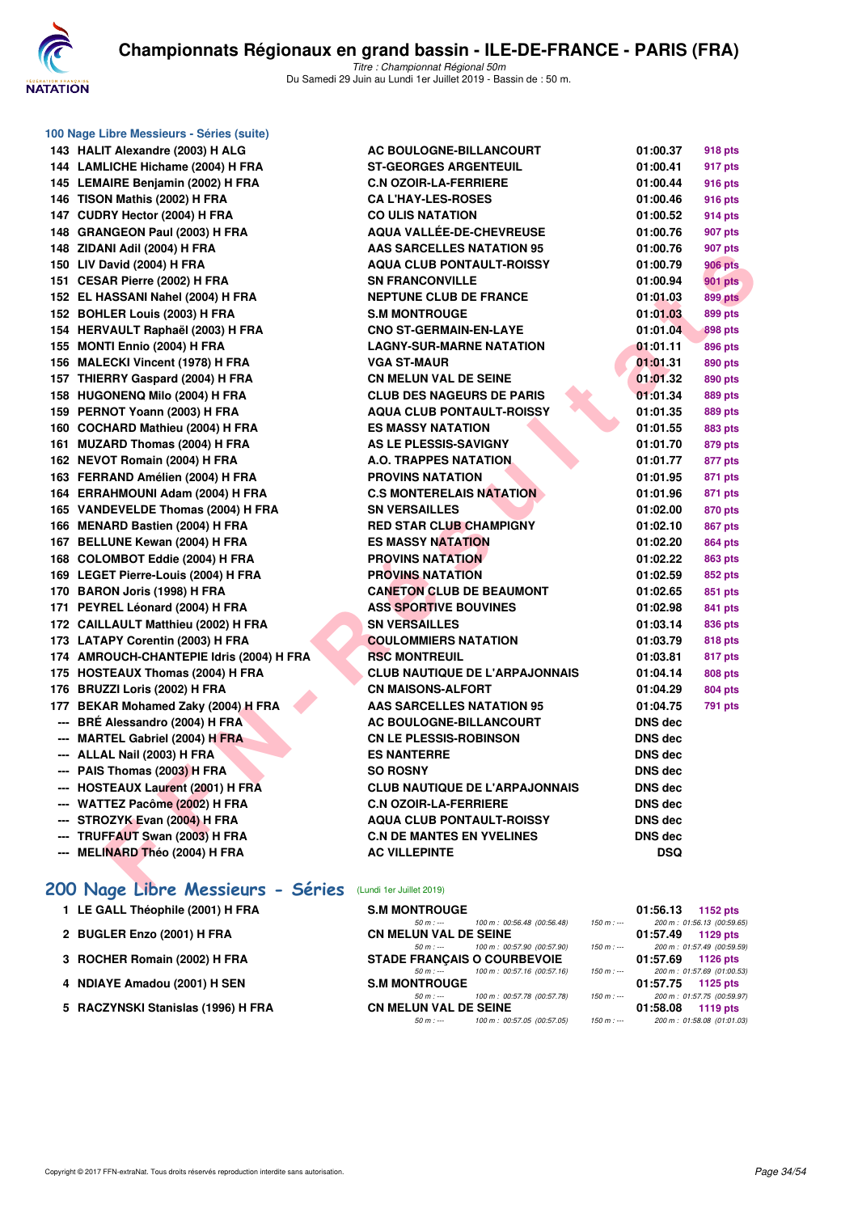## 100 Nage Libre Messieurs - Séries (suite)

| | | | | |
|---|---|---|---|---|
| 143 | HALIT Alexandre (2003) H ALG | AC BOULOGNE-BILLANCOURT | 01:00.37 | 918 pts |
| 144 | LAMLICHE Hichame (2004) H FRA | ST-GEORGES ARGENTEUIL | 01:00.41 | 917 pts |
| 145 | LEMAIRE Benjamin (2002) H FRA | C.N OZOIR-LA-FERRIERE | 01:00.44 | 916 pts |
| 146 | TISON Mathis (2002) H FRA | CA L'HAY-LES-ROSES | 01:00.46 | 916 pts |
| 147 | CUDRY Hector (2004) H FRA | CO ULIS NATATION | 01:00.52 | 914 pts |
| 148 | GRANGEON Paul (2003) H FRA | AQUA VALLÉE-DE-CHEVREUSE | 01:00.76 | 907 pts |
| 148 | ZIDANI Adil (2004) H FRA | AAS SARCELLES NATATION 95 | 01:00.76 | 907 pts |
| 150 | LIV David (2004) H FRA | AQUA CLUB PONTAULT-ROISSY | 01:00.79 | 906 pts |
| 151 | CESAR Pierre (2002) H FRA | SN FRANCONVILLE | 01:00.94 | 901 pts |
| 152 | EL HASSANI Nahel (2004) H FRA | NEPTUNE CLUB DE FRANCE | 01:01.03 | 899 pts |
| 152 | BOHLER Louis (2003) H FRA | S.M MONTROUGE | 01:01.03 | 899 pts |
| 154 | HERVAULT Raphaël (2003) H FRA | CNO ST-GERMAIN-EN-LAYE | 01:01.04 | 898 pts |
| 155 | MONTI Ennio (2004) H FRA | LAGNY-SUR-MARNE NATATION | 01:01.11 | 896 pts |
| 156 | MALECKI Vincent (1978) H FRA | VGA ST-MAUR | 01:01.31 | 890 pts |
| 157 | THIERRY Gaspard (2004) H FRA | CN MELUN VAL DE SEINE | 01:01.32 | 890 pts |
| 158 | HUGONENQ Milo (2004) H FRA | CLUB DES NAGEURS DE PARIS | 01:01.34 | 889 pts |
| 159 | PERNOT Yoann (2003) H FRA | AQUA CLUB PONTAULT-ROISSY | 01:01.35 | 889 pts |
| 160 | COCHARD Mathieu (2004) H FRA | ES MASSY NATATION | 01:01.55 | 883 pts |
| 161 | MUZARD Thomas (2004) H FRA | AS LE PLESSIS-SAVIGNY | 01:01.70 | 879 pts |
| 162 | NEVOT Romain (2004) H FRA | A.O. TRAPPES NATATION | 01:01.77 | 877 pts |
| 163 | FERRAND Amélien (2004) H FRA | PROVINS NATATION | 01:01.95 | 871 pts |
| 164 | ERRAHMOUNI Adam (2004) H FRA | C.S MONTERELAIS NATATION | 01:01.96 | 871 pts |
| 165 | VANDEVELDE Thomas (2004) H FRA | SN VERSAILLES | 01:02.00 | 870 pts |
| 166 | MENARD Bastien (2004) H FRA | RED STAR CLUB CHAMPIGNY | 01:02.10 | 867 pts |
| 167 | BELLUNE Kewan (2004) H FRA | ES MASSY NATATION | 01:02.20 | 864 pts |
| 168 | COLOMBOT Eddie (2004) H FRA | PROVINS NATATION | 01:02.22 | 863 pts |
| 169 | LEGET Pierre-Louis (2004) H FRA | PROVINS NATATION | 01:02.59 | 852 pts |
| 170 | BARON Joris (1998) H FRA | CANETON CLUB DE BEAUMONT | 01:02.65 | 851 pts |
| 171 | PEYREL Léonard (2004) H FRA | ASS SPORTIVE BOUVINES | 01:02.98 | 841 pts |
| 172 | CAILLAULT Matthieu (2002) H FRA | SN VERSAILLES | 01:03.14 | 836 pts |
| 173 | LATAPY Corentin (2003) H FRA | COULOMMIERS NATATION | 01:03.79 | 818 pts |
| 174 | AMROUCH-CHANTEPIE Idris (2004) H FRA | RSC MONTREUIL | 01:03.81 | 817 pts |
| 175 | HOSTEAUX Thomas (2004) H FRA | CLUB NAUTIQUE DE L'ARPAJONNAIS | 01:04.14 | 808 pts |
| 176 | BRUZZI Loris (2002) H FRA | CN MAISONS-ALFORT | 01:04.29 | 804 pts |
| 177 | BEKAR Mohamed Zaky (2004) H FRA | AAS SARCELLES NATATION 95 | 01:04.75 | 791 pts |
| --- | BRÉ Alessandro (2004) H FRA | AC BOULOGNE-BILLANCOURT | DNS dec | |
| --- | MARTEL Gabriel (2004) H FRA | CN LE PLESSIS-ROBINSON | DNS dec | |
| --- | ALLAL Nail (2003) H FRA | ES NANTERRE | DNS dec | |
| --- | PAIS Thomas (2003) H FRA | SO ROSNY | DNS dec | |
| --- | HOSTEAUX Laurent (2001) H FRA | CLUB NAUTIQUE DE L'ARPAJONNAIS | DNS dec | |
| --- | WATTEZ Pacôme (2002) H FRA | C.N OZOIR-LA-FERRIERE | DNS dec | |
| --- | STROZYK Evan (2004) H FRA | AQUA CLUB PONTAULT-ROISSY | DNS dec | |
| --- | TRUFFAUT Swan (2003) H FRA | C.N DE MANTES EN YVELINES | DNS dec | |
| --- | MELINARD Théo (2004) H FRA | AC VILLEPINTE | DSQ | |

## 200 Nage Libre Messieurs - Séries (Lundi 1er Juillet 2019)

| | | | | |
|---|---|---|---|---|
| 1 | LE GALL Théophile (2001) H FRA | S.M MONTROUGE | 01:56.13 | 1152 pts |
| | | 50 m : --- 100 m : 00:56.48 (00:56.48) 150 m : --- | 200 m : 01:56.13 (00:59.65) | |
| 2 | BUGLER Enzo (2001) H FRA | CN MELUN VAL DE SEINE | 01:57.49 | 1129 pts |
| | | 50 m : --- 100 m : 00:57.90 (00:57.90) 150 m : --- | 200 m : 01:57.49 (00:59.59) | |
| 3 | ROCHER Romain (2002) H FRA | STADE FRANÇAIS O COURBEVOIE | 01:57.69 | 1126 pts |
| | | 50 m : --- 100 m : 00:57.16 (00:57.16) 150 m : --- | 200 m : 01:57.69 (01:00.53) | |
| 4 | NDIAYE Amadou (2001) H SEN | S.M MONTROUGE | 01:57.75 | 1125 pts |
| | | 50 m : --- 100 m : 00:57.78 (00:57.78) 150 m : --- | 200 m : 01:57.75 (00:59.97) | |
| 5 | RACZYNSKI Stanislas (1996) H FRA | CN MELUN VAL DE SEINE | 01:58.08 | 1119 pts |
| | | 50 m : --- 100 m : 00:57.05 (00:57.05) 150 m : --- | 200 m : 01:58.08 (01:01.03) | |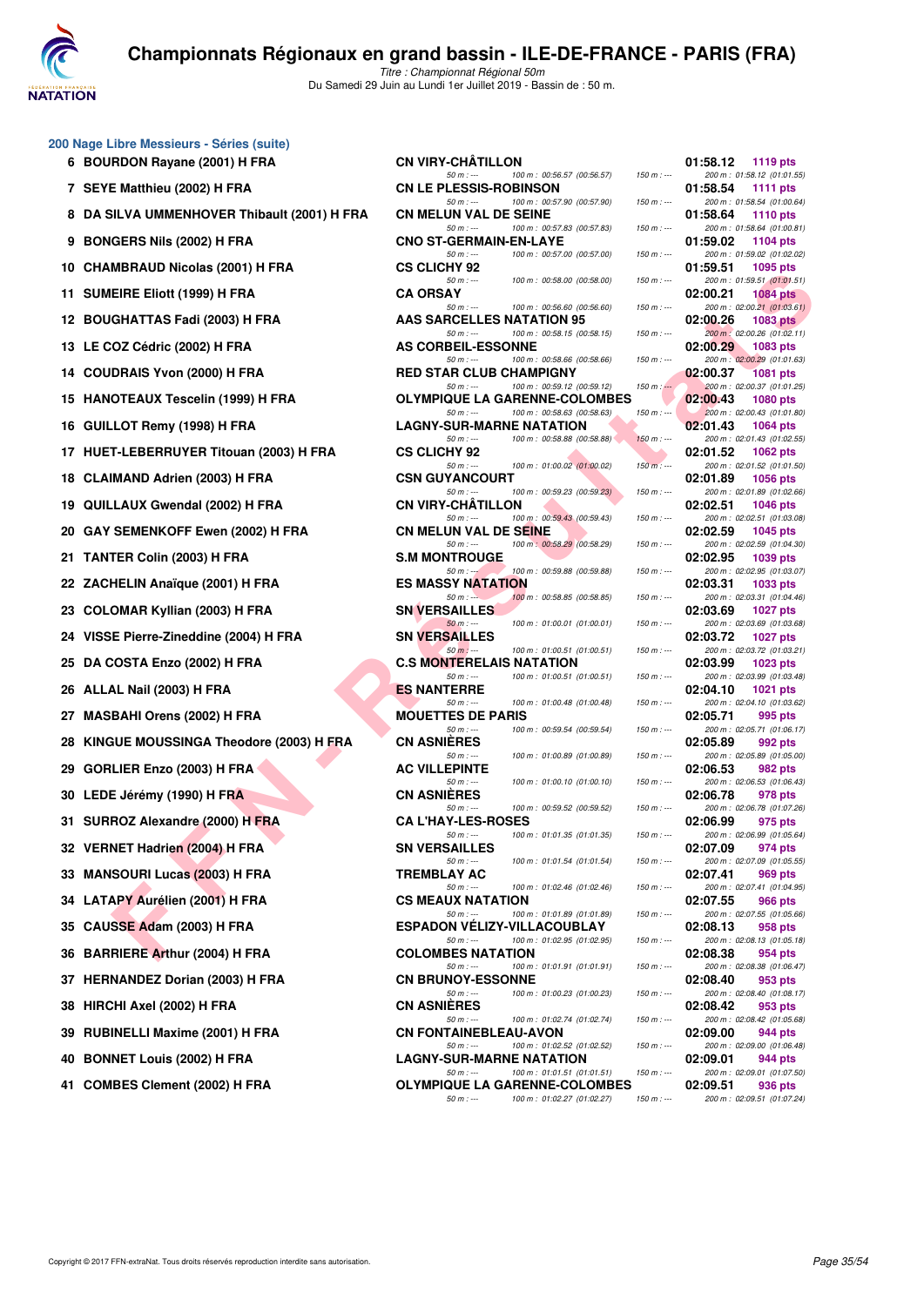# Championnats Régionaux en grand bassin - ILE-DE-FRANCE - PARIS (FRA)

*Titre : Championnat Régional 50m*

Du Samedi 29 Juin au Lundi 1er Juillet 2019 - Bassin de : 50 m.

## 200 Nage Libre Messieurs - Séries (suite)

| Place | Nom | Club | Temps | Points | Splits |
|---|---|---|---|---|---|
| 6 | BOURDON Rayane (2001) H FRA | CN VIRY-CHÂTILLON | 01:58.12 | 1119 pts | 50 m : --- 100 m : 00:56.57 (00:56.57) 150 m : --- 200 m : 01:58.12 (01:01.55) |
| 7 | SEYE Matthieu (2002) H FRA | CN LE PLESSIS-ROBINSON | 01:58.54 | 1111 pts | 50 m : --- 100 m : 00:57.90 (00:57.90) 150 m : --- 200 m : 01:58.54 (01:00.64) |
| 8 | DA SILVA UMMENHOVER Thibault (2001) H FRA | CN MELUN VAL DE SEINE | 01:58.64 | 1110 pts | 50 m : --- 100 m : 00:57.83 (00:57.83) 150 m : --- 200 m : 01:58.64 (01:00.81) |
| 9 | BONGERS Nils (2002) H FRA | CNO ST-GERMAIN-EN-LAYE | 01:59.02 | 1104 pts | 50 m : --- 100 m : 00:57.00 (00:57.00) 150 m : --- 200 m : 01:59.02 (01:02.02) |
| 10 | CHAMBRAUD Nicolas (2001) H FRA | CS CLICHY 92 | 01:59.51 | 1095 pts | 50 m : --- 100 m : 00:58.00 (00:58.00) 150 m : --- 200 m : 01:59.51 (01:01.51) |
| 11 | SUMEIRE Eliott (1999) H FRA | CA ORSAY | 02:00.21 | 1084 pts | 50 m : --- 100 m : 00:56.60 (00:56.60) 150 m : --- 200 m : 02:00.21 (01:03.61) |
| 12 | BOUGHATTAS Fadi (2003) H FRA | AAS SARCELLES NATATION 95 | 02:00.26 | 1083 pts | 50 m : --- 100 m : 00:58.15 (00:58.15) 150 m : --- 200 m : 02:00.26 (01:02.11) |
| 13 | LE COZ Cédric (2002) H FRA | AS CORBEIL-ESSONNE | 02:00.29 | 1083 pts | 50 m : --- 100 m : 00:58.66 (00:58.66) 150 m : --- 200 m : 02:00.29 (01:01.63) |
| 14 | COUDRAIS Yvon (2000) H FRA | RED STAR CLUB CHAMPIGNY | 02:00.37 | 1081 pts | 50 m : --- 100 m : 00:59.12 (00:59.12) 150 m : --- 200 m : 02:00.37 (01:01.25) |
| 15 | HANOTEAUX Tescelin (1999) H FRA | OLYMPIQUE LA GARENNE-COLOMBES | 02:00.43 | 1080 pts | 50 m : --- 100 m : 00:58.63 (00:58.63) 150 m : --- 200 m : 02:00.43 (01:01.80) |
| 16 | GUILLOT Remy (1998) H FRA | LAGNY-SUR-MARNE NATATION | 02:01.43 | 1064 pts | 50 m : --- 100 m : 00:58.88 (00:58.88) 150 m : --- 200 m : 02:01.43 (01:02.55) |
| 17 | HUET-LEBERRUYER Titouan (2003) H FRA | CS CLICHY 92 | 02:01.52 | 1062 pts | 50 m : --- 100 m : 01:00.02 (01:00.02) 150 m : --- 200 m : 02:01.52 (01:01.50) |
| 18 | CLAIMAND Adrien (2003) H FRA | CSN GUYANCOURT | 02:01.89 | 1056 pts | 50 m : --- 100 m : 00:59.23 (00:59.23) 150 m : --- 200 m : 02:01.89 (01:02.66) |
| 19 | QUILLAUX Gwendal (2002) H FRA | CN VIRY-CHÂTILLON | 02:02.51 | 1046 pts | 50 m : --- 100 m : 00:59.43 (00:59.43) 150 m : --- 200 m : 02:02.51 (01:03.08) |
| 20 | GAY SEMENKOFF Ewen (2002) H FRA | CN MELUN VAL DE SEINE | 02:02.59 | 1045 pts | 50 m : --- 100 m : 00:58.29 (00:58.29) 150 m : --- 200 m : 02:02.59 (01:04.30) |
| 21 | TANTER Colin (2003) H FRA | S.M MONTROUGE | 02:02.95 | 1039 pts | 50 m : --- 100 m : 00:59.88 (00:59.88) 150 m : --- 200 m : 02:02.95 (01:03.07) |
| 22 | ZACHELIN Anaïque (2001) H FRA | ES MASSY NATATION | 02:03.31 | 1033 pts | 50 m : --- 100 m : 00:58.85 (00:58.85) 150 m : --- 200 m : 02:03.31 (01:04.46) |
| 23 | COLOMAR Kyllian (2003) H FRA | SN VERSAILLES | 02:03.69 | 1027 pts | 50 m : --- 100 m : 01:00.01 (01:00.01) 150 m : --- 200 m : 02:03.69 (01:03.68) |
| 24 | VISSE Pierre-Zineddine (2004) H FRA | SN VERSAILLES | 02:03.72 | 1027 pts | 50 m : --- 100 m : 01:00.51 (01:00.51) 150 m : --- 200 m : 02:03.72 (01:03.21) |
| 25 | DA COSTA Enzo (2002) H FRA | C.S MONTERELAIS NATATION | 02:03.99 | 1023 pts | 50 m : --- 100 m : 01:00.51 (01:00.51) 150 m : --- 200 m : 02:03.99 (01:03.48) |
| 26 | ALLAL Nail (2003) H FRA | ES NANTERRE | 02:04.10 | 1021 pts | 50 m : --- 100 m : 01:00.48 (01:00.48) 150 m : --- 200 m : 02:04.10 (01:03.62) |
| 27 | MASBAHI Orens (2002) H FRA | MOUETTES DE PARIS | 02:05.71 | 995 pts | 50 m : --- 100 m : 00:59.54 (00:59.54) 150 m : --- 200 m : 02:05.71 (01:06.17) |
| 28 | KINGUE MOUSSINGA Theodore (2003) H FRA | CN ASNIÈRES | 02:05.89 | 992 pts | 50 m : --- 100 m : 01:00.89 (01:00.89) 150 m : --- 200 m : 02:05.89 (01:05.00) |
| 29 | GORLIER Enzo (2003) H FRA | AC VILLEPINTE | 02:06.53 | 982 pts | 50 m : --- 100 m : 01:00.10 (01:00.10) 150 m : --- 200 m : 02:06.53 (01:06.43) |
| 30 | LEDE Jérémy (1990) H FRA | CN ASNIÈRES | 02:06.78 | 978 pts | 50 m : --- 100 m : 00:59.52 (00:59.52) 150 m : --- 200 m : 02:06.78 (01:07.26) |
| 31 | SURROZ Alexandre (2000) H FRA | CA L'HAY-LES-ROSES | 02:06.99 | 975 pts | 50 m : --- 100 m : 01:01.35 (01:01.35) 150 m : --- 200 m : 02:06.99 (01:05.64) |
| 32 | VERNET Hadrien (2004) H FRA | SN VERSAILLES | 02:07.09 | 974 pts | 50 m : --- 100 m : 01:01.54 (01:01.54) 150 m : --- 200 m : 02:07.09 (01:05.55) |
| 33 | MANSOURI Lucas (2003) H FRA | TREMBLAY AC | 02:07.41 | 969 pts | 50 m : --- 100 m : 01:02.46 (01:02.46) 150 m : --- 200 m : 02:07.41 (01:04.95) |
| 34 | LATAPY Aurélien (2001) H FRA | CS MEAUX NATATION | 02:07.55 | 966 pts | 50 m : --- 100 m : 01:01.89 (01:01.89) 150 m : --- 200 m : 02:07.55 (01:05.66) |
| 35 | CAUSSE Adam (2003) H FRA | ESPADON VÉLIZY-VILLACOUBLAY | 02:08.13 | 958 pts | 50 m : --- 100 m : 01:02.95 (01:02.95) 150 m : --- 200 m : 02:08.13 (01:05.18) |
| 36 | BARRIERE Arthur (2004) H FRA | COLOMBES NATATION | 02:08.38 | 954 pts | 50 m : --- 100 m : 01:01.91 (01:01.91) 150 m : --- 200 m : 02:08.38 (01:06.47) |
| 37 | HERNANDEZ Dorian (2003) H FRA | CN BRUNOY-ESSONNE | 02:08.40 | 953 pts | 50 m : --- 100 m : 01:00.23 (01:00.23) 150 m : --- 200 m : 02:08.40 (01:08.17) |
| 38 | HIRCHI Axel (2002) H FRA | CN ASNIÈRES | 02:08.42 | 953 pts | 50 m : --- 100 m : 01:02.74 (01:02.74) 150 m : --- 200 m : 02:08.42 (01:05.68) |
| 39 | RUBINELLI Maxime (2001) H FRA | CN FONTAINEBLEAU-AVON | 02:09.00 | 944 pts | 50 m : --- 100 m : 01:02.52 (01:02.52) 150 m : --- 200 m : 02:09.00 (01:06.48) |
| 40 | BONNET Louis (2002) H FRA | LAGNY-SUR-MARNE NATATION | 02:09.01 | 944 pts | 50 m : --- 100 m : 01:01.51 (01:01.51) 150 m : --- 200 m : 02:09.01 (01:07.50) |
| 41 | COMBES Clement (2002) H FRA | OLYMPIQUE LA GARENNE-COLOMBES | 02:09.51 | 936 pts | 50 m : --- 100 m : 01:02.27 (01:02.27) 150 m : --- 200 m : 02:09.51 (01:07.24) |

Copyright © 2017 FFN-extraNat. Tous droits réservés reproduction interdite sans autorisation.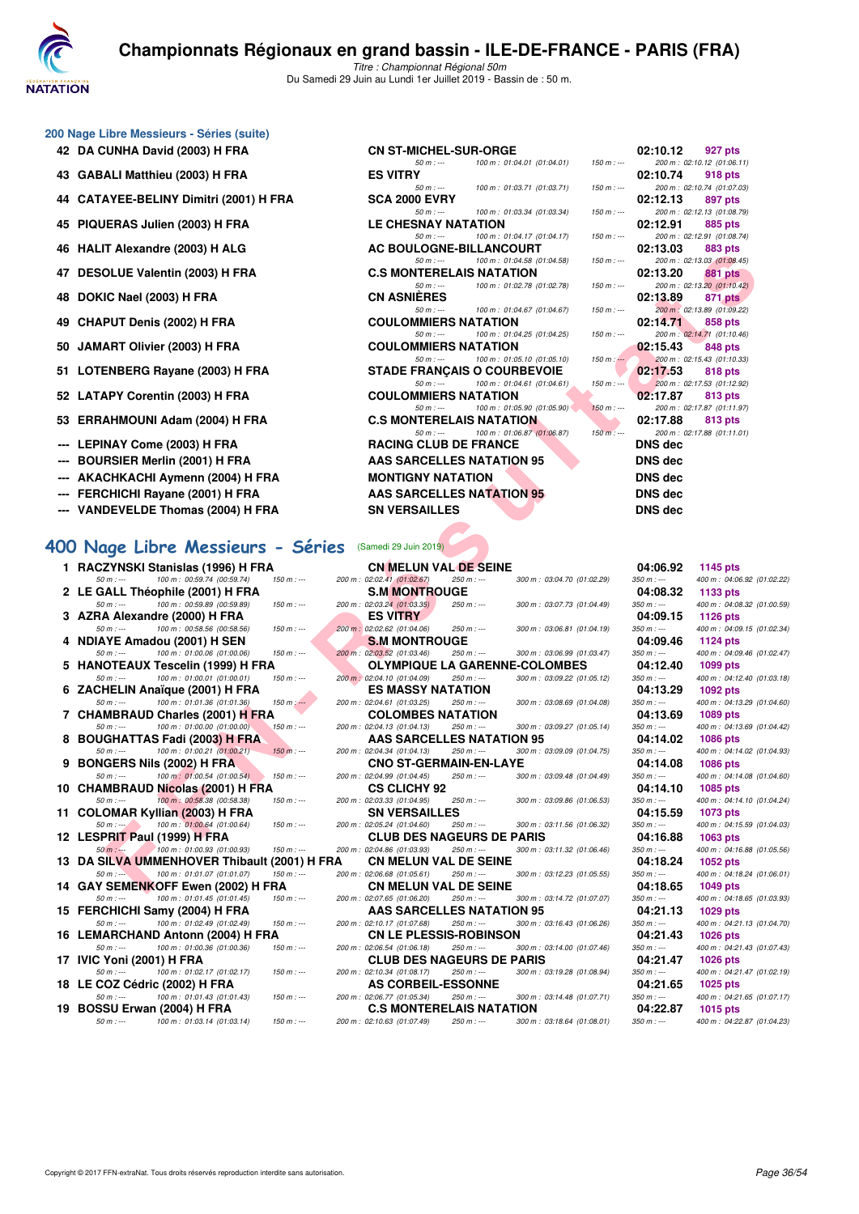# Championnats Régionaux en grand bassin - ILE-DE-FRANCE - PARIS (FRA)

*Titre : Championnat Régional 50m*
Du Samedi 29 Juin au Lundi 1er Juillet 2019 - Bassin de : 50 m.

## 200 Nage Libre Messieurs - Séries (suite)

| Rg | Nom | Club | Temps | Points |
|---|---|---|---|---|
| 42 | DA CUNHA David (2003) H FRA | CN ST-MICHEL-SUR-ORGE | 02:10.12 | 927 pts |
| | 50 m : --- | 100 m : 01:04.01 (01:04.01) 150 m : --- | 200 m : 02:10.12 (01:06.11) | |
| 43 | GABALI Matthieu (2003) H FRA | ES VITRY | 02:10.74 | 918 pts |
| | 50 m : --- | 100 m : 01:03.71 (01:03.71) 150 m : --- | 200 m : 02:10.74 (01:07.03) | |
| 44 | CATAYEE-BELINY Dimitri (2001) H FRA | SCA 2000 EVRY | 02:12.13 | 897 pts |
| | 50 m : --- | 100 m : 01:03.34 (01:03.34) 150 m : --- | 200 m : 02:12.13 (01:08.79) | |
| 45 | PIQUERAS Julien (2003) H FRA | LE CHESNAY NATATION | 02:12.91 | 885 pts |
| | 50 m : --- | 100 m : 01:04.17 (01:04.17) 150 m : --- | 200 m : 02:12.91 (01:08.74) | |
| 46 | HALIT Alexandre (2003) H ALG | AC BOULOGNE-BILLANCOURT | 02:13.03 | 883 pts |
| | 50 m : --- | 100 m : 01:04.58 (01:04.58) 150 m : --- | 200 m : 02:13.03 (01:08.45) | |
| 47 | DESOLUE Valentin (2003) H FRA | C.S MONTERELAIS NATATION | 02:13.20 | 881 pts |
| | 50 m : --- | 100 m : 01:02.78 (01:02.78) 150 m : --- | 200 m : 02:13.20 (01:10.42) | |
| 48 | DOKIC Nael (2003) H FRA | CN ASNIÈRES | 02:13.89 | 871 pts |
| | 50 m : --- | 100 m : 01:04.67 (01:04.67) 150 m : --- | 200 m : 02:13.89 (01:09.22) | |
| 49 | CHAPUT Denis (2002) H FRA | COULOMMIERS NATATION | 02:14.71 | 858 pts |
| | 50 m : --- | 100 m : 01:04.25 (01:04.25) 150 m : --- | 200 m : 02:14.71 (01:10.46) | |
| 50 | JAMART Olivier (2003) H FRA | COULOMMIERS NATATION | 02:15.43 | 848 pts |
| | 50 m : --- | 100 m : 01:05.10 (01:05.10) 150 m : --- | 200 m : 02:15.43 (01:10.33) | |
| 51 | LOTENBERG Rayane (2003) H FRA | STADE FRANÇAIS O COURBEVOIE | 02:17.53 | 818 pts |
| | 50 m : --- | 100 m : 01:04.61 (01:04.61) 150 m : --- | 200 m : 02:17.53 (01:12.92) | |
| 52 | LATAPY Corentin (2003) H FRA | COULOMMIERS NATATION | 02:17.87 | 813 pts |
| | 50 m : --- | 100 m : 01:05.90 (01:05.90) 150 m : --- | 200 m : 02:17.87 (01:11.97) | |
| 53 | ERRAHMOUNI Adam (2004) H FRA | C.S MONTERELAIS NATATION | 02:17.88 | 813 pts |
| | 50 m : --- | 100 m : 01:06.87 (01:06.87) 150 m : --- | 200 m : 02:17.88 (01:11.01) | |
| --- | LEPINAY Come (2003) H FRA | RACING CLUB DE FRANCE | DNS dec | |
| --- | BOURSIER Merlin (2001) H FRA | AAS SARCELLES NATATION 95 | DNS dec | |
| --- | AKACHKACHI Aymenn (2004) H FRA | MONTIGNY NATATION | DNS dec | |
| --- | FERCHICHI Rayane (2001) H FRA | AAS SARCELLES NATATION 95 | DNS dec | |
| --- | VANDEVELDE Thomas (2004) H FRA | SN VERSAILLES | DNS dec | |

## 400 Nage Libre Messieurs - Séries (Samedi 29 Juin 2019)

| Rg | Nom | Club | Temps | Points |
|---|---|---|---|---|
| 1 | RACZYNSKI Stanislas (1996) H FRA | CN MELUN VAL DE SEINE | 04:06.92 | 1145 pts |
| | 50 m : --- 100 m : 00:59.74 (00:59.74) 150 m : --- | 200 m : 02:02.41 (01:02.67) 250 m : --- 300 m : 03:04.70 (01:02.29) | 350 m : --- 400 m : 04:06.92 (01:02.22) | |
| 2 | LE GALL Théophile (2001) H FRA | S.M MONTROUGE | 04:08.32 | 1133 pts |
| | 50 m : --- 100 m : 00:59.89 (00:59.89) 150 m : --- | 200 m : 02:03.24 (01:03.35) 250 m : --- 300 m : 03:07.73 (01:04.49) | 350 m : --- 400 m : 04:08.32 (01:00.59) | |
| 3 | AZRA Alexandre (2000) H FRA | ES VITRY | 04:09.15 | 1126 pts |
| | 50 m : --- 100 m : 00:58.56 (00:58.56) 150 m : --- | 200 m : 02:02.62 (01:04.06) 250 m : --- 300 m : 03:06.81 (01:04.19) | 350 m : --- 400 m : 04:09.15 (01:02.34) | |
| 4 | NDIAYE Amadou (2001) H SEN | S.M MONTROUGE | 04:09.46 | 1124 pts |
| | 50 m : --- 100 m : 01:00.06 (01:00.06) 150 m : --- | 200 m : 02:03.52 (01:03.46) 250 m : --- 300 m : 03:06.99 (01:03.47) | 350 m : --- 400 m : 04:09.46 (01:02.47) | |
| 5 | HANOTEAUX Tescelin (1999) H FRA | OLYMPIQUE LA GARENNE-COLOMBES | 04:12.40 | 1099 pts |
| | 50 m : --- 100 m : 01:00.01 (01:00.01) 150 m : --- | 200 m : 02:04.10 (01:04.09) 250 m : --- 300 m : 03:09.22 (01:05.12) | 350 m : --- 400 m : 04:12.40 (01:03.18) | |
| 6 | ZACHELIN Anaïque (2001) H FRA | ES MASSY NATATION | 04:13.29 | 1092 pts |
| | 50 m : --- 100 m : 01:01.36 (01:01.36) 150 m : --- | 200 m : 02:04.61 (01:03.25) 250 m : --- 300 m : 03:08.69 (01:04.08) | 350 m : --- 400 m : 04:13.29 (01:04.60) | |
| 7 | CHAMBRAUD Charles (2001) H FRA | COLOMBES NATATION | 04:13.69 | 1089 pts |
| | 50 m : --- 100 m : 01:00.00 (01:00.00) 150 m : --- | 200 m : 02:04.13 (01:04.13) 250 m : --- 300 m : 03:09.27 (01:05.14) | 350 m : --- 400 m : 04:13.69 (01:04.42) | |
| 8 | BOUGHATTAS Fadi (2003) H FRA | AAS SARCELLES NATATION 95 | 04:14.02 | 1086 pts |
| | 50 m : --- 100 m : 01:00.21 (01:00.21) 150 m : --- | 200 m : 02:04.34 (01:04.13) 250 m : --- 300 m : 03:09.09 (01:04.75) | 350 m : --- 400 m : 04:14.02 (01:04.93) | |
| 9 | BONGERS Nils (2002) H FRA | CNO ST-GERMAIN-EN-LAYE | 04:14.08 | 1086 pts |
| | 50 m : --- 100 m : 01:00.54 (01:00.54) 150 m : --- | 200 m : 02:04.99 (01:04.45) 250 m : --- 300 m : 03:09.48 (01:04.49) | 350 m : --- 400 m : 04:14.08 (01:04.60) | |
| 10 | CHAMBRAUD Nicolas (2001) H FRA | CS CLICHY 92 | 04:14.10 | 1085 pts |
| | 50 m : --- 100 m : 00:58.38 (00:58.38) 150 m : --- | 200 m : 02:03.33 (01:04.95) 250 m : --- 300 m : 03:09.86 (01:06.53) | 350 m : --- 400 m : 04:14.10 (01:04.24) | |
| 11 | COLOMAR Kyllian (2003) H FRA | SN VERSAILLES | 04:15.59 | 1073 pts |
| | 50 m : --- 100 m : 01:00.64 (01:00.64) 150 m : --- | 200 m : 02:05.24 (01:04.60) 250 m : --- 300 m : 03:11.56 (01:06.32) | 350 m : --- 400 m : 04:15.59 (01:04.03) | |
| 12 | LESPRIT Paul (1999) H FRA | CLUB DES NAGEURS DE PARIS | 04:16.88 | 1063 pts |
| | 50 m : --- 100 m : 01:00.93 (01:00.93) 150 m : --- | 200 m : 02:04.86 (01:03.93) 250 m : --- 300 m : 03:11.32 (01:06.46) | 350 m : --- 400 m : 04:16.88 (01:05.56) | |
| 13 | DA SILVA UMMENHOVER Thibault (2001) H FRA | CN MELUN VAL DE SEINE | 04:18.24 | 1052 pts |
| | 50 m : --- 100 m : 01:01.07 (01:01.07) 150 m : --- | 200 m : 02:06.68 (01:05.61) 250 m : --- 300 m : 03:12.23 (01:05.55) | 350 m : --- 400 m : 04:18.24 (01:06.01) | |
| 14 | GAY SEMENKOFF Ewen (2002) H FRA | CN MELUN VAL DE SEINE | 04:18.65 | 1049 pts |
| | 50 m : --- 100 m : 01:01.45 (01:01.45) 150 m : --- | 200 m : 02:07.65 (01:06.20) 250 m : --- 300 m : 03:14.72 (01:07.07) | 350 m : --- 400 m : 04:18.65 (01:03.93) | |
| 15 | FERCHICHI Samy (2004) H FRA | AAS SARCELLES NATATION 95 | 04:21.13 | 1029 pts |
| | 50 m : --- 100 m : 01:02.49 (01:02.49) 150 m : --- | 200 m : 02:10.17 (01:07.68) 250 m : --- 300 m : 03:16.43 (01:06.26) | 350 m : --- 400 m : 04:21.13 (01:04.70) | |
| 16 | LEMARCHAND Antonn (2004) H FRA | CN LE PLESSIS-ROBINSON | 04:21.43 | 1026 pts |
| | 50 m : --- 100 m : 01:00.36 (01:00.36) 150 m : --- | 200 m : 02:06.54 (01:06.18) 250 m : --- 300 m : 03:14.00 (01:07.46) | 350 m : --- 400 m : 04:21.43 (01:07.43) | |
| 17 | IVIC Yoni (2001) H FRA | CLUB DES NAGEURS DE PARIS | 04:21.47 | 1026 pts |
| | 50 m : --- 100 m : 01:02.17 (01:02.17) 150 m : --- | 200 m : 02:10.34 (01:08.17) 250 m : --- 300 m : 03:19.28 (01:08.94) | 350 m : --- 400 m : 04:21.47 (01:02.19) | |
| 18 | LE COZ Cédric (2002) H FRA | AS CORBEIL-ESSONNE | 04:21.65 | 1025 pts |
| | 50 m : --- 100 m : 01:01.43 (01:01.43) 150 m : --- | 200 m : 02:06.77 (01:05.34) 250 m : --- 300 m : 03:14.48 (01:07.71) | 350 m : --- 400 m : 04:21.65 (01:07.17) | |
| 19 | BOSSU Erwan (2004) H FRA | C.S MONTERELAIS NATATION | 04:22.87 | 1015 pts |
| | 50 m : --- 100 m : 01:03.14 (01:03.14) 150 m : --- | 200 m : 02:10.63 (01:07.49) 250 m : --- 300 m : 03:18.64 (01:08.01) | 350 m : --- 400 m : 04:22.87 (01:04.23) | |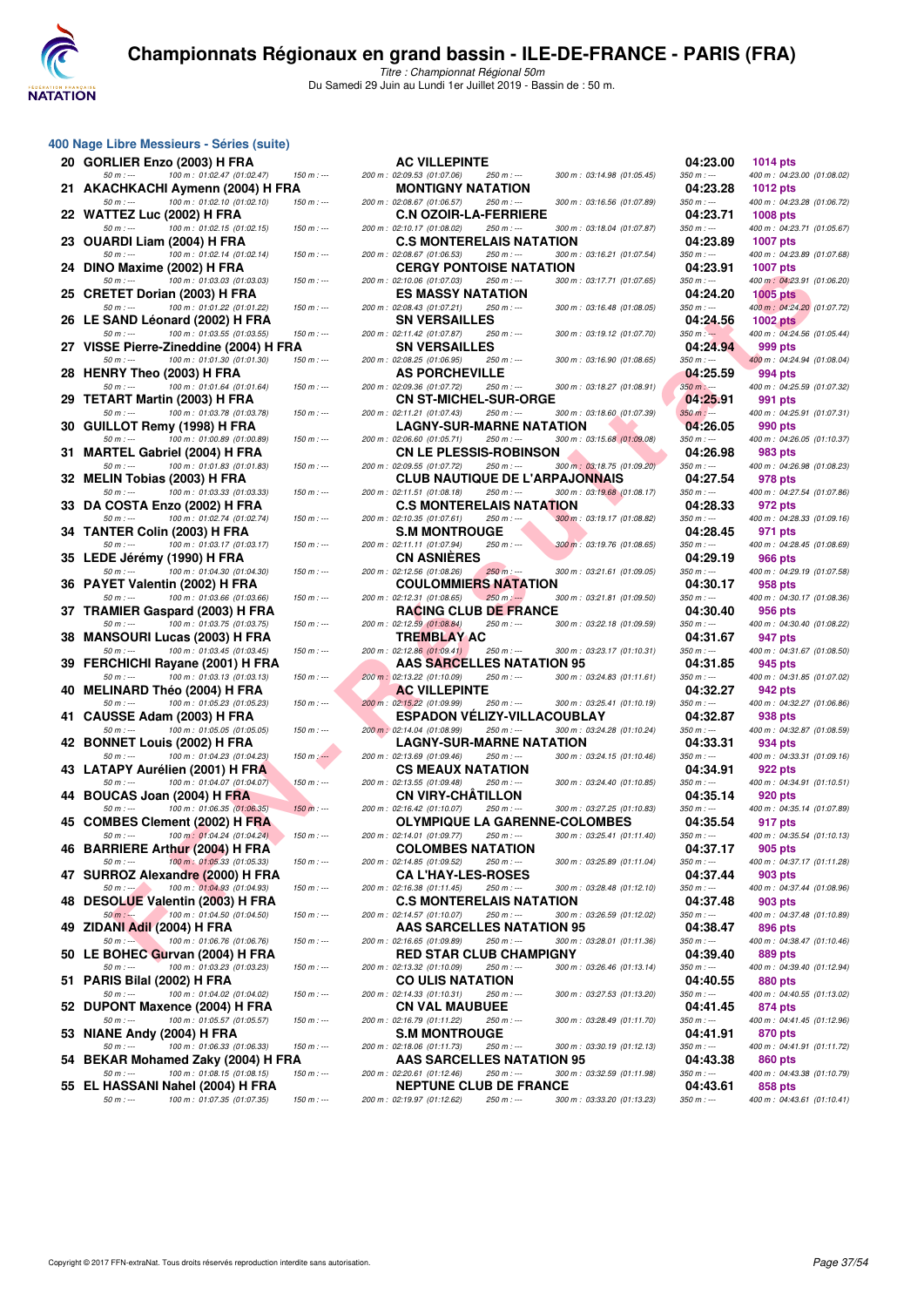# Championnats Régionaux en grand bassin - ILE-DE-FRANCE - PARIS (FRA)

*Titre : Championnat Régional 50m*
Du Samedi 29 Juin au Lundi 1er Juillet 2019 - Bassin de : 50 m.

## 400 Nage Libre Messieurs - Séries (suite)

| Rg | Nom | Club | Temps | Points |
|---|---|---|---|---|
| 20 | GORLIER Enzo (2003) H FRA | AC VILLEPINTE | 04:23.00 | 1014 pts |
| | 50 m : --- 100 m : 01:02.47 (01:02.47) 150 m : --- | 200 m : 02:09.53 (01:07.06) 250 m : --- 300 m : 03:14.98 (01:05.45) | 350 m : --- | 400 m : 04:23.00 (01:08.02) |
| 21 | AKACHKACHI Aymenn (2004) H FRA | MONTIGNY NATATION | 04:23.28 | 1012 pts |
| | 50 m : --- 100 m : 01:02.10 (01:02.10) 150 m : --- | 200 m : 02:08.67 (01:06.57) 250 m : --- 300 m : 03:16.56 (01:07.89) | 350 m : --- | 400 m : 04:23.28 (01:06.72) |
| 22 | WATTEZ Luc (2002) H FRA | C.N OZOIR-LA-FERRIERE | 04:23.71 | 1008 pts |
| | 50 m : --- 100 m : 01:02.15 (01:02.15) 150 m : --- | 200 m : 02:10.17 (01:08.02) 250 m : --- 300 m : 03:18.04 (01:07.87) | 350 m : --- | 400 m : 04:23.71 (01:05.67) |
| 23 | OUARDI Liam (2004) H FRA | C.S MONTERELAIS NATATION | 04:23.89 | 1007 pts |
| | 50 m : --- 100 m : 01:02.14 (01:02.14) 150 m : --- | 200 m : 02:08.67 (01:06.53) 250 m : --- 300 m : 03:16.21 (01:07.54) | 350 m : --- | 400 m : 04:23.89 (01:07.68) |
| 24 | DINO Maxime (2002) H FRA | CERGY PONTOISE NATATION | 04:23.91 | 1007 pts |
| | 50 m : --- 100 m : 01:03.03 (01:03.03) 150 m : --- | 200 m : 02:10.06 (01:07.03) 250 m : --- 300 m : 03:17.71 (01:07.65) | 350 m : --- | 400 m : 04:23.91 (01:06.20) |
| 25 | CRETET Dorian (2003) H FRA | ES MASSY NATATION | 04:24.20 | 1005 pts |
| | 50 m : --- 100 m : 01:01.22 (01:01.22) 150 m : --- | 200 m : 02:08.43 (01:07.21) 250 m : --- 300 m : 03:16.48 (01:08.05) | 350 m : --- | 400 m : 04:24.20 (01:07.72) |
| 26 | LE SAND Léonard (2002) H FRA | SN VERSAILLES | 04:24.56 | 1002 pts |
| | 50 m : --- 100 m : 01:03.55 (01:03.55) 150 m : --- | 200 m : 02:11.42 (01:07.87) 250 m : --- 300 m : 03:19.12 (01:07.70) | 350 m : --- | 400 m : 04:24.56 (01:05.44) |
| 27 | VISSE Pierre-Zineddine (2004) H FRA | SN VERSAILLES | 04:24.94 | 999 pts |
| | 50 m : --- 100 m : 01:01.30 (01:01.30) 150 m : --- | 200 m : 02:08.25 (01:06.95) 250 m : --- 300 m : 03:16.90 (01:08.65) | 350 m : --- | 400 m : 04:24.94 (01:08.04) |
| 28 | HENRY Theo (2003) H FRA | AS PORCHEVILLE | 04:25.59 | 994 pts |
| | 50 m : --- 100 m : 01:01.64 (01:01.64) 150 m : --- | 200 m : 02:09.36 (01:07.72) 250 m : --- 300 m : 03:18.27 (01:08.91) | 350 m : --- | 400 m : 04:25.59 (01:07.32) |
| 29 | TETART Martin (2003) H FRA | CN ST-MICHEL-SUR-ORGE | 04:25.91 | 991 pts |
| | 50 m : --- 100 m : 01:03.78 (01:03.78) 150 m : --- | 200 m : 02:11.21 (01:07.43) 250 m : --- 300 m : 03:18.60 (01:07.39) | 350 m : --- | 400 m : 04:25.91 (01:07.31) |
| 30 | GUILLOT Remy (1998) H FRA | LAGNY-SUR-MARNE NATATION | 04:26.05 | 990 pts |
| | 50 m : --- 100 m : 01:00.89 (01:00.89) 150 m : --- | 200 m : 02:06.60 (01:05.71) 250 m : --- 300 m : 03:15.68 (01:09.08) | 350 m : --- | 400 m : 04:26.05 (01:10.37) |
| 31 | MARTEL Gabriel (2004) H FRA | CN LE PLESSIS-ROBINSON | 04:26.98 | 983 pts |
| | 50 m : --- 100 m : 01:01.83 (01:01.83) 150 m : --- | 200 m : 02:09.55 (01:07.72) 250 m : --- 300 m : 03:18.75 (01:09.20) | 350 m : --- | 400 m : 04:26.98 (01:08.23) |
| 32 | MELIN Tobias (2003) H FRA | CLUB NAUTIQUE DE L'ARPAJONNAIS | 04:27.54 | 978 pts |
| | 50 m : --- 100 m : 01:03.33 (01:03.33) 150 m : --- | 200 m : 02:11.51 (01:08.18) 250 m : --- 300 m : 03:19.68 (01:08.17) | 350 m : --- | 400 m : 04:27.54 (01:07.86) |
| 33 | DA COSTA Enzo (2002) H FRA | C.S MONTERELAIS NATATION | 04:28.33 | 972 pts |
| | 50 m : --- 100 m : 01:02.74 (01:02.74) 150 m : --- | 200 m : 02:10.35 (01:07.61) 250 m : --- 300 m : 03:19.17 (01:08.82) | 350 m : --- | 400 m : 04:28.33 (01:09.16) |
| 34 | TANTER Colin (2003) H FRA | S.M MONTROUGE | 04:28.45 | 971 pts |
| | 50 m : --- 100 m : 01:03.17 (01:03.17) 150 m : --- | 200 m : 02:11.11 (01:07.94) 250 m : --- 300 m : 03:19.76 (01:08.65) | 350 m : --- | 400 m : 04:28.45 (01:08.69) |
| 35 | LEDE Jérémy (1990) H FRA | CN ASNIÈRES | 04:29.19 | 966 pts |
| | 50 m : --- 100 m : 01:04.30 (01:04.30) 150 m : --- | 200 m : 02:12.56 (01:08.26) 250 m : --- 300 m : 03:21.61 (01:09.05) | 350 m : --- | 400 m : 04:29.19 (01:07.58) |
| 36 | PAYET Valentin (2002) H FRA | COULOMMIERS NATATION | 04:30.17 | 958 pts |
| | 50 m : --- 100 m : 01:03.66 (01:03.66) 150 m : --- | 200 m : 02:12.31 (01:08.65) 250 m : --- 300 m : 03:21.81 (01:09.50) | 350 m : --- | 400 m : 04:30.17 (01:08.36) |
| 37 | TRAMIER Gaspard (2003) H FRA | RACING CLUB DE FRANCE | 04:30.40 | 956 pts |
| | 50 m : --- 100 m : 01:03.75 (01:03.75) 150 m : --- | 200 m : 02:12.59 (01:08.84) 250 m : --- 300 m : 03:22.18 (01:09.59) | 350 m : --- | 400 m : 04:30.40 (01:08.22) |
| 38 | MANSOURI Lucas (2003) H FRA | TREMBLAY AC | 04:31.67 | 947 pts |
| | 50 m : --- 100 m : 01:03.45 (01:03.45) 150 m : --- | 200 m : 02:12.86 (01:09.41) 250 m : --- 300 m : 03:23.17 (01:10.31) | 350 m : --- | 400 m : 04:31.67 (01:08.50) |
| 39 | FERCHICHI Rayane (2001) H FRA | AAS SARCELLES NATATION 95 | 04:31.85 | 945 pts |
| | 50 m : --- 100 m : 01:03.13 (01:03.13) 150 m : --- | 200 m : 02:13.22 (01:10.09) 250 m : --- 300 m : 03:24.83 (01:11.61) | 350 m : --- | 400 m : 04:31.85 (01:07.02) |
| 40 | MELINARD Théo (2004) H FRA | AC VILLEPINTE | 04:32.27 | 942 pts |
| | 50 m : --- 100 m : 01:05.23 (01:05.23) 150 m : --- | 200 m : 02:15.22 (01:09.99) 250 m : --- 300 m : 03:25.41 (01:10.19) | 350 m : --- | 400 m : 04:32.27 (01:06.86) |
| 41 | CAUSSE Adam (2003) H FRA | ESPADON VÉLIZY-VILLACOUBLAY | 04:32.87 | 938 pts |
| | 50 m : --- 100 m : 01:05.05 (01:05.05) 150 m : --- | 200 m : 02:14.04 (01:08.99) 250 m : --- 300 m : 03:24.28 (01:10.24) | 350 m : --- | 400 m : 04:32.87 (01:08.59) |
| 42 | BONNET Louis (2002) H FRA | LAGNY-SUR-MARNE NATATION | 04:33.31 | 934 pts |
| | 50 m : --- 100 m : 01:04.23 (01:04.23) 150 m : --- | 200 m : 02:13.69 (01:09.46) 250 m : --- 300 m : 03:24.15 (01:10.46) | 350 m : --- | 400 m : 04:33.31 (01:09.16) |
| 43 | LATAPY Aurélien (2001) H FRA | CS MEAUX NATATION | 04:34.91 | 922 pts |
| | 50 m : --- 100 m : 01:04.07 (01:04.07) 150 m : --- | 200 m : 02:13.55 (01:09.48) 250 m : --- 300 m : 03:24.40 (01:10.85) | 350 m : --- | 400 m : 04:34.91 (01:10.51) |
| 44 | BOUCAS Joan (2004) H FRA | CN VIRY-CHÂTILLON | 04:35.14 | 920 pts |
| | 50 m : --- 100 m : 01:06.35 (01:06.35) 150 m : --- | 200 m : 02:16.42 (01:10.07) 250 m : --- 300 m : 03:27.25 (01:10.83) | 350 m : --- | 400 m : 04:35.14 (01:07.89) |
| 45 | COMBES Clement (2002) H FRA | OLYMPIQUE LA GARENNE-COLOMBES | 04:35.54 | 917 pts |
| | 50 m : --- 100 m : 01:04.24 (01:04.24) 150 m : --- | 200 m : 02:14.01 (01:09.77) 250 m : --- 300 m : 03:25.41 (01:11.40) | 350 m : --- | 400 m : 04:35.54 (01:10.13) |
| 46 | BARRIERE Arthur (2004) H FRA | COLOMBES NATATION | 04:37.17 | 905 pts |
| | 50 m : --- 100 m : 01:05.33 (01:05.33) 150 m : --- | 200 m : 02:14.85 (01:09.52) 250 m : --- 300 m : 03:25.89 (01:11.04) | 350 m : --- | 400 m : 04:37.17 (01:11.28) |
| 47 | SURROZ Alexandre (2000) H FRA | CA L'HAY-LES-ROSES | 04:37.44 | 903 pts |
| | 50 m : --- 100 m : 01:04.93 (01:04.93) 150 m : --- | 200 m : 02:16.38 (01:11.45) 250 m : --- 300 m : 03:28.48 (01:12.10) | 350 m : --- | 400 m : 04:37.44 (01:08.96) |
| 48 | DESOLUE Valentin (2003) H FRA | C.S MONTERELAIS NATATION | 04:37.48 | 903 pts |
| | 50 m : --- 100 m : 01:04.50 (01:04.50) 150 m : --- | 200 m : 02:14.57 (01:10.07) 250 m : --- 300 m : 03:26.59 (01:12.02) | 350 m : --- | 400 m : 04:37.48 (01:10.89) |
| 49 | ZIDANI Adil (2004) H FRA | AAS SARCELLES NATATION 95 | 04:38.47 | 896 pts |
| | 50 m : --- 100 m : 01:06.76 (01:06.76) 150 m : --- | 200 m : 02:16.65 (01:09.89) 250 m : --- 300 m : 03:28.01 (01:11.36) | 350 m : --- | 400 m : 04:38.47 (01:10.46) |
| 50 | LE BOHEC Gurvan (2004) H FRA | RED STAR CLUB CHAMPIGNY | 04:39.40 | 889 pts |
| | 50 m : --- 100 m : 01:03.23 (01:03.23) 150 m : --- | 200 m : 02:13.32 (01:10.09) 250 m : --- 300 m : 03:26.46 (01:13.14) | 350 m : --- | 400 m : 04:39.40 (01:12.94) |
| 51 | PARIS Bilal (2002) H FRA | CO ULIS NATATION | 04:40.55 | 880 pts |
| | 50 m : --- 100 m : 01:04.02 (01:04.02) 150 m : --- | 200 m : 02:14.33 (01:10.31) 250 m : --- 300 m : 03:27.53 (01:13.20) | 350 m : --- | 400 m : 04:40.55 (01:13.02) |
| 52 | DUPONT Maxence (2004) H FRA | CN VAL MAUBUEE | 04:41.45 | 874 pts |
| | 50 m : --- 100 m : 01:05.57 (01:05.57) 150 m : --- | 200 m : 02:16.79 (01:11.22) 250 m : --- 300 m : 03:28.49 (01:11.70) | 350 m : --- | 400 m : 04:41.45 (01:12.96) |
| 53 | NIANE Andy (2004) H FRA | S.M MONTROUGE | 04:41.91 | 870 pts |
| | 50 m : --- 100 m : 01:06.33 (01:06.33) 150 m : --- | 200 m : 02:18.06 (01:11.73) 250 m : --- 300 m : 03:30.19 (01:12.13) | 350 m : --- | 400 m : 04:41.91 (01:11.72) |
| 54 | BEKAR Mohamed Zaky (2004) H FRA | AAS SARCELLES NATATION 95 | 04:43.38 | 860 pts |
| | 50 m : --- 100 m : 01:08.15 (01:08.15) 150 m : --- | 200 m : 02:20.61 (01:12.46) 250 m : --- 300 m : 03:32.59 (01:11.98) | 350 m : --- | 400 m : 04:43.38 (01:10.79) |
| 55 | EL HASSANI Nahel (2004) H FRA | NEPTUNE CLUB DE FRANCE | 04:43.61 | 858 pts |
| | 50 m : --- 100 m : 01:07.35 (01:07.35) 150 m : --- | 200 m : 02:19.97 (01:12.62) 250 m : --- 300 m : 03:33.20 (01:13.23) | 350 m : --- | 400 m : 04:43.61 (01:10.41) |

Copyright © 2017 FFN-extraNat. Tous droits réservés reproduction interdite sans autorisation.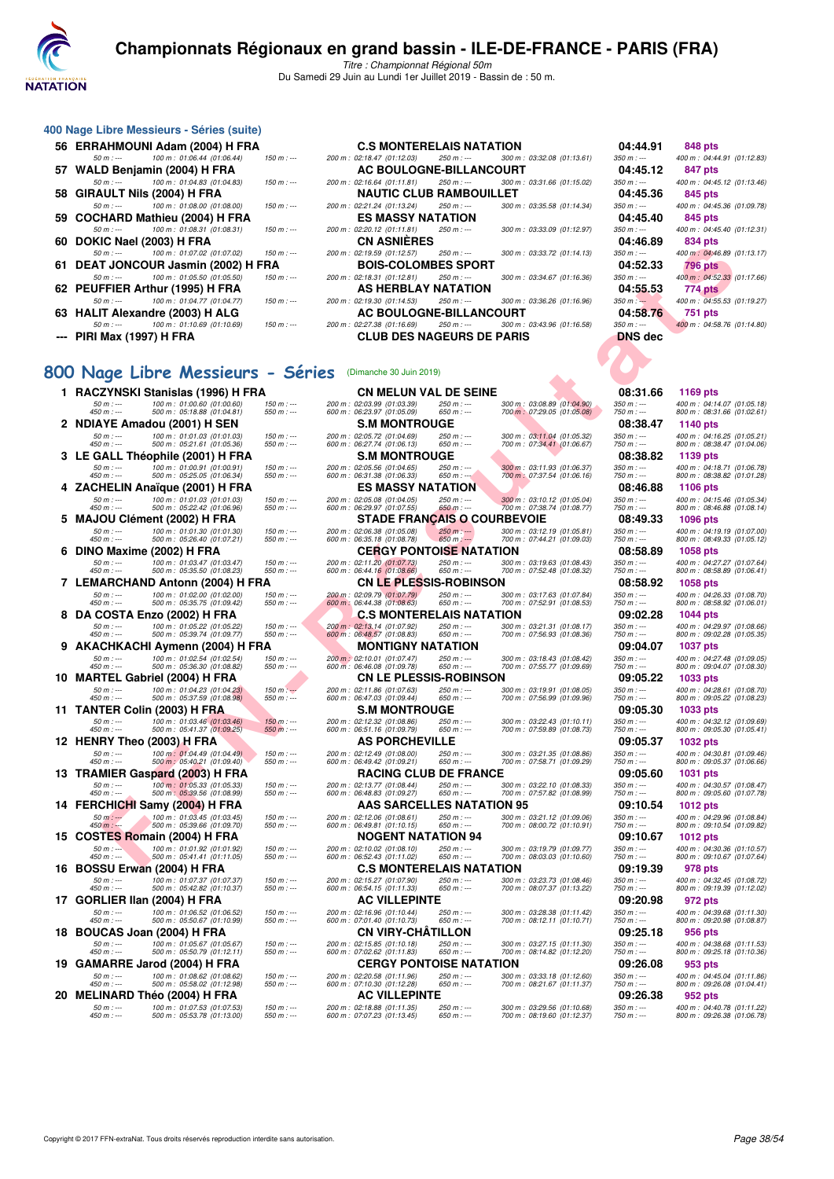# Championnats Régionaux en grand bassin - ILE-DE-FRANCE - PARIS (FRA)

*Titre : Championnat Régional 50m*

Du Samedi 29 Juin au Lundi 1er Juillet 2019 - Bassin de : 50 m.

## 400 Nage Libre Messieurs - Séries (suite)

| Rang | Nom | Club | Temps | Points |
|---|---|---|---|---|
| 56 | ERRAHMOUNI Adam (2004) H FRA | C.S MONTERELAIS NATATION | 04:44.91 | 848 pts |
| | 50 m : --- 100 m : 01:06.44 (01:06.44) 150 m : --- | 200 m : 02:18.47 (01:12.03) 250 m : --- 300 m : 03:32.08 (01:13.61) | 350 m : --- | 400 m : 04:44.91 (01:12.83) |
| 57 | WALD Benjamin (2004) H FRA | AC BOULOGNE-BILLANCOURT | 04:45.12 | 847 pts |
| | 50 m : --- 100 m : 01:04.83 (01:04.83) 150 m : --- | 200 m : 02:16.64 (01:11.81) 250 m : --- 300 m : 03:31.66 (01:15.02) | 350 m : --- | 400 m : 04:45.12 (01:13.46) |
| 58 | GIRAULT Nils (2004) H FRA | NAUTIC CLUB RAMBOUILLET | 04:45.36 | 845 pts |
| | 50 m : --- 100 m : 01:08.00 (01:08.00) 150 m : --- | 200 m : 02:21.24 (01:13.24) 250 m : --- 300 m : 03:35.58 (01:14.34) | 350 m : --- | 400 m : 04:45.36 (01:09.78) |
| 59 | COCHARD Mathieu (2004) H FRA | ES MASSY NATATION | 04:45.40 | 845 pts |
| | 50 m : --- 100 m : 01:08.31 (01:08.31) 150 m : --- | 200 m : 02:20.12 (01:11.81) 250 m : --- 300 m : 03:33.09 (01:12.97) | 350 m : --- | 400 m : 04:45.40 (01:12.31) |
| 60 | DOKIC Nael (2003) H FRA | CN ASNIÈRES | 04:46.89 | 834 pts |
| | 50 m : --- 100 m : 01:07.02 (01:07.02) 150 m : --- | 200 m : 02:19.59 (01:12.57) 250 m : --- 300 m : 03:33.72 (01:14.13) | 350 m : --- | 400 m : 04:46.89 (01:13.17) |
| 61 | DEAT JONCOUR Jasmin (2002) H FRA | BOIS-COLOMBES SPORT | 04:52.33 | 796 pts |
| | 50 m : --- 100 m : 01:05.50 (01:05.50) 150 m : --- | 200 m : 02:18.31 (01:12.81) 250 m : --- 300 m : 03:34.67 (01:16.36) | 350 m : --- | 400 m : 04:52.33 (01:17.66) |
| 62 | PEUFFIER Arthur (1995) H FRA | AS HERBLAY NATATION | 04:55.53 | 774 pts |
| | 50 m : --- 100 m : 01:04.77 (01:04.77) 150 m : --- | 200 m : 02:19.30 (01:14.53) 250 m : --- 300 m : 03:36.26 (01:16.96) | 350 m : --- | 400 m : 04:55.53 (01:19.27) |
| 63 | HALIT Alexandre (2003) H ALG | AC BOULOGNE-BILLANCOURT | 04:58.76 | 751 pts |
| | 50 m : --- 100 m : 01:10.69 (01:10.69) 150 m : --- | 200 m : 02:27.38 (01:16.69) 250 m : --- 300 m : 03:43.96 (01:16.58) | 350 m : --- | 400 m : 04:58.76 (01:14.80) |
| --- | PIRI Max (1997) H FRA | CLUB DES NAGEURS DE PARIS | DNS dec | |

## 800 Nage Libre Messieurs - Séries (Dimanche 30 Juin 2019)

| Rang | Nom | Club | Temps | Points |
|---|---|---|---|---|
| 1 | RACZYNSKI Stanislas (1996) H FRA | CN MELUN VAL DE SEINE | 08:31.66 | 1169 pts |
| | 50 m : --- 100 m : 01:00.60 (01:00.60) 150 m : --- / 450 m : --- 500 m : 05:18.88 (01:04.81) 550 m : --- | 200 m : 02:03.99 (01:03.39) 250 m : --- 300 m : 03:08.89 (01:04.90) / 600 m : 06:23.97 (01:05.09) 650 m : --- 700 m : 07:29.05 (01:05.08) | 350 m : --- / 750 m : --- | 400 m : 04:14.07 (01:05.18) / 800 m : 08:31.66 (01:02.61) |
| 2 | NDIAYE Amadou (2001) H SEN | S.M MONTROUGE | 08:38.47 | 1140 pts |
| | 50 m : --- 100 m : 01:01.03 (01:01.03) 150 m : --- / 450 m : --- 500 m : 05:21.61 (01:05.36) 550 m : --- | 200 m : 02:05.72 (01:04.69) 250 m : --- 300 m : 03:11.04 (01:05.32) / 600 m : 06:27.74 (01:06.13) 650 m : --- 700 m : 07:34.41 (01:06.67) | 350 m : --- / 750 m : --- | 400 m : 04:16.25 (01:05.21) / 800 m : 08:38.47 (01:04.06) |
| 3 | LE GALL Théophile (2001) H FRA | S.M MONTROUGE | 08:38.82 | 1139 pts |
| | 50 m : --- 100 m : 01:00.91 (01:00.91) 150 m : --- / 450 m : --- 500 m : 05:25.05 (01:06.34) 550 m : --- | 200 m : 02:05.56 (01:04.65) 250 m : --- 300 m : 03:11.93 (01:06.37) / 600 m : 06:31.38 (01:06.33) 650 m : --- 700 m : 07:37.54 (01:06.16) | 350 m : --- / 750 m : --- | 400 m : 04:18.71 (01:06.78) / 800 m : 08:38.82 (01:01.28) |
| 4 | ZACHELIN Anaïque (2001) H FRA | ES MASSY NATATION | 08:46.88 | 1106 pts |
| | 50 m : --- 100 m : 01:01.03 (01:01.03) 150 m : --- / 450 m : --- 500 m : 05:22.42 (01:06.96) 550 m : --- | 200 m : 02:05.08 (01:04.05) 250 m : --- 300 m : 03:10.12 (01:05.04) / 600 m : 06:29.97 (01:07.55) 650 m : --- 700 m : 07:38.74 (01:08.77) | 350 m : --- / 750 m : --- | 400 m : 04:15.46 (01:05.34) / 800 m : 08:46.88 (01:08.14) |
| 5 | MAJOU Clément (2002) H FRA | STADE FRANÇAIS O COURBEVOIE | 08:49.33 | 1096 pts |
| | 50 m : --- 100 m : 01:01.30 (01:01.30) 150 m : --- / 450 m : --- 500 m : 05:26.40 (01:07.21) 550 m : --- | 200 m : 02:06.38 (01:05.08) 250 m : --- 300 m : 03:12.19 (01:05.81) / 600 m : 06:35.18 (01:08.78) 650 m : --- 700 m : 07:44.21 (01:09.03) | 350 m : --- / 750 m : --- | 400 m : 04:19.19 (01:07.00) / 800 m : 08:49.33 (01:05.12) |
| 6 | DINO Maxime (2002) H FRA | CERGY PONTOISE NATATION | 08:58.89 | 1058 pts |
| | 50 m : --- 100 m : 01:03.47 (01:03.47) 150 m : --- / 450 m : --- 500 m : 05:35.50 (01:08.23) 550 m : --- | 200 m : 02:11.20 (01:07.73) 250 m : --- 300 m : 03:19.63 (01:08.43) / 600 m : 06:44.16 (01:08.66) 650 m : --- 700 m : 07:52.48 (01:08.32) | 350 m : --- / 750 m : --- | 400 m : 04:27.27 (01:07.64) / 800 m : 08:58.89 (01:06.41) |
| 7 | LEMARCHAND Antonn (2004) H FRA | CN LE PLESSIS-ROBINSON | 08:58.92 | 1058 pts |
| | 50 m : --- 100 m : 01:02.00 (01:02.00) 150 m : --- / 450 m : --- 500 m : 05:35.75 (01:09.42) 550 m : --- | 200 m : 02:09.79 (01:07.79) 250 m : --- 300 m : 03:17.63 (01:07.84) / 600 m : 06:44.38 (01:08.63) 650 m : --- 700 m : 07:52.91 (01:08.53) | 350 m : --- / 750 m : --- | 400 m : 04:26.33 (01:08.70) / 800 m : 08:58.92 (01:06.01) |
| 8 | DA COSTA Enzo (2002) H FRA | C.S MONTERELAIS NATATION | 09:02.28 | 1044 pts |
| | 50 m : --- 100 m : 01:05.22 (01:05.22) 150 m : --- / 450 m : --- 500 m : 05:39.74 (01:09.77) 550 m : --- | 200 m : 02:13.14 (01:07.92) 250 m : --- 300 m : 03:21.31 (01:08.17) / 600 m : 06:48.57 (01:08.83) 650 m : --- 700 m : 07:56.93 (01:08.36) | 350 m : --- / 750 m : --- | 400 m : 04:29.97 (01:08.66) / 800 m : 09:02.28 (01:05.35) |
| 9 | AKACHKACHI Aymenn (2004) H FRA | MONTIGNY NATATION | 09:04.07 | 1037 pts |
| | 50 m : --- 100 m : 01:02.54 (01:02.54) 150 m : --- / 450 m : --- 500 m : 05:36.30 (01:08.82) 550 m : --- | 200 m : 02:10.01 (01:07.47) 250 m : --- 300 m : 03:18.43 (01:08.42) / 600 m : 06:46.08 (01:09.78) 650 m : --- 700 m : 07:55.77 (01:09.69) | 350 m : --- / 750 m : --- | 400 m : 04:27.48 (01:09.05) / 800 m : 09:04.07 (01:08.30) |
| 10 | MARTEL Gabriel (2004) H FRA | CN LE PLESSIS-ROBINSON | 09:05.22 | 1033 pts |
| | 50 m : --- 100 m : 01:04.23 (01:04.23) 150 m : --- / 450 m : --- 500 m : 05:37.59 (01:08.98) 550 m : --- | 200 m : 02:11.86 (01:07.63) 250 m : --- 300 m : 03:19.91 (01:08.05) / 600 m : 06:47.03 (01:09.44) 650 m : --- 700 m : 07:56.99 (01:09.96) | 350 m : --- / 750 m : --- | 400 m : 04:28.61 (01:08.70) / 800 m : 09:05.22 (01:08.23) |
| 11 | TANTER Colin (2003) H FRA | S.M MONTROUGE | 09:05.30 | 1033 pts |
| | 50 m : --- 100 m : 01:03.46 (01:03.46) 150 m : --- / 450 m : --- 500 m : 05:41.37 (01:09.25) 550 m : --- | 200 m : 02:12.32 (01:08.86) 250 m : --- 300 m : 03:22.43 (01:10.11) / 600 m : 06:51.16 (01:09.79) 650 m : --- 700 m : 07:59.89 (01:08.73) | 350 m : --- / 750 m : --- | 400 m : 04:32.12 (01:09.69) / 800 m : 09:05.30 (01:05.41) |
| 12 | HENRY Theo (2003) H FRA | AS PORCHEVILLE | 09:05.37 | 1032 pts |
| | 50 m : --- 100 m : 01:04.49 (01:04.49) 150 m : --- / 450 m : --- 500 m : 05:40.21 (01:09.40) 550 m : --- | 200 m : 02:12.49 (01:08.00) 250 m : --- 300 m : 03:21.35 (01:08.86) / 600 m : 06:49.42 (01:09.21) 650 m : --- 700 m : 07:58.71 (01:09.29) | 350 m : --- / 750 m : --- | 400 m : 04:30.81 (01:09.46) / 800 m : 09:05.37 (01:06.66) |
| 13 | TRAMIER Gaspard (2003) H FRA | RACING CLUB DE FRANCE | 09:05.60 | 1031 pts |
| | 50 m : --- 100 m : 01:05.33 (01:05.33) 150 m : --- / 450 m : --- 500 m : 05:39.56 (01:08.99) 550 m : --- | 200 m : 02:13.77 (01:08.44) 250 m : --- 300 m : 03:22.10 (01:08.33) / 600 m : 06:48.83 (01:09.27) 650 m : --- 700 m : 07:57.82 (01:08.99) | 350 m : --- / 750 m : --- | 400 m : 04:30.57 (01:08.47) / 800 m : 09:05.60 (01:07.78) |
| 14 | FERCHICHI Samy (2004) H FRA | AAS SARCELLES NATATION 95 | 09:10.54 | 1012 pts |
| | 50 m : --- 100 m : 01:03.45 (01:03.45) 150 m : --- / 450 m : --- 500 m : 05:39.66 (01:09.70) 550 m : --- | 200 m : 02:12.06 (01:08.61) 250 m : --- 300 m : 03:21.12 (01:09.06) / 600 m : 06:49.81 (01:10.15) 650 m : --- 700 m : 08:00.72 (01:10.91) | 350 m : --- / 750 m : --- | 400 m : 04:29.96 (01:08.84) / 800 m : 09:10.54 (01:09.82) |
| 15 | COSTES Romain (2004) H FRA | NOGENT NATATION 94 | 09:10.67 | 1012 pts |
| | 50 m : --- 100 m : 01:01.92 (01:01.92) 150 m : --- / 450 m : --- 500 m : 05:41.41 (01:11.05) 550 m : --- | 200 m : 02:10.02 (01:08.10) 250 m : --- 300 m : 03:19.79 (01:09.77) / 600 m : 06:52.43 (01:11.02) 650 m : --- 700 m : 08:03.03 (01:10.60) | 350 m : --- / 750 m : --- | 400 m : 04:30.36 (01:10.57) / 800 m : 09:10.67 (01:07.64) |
| 16 | BOSSU Erwan (2004) H FRA | C.S MONTERELAIS NATATION | 09:19.39 | 978 pts |
| | 50 m : --- 100 m : 01:07.37 (01:07.37) 150 m : --- / 450 m : --- 500 m : 05:42.82 (01:10.37) 550 m : --- | 200 m : 02:15.27 (01:07.90) 250 m : --- 300 m : 03:23.73 (01:08.46) / 600 m : 06:54.15 (01:11.33) 650 m : --- 700 m : 08:07.37 (01:13.22) | 350 m : --- / 750 m : --- | 400 m : 04:32.45 (01:08.72) / 800 m : 09:19.39 (01:12.02) |
| 17 | GORLIER Ilan (2004) H FRA | AC VILLEPINTE | 09:20.98 | 972 pts |
| | 50 m : --- 100 m : 01:06.52 (01:06.52) 150 m : --- / 450 m : --- 500 m : 05:50.67 (01:10.99) 550 m : --- | 200 m : 02:16.96 (01:10.44) 250 m : --- 300 m : 03:28.38 (01:11.42) / 600 m : 07:01.40 (01:10.73) 650 m : --- 700 m : 08:12.11 (01:10.71) | 350 m : --- / 750 m : --- | 400 m : 04:39.68 (01:11.30) / 800 m : 09:20.98 (01:08.87) |
| 18 | BOUCAS Joan (2004) H FRA | CN VIRY-CHÂTILLON | 09:25.18 | 956 pts |
| | 50 m : --- 100 m : 01:05.67 (01:05.67) 150 m : --- / 450 m : --- 500 m : 05:50.79 (01:12.11) 550 m : --- | 200 m : 02:15.85 (01:10.18) 250 m : --- 300 m : 03:27.15 (01:11.30) / 600 m : 07:02.62 (01:11.83) 650 m : --- 700 m : 08:14.82 (01:12.20) | 350 m : --- / 750 m : --- | 400 m : 04:38.68 (01:11.53) / 800 m : 09:25.18 (01:10.36) |
| 19 | GAMARRE Jarod (2004) H FRA | CERGY PONTOISE NATATION | 09:26.08 | 953 pts |
| | 50 m : --- 100 m : 01:08.62 (01:08.62) 150 m : --- / 450 m : --- 500 m : 05:58.02 (01:12.98) 550 m : --- | 200 m : 02:20.58 (01:11.96) 250 m : --- 300 m : 03:33.18 (01:12.60) / 600 m : 07:10.30 (01:12.28) 650 m : --- 700 m : 08:21.67 (01:11.37) | 350 m : --- / 750 m : --- | 400 m : 04:45.04 (01:11.86) / 800 m : 09:26.08 (01:04.41) |
| 20 | MELINARD Théo (2004) H FRA | AC VILLEPINTE | 09:26.38 | 952 pts |
| | 50 m : --- 100 m : 01:07.53 (01:07.53) 150 m : --- / 450 m : --- 500 m : 05:53.78 (01:13.00) 550 m : --- | 200 m : 02:18.88 (01:11.35) 250 m : --- 300 m : 03:29.56 (01:10.68) / 600 m : 07:07.23 (01:13.45) 650 m : --- 700 m : 08:19.60 (01:12.37) | 350 m : --- / 750 m : --- | 400 m : 04:40.78 (01:11.22) / 800 m : 09:26.38 (01:06.78) |

Copyright © 2017 FFN-extraNat. Tous droits réservés reproduction interdite sans autorisation.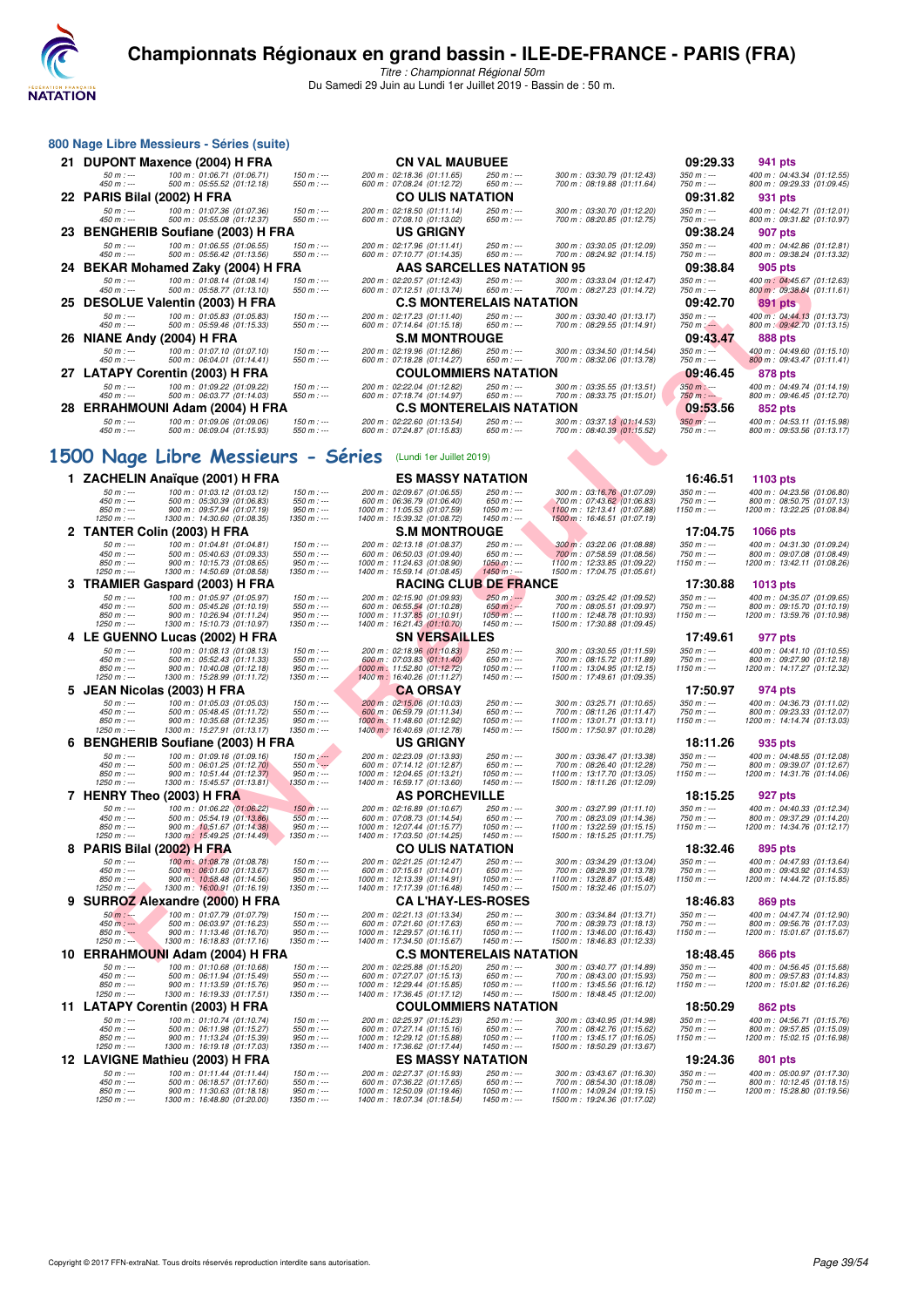# Championnats Régionaux en grand bassin - ILE-DE-FRANCE - PARIS (FRA)

*Titre : Championnat Régional 50m*

Du Samedi 29 Juin au Lundi 1er Juillet 2019 - Bassin de : 50 m.

## 800 Nage Libre Messieurs - Séries (suite)

**21 DUPONT Maxence (2004) H FRA** — CN VAL MAUBUEE — 09:29.33 — 941 pts

50 m : --- | 100 m : 01:06.71 (01:06.71) | 150 m : --- | 200 m : 02:18.36 (01:11.65) | 250 m : --- | 300 m : 03:30.79 (01:12.43) | 350 m : --- | 400 m : 04:43.34 (01:12.55)
450 m : --- | 500 m : 05:55.52 (01:12.18) | 550 m : --- | 600 m : 07:08.24 (01:12.72) | 650 m : --- | 700 m : 08:19.88 (01:11.64) | 750 m : --- | 800 m : 09:29.33 (01:09.45)

**22 PARIS Bilal (2002) H FRA** — CO ULIS NATATION — 09:31.82 — 931 pts

50 m : --- | 100 m : 01:07.36 (01:07.36) | 150 m : --- | 200 m : 02:18.50 (01:11.14) | 250 m : --- | 300 m : 03:30.70 (01:12.20) | 350 m : --- | 400 m : 04:42.71 (01:12.01)
450 m : --- | 500 m : 05:55.08 (01:12.37) | 550 m : --- | 600 m : 07:08.10 (01:13.02) | 650 m : --- | 700 m : 08:20.85 (01:12.75) | 750 m : --- | 800 m : 09:31.82 (01:10.97)

**23 BENGHERIB Soufiane (2003) H FRA** — US GRIGNY — 09:38.24 — 907 pts

50 m : --- | 100 m : 01:06.55 (01:06.55) | 150 m : --- | 200 m : 02:17.96 (01:11.41) | 250 m : --- | 300 m : 03:30.05 (01:12.09) | 350 m : --- | 400 m : 04:42.86 (01:12.81)
450 m : --- | 500 m : 05:56.42 (01:13.56) | 550 m : --- | 600 m : 07:10.77 (01:14.35) | 650 m : --- | 700 m : 08:24.92 (01:14.15) | 750 m : --- | 800 m : 09:38.24 (01:13.32)

**24 BEKAR Mohamed Zaky (2004) H FRA** — AAS SARCELLES NATATION 95 — 09:38.84 — 905 pts

50 m : --- | 100 m : 01:08.14 (01:08.14) | 150 m : --- | 200 m : 02:20.57 (01:12.43) | 250 m : --- | 300 m : 03:33.04 (01:12.47) | 350 m : --- | 400 m : 04:45.67 (01:12.63)
450 m : --- | 500 m : 05:58.77 (01:13.10) | 550 m : --- | 600 m : 07:12.51 (01:13.74) | 650 m : --- | 700 m : 08:27.23 (01:14.72) | 750 m : --- | 800 m : 09:38.84 (01:11.61)

**25 DESOLUE Valentin (2003) H FRA** — C.S MONTERELAIS NATATION — 09:42.70 — 891 pts

50 m : --- | 100 m : 01:05.83 (01:05.83) | 150 m : --- | 200 m : 02:17.23 (01:11.40) | 250 m : --- | 300 m : 03:30.40 (01:13.17) | 350 m : --- | 400 m : 04:44.13 (01:13.73)
450 m : --- | 500 m : 05:59.46 (01:15.33) | 550 m : --- | 600 m : 07:14.64 (01:15.18) | 650 m : --- | 700 m : 08:29.55 (01:14.91) | 750 m : --- | 800 m : 09:42.70 (01:13.15)

**26 NIANE Andy (2004) H FRA** — S.M MONTROUGE — 09:43.47 — 888 pts

50 m : --- | 100 m : 01:07.10 (01:07.10) | 150 m : --- | 200 m : 02:19.96 (01:12.86) | 250 m : --- | 300 m : 03:34.50 (01:14.54) | 350 m : --- | 400 m : 04:49.60 (01:15.10)
450 m : --- | 500 m : 06:04.01 (01:14.41) | 550 m : --- | 600 m : 07:18.28 (01:14.27) | 650 m : --- | 700 m : 08:32.06 (01:13.78) | 750 m : --- | 800 m : 09:43.47 (01:11.41)

**27 LATAPY Corentin (2003) H FRA** — COULOMMIERS NATATION — 09:46.45 — 878 pts

50 m : --- | 100 m : 01:09.22 (01:09.22) | 150 m : --- | 200 m : 02:22.04 (01:12.82) | 250 m : --- | 300 m : 03:35.55 (01:13.51) | 350 m : --- | 400 m : 04:49.74 (01:14.19)
450 m : --- | 500 m : 06:03.77 (01:14.03) | 550 m : --- | 600 m : 07:18.74 (01:14.97) | 650 m : --- | 700 m : 08:33.75 (01:15.01) | 750 m : --- | 800 m : 09:46.45 (01:12.70)

**28 ERRAHMOUNI Adam (2004) H FRA** — C.S MONTERELAIS NATATION — 09:53.56 — 852 pts

50 m : --- | 100 m : 01:09.06 (01:09.06) | 150 m : --- | 200 m : 02:22.60 (01:13.54) | 250 m : --- | 300 m : 03:37.13 (01:14.53) | 350 m : --- | 400 m : 04:53.11 (01:15.98)
450 m : --- | 500 m : 06:09.04 (01:15.93) | 550 m : --- | 600 m : 07:24.87 (01:15.83) | 650 m : --- | 700 m : 08:40.39 (01:15.52) | 750 m : --- | 800 m : 09:53.56 (01:13.17)

## 1500 Nage Libre Messieurs - Séries (Lundi 1er Juillet 2019)

**1 ZACHELIN Anaïque (2001) H FRA** — ES MASSY NATATION — 16:46.51 — 1103 pts

50 m : --- | 100 m : 01:03.12 (01:03.12) | 150 m : --- | 200 m : 02:09.67 (01:06.55) | 250 m : --- | 300 m : 03:16.76 (01:07.09) | 350 m : --- | 400 m : 04:23.56 (01:06.80)
450 m : --- | 500 m : 05:30.39 (01:06.83) | 550 m : --- | 600 m : 06:36.79 (01:06.40) | 650 m : --- | 700 m : 07:43.62 (01:06.83) | 750 m : --- | 800 m : 08:50.75 (01:07.13)
850 m : --- | 900 m : 09:57.94 (01:07.19) | 950 m : --- | 1000 m : 11:05.53 (01:07.59) | 1050 m : --- | 1100 m : 12:13.41 (01:07.88) | 1150 m : --- | 1200 m : 13:22.25 (01:08.84)
1250 m : --- | 1300 m : 14:30.60 (01:08.35) | 1350 m : --- | 1400 m : 15:39.32 (01:08.72) | 1450 m : --- | 1500 m : 16:46.51 (01:07.19)

**2 TANTER Colin (2003) H FRA** — S.M MONTROUGE — 17:04.75 — 1066 pts

50 m : --- | 100 m : 01:04.81 (01:04.81) | 150 m : --- | 200 m : 02:13.18 (01:08.37) | 250 m : --- | 300 m : 03:22.06 (01:08.88) | 350 m : --- | 400 m : 04:31.30 (01:09.24)
450 m : --- | 500 m : 05:40.63 (01:09.33) | 550 m : --- | 600 m : 06:50.03 (01:09.40) | 650 m : --- | 700 m : 07:58.59 (01:08.56) | 750 m : --- | 800 m : 09:07.08 (01:08.49)
850 m : --- | 900 m : 10:15.73 (01:08.65) | 950 m : --- | 1000 m : 11:24.63 (01:08.90) | 1050 m : --- | 1100 m : 12:33.85 (01:09.22) | 1150 m : --- | 1200 m : 13:42.11 (01:08.26)
1250 m : --- | 1300 m : 14:50.69 (01:08.58) | 1350 m : --- | 1400 m : 15:59.14 (01:08.45) | 1450 m : --- | 1500 m : 17:04.75 (01:05.61)

**3 TRAMIER Gaspard (2003) H FRA** — RACING CLUB DE FRANCE — 17:30.88 — 1013 pts

50 m : --- | 100 m : 01:05.97 (01:05.97) | 150 m : --- | 200 m : 02:15.90 (01:09.93) | 250 m : --- | 300 m : 03:25.42 (01:09.52) | 350 m : --- | 400 m : 04:35.07 (01:09.65)
450 m : --- | 500 m : 05:45.26 (01:10.19) | 550 m : --- | 600 m : 06:55.54 (01:10.28) | 650 m : --- | 700 m : 08:05.51 (01:09.97) | 750 m : --- | 800 m : 09:15.70 (01:10.19)
850 m : --- | 900 m : 10:26.94 (01:11.24) | 950 m : --- | 1000 m : 11:37.85 (01:10.91) | 1050 m : --- | 1100 m : 12:48.78 (01:10.93) | 1150 m : --- | 1200 m : 13:59.76 (01:10.98)
1250 m : --- | 1300 m : 15:10.73 (01:10.97) | 1350 m : --- | 1400 m : 16:21.43 (01:10.70) | 1450 m : --- | 1500 m : 17:30.88 (01:09.45)

**4 LE GUENNO Lucas (2002) H FRA** — SN VERSAILLES — 17:49.61 — 977 pts

50 m : --- | 100 m : 01:08.13 (01:08.13) | 150 m : --- | 200 m : 02:18.96 (01:10.83) | 250 m : --- | 300 m : 03:30.55 (01:11.59) | 350 m : --- | 400 m : 04:41.10 (01:10.55)
450 m : --- | 500 m : 05:52.43 (01:11.33) | 550 m : --- | 600 m : 07:03.83 (01:11.40) | 650 m : --- | 700 m : 08:15.72 (01:11.89) | 750 m : --- | 800 m : 09:27.90 (01:12.18)
850 m : --- | 900 m : 10:40.08 (01:12.18) | 950 m : --- | 1000 m : 11:52.80 (01:12.72) | 1050 m : --- | 1100 m : 13:04.95 (01:12.15) | 1150 m : --- | 1200 m : 14:17.27 (01:12.32)
1250 m : --- | 1300 m : 15:28.99 (01:11.72) | 1350 m : --- | 1400 m : 16:40.26 (01:11.27) | 1450 m : --- | 1500 m : 17:49.61 (01:09.35)

**5 JEAN Nicolas (2003) H FRA** — CA ORSAY — 17:50.97 — 974 pts

50 m : --- | 100 m : 01:05.03 (01:05.03) | 150 m : --- | 200 m : 02:15.06 (01:10.03) | 250 m : --- | 300 m : 03:25.71 (01:10.65) | 350 m : --- | 400 m : 04:36.73 (01:11.02)
450 m : --- | 500 m : 05:48.45 (01:11.72) | 550 m : --- | 600 m : 06:59.79 (01:11.34) | 650 m : --- | 700 m : 08:11.26 (01:11.47) | 750 m : --- | 800 m : 09:23.33 (01:12.07)
850 m : --- | 900 m : 10:35.68 (01:12.35) | 950 m : --- | 1000 m : 11:48.60 (01:12.92) | 1050 m : --- | 1100 m : 13:01.71 (01:13.11) | 1150 m : --- | 1200 m : 14:14.74 (01:13.03)
1250 m : --- | 1300 m : 15:27.91 (01:13.17) | 1350 m : --- | 1400 m : 16:40.69 (01:12.78) | 1450 m : --- | 1500 m : 17:50.97 (01:10.28)

**6 BENGHERIB Soufiane (2003) H FRA** — US GRIGNY — 18:11.26 — 935 pts

50 m : --- | 100 m : 01:09.16 (01:09.16) | 150 m : --- | 200 m : 02:23.09 (01:13.93) | 250 m : --- | 300 m : 03:36.47 (01:13.38) | 350 m : --- | 400 m : 04:48.55 (01:12.08)
450 m : --- | 500 m : 06:01.25 (01:12.70) | 550 m : --- | 600 m : 07:14.12 (01:12.87) | 650 m : --- | 700 m : 08:26.40 (01:12.28) | 750 m : --- | 800 m : 09:39.07 (01:12.67)
850 m : --- | 900 m : 10:51.44 (01:12.37) | 950 m : --- | 1000 m : 12:04.65 (01:13.21) | 1050 m : --- | 1100 m : 13:17.70 (01:13.05) | 1150 m : --- | 1200 m : 14:31.76 (01:14.06)
1250 m : --- | 1300 m : 15:45.57 (01:13.81) | 1350 m : --- | 1400 m : 16:59.17 (01:13.60) | 1450 m : --- | 1500 m : 18:11.26 (01:12.09)

**7 HENRY Theo (2003) H FRA** — AS PORCHEVILLE — 18:15.25 — 927 pts

50 m : --- | 100 m : 01:06.22 (01:06.22) | 150 m : --- | 200 m : 02:16.89 (01:10.67) | 250 m : --- | 300 m : 03:27.99 (01:11.10) | 350 m : --- | 400 m : 04:40.33 (01:12.34)
450 m : --- | 500 m : 05:54.19 (01:13.86) | 550 m : --- | 600 m : 07:08.73 (01:14.54) | 650 m : --- | 700 m : 08:23.09 (01:14.36) | 750 m : --- | 800 m : 09:37.29 (01:14.20)
850 m : --- | 900 m : 10:51.67 (01:14.38) | 950 m : --- | 1000 m : 12:07.44 (01:15.77) | 1050 m : --- | 1100 m : 13:22.59 (01:15.15) | 1150 m : --- | 1200 m : 14:34.76 (01:12.17)
1250 m : --- | 1300 m : 15:49.25 (01:14.49) | 1350 m : --- | 1400 m : 17:03.50 (01:14.25) | 1450 m : --- | 1500 m : 18:15.25 (01:11.75)

**8 PARIS Bilal (2002) H FRA** — CO ULIS NATATION — 18:32.46 — 895 pts

50 m : --- | 100 m : 01:08.78 (01:08.78) | 150 m : --- | 200 m : 02:21.25 (01:12.47) | 250 m : --- | 300 m : 03:34.29 (01:13.04) | 350 m : --- | 400 m : 04:47.93 (01:13.64)
450 m : --- | 500 m : 06:01.60 (01:13.67) | 550 m : --- | 600 m : 07:15.61 (01:14.01) | 650 m : --- | 700 m : 08:29.39 (01:13.78) | 750 m : --- | 800 m : 09:43.92 (01:14.53)
850 m : --- | 900 m : 10:58.48 (01:14.56) | 950 m : --- | 1000 m : 12:13.39 (01:14.91) | 1050 m : --- | 1100 m : 13:28.87 (01:15.48) | 1150 m : --- | 1200 m : 14:44.72 (01:15.85)
1250 m : --- | 1300 m : 16:00.91 (01:16.19) | 1350 m : --- | 1400 m : 17:17.39 (01:16.48) | 1450 m : --- | 1500 m : 18:32.46 (01:15.07)

**9 SURROZ Alexandre (2000) H FRA** — CA L'HAY-LES-ROSES — 18:46.83 — 869 pts

50 m : --- | 100 m : 01:07.79 (01:07.79) | 150 m : --- | 200 m : 02:21.13 (01:13.34) | 250 m : --- | 300 m : 03:34.84 (01:13.71) | 350 m : --- | 400 m : 04:47.74 (01:12.90)
450 m : --- | 500 m : 06:03.97 (01:16.23) | 550 m : --- | 600 m : 07:21.60 (01:17.63) | 650 m : --- | 700 m : 08:39.73 (01:18.13) | 750 m : --- | 800 m : 09:56.76 (01:17.03)
850 m : --- | 900 m : 11:13.46 (01:16.70) | 950 m : --- | 1000 m : 12:29.57 (01:16.11) | 1050 m : --- | 1100 m : 13:46.00 (01:16.43) | 1150 m : --- | 1200 m : 15:01.67 (01:15.67)
1250 m : --- | 1300 m : 16:18.83 (01:17.16) | 1350 m : --- | 1400 m : 17:34.50 (01:15.67) | 1450 m : --- | 1500 m : 18:46.83 (01:12.33)

**10 ERRAHMOUNI Adam (2004) H FRA** — C.S MONTERELAIS NATATION — 18:48.45 — 866 pts

50 m : --- | 100 m : 01:10.68 (01:10.68) | 150 m : --- | 200 m : 02:25.88 (01:15.20) | 250 m : --- | 300 m : 03:40.77 (01:14.89) | 350 m : --- | 400 m : 04:56.45 (01:15.68)
450 m : --- | 500 m : 06:11.94 (01:15.49) | 550 m : --- | 600 m : 07:27.07 (01:15.13) | 650 m : --- | 700 m : 08:43.00 (01:15.93) | 750 m : --- | 800 m : 09:57.83 (01:14.83)
850 m : --- | 900 m : 11:13.59 (01:15.76) | 950 m : --- | 1000 m : 12:29.44 (01:15.85) | 1050 m : --- | 1100 m : 13:45.56 (01:16.12) | 1150 m : --- | 1200 m : 15:01.82 (01:16.26)
1250 m : --- | 1300 m : 16:19.33 (01:17.51) | 1350 m : --- | 1400 m : 17:36.45 (01:17.12) | 1450 m : --- | 1500 m : 18:48.45 (01:12.00)

**11 LATAPY Corentin (2003) H FRA** — COULOMMIERS NATATION — 18:50.29 — 862 pts

50 m : --- | 100 m : 01:10.74 (01:10.74) | 150 m : --- | 200 m : 02:25.97 (01:15.23) | 250 m : --- | 300 m : 03:40.95 (01:14.98) | 350 m : --- | 400 m : 04:56.71 (01:15.76)
450 m : --- | 500 m : 06:11.98 (01:15.27) | 550 m : --- | 600 m : 07:27.14 (01:15.16) | 650 m : --- | 700 m : 08:42.76 (01:15.62) | 750 m : --- | 800 m : 09:57.85 (01:15.09)
850 m : --- | 900 m : 11:13.24 (01:15.39) | 950 m : --- | 1000 m : 12:29.12 (01:15.88) | 1050 m : --- | 1100 m : 13:45.17 (01:16.05) | 1150 m : --- | 1200 m : 15:02.15 (01:16.98)
1250 m : --- | 1300 m : 16:19.18 (01:17.03) | 1350 m : --- | 1400 m : 17:36.62 (01:17.44) | 1450 m : --- | 1500 m : 18:50.29 (01:13.67)

**12 LAVIGNE Mathieu (2003) H FRA** — ES MASSY NATATION — 19:24.36 — 801 pts

50 m : --- | 100 m : 01:11.44 (01:11.44) | 150 m : --- | 200 m : 02:27.37 (01:15.93) | 250 m : --- | 300 m : 03:43.67 (01:16.30) | 350 m : --- | 400 m : 05:00.97 (01:17.30)
450 m : --- | 500 m : 06:18.57 (01:17.60) | 550 m : --- | 600 m : 07:36.22 (01:17.65) | 650 m : --- | 700 m : 08:54.30 (01:18.08) | 750 m : --- | 800 m : 10:12.45 (01:18.15)
850 m : --- | 900 m : 11:30.63 (01:18.18) | 950 m : --- | 1000 m : 12:50.09 (01:19.46) | 1050 m : --- | 1100 m : 14:09.24 (01:19.15) | 1150 m : --- | 1200 m : 15:28.80 (01:19.56)
1250 m : --- | 1300 m : 16:48.80 (01:20.00) | 1350 m : --- | 1400 m : 18:07.34 (01:18.54) | 1450 m : --- | 1500 m : 19:24.36 (01:17.02)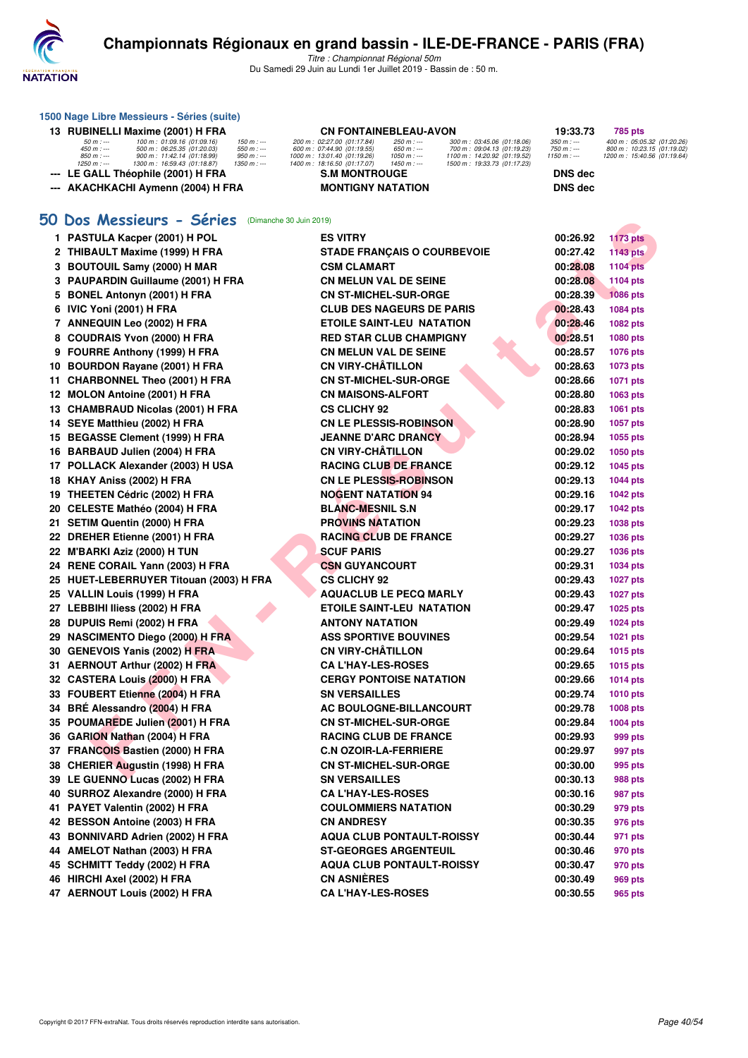# Championnats Régionaux en grand bassin - ILE-DE-FRANCE - PARIS (FRA)

*Titre : Championnat Régional 50m*

Du Samedi 29 Juin au Lundi 1er Juillet 2019 - Bassin de : 50 m.

### 1500 Nage Libre Messieurs - Séries (suite)

| | | | | |
|---|---|---|---|---|
| 13 | RUBINELLI Maxime (2001) H FRA | CN FONTAINEBLEAU-AVON | 19:33.73 | 785 pts |

50 m : --- 100 m : 01:09.16 (01:09.16) 150 m : --- 200 m : 02:27.00 (01:17.84) 250 m : --- 300 m : 03:45.06 (01:18.06) 350 m : --- 400 m : 05:05.32 (01:20.26)
450 m : --- 500 m : 06:25.35 (01:20.03) 550 m : --- 600 m : 07:44.90 (01:19.55) 650 m : --- 700 m : 09:04.13 (01:19.23) 750 m : --- 800 m : 10:23.15 (01:19.02)
850 m : --- 900 m : 11:42.14 (01:18.99) 950 m : --- 1000 m : 13:01.40 (01:19.26) 1050 m : --- 1100 m : 14:20.92 (01:19.52) 1150 m : --- 1200 m : 15:40.56 (01:19.64)
1250 m : --- 1300 m : 16:59.43 (01:18.87) 1350 m : --- 1400 m : 18:16.50 (01:17.07) 1450 m : --- 1500 m : 19:33.73 (01:17.23)

| | | | | |
|---|---|---|---|---|
| --- | LE GALL Théophile (2001) H FRA | S.M MONTROUGE | DNS dec | |
| --- | AKACHKACHI Aymenn (2004) H FRA | MONTIGNY NATATION | DNS dec | |

## 50 Dos Messieurs - Séries (Dimanche 30 Juin 2019)

| Rang | Nom | Club | Temps | Points |
|---|---|---|---|---|
| 1 | PASTULA Kacper (2001) H POL | ES VITRY | 00:26.92 | 1173 pts |
| 2 | THIBAULT Maxime (1999) H FRA | STADE FRANÇAIS O COURBEVOIE | 00:27.42 | 1143 pts |
| 3 | BOUTOUIL Samy (2000) H MAR | CSM CLAMART | 00:28.08 | 1104 pts |
| 3 | PAUPARDIN Guillaume (2001) H FRA | CN MELUN VAL DE SEINE | 00:28.08 | 1104 pts |
| 5 | BONEL Antonyn (2001) H FRA | CN ST-MICHEL-SUR-ORGE | 00:28.39 | 1086 pts |
| 6 | IVIC Yoni (2001) H FRA | CLUB DES NAGEURS DE PARIS | 00:28.43 | 1084 pts |
| 7 | ANNEQUIN Leo (2002) H FRA | ETOILE SAINT-LEU NATATION | 00:28.46 | 1082 pts |
| 8 | COUDRAIS Yvon (2000) H FRA | RED STAR CLUB CHAMPIGNY | 00:28.51 | 1080 pts |
| 9 | FOURRE Anthony (1999) H FRA | CN MELUN VAL DE SEINE | 00:28.57 | 1076 pts |
| 10 | BOURDON Rayane (2001) H FRA | CN VIRY-CHÂTILLON | 00:28.63 | 1073 pts |
| 11 | CHARBONNEL Theo (2001) H FRA | CN ST-MICHEL-SUR-ORGE | 00:28.66 | 1071 pts |
| 12 | MOLON Antoine (2001) H FRA | CN MAISONS-ALFORT | 00:28.80 | 1063 pts |
| 13 | CHAMBRAUD Nicolas (2001) H FRA | CS CLICHY 92 | 00:28.83 | 1061 pts |
| 14 | SEYE Matthieu (2002) H FRA | CN LE PLESSIS-ROBINSON | 00:28.90 | 1057 pts |
| 15 | BEGASSE Clement (1999) H FRA | JEANNE D'ARC DRANCY | 00:28.94 | 1055 pts |
| 16 | BARBAUD Julien (2004) H FRA | CN VIRY-CHÂTILLON | 00:29.02 | 1050 pts |
| 17 | POLLACK Alexander (2003) H USA | RACING CLUB DE FRANCE | 00:29.12 | 1045 pts |
| 18 | KHAY Aniss (2002) H FRA | CN LE PLESSIS-ROBINSON | 00:29.13 | 1044 pts |
| 19 | THEETEN Cédric (2002) H FRA | NOGENT NATATION 94 | 00:29.16 | 1042 pts |
| 20 | CELESTE Mathéo (2004) H FRA | BLANC-MESNIL S.N | 00:29.17 | 1042 pts |
| 21 | SETIM Quentin (2000) H FRA | PROVINS NATATION | 00:29.23 | 1038 pts |
| 22 | DREHER Etienne (2001) H FRA | RACING CLUB DE FRANCE | 00:29.27 | 1036 pts |
| 22 | M'BARKI Aziz (2000) H TUN | SCUF PARIS | 00:29.27 | 1036 pts |
| 24 | RENE CORAIL Yann (2003) H FRA | CSN GUYANCOURT | 00:29.31 | 1034 pts |
| 25 | HUET-LEBERRUYER Titouan (2003) H FRA | CS CLICHY 92 | 00:29.43 | 1027 pts |
| 25 | VALLIN Louis (1999) H FRA | AQUACLUB LE PECQ MARLY | 00:29.43 | 1027 pts |
| 27 | LEBBIHI Iliess (2002) H FRA | ETOILE SAINT-LEU NATATION | 00:29.47 | 1025 pts |
| 28 | DUPUIS Remi (2002) H FRA | ANTONY NATATION | 00:29.49 | 1024 pts |
| 29 | NASCIMENTO Diego (2000) H FRA | ASS SPORTIVE BOUVINES | 00:29.54 | 1021 pts |
| 30 | GENEVOIS Yanis (2002) H FRA | CN VIRY-CHÂTILLON | 00:29.64 | 1015 pts |
| 31 | AERNOUT Arthur (2002) H FRA | CA L'HAY-LES-ROSES | 00:29.65 | 1015 pts |
| 32 | CASTERA Louis (2000) H FRA | CERGY PONTOISE NATATION | 00:29.66 | 1014 pts |
| 33 | FOUBERT Etienne (2004) H FRA | SN VERSAILLES | 00:29.74 | 1010 pts |
| 34 | BRÉ Alessandro (2004) H FRA | AC BOULOGNE-BILLANCOURT | 00:29.78 | 1008 pts |
| 35 | POUMAREDE Julien (2001) H FRA | CN ST-MICHEL-SUR-ORGE | 00:29.84 | 1004 pts |
| 36 | GARION Nathan (2004) H FRA | RACING CLUB DE FRANCE | 00:29.93 | 999 pts |
| 37 | FRANCOIS Bastien (2000) H FRA | C.N OZOIR-LA-FERRIERE | 00:29.97 | 997 pts |
| 38 | CHERIER Augustin (1998) H FRA | CN ST-MICHEL-SUR-ORGE | 00:30.00 | 995 pts |
| 39 | LE GUENNO Lucas (2002) H FRA | SN VERSAILLES | 00:30.13 | 988 pts |
| 40 | SURROZ Alexandre (2000) H FRA | CA L'HAY-LES-ROSES | 00:30.16 | 987 pts |
| 41 | PAYET Valentin (2002) H FRA | COULOMMIERS NATATION | 00:30.29 | 979 pts |
| 42 | BESSON Antoine (2003) H FRA | CN ANDRESY | 00:30.35 | 976 pts |
| 43 | BONNIVARD Adrien (2002) H FRA | AQUA CLUB PONTAULT-ROISSY | 00:30.44 | 971 pts |
| 44 | AMELOT Nathan (2003) H FRA | ST-GEORGES ARGENTEUIL | 00:30.46 | 970 pts |
| 45 | SCHMITT Teddy (2002) H FRA | AQUA CLUB PONTAULT-ROISSY | 00:30.47 | 970 pts |
| 46 | HIRCHI Axel (2002) H FRA | CN ASNIÈRES | 00:30.49 | 969 pts |
| 47 | AERNOUT Louis (2002) H FRA | CA L'HAY-LES-ROSES | 00:30.55 | 965 pts |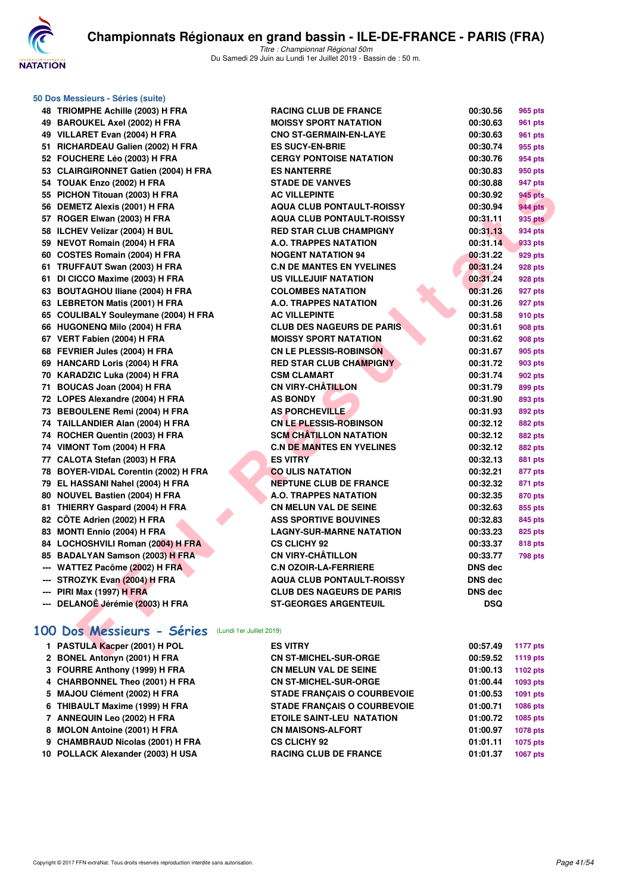### 50 Dos Messieurs - Séries (suite)

| | | | | |
|---|---|---|---|---|
| 48 | TRIOMPHE Achille (2003) H FRA | RACING CLUB DE FRANCE | 00:30.56 | 965 pts |
| 49 | BAROUKEL Axel (2002) H FRA | MOISSY SPORT NATATION | 00:30.63 | 961 pts |
| 49 | VILLARET Evan (2004) H FRA | CNO ST-GERMAIN-EN-LAYE | 00:30.63 | 961 pts |
| 51 | RICHARDEAU Galien (2002) H FRA | ES SUCY-EN-BRIE | 00:30.74 | 955 pts |
| 52 | FOUCHERE Léo (2003) H FRA | CERGY PONTOISE NATATION | 00:30.76 | 954 pts |
| 53 | CLAIRGIRONNET Gatien (2004) H FRA | ES NANTERRE | 00:30.83 | 950 pts |
| 54 | TOUAK Enzo (2002) H FRA | STADE DE VANVES | 00:30.88 | 947 pts |
| 55 | PICHON Titouan (2003) H FRA | AC VILLEPINTE | 00:30.92 | 945 pts |
| 56 | DEMETZ Alexis (2001) H FRA | AQUA CLUB PONTAULT-ROISSY | 00:30.94 | 944 pts |
| 57 | ROGER Elwan (2003) H FRA | AQUA CLUB PONTAULT-ROISSY | 00:31.11 | 935 pts |
| 58 | ILCHEV Velizar (2004) H BUL | RED STAR CLUB CHAMPIGNY | 00:31.13 | 934 pts |
| 59 | NEVOT Romain (2004) H FRA | A.O. TRAPPES NATATION | 00:31.14 | 933 pts |
| 60 | COSTES Romain (2004) H FRA | NOGENT NATATION 94 | 00:31.22 | 929 pts |
| 61 | TRUFFAUT Swan (2003) H FRA | C.N DE MANTES EN YVELINES | 00:31.24 | 928 pts |
| 61 | DI CICCO Maxime (2003) H FRA | US VILLEJUIF NATATION | 00:31.24 | 928 pts |
| 63 | BOUTAGHOU Iliane (2004) H FRA | COLOMBES NATATION | 00:31.26 | 927 pts |
| 63 | LEBRETON Matis (2001) H FRA | A.O. TRAPPES NATATION | 00:31.26 | 927 pts |
| 65 | COULIBALY Souleymane (2004) H FRA | AC VILLEPINTE | 00:31.58 | 910 pts |
| 66 | HUGONENQ Milo (2004) H FRA | CLUB DES NAGEURS DE PARIS | 00:31.61 | 908 pts |
| 67 | VERT Fabien (2004) H FRA | MOISSY SPORT NATATION | 00:31.62 | 908 pts |
| 68 | FEVRIER Jules (2004) H FRA | CN LE PLESSIS-ROBINSON | 00:31.67 | 905 pts |
| 69 | HANCARD Loris (2004) H FRA | RED STAR CLUB CHAMPIGNY | 00:31.72 | 903 pts |
| 70 | KARADZIC Luka (2004) H FRA | CSM CLAMART | 00:31.74 | 902 pts |
| 71 | BOUCAS Joan (2004) H FRA | CN VIRY-CHÂTILLON | 00:31.79 | 899 pts |
| 72 | LOPES Alexandre (2004) H FRA | AS BONDY | 00:31.90 | 893 pts |
| 73 | BEBOULENE Remi (2004) H FRA | AS PORCHEVILLE | 00:31.93 | 892 pts |
| 74 | TAILLANDIER Alan (2004) H FRA | CN LE PLESSIS-ROBINSON | 00:32.12 | 882 pts |
| 74 | ROCHER Quentin (2003) H FRA | SCM CHÂTILLON NATATION | 00:32.12 | 882 pts |
| 74 | VIMONT Tom (2004) H FRA | C.N DE MANTES EN YVELINES | 00:32.12 | 882 pts |
| 77 | CALOTA Stefan (2003) H FRA | ES VITRY | 00:32.13 | 881 pts |
| 78 | BOYER-VIDAL Corentin (2002) H FRA | CO ULIS NATATION | 00:32.21 | 877 pts |
| 79 | EL HASSANI Nahel (2004) H FRA | NEPTUNE CLUB DE FRANCE | 00:32.32 | 871 pts |
| 80 | NOUVEL Bastien (2004) H FRA | A.O. TRAPPES NATATION | 00:32.35 | 870 pts |
| 81 | THIERRY Gaspard (2004) H FRA | CN MELUN VAL DE SEINE | 00:32.63 | 855 pts |
| 82 | CÔTE Adrien (2002) H FRA | ASS SPORTIVE BOUVINES | 00:32.83 | 845 pts |
| 83 | MONTI Ennio (2004) H FRA | LAGNY-SUR-MARNE NATATION | 00:33.23 | 825 pts |
| 84 | LOCHOSHVILI Roman (2004) H FRA | CS CLICHY 92 | 00:33.37 | 818 pts |
| 85 | BADALYAN Samson (2003) H FRA | CN VIRY-CHÂTILLON | 00:33.77 | 798 pts |
| --- | WATTEZ Pacôme (2002) H FRA | C.N OZOIR-LA-FERRIERE | DNS dec | |
| --- | STROZYK Evan (2004) H FRA | AQUA CLUB PONTAULT-ROISSY | DNS dec | |
| --- | PIRI Max (1997) H FRA | CLUB DES NAGEURS DE PARIS | DNS dec | |
| --- | DELANOË Jérémie (2003) H FRA | ST-GEORGES ARGENTEUIL | DSQ | |

## 100 Dos Messieurs - Séries (Lundi 1er Juillet 2019)

| | | | | |
|---|---|---|---|---|
| 1 | PASTULA Kacper (2001) H POL | ES VITRY | 00:57.49 | 1177 pts |
| 2 | BONEL Antonyn (2001) H FRA | CN ST-MICHEL-SUR-ORGE | 00:59.52 | 1119 pts |
| 3 | FOURRE Anthony (1999) H FRA | CN MELUN VAL DE SEINE | 01:00.13 | 1102 pts |
| 4 | CHARBONNEL Theo (2001) H FRA | CN ST-MICHEL-SUR-ORGE | 01:00.44 | 1093 pts |
| 5 | MAJOU Clément (2002) H FRA | STADE FRANÇAIS O COURBEVOIE | 01:00.53 | 1091 pts |
| 6 | THIBAULT Maxime (1999) H FRA | STADE FRANÇAIS O COURBEVOIE | 01:00.71 | 1086 pts |
| 7 | ANNEQUIN Leo (2002) H FRA | ETOILE SAINT-LEU NATATION | 01:00.72 | 1085 pts |
| 8 | MOLON Antoine (2001) H FRA | CN MAISONS-ALFORT | 01:00.97 | 1078 pts |
| 9 | CHAMBRAUD Nicolas (2001) H FRA | CS CLICHY 92 | 01:01.11 | 1075 pts |
| 10 | POLLACK Alexander (2003) H USA | RACING CLUB DE FRANCE | 01:01.37 | 1067 pts |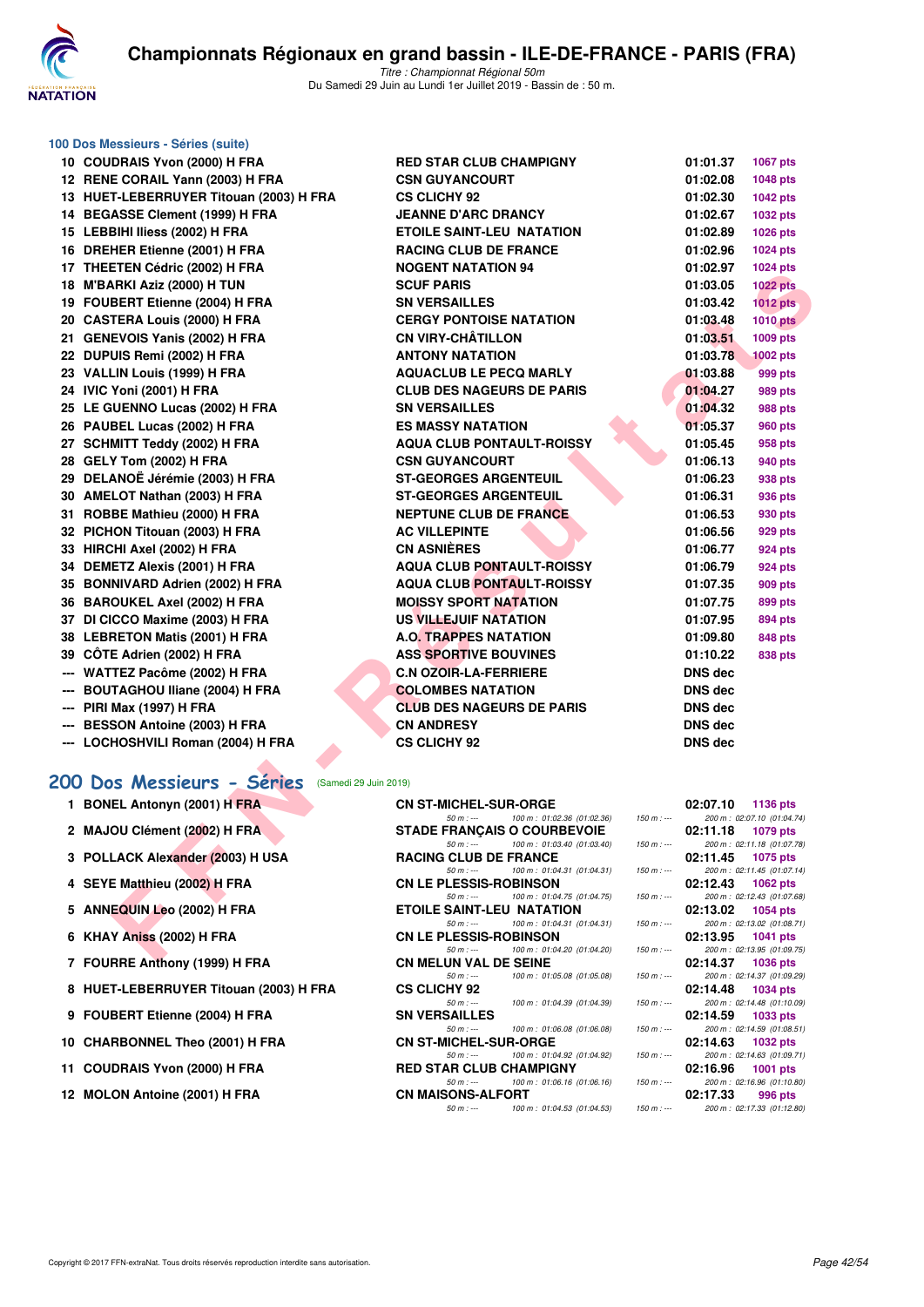# Championnats Régionaux en grand bassin - ILE-DE-FRANCE - PARIS (FRA)

*Titre : Championnat Régional 50m*
Du Samedi 29 Juin au Lundi 1er Juillet 2019 - Bassin de : 50 m.

### 100 Dos Messieurs - Séries (suite)

| Rang | Nom | Club | Temps | Points |
|---|---|---|---|---|
| 10 | COUDRAIS Yvon (2000) H FRA | RED STAR CLUB CHAMPIGNY | 01:01.37 | 1067 pts |
| 12 | RENE CORAIL Yann (2003) H FRA | CSN GUYANCOURT | 01:02.08 | 1048 pts |
| 13 | HUET-LEBERRUYER Titouan (2003) H FRA | CS CLICHY 92 | 01:02.30 | 1042 pts |
| 14 | BEGASSE Clement (1999) H FRA | JEANNE D'ARC DRANCY | 01:02.67 | 1032 pts |
| 15 | LEBBIHI Iliess (2002) H FRA | ETOILE SAINT-LEU NATATION | 01:02.89 | 1026 pts |
| 16 | DREHER Etienne (2001) H FRA | RACING CLUB DE FRANCE | 01:02.96 | 1024 pts |
| 17 | THEETEN Cédric (2002) H FRA | NOGENT NATATION 94 | 01:02.97 | 1024 pts |
| 18 | M'BARKI Aziz (2000) H TUN | SCUF PARIS | 01:03.05 | 1022 pts |
| 19 | FOUBERT Etienne (2004) H FRA | SN VERSAILLES | 01:03.42 | 1012 pts |
| 20 | CASTERA Louis (2000) H FRA | CERGY PONTOISE NATATION | 01:03.48 | 1010 pts |
| 21 | GENEVOIS Yanis (2002) H FRA | CN VIRY-CHÂTILLON | 01:03.51 | 1009 pts |
| 22 | DUPUIS Remi (2002) H FRA | ANTONY NATATION | 01:03.78 | 1002 pts |
| 23 | VALLIN Louis (1999) H FRA | AQUACLUB LE PECQ MARLY | 01:03.88 | 999 pts |
| 24 | IVIC Yoni (2001) H FRA | CLUB DES NAGEURS DE PARIS | 01:04.27 | 989 pts |
| 25 | LE GUENNO Lucas (2002) H FRA | SN VERSAILLES | 01:04.32 | 988 pts |
| 26 | PAUBEL Lucas (2002) H FRA | ES MASSY NATATION | 01:05.37 | 960 pts |
| 27 | SCHMITT Teddy (2002) H FRA | AQUA CLUB PONTAULT-ROISSY | 01:05.45 | 958 pts |
| 28 | GELY Tom (2002) H FRA | CSN GUYANCOURT | 01:06.13 | 940 pts |
| 29 | DELANOË Jérémie (2003) H FRA | ST-GEORGES ARGENTEUIL | 01:06.23 | 938 pts |
| 30 | AMELOT Nathan (2003) H FRA | ST-GEORGES ARGENTEUIL | 01:06.31 | 936 pts |
| 31 | ROBBE Mathieu (2000) H FRA | NEPTUNE CLUB DE FRANCE | 01:06.53 | 930 pts |
| 32 | PICHON Titouan (2003) H FRA | AC VILLEPINTE | 01:06.56 | 929 pts |
| 33 | HIRCHI Axel (2002) H FRA | CN ASNIÈRES | 01:06.77 | 924 pts |
| 34 | DEMETZ Alexis (2001) H FRA | AQUA CLUB PONTAULT-ROISSY | 01:06.79 | 924 pts |
| 35 | BONNIVARD Adrien (2002) H FRA | AQUA CLUB PONTAULT-ROISSY | 01:07.35 | 909 pts |
| 36 | BAROUKEL Axel (2002) H FRA | MOISSY SPORT NATATION | 01:07.75 | 899 pts |
| 37 | DI CICCO Maxime (2003) H FRA | US VILLEJUIF NATATION | 01:07.95 | 894 pts |
| 38 | LEBRETON Matis (2001) H FRA | A.O. TRAPPES NATATION | 01:09.80 | 848 pts |
| 39 | CÔTE Adrien (2002) H FRA | ASS SPORTIVE BOUVINES | 01:10.22 | 838 pts |
| --- | WATTEZ Pacôme (2002) H FRA | C.N OZOIR-LA-FERRIERE | DNS dec | |
| --- | BOUTAGHOU Iliane (2004) H FRA | COLOMBES NATATION | DNS dec | |
| --- | PIRI Max (1997) H FRA | CLUB DES NAGEURS DE PARIS | DNS dec | |
| --- | BESSON Antoine (2003) H FRA | CN ANDRESY | DNS dec | |
| --- | LOCHOSHVILI Roman (2004) H FRA | CS CLICHY 92 | DNS dec | |

## 200 Dos Messieurs - Séries (Samedi 29 Juin 2019)

| Rang | Nom | Club | Temps | Points |
|---|---|---|---|---|
| 1 | BONEL Antonyn (2001) H FRA | CN ST-MICHEL-SUR-ORGE | 02:07.10 | 1136 pts |
| | | 50 m : --- 100 m : 01:02.36 (01:02.36) 150 m : --- | 200 m : 02:07.10 (01:04.74) | |
| 2 | MAJOU Clément (2002) H FRA | STADE FRANÇAIS O COURBEVOIE | 02:11.18 | 1079 pts |
| | | 50 m : --- 100 m : 01:03.40 (01:03.40) 150 m : --- | 200 m : 02:11.18 (01:07.78) | |
| 3 | POLLACK Alexander (2003) H USA | RACING CLUB DE FRANCE | 02:11.45 | 1075 pts |
| | | 50 m : --- 100 m : 01:04.31 (01:04.31) 150 m : --- | 200 m : 02:11.45 (01:07.14) | |
| 4 | SEYE Matthieu (2002) H FRA | CN LE PLESSIS-ROBINSON | 02:12.43 | 1062 pts |
| | | 50 m : --- 100 m : 01:04.75 (01:04.75) 150 m : --- | 200 m : 02:12.43 (01:07.68) | |
| 5 | ANNEQUIN Leo (2002) H FRA | ETOILE SAINT-LEU NATATION | 02:13.02 | 1054 pts |
| | | 50 m : --- 100 m : 01:04.31 (01:04.31) 150 m : --- | 200 m : 02:13.02 (01:08.71) | |
| 6 | KHAY Aniss (2002) H FRA | CN LE PLESSIS-ROBINSON | 02:13.95 | 1041 pts |
| | | 50 m : --- 100 m : 01:04.20 (01:04.20) 150 m : --- | 200 m : 02:13.95 (01:09.75) | |
| 7 | FOURRE Anthony (1999) H FRA | CN MELUN VAL DE SEINE | 02:14.37 | 1036 pts |
| | | 50 m : --- 100 m : 01:05.08 (01:05.08) 150 m : --- | 200 m : 02:14.37 (01:09.29) | |
| 8 | HUET-LEBERRUYER Titouan (2003) H FRA | CS CLICHY 92 | 02:14.48 | 1034 pts |
| | | 50 m : --- 100 m : 01:04.39 (01:04.39) 150 m : --- | 200 m : 02:14.48 (01:10.09) | |
| 9 | FOUBERT Etienne (2004) H FRA | SN VERSAILLES | 02:14.59 | 1033 pts |
| | | 50 m : --- 100 m : 01:06.08 (01:06.08) 150 m : --- | 200 m : 02:14.59 (01:08.51) | |
| 10 | CHARBONNEL Theo (2001) H FRA | CN ST-MICHEL-SUR-ORGE | 02:14.63 | 1032 pts |
| | | 50 m : --- 100 m : 01:04.92 (01:04.92) 150 m : --- | 200 m : 02:14.63 (01:09.71) | |
| 11 | COUDRAIS Yvon (2000) H FRA | RED STAR CLUB CHAMPIGNY | 02:16.96 | 1001 pts |
| | | 50 m : --- 100 m : 01:06.16 (01:06.16) 150 m : --- | 200 m : 02:16.96 (01:10.80) | |
| 12 | MOLON Antoine (2001) H FRA | CN MAISONS-ALFORT | 02:17.33 | 996 pts |
| | | 50 m : --- 100 m : 01:04.53 (01:04.53) 150 m : --- | 200 m : 02:17.33 (01:12.80) | |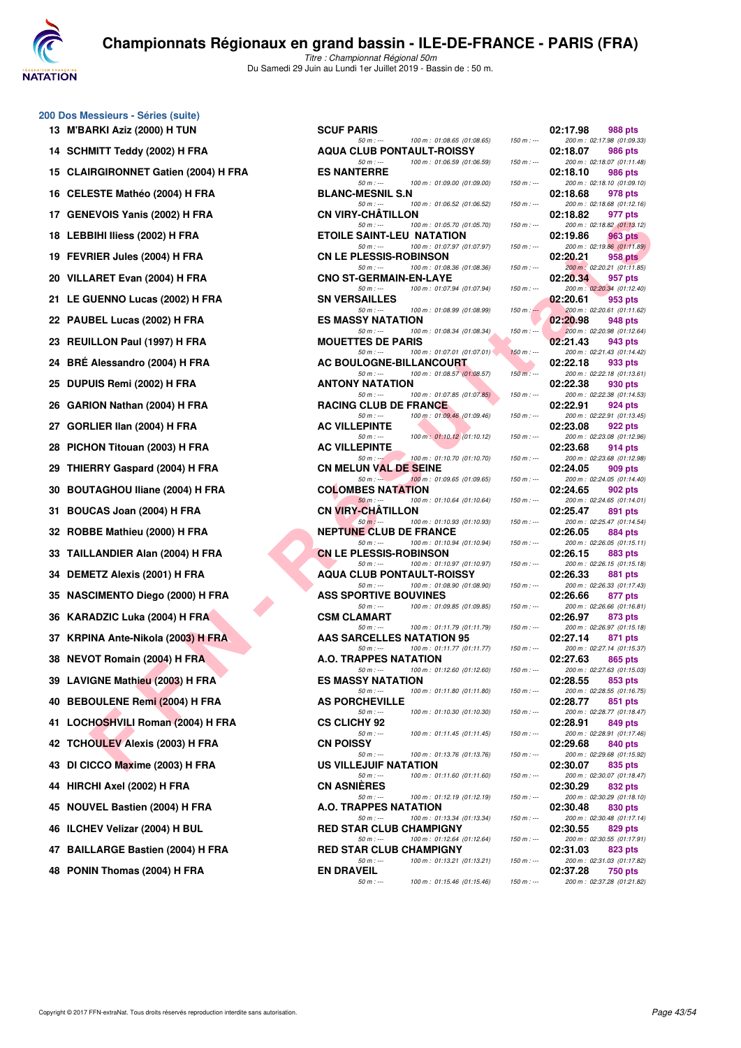## 200 Dos Messieurs - Séries (suite)

| Rang | Nom | Club | Temps | Points |
|---|---|---|---|---|
| 13 | M'BARKI Aziz (2000) H TUN | SCUF PARIS | 02:17.98 | 988 pts |
| | | 50 m : --- / 100 m : 01:08.65 (01:08.65) / 150 m : --- / 200 m : 02:17.98 (01:09.33) | | |
| 14 | SCHMITT Teddy (2002) H FRA | AQUA CLUB PONTAULT-ROISSY | 02:18.07 | 986 pts |
| | | 50 m : --- / 100 m : 01:06.59 (01:06.59) / 150 m : --- / 200 m : 02:18.07 (01:11.48) | | |
| 15 | CLAIRGIRONNET Gatien (2004) H FRA | ES NANTERRE | 02:18.10 | 986 pts |
| | | 50 m : --- / 100 m : 01:09.00 (01:09.00) / 150 m : --- / 200 m : 02:18.10 (01:09.10) | | |
| 16 | CELESTE Mathéo (2004) H FRA | BLANC-MESNIL S.N | 02:18.68 | 978 pts |
| | | 50 m : --- / 100 m : 01:06.52 (01:06.52) / 150 m : --- / 200 m : 02:18.68 (01:12.16) | | |
| 17 | GENEVOIS Yanis (2002) H FRA | CN VIRY-CHÂTILLON | 02:18.82 | 977 pts |
| | | 50 m : --- / 100 m : 01:05.70 (01:05.70) / 150 m : --- / 200 m : 02:18.82 (01:13.12) | | |
| 18 | LEBBIHI Iliess (2002) H FRA | ETOILE SAINT-LEU NATATION | 02:19.86 | 963 pts |
| | | 50 m : --- / 100 m : 01:07.97 (01:07.97) / 150 m : --- / 200 m : 02:19.86 (01:11.89) | | |
| 19 | FEVRIER Jules (2004) H FRA | CN LE PLESSIS-ROBINSON | 02:20.21 | 958 pts |
| | | 50 m : --- / 100 m : 01:08.36 (01:08.36) / 150 m : --- / 200 m : 02:20.21 (01:11.85) | | |
| 20 | VILLARET Evan (2004) H FRA | CNO ST-GERMAIN-EN-LAYE | 02:20.34 | 957 pts |
| | | 50 m : --- / 100 m : 01:07.94 (01:07.94) / 150 m : --- / 200 m : 02:20.34 (01:12.40) | | |
| 21 | LE GUENNO Lucas (2002) H FRA | SN VERSAILLES | 02:20.61 | 953 pts |
| | | 50 m : --- / 100 m : 01:08.99 (01:08.99) / 150 m : --- / 200 m : 02:20.61 (01:11.62) | | |
| 22 | PAUBEL Lucas (2002) H FRA | ES MASSY NATATION | 02:20.98 | 948 pts |
| | | 50 m : --- / 100 m : 01:08.34 (01:08.34) / 150 m : --- / 200 m : 02:20.98 (01:12.64) | | |
| 23 | REUILLON Paul (1997) H FRA | MOUETTES DE PARIS | 02:21.43 | 943 pts |
| | | 50 m : --- / 100 m : 01:07.01 (01:07.01) / 150 m : --- / 200 m : 02:21.43 (01:14.42) | | |
| 24 | BRÉ Alessandro (2004) H FRA | AC BOULOGNE-BILLANCOURT | 02:22.18 | 933 pts |
| | | 50 m : --- / 100 m : 01:08.57 (01:08.57) / 150 m : --- / 200 m : 02:22.18 (01:13.61) | | |
| 25 | DUPUIS Remi (2002) H FRA | ANTONY NATATION | 02:22.38 | 930 pts |
| | | 50 m : --- / 100 m : 01:07.85 (01:07.85) / 150 m : --- / 200 m : 02:22.38 (01:14.53) | | |
| 26 | GARION Nathan (2004) H FRA | RACING CLUB DE FRANCE | 02:22.91 | 924 pts |
| | | 50 m : --- / 100 m : 01:09.46 (01:09.46) / 150 m : --- / 200 m : 02:22.91 (01:13.45) | | |
| 27 | GORLIER Ilan (2004) H FRA | AC VILLEPINTE | 02:23.08 | 922 pts |
| | | 50 m : --- / 100 m : 01:10.12 (01:10.12) / 150 m : --- / 200 m : 02:23.08 (01:12.96) | | |
| 28 | PICHON Titouan (2003) H FRA | AC VILLEPINTE | 02:23.68 | 914 pts |
| | | 50 m : --- / 100 m : 01:10.70 (01:10.70) / 150 m : --- / 200 m : 02:23.68 (01:12.98) | | |
| 29 | THIERRY Gaspard (2004) H FRA | CN MELUN VAL DE SEINE | 02:24.05 | 909 pts |
| | | 50 m : --- / 100 m : 01:09.65 (01:09.65) / 150 m : --- / 200 m : 02:24.05 (01:14.40) | | |
| 30 | BOUTAGHOU Iliane (2004) H FRA | COLOMBES NATATION | 02:24.65 | 902 pts |
| | | 50 m : --- / 100 m : 01:10.64 (01:10.64) / 150 m : --- / 200 m : 02:24.65 (01:14.01) | | |
| 31 | BOUCAS Joan (2004) H FRA | CN VIRY-CHÂTILLON | 02:25.47 | 891 pts |
| | | 50 m : --- / 100 m : 01:10.93 (01:10.93) / 150 m : --- / 200 m : 02:25.47 (01:14.54) | | |
| 32 | ROBBE Mathieu (2000) H FRA | NEPTUNE CLUB DE FRANCE | 02:26.05 | 884 pts |
| | | 50 m : --- / 100 m : 01:10.94 (01:10.94) / 150 m : --- / 200 m : 02:26.05 (01:15.11) | | |
| 33 | TAILLANDIER Alan (2004) H FRA | CN LE PLESSIS-ROBINSON | 02:26.15 | 883 pts |
| | | 50 m : --- / 100 m : 01:10.97 (01:10.97) / 150 m : --- / 200 m : 02:26.15 (01:15.18) | | |
| 34 | DEMETZ Alexis (2001) H FRA | AQUA CLUB PONTAULT-ROISSY | 02:26.33 | 881 pts |
| | | 50 m : --- / 100 m : 01:08.90 (01:08.90) / 150 m : --- / 200 m : 02:26.33 (01:17.43) | | |
| 35 | NASCIMENTO Diego (2000) H FRA | ASS SPORTIVE BOUVINES | 02:26.66 | 877 pts |
| | | 50 m : --- / 100 m : 01:09.85 (01:09.85) / 150 m : --- / 200 m : 02:26.66 (01:16.81) | | |
| 36 | KARADZIC Luka (2004) H FRA | CSM CLAMART | 02:26.97 | 873 pts |
| | | 50 m : --- / 100 m : 01:11.79 (01:11.79) / 150 m : --- / 200 m : 02:26.97 (01:15.18) | | |
| 37 | KRPINA Ante-Nikola (2003) H FRA | AAS SARCELLES NATATION 95 | 02:27.14 | 871 pts |
| | | 50 m : --- / 100 m : 01:11.77 (01:11.77) / 150 m : --- / 200 m : 02:27.14 (01:15.37) | | |
| 38 | NEVOT Romain (2004) H FRA | A.O. TRAPPES NATATION | 02:27.63 | 865 pts |
| | | 50 m : --- / 100 m : 01:12.60 (01:12.60) / 150 m : --- / 200 m : 02:27.63 (01:15.03) | | |
| 39 | LAVIGNE Mathieu (2003) H FRA | ES MASSY NATATION | 02:28.55 | 853 pts |
| | | 50 m : --- / 100 m : 01:11.80 (01:11.80) / 150 m : --- / 200 m : 02:28.55 (01:16.75) | | |
| 40 | BEBOULENE Remi (2004) H FRA | AS PORCHEVILLE | 02:28.77 | 851 pts |
| | | 50 m : --- / 100 m : 01:10.30 (01:10.30) / 150 m : --- / 200 m : 02:28.77 (01:18.47) | | |
| 41 | LOCHOSHVILI Roman (2004) H FRA | CS CLICHY 92 | 02:28.91 | 849 pts |
| | | 50 m : --- / 100 m : 01:11.45 (01:11.45) / 150 m : --- / 200 m : 02:28.91 (01:17.46) | | |
| 42 | TCHOULEV Alexis (2003) H FRA | CN POISSY | 02:29.68 | 840 pts |
| | | 50 m : --- / 100 m : 01:13.76 (01:13.76) / 150 m : --- / 200 m : 02:29.68 (01:15.92) | | |
| 43 | DI CICCO Maxime (2003) H FRA | US VILLEJUIF NATATION | 02:30.07 | 835 pts |
| | | 50 m : --- / 100 m : 01:11.60 (01:11.60) / 150 m : --- / 200 m : 02:30.07 (01:18.47) | | |
| 44 | HIRCHI Axel (2002) H FRA | CN ASNIÈRES | 02:30.29 | 832 pts |
| | | 50 m : --- / 100 m : 01:12.19 (01:12.19) / 150 m : --- / 200 m : 02:30.29 (01:18.10) | | |
| 45 | NOUVEL Bastien (2004) H FRA | A.O. TRAPPES NATATION | 02:30.48 | 830 pts |
| | | 50 m : --- / 100 m : 01:13.34 (01:13.34) / 150 m : --- / 200 m : 02:30.48 (01:17.14) | | |
| 46 | ILCHEV Velizar (2004) H BUL | RED STAR CLUB CHAMPIGNY | 02:30.55 | 829 pts |
| | | 50 m : --- / 100 m : 01:12.64 (01:12.64) / 150 m : --- / 200 m : 02:30.55 (01:17.91) | | |
| 47 | BAILLARGE Bastien (2004) H FRA | RED STAR CLUB CHAMPIGNY | 02:31.03 | 823 pts |
| | | 50 m : --- / 100 m : 01:13.21 (01:13.21) / 150 m : --- / 200 m : 02:31.03 (01:17.82) | | |
| 48 | PONIN Thomas (2004) H FRA | EN DRAVEIL | 02:37.28 | 750 pts |
| | | 50 m : --- / 100 m : 01:15.46 (01:15.46) / 150 m : --- / 200 m : 02:37.28 (01:21.82) | | |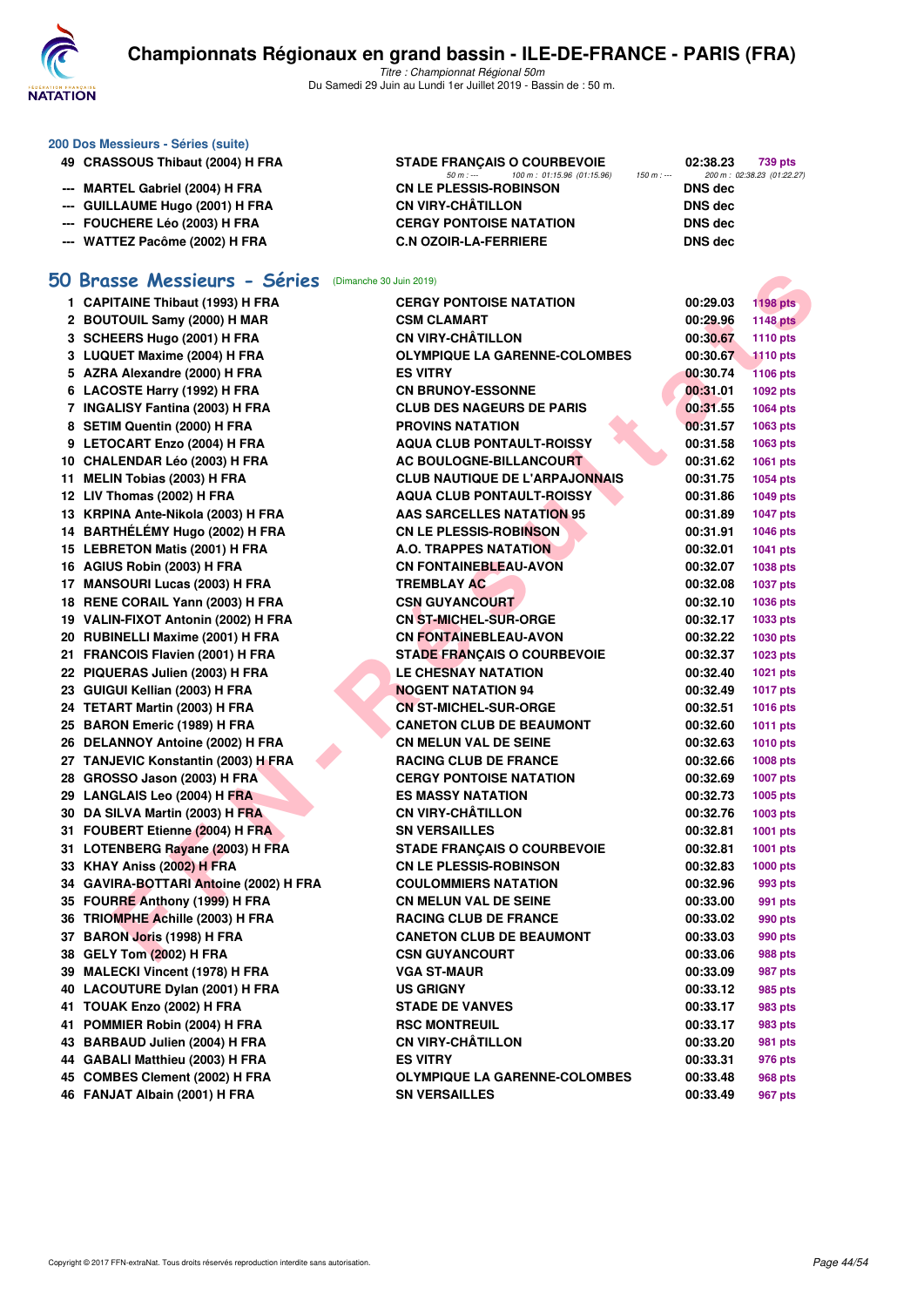## 200 Dos Messieurs - Séries (suite)

| Rang | Nom | Club | Temps | Points |
|---|---|---|---|---|
| 49 | CRASSOUS Thibaut (2004) H FRA | STADE FRANÇAIS O COURBEVOIE | 02:38.23 | 739 pts |
| | | 50 m : --- 100 m : 01:15.96 (01:15.96) 150 m : --- 200 m : 02:38.23 (01:22.27) | | |
| --- | MARTEL Gabriel (2004) H FRA | CN LE PLESSIS-ROBINSON | DNS dec | |
| --- | GUILLAUME Hugo (2001) H FRA | CN VIRY-CHÂTILLON | DNS dec | |
| --- | FOUCHERE Léo (2003) H FRA | CERGY PONTOISE NATATION | DNS dec | |
| --- | WATTEZ Pacôme (2002) H FRA | C.N OZOIR-LA-FERRIERE | DNS dec | |

## 50 Brasse Messieurs - Séries (Dimanche 30 Juin 2019)

| Rang | Nom | Club | Temps | Points |
|---|---|---|---|---|
| 1 | CAPITAINE Thibaut (1993) H FRA | CERGY PONTOISE NATATION | 00:29.03 | 1198 pts |
| 2 | BOUTOUIL Samy (2000) H MAR | CSM CLAMART | 00:29.96 | 1148 pts |
| 3 | SCHEERS Hugo (2001) H FRA | CN VIRY-CHÂTILLON | 00:30.67 | 1110 pts |
| 3 | LUQUET Maxime (2004) H FRA | OLYMPIQUE LA GARENNE-COLOMBES | 00:30.67 | 1110 pts |
| 5 | AZRA Alexandre (2000) H FRA | ES VITRY | 00:30.74 | 1106 pts |
| 6 | LACOSTE Harry (1992) H FRA | CN BRUNOY-ESSONNE | 00:31.01 | 1092 pts |
| 7 | INGALISY Fantina (2003) H FRA | CLUB DES NAGEURS DE PARIS | 00:31.55 | 1064 pts |
| 8 | SETIM Quentin (2000) H FRA | PROVINS NATATION | 00:31.57 | 1063 pts |
| 9 | LETOCART Enzo (2004) H FRA | AQUA CLUB PONTAULT-ROISSY | 00:31.58 | 1063 pts |
| 10 | CHALENDAR Léo (2003) H FRA | AC BOULOGNE-BILLANCOURT | 00:31.62 | 1061 pts |
| 11 | MELIN Tobias (2003) H FRA | CLUB NAUTIQUE DE L'ARPAJONNAIS | 00:31.75 | 1054 pts |
| 12 | LIV Thomas (2002) H FRA | AQUA CLUB PONTAULT-ROISSY | 00:31.86 | 1049 pts |
| 13 | KRPINA Ante-Nikola (2003) H FRA | AAS SARCELLES NATATION 95 | 00:31.89 | 1047 pts |
| 14 | BARTHÉLÉMY Hugo (2002) H FRA | CN LE PLESSIS-ROBINSON | 00:31.91 | 1046 pts |
| 15 | LEBRETON Matis (2001) H FRA | A.O. TRAPPES NATATION | 00:32.01 | 1041 pts |
| 16 | AGIUS Robin (2003) H FRA | CN FONTAINEBLEAU-AVON | 00:32.07 | 1038 pts |
| 17 | MANSOURI Lucas (2003) H FRA | TREMBLAY AC | 00:32.08 | 1037 pts |
| 18 | RENE CORAIL Yann (2003) H FRA | CSN GUYANCOURT | 00:32.10 | 1036 pts |
| 19 | VALIN-FIXOT Antonin (2002) H FRA | CN ST-MICHEL-SUR-ORGE | 00:32.17 | 1033 pts |
| 20 | RUBINELLI Maxime (2001) H FRA | CN FONTAINEBLEAU-AVON | 00:32.22 | 1030 pts |
| 21 | FRANCOIS Flavien (2001) H FRA | STADE FRANÇAIS O COURBEVOIE | 00:32.37 | 1023 pts |
| 22 | PIQUERAS Julien (2003) H FRA | LE CHESNAY NATATION | 00:32.40 | 1021 pts |
| 23 | GUIGUI Kellian (2003) H FRA | NOGENT NATATION 94 | 00:32.49 | 1017 pts |
| 24 | TETART Martin (2003) H FRA | CN ST-MICHEL-SUR-ORGE | 00:32.51 | 1016 pts |
| 25 | BARON Emeric (1989) H FRA | CANETON CLUB DE BEAUMONT | 00:32.60 | 1011 pts |
| 26 | DELANNOY Antoine (2002) H FRA | CN MELUN VAL DE SEINE | 00:32.63 | 1010 pts |
| 27 | TANJEVIC Konstantin (2003) H FRA | RACING CLUB DE FRANCE | 00:32.66 | 1008 pts |
| 28 | GROSSO Jason (2003) H FRA | CERGY PONTOISE NATATION | 00:32.69 | 1007 pts |
| 29 | LANGLAIS Leo (2004) H FRA | ES MASSY NATATION | 00:32.73 | 1005 pts |
| 30 | DA SILVA Martin (2003) H FRA | CN VIRY-CHÂTILLON | 00:32.76 | 1003 pts |
| 31 | FOUBERT Etienne (2004) H FRA | SN VERSAILLES | 00:32.81 | 1001 pts |
| 31 | LOTENBERG Rayane (2003) H FRA | STADE FRANÇAIS O COURBEVOIE | 00:32.81 | 1001 pts |
| 33 | KHAY Aniss (2002) H FRA | CN LE PLESSIS-ROBINSON | 00:32.83 | 1000 pts |
| 34 | GAVIRA-BOTTARI Antoine (2002) H FRA | COULOMMIERS NATATION | 00:32.96 | 993 pts |
| 35 | FOURRE Anthony (1999) H FRA | CN MELUN VAL DE SEINE | 00:33.00 | 991 pts |
| 36 | TRIOMPHE Achille (2003) H FRA | RACING CLUB DE FRANCE | 00:33.02 | 990 pts |
| 37 | BARON Joris (1998) H FRA | CANETON CLUB DE BEAUMONT | 00:33.03 | 990 pts |
| 38 | GELY Tom (2002) H FRA | CSN GUYANCOURT | 00:33.06 | 988 pts |
| 39 | MALECKI Vincent (1978) H FRA | VGA ST-MAUR | 00:33.09 | 987 pts |
| 40 | LACOUTURE Dylan (2001) H FRA | US GRIGNY | 00:33.12 | 985 pts |
| 41 | TOUAK Enzo (2002) H FRA | STADE DE VANVES | 00:33.17 | 983 pts |
| 41 | POMMIER Robin (2004) H FRA | RSC MONTREUIL | 00:33.17 | 983 pts |
| 43 | BARBAUD Julien (2004) H FRA | CN VIRY-CHÂTILLON | 00:33.20 | 981 pts |
| 44 | GABALI Matthieu (2003) H FRA | ES VITRY | 00:33.31 | 976 pts |
| 45 | COMBES Clement (2002) H FRA | OLYMPIQUE LA GARENNE-COLOMBES | 00:33.48 | 968 pts |
| 46 | FANJAT Albain (2001) H FRA | SN VERSAILLES | 00:33.49 | 967 pts |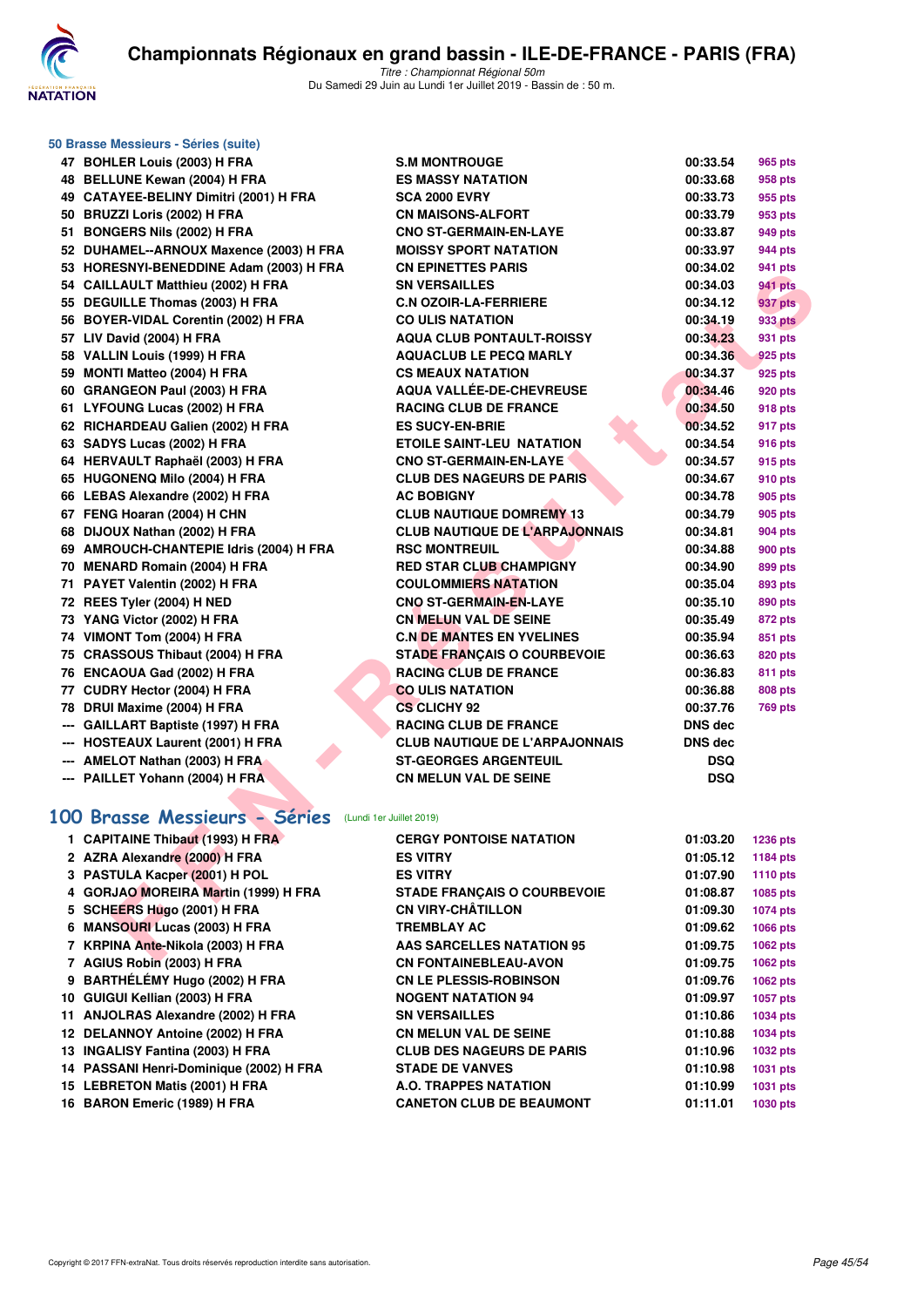# Championnats Régionaux en grand bassin - ILE-DE-FRANCE - PARIS (FRA)

*Titre : Championnat Régional 50m*
Du Samedi 29 Juin au Lundi 1er Juillet 2019 - Bassin de : 50 m.

## 50 Brasse Messieurs - Séries (suite)

| | | | | |
|---|---|---|---|---|
| 47 | BOHLER Louis (2003) H FRA | S.M MONTROUGE | 00:33.54 | 965 pts |
| 48 | BELLUNE Kewan (2004) H FRA | ES MASSY NATATION | 00:33.68 | 958 pts |
| 49 | CATAYEE-BELINY Dimitri (2001) H FRA | SCA 2000 EVRY | 00:33.73 | 955 pts |
| 50 | BRUZZI Loris (2002) H FRA | CN MAISONS-ALFORT | 00:33.79 | 953 pts |
| 51 | BONGERS Nils (2002) H FRA | CNO ST-GERMAIN-EN-LAYE | 00:33.87 | 949 pts |
| 52 | DUHAMEL--ARNOUX Maxence (2003) H FRA | MOISSY SPORT NATATION | 00:33.97 | 944 pts |
| 53 | HORESNYI-BENEDDINE Adam (2003) H FRA | CN EPINETTES PARIS | 00:34.02 | 941 pts |
| 54 | CAILLAULT Matthieu (2002) H FRA | SN VERSAILLES | 00:34.03 | 941 pts |
| 55 | DEGUILLE Thomas (2003) H FRA | C.N OZOIR-LA-FERRIERE | 00:34.12 | 937 pts |
| 56 | BOYER-VIDAL Corentin (2002) H FRA | CO ULIS NATATION | 00:34.19 | 933 pts |
| 57 | LIV David (2004) H FRA | AQUA CLUB PONTAULT-ROISSY | 00:34.23 | 931 pts |
| 58 | VALLIN Louis (1999) H FRA | AQUACLUB LE PECQ MARLY | 00:34.36 | 925 pts |
| 59 | MONTI Matteo (2004) H FRA | CS MEAUX NATATION | 00:34.37 | 925 pts |
| 60 | GRANGEON Paul (2003) H FRA | AQUA VALLÉE-DE-CHEVREUSE | 00:34.46 | 920 pts |
| 61 | LYFOUNG Lucas (2002) H FRA | RACING CLUB DE FRANCE | 00:34.50 | 918 pts |
| 62 | RICHARDEAU Galien (2002) H FRA | ES SUCY-EN-BRIE | 00:34.52 | 917 pts |
| 63 | SADYS Lucas (2002) H FRA | ETOILE SAINT-LEU NATATION | 00:34.54 | 916 pts |
| 64 | HERVAULT Raphaël (2003) H FRA | CNO ST-GERMAIN-EN-LAYE | 00:34.57 | 915 pts |
| 65 | HUGONENQ Milo (2004) H FRA | CLUB DES NAGEURS DE PARIS | 00:34.67 | 910 pts |
| 66 | LEBAS Alexandre (2002) H FRA | AC BOBIGNY | 00:34.78 | 905 pts |
| 67 | FENG Hoaran (2004) H CHN | CLUB NAUTIQUE DOMREMY 13 | 00:34.79 | 905 pts |
| 68 | DIJOUX Nathan (2002) H FRA | CLUB NAUTIQUE DE L'ARPAJONNAIS | 00:34.81 | 904 pts |
| 69 | AMROUCH-CHANTEPIE Idris (2004) H FRA | RSC MONTREUIL | 00:34.88 | 900 pts |
| 70 | MENARD Romain (2004) H FRA | RED STAR CLUB CHAMPIGNY | 00:34.90 | 899 pts |
| 71 | PAYET Valentin (2002) H FRA | COULOMMIERS NATATION | 00:35.04 | 893 pts |
| 72 | REES Tyler (2004) H NED | CNO ST-GERMAIN-EN-LAYE | 00:35.10 | 890 pts |
| 73 | YANG Victor (2002) H FRA | CN MELUN VAL DE SEINE | 00:35.49 | 872 pts |
| 74 | VIMONT Tom (2004) H FRA | C.N DE MANTES EN YVELINES | 00:35.94 | 851 pts |
| 75 | CRASSOUS Thibaut (2004) H FRA | STADE FRANÇAIS O COURBEVOIE | 00:36.63 | 820 pts |
| 76 | ENCAOUA Gad (2002) H FRA | RACING CLUB DE FRANCE | 00:36.83 | 811 pts |
| 77 | CUDRY Hector (2004) H FRA | CO ULIS NATATION | 00:36.88 | 808 pts |
| 78 | DRUI Maxime (2004) H FRA | CS CLICHY 92 | 00:37.76 | 769 pts |
| --- | GAILLART Baptiste (1997) H FRA | RACING CLUB DE FRANCE | DNS dec | |
| --- | HOSTEAUX Laurent (2001) H FRA | CLUB NAUTIQUE DE L'ARPAJONNAIS | DNS dec | |
| --- | AMELOT Nathan (2003) H FRA | ST-GEORGES ARGENTEUIL | DSQ | |
| --- | PAILLET Yohann (2004) H FRA | CN MELUN VAL DE SEINE | DSQ | |

## 100 Brasse Messieurs - Séries (Lundi 1er Juillet 2019)

| | | | | |
|---|---|---|---|---|
| 1 | CAPITAINE Thibaut (1993) H FRA | CERGY PONTOISE NATATION | 01:03.20 | 1236 pts |
| 2 | AZRA Alexandre (2000) H FRA | ES VITRY | 01:05.12 | 1184 pts |
| 3 | PASTULA Kacper (2001) H POL | ES VITRY | 01:07.90 | 1110 pts |
| 4 | GORJAO MOREIRA Martin (1999) H FRA | STADE FRANÇAIS O COURBEVOIE | 01:08.87 | 1085 pts |
| 5 | SCHEERS Hugo (2001) H FRA | CN VIRY-CHÂTILLON | 01:09.30 | 1074 pts |
| 6 | MANSOURI Lucas (2003) H FRA | TREMBLAY AC | 01:09.62 | 1066 pts |
| 7 | KRPINA Ante-Nikola (2003) H FRA | AAS SARCELLES NATATION 95 | 01:09.75 | 1062 pts |
| 7 | AGIUS Robin (2003) H FRA | CN FONTAINEBLEAU-AVON | 01:09.75 | 1062 pts |
| 9 | BARTHÉLÉMY Hugo (2002) H FRA | CN LE PLESSIS-ROBINSON | 01:09.76 | 1062 pts |
| 10 | GUIGUI Kellian (2003) H FRA | NOGENT NATATION 94 | 01:09.97 | 1057 pts |
| 11 | ANJOLRAS Alexandre (2002) H FRA | SN VERSAILLES | 01:10.86 | 1034 pts |
| 12 | DELANNOY Antoine (2002) H FRA | CN MELUN VAL DE SEINE | 01:10.88 | 1034 pts |
| 13 | INGALISY Fantina (2003) H FRA | CLUB DES NAGEURS DE PARIS | 01:10.96 | 1032 pts |
| 14 | PASSANI Henri-Dominique (2002) H FRA | STADE DE VANVES | 01:10.98 | 1031 pts |
| 15 | LEBRETON Matis (2001) H FRA | A.O. TRAPPES NATATION | 01:10.99 | 1031 pts |
| 16 | BARON Emeric (1989) H FRA | CANETON CLUB DE BEAUMONT | 01:11.01 | 1030 pts |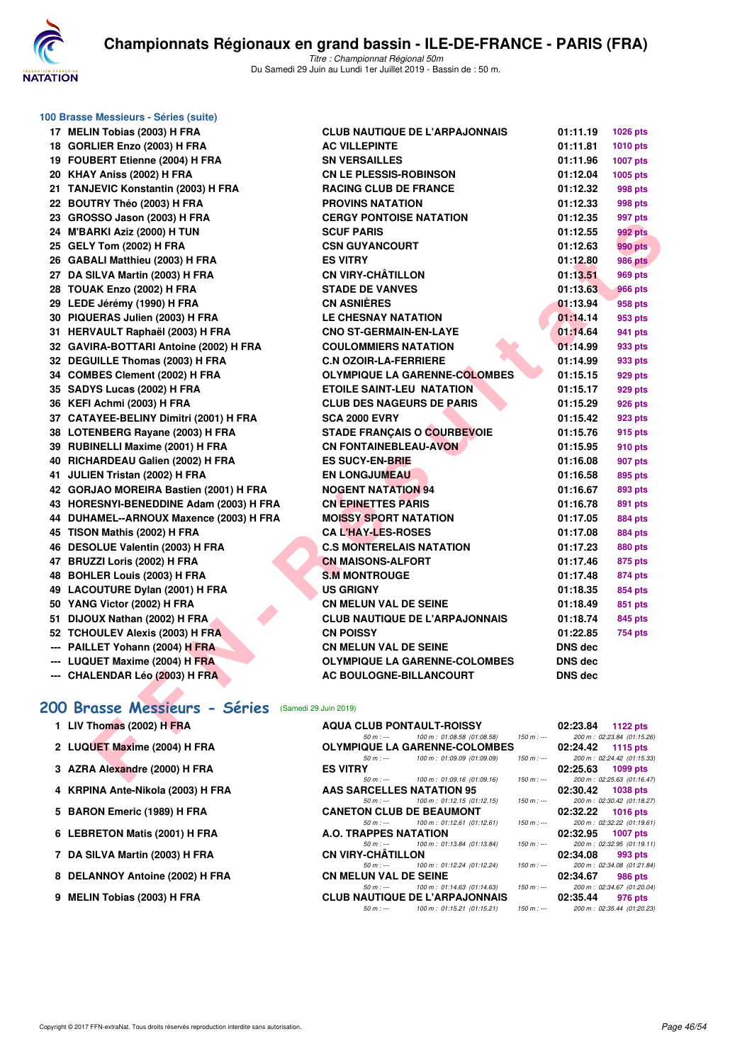### 100 Brasse Messieurs - Séries (suite)

| Rang | Nom | Club | Temps | Points |
|---|---|---|---|---|
| 17 | MELIN Tobias (2003) H FRA | CLUB NAUTIQUE DE L'ARPAJONNAIS | 01:11.19 | 1026 pts |
| 18 | GORLIER Enzo (2003) H FRA | AC VILLEPINTE | 01:11.81 | 1010 pts |
| 19 | FOUBERT Etienne (2004) H FRA | SN VERSAILLES | 01:11.96 | 1007 pts |
| 20 | KHAY Aniss (2002) H FRA | CN LE PLESSIS-ROBINSON | 01:12.04 | 1005 pts |
| 21 | TANJEVIC Konstantin (2003) H FRA | RACING CLUB DE FRANCE | 01:12.32 | 998 pts |
| 22 | BOUTRY Théo (2003) H FRA | PROVINS NATATION | 01:12.33 | 998 pts |
| 23 | GROSSO Jason (2003) H FRA | CERGY PONTOISE NATATION | 01:12.35 | 997 pts |
| 24 | M'BARKI Aziz (2000) H TUN | SCUF PARIS | 01:12.55 | 992 pts |
| 25 | GELY Tom (2002) H FRA | CSN GUYANCOURT | 01:12.63 | 990 pts |
| 26 | GABALI Matthieu (2003) H FRA | ES VITRY | 01:12.80 | 986 pts |
| 27 | DA SILVA Martin (2003) H FRA | CN VIRY-CHÂTILLON | 01:13.51 | 969 pts |
| 28 | TOUAK Enzo (2002) H FRA | STADE DE VANVES | 01:13.63 | 966 pts |
| 29 | LEDE Jérémy (1990) H FRA | CN ASNIÈRES | 01:13.94 | 958 pts |
| 30 | PIQUERAS Julien (2003) H FRA | LE CHESNAY NATATION | 01:14.14 | 953 pts |
| 31 | HERVAULT Raphaël (2003) H FRA | CNO ST-GERMAIN-EN-LAYE | 01:14.64 | 941 pts |
| 32 | GAVIRA-BOTTARI Antoine (2002) H FRA | COULOMMIERS NATATION | 01:14.99 | 933 pts |
| 32 | DEGUILLE Thomas (2003) H FRA | C.N OZOIR-LA-FERRIERE | 01:14.99 | 933 pts |
| 34 | COMBES Clement (2002) H FRA | OLYMPIQUE LA GARENNE-COLOMBES | 01:15.15 | 929 pts |
| 35 | SADYS Lucas (2002) H FRA | ETOILE SAINT-LEU NATATION | 01:15.17 | 929 pts |
| 36 | KEFI Achmi (2003) H FRA | CLUB DES NAGEURS DE PARIS | 01:15.29 | 926 pts |
| 37 | CATAYEE-BELINY Dimitri (2001) H FRA | SCA 2000 EVRY | 01:15.42 | 923 pts |
| 38 | LOTENBERG Rayane (2003) H FRA | STADE FRANÇAIS O COURBEVOIE | 01:15.76 | 915 pts |
| 39 | RUBINELLI Maxime (2001) H FRA | CN FONTAINEBLEAU-AVON | 01:15.95 | 910 pts |
| 40 | RICHARDEAU Galien (2002) H FRA | ES SUCY-EN-BRIE | 01:16.08 | 907 pts |
| 41 | JULIEN Tristan (2002) H FRA | EN LONGJUMEAU | 01:16.58 | 895 pts |
| 42 | GORJAO MOREIRA Bastien (2001) H FRA | NOGENT NATATION 94 | 01:16.67 | 893 pts |
| 43 | HORESNYI-BENEDDINE Adam (2003) H FRA | CN EPINETTES PARIS | 01:16.78 | 891 pts |
| 44 | DUHAMEL--ARNOUX Maxence (2003) H FRA | MOISSY SPORT NATATION | 01:17.05 | 884 pts |
| 45 | TISON Mathis (2002) H FRA | CA L'HAY-LES-ROSES | 01:17.08 | 884 pts |
| 46 | DESOLUE Valentin (2003) H FRA | C.S MONTERELAIS NATATION | 01:17.23 | 880 pts |
| 47 | BRUZZI Loris (2002) H FRA | CN MAISONS-ALFORT | 01:17.46 | 875 pts |
| 48 | BOHLER Louis (2003) H FRA | S.M MONTROUGE | 01:17.48 | 874 pts |
| 49 | LACOUTURE Dylan (2001) H FRA | US GRIGNY | 01:18.35 | 854 pts |
| 50 | YANG Victor (2002) H FRA | CN MELUN VAL DE SEINE | 01:18.49 | 851 pts |
| 51 | DIJOUX Nathan (2002) H FRA | CLUB NAUTIQUE DE L'ARPAJONNAIS | 01:18.74 | 845 pts |
| 52 | TCHOULEV Alexis (2003) H FRA | CN POISSY | 01:22.85 | 754 pts |
| --- | PAILLET Yohann (2004) H FRA | CN MELUN VAL DE SEINE | DNS dec | |
| --- | LUQUET Maxime (2004) H FRA | OLYMPIQUE LA GARENNE-COLOMBES | DNS dec | |
| --- | CHALENDAR Léo (2003) H FRA | AC BOULOGNE-BILLANCOURT | DNS dec | |

## 200 Brasse Messieurs - Séries (Samedi 29 Juin 2019)

| Rang | Nom | Club | Temps | Points |
|---|---|---|---|---|
| 1 | LIV Thomas (2002) H FRA | AQUA CLUB PONTAULT-ROISSY | 02:23.84 | 1122 pts |
| | 50 m : --- | 100 m : 01:08.58 (01:08.58) | 150 m : --- | 200 m : 02:23.84 (01:15.26) |
| 2 | LUQUET Maxime (2004) H FRA | OLYMPIQUE LA GARENNE-COLOMBES | 02:24.42 | 1115 pts |
| | 50 m : --- | 100 m : 01:09.09 (01:09.09) | 150 m : --- | 200 m : 02:24.42 (01:15.33) |
| 3 | AZRA Alexandre (2000) H FRA | ES VITRY | 02:25.63 | 1099 pts |
| | 50 m : --- | 100 m : 01:09.16 (01:09.16) | 150 m : --- | 200 m : 02:25.63 (01:16.47) |
| 4 | KRPINA Ante-Nikola (2003) H FRA | AAS SARCELLES NATATION 95 | 02:30.42 | 1038 pts |
| | 50 m : --- | 100 m : 01:12.15 (01:12.15) | 150 m : --- | 200 m : 02:30.42 (01:18.27) |
| 5 | BARON Emeric (1989) H FRA | CANETON CLUB DE BEAUMONT | 02:32.22 | 1016 pts |
| | 50 m : --- | 100 m : 01:12.61 (01:12.61) | 150 m : --- | 200 m : 02:32.22 (01:19.61) |
| 6 | LEBRETON Matis (2001) H FRA | A.O. TRAPPES NATATION | 02:32.95 | 1007 pts |
| | 50 m : --- | 100 m : 01:13.84 (01:13.84) | 150 m : --- | 200 m : 02:32.95 (01:19.11) |
| 7 | DA SILVA Martin (2003) H FRA | CN VIRY-CHÂTILLON | 02:34.08 | 993 pts |
| | 50 m : --- | 100 m : 01:12.24 (01:12.24) | 150 m : --- | 200 m : 02:34.08 (01:21.84) |
| 8 | DELANNOY Antoine (2002) H FRA | CN MELUN VAL DE SEINE | 02:34.67 | 986 pts |
| | 50 m : --- | 100 m : 01:14.63 (01:14.63) | 150 m : --- | 200 m : 02:34.67 (01:20.04) |
| 9 | MELIN Tobias (2003) H FRA | CLUB NAUTIQUE DE L'ARPAJONNAIS | 02:35.44 | 976 pts |
| | 50 m : --- | 100 m : 01:15.21 (01:15.21) | 150 m : --- | 200 m : 02:35.44 (01:20.23) |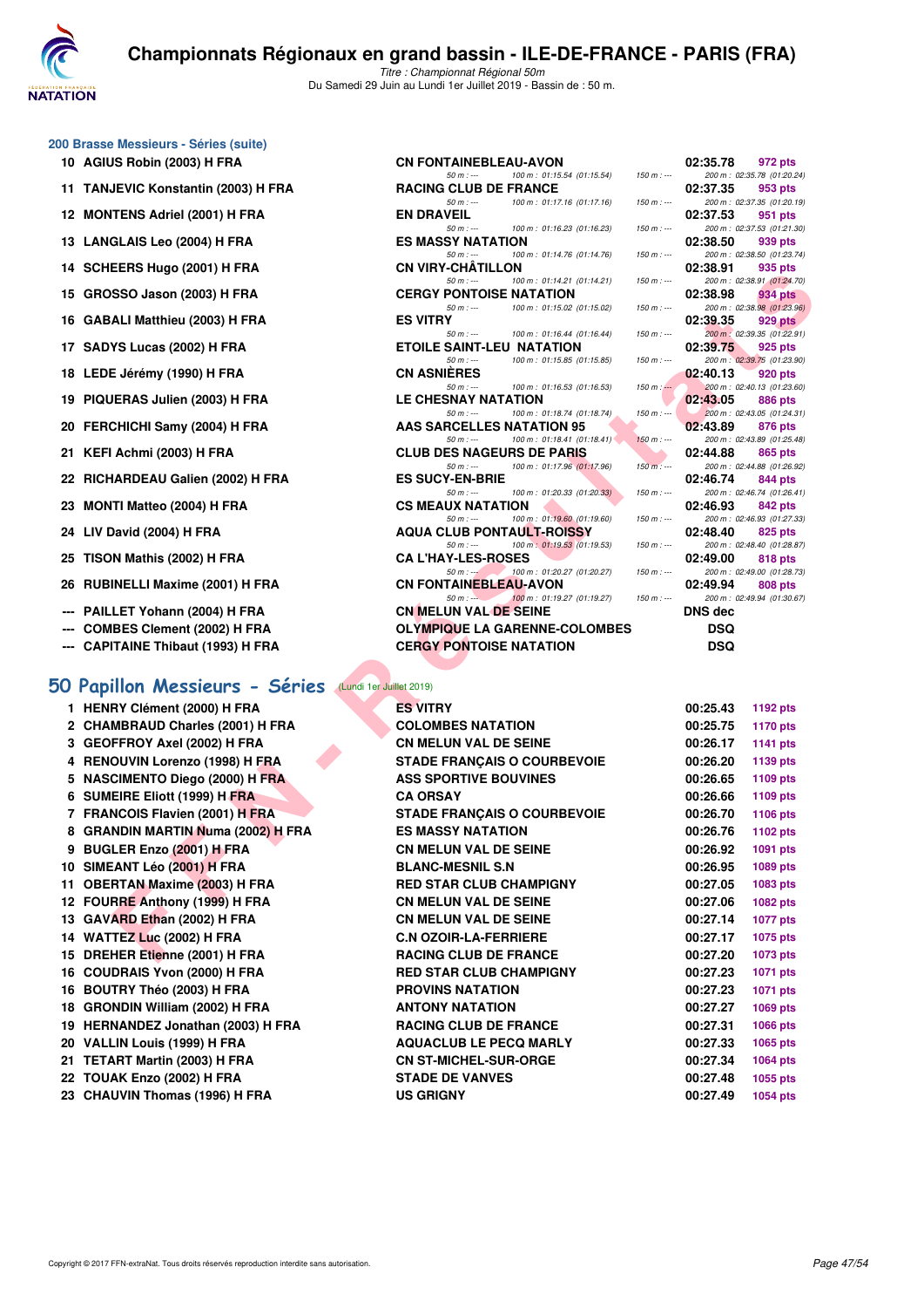## 200 Brasse Messieurs - Séries (suite)

| Rang | Nom | Club | Temps | Points |
|---|---|---|---|---|
| 10 | AGIUS Robin (2003) H FRA | CN FONTAINEBLEAU-AVON | 02:35.78 | 972 pts |
| | | 50 m : --- 100 m : 01:15.54 (01:15.54) 150 m : --- 200 m : 02:35.78 (01:20.24) | | |
| 11 | TANJEVIC Konstantin (2003) H FRA | RACING CLUB DE FRANCE | 02:37.35 | 953 pts |
| | | 50 m : --- 100 m : 01:17.16 (01:17.16) 150 m : --- 200 m : 02:37.35 (01:20.19) | | |
| 12 | MONTENS Adriel (2001) H FRA | EN DRAVEIL | 02:37.53 | 951 pts |
| | | 50 m : --- 100 m : 01:16.23 (01:16.23) 150 m : --- 200 m : 02:37.53 (01:21.30) | | |
| 13 | LANGLAIS Leo (2004) H FRA | ES MASSY NATATION | 02:38.50 | 939 pts |
| | | 50 m : --- 100 m : 01:14.76 (01:14.76) 150 m : --- 200 m : 02:38.50 (01:23.74) | | |
| 14 | SCHEERS Hugo (2001) H FRA | CN VIRY-CHÂTILLON | 02:38.91 | 935 pts |
| | | 50 m : --- 100 m : 01:14.21 (01:14.21) 150 m : --- 200 m : 02:38.91 (01:24.70) | | |
| 15 | GROSSO Jason (2003) H FRA | CERGY PONTOISE NATATION | 02:38.98 | 934 pts |
| | | 50 m : --- 100 m : 01:15.02 (01:15.02) 150 m : --- 200 m : 02:38.98 (01:23.96) | | |
| 16 | GABALI Matthieu (2003) H FRA | ES VITRY | 02:39.35 | 929 pts |
| | | 50 m : --- 100 m : 01:16.44 (01:16.44) 150 m : --- 200 m : 02:39.35 (01:22.91) | | |
| 17 | SADYS Lucas (2002) H FRA | ETOILE SAINT-LEU NATATION | 02:39.75 | 925 pts |
| | | 50 m : --- 100 m : 01:15.85 (01:15.85) 150 m : --- 200 m : 02:39.75 (01:23.90) | | |
| 18 | LEDE Jérémy (1990) H FRA | CN ASNIÈRES | 02:40.13 | 920 pts |
| | | 50 m : --- 100 m : 01:16.53 (01:16.53) 150 m : --- 200 m : 02:40.13 (01:23.60) | | |
| 19 | PIQUERAS Julien (2003) H FRA | LE CHESNAY NATATION | 02:43.05 | 886 pts |
| | | 50 m : --- 100 m : 01:18.74 (01:18.74) 150 m : --- 200 m : 02:43.05 (01:24.31) | | |
| 20 | FERCHICHI Samy (2004) H FRA | AAS SARCELLES NATATION 95 | 02:43.89 | 876 pts |
| | | 50 m : --- 100 m : 01:18.41 (01:18.41) 150 m : --- 200 m : 02:43.89 (01:25.48) | | |
| 21 | KEFI Achmi (2003) H FRA | CLUB DES NAGEURS DE PARIS | 02:44.88 | 865 pts |
| | | 50 m : --- 100 m : 01:17.96 (01:17.96) 150 m : --- 200 m : 02:44.88 (01:26.92) | | |
| 22 | RICHARDEAU Galien (2002) H FRA | ES SUCY-EN-BRIE | 02:46.74 | 844 pts |
| | | 50 m : --- 100 m : 01:20.33 (01:20.33) 150 m : --- 200 m : 02:46.74 (01:26.41) | | |
| 23 | MONTI Matteo (2004) H FRA | CS MEAUX NATATION | 02:46.93 | 842 pts |
| | | 50 m : --- 100 m : 01:19.60 (01:19.60) 150 m : --- 200 m : 02:46.93 (01:27.33) | | |
| 24 | LIV David (2004) H FRA | AQUA CLUB PONTAULT-ROISSY | 02:48.40 | 825 pts |
| | | 50 m : --- 100 m : 01:19.53 (01:19.53) 150 m : --- 200 m : 02:48.40 (01:28.87) | | |
| 25 | TISON Mathis (2002) H FRA | CA L'HAY-LES-ROSES | 02:49.00 | 818 pts |
| | | 50 m : --- 100 m : 01:20.27 (01:20.27) 150 m : --- 200 m : 02:49.00 (01:28.73) | | |
| 26 | RUBINELLI Maxime (2001) H FRA | CN FONTAINEBLEAU-AVON | 02:49.94 | 808 pts |
| | | 50 m : --- 100 m : 01:19.27 (01:19.27) 150 m : --- 200 m : 02:49.94 (01:30.67) | | |
| --- | PAILLET Yohann (2004) H FRA | CN MELUN VAL DE SEINE | DNS dec | |
| --- | COMBES Clement (2002) H FRA | OLYMPIQUE LA GARENNE-COLOMBES | DSQ | |
| --- | CAPITAINE Thibaut (1993) H FRA | CERGY PONTOISE NATATION | DSQ | |

## 50 Papillon Messieurs - Séries (Lundi 1er Juillet 2019)

| Rang | Nom | Club | Temps | Points |
|---|---|---|---|---|
| 1 | HENRY Clément (2000) H FRA | ES VITRY | 00:25.43 | 1192 pts |
| 2 | CHAMBRAUD Charles (2001) H FRA | COLOMBES NATATION | 00:25.75 | 1170 pts |
| 3 | GEOFFROY Axel (2002) H FRA | CN MELUN VAL DE SEINE | 00:26.17 | 1141 pts |
| 4 | RENOUVIN Lorenzo (1998) H FRA | STADE FRANÇAIS O COURBEVOIE | 00:26.20 | 1139 pts |
| 5 | NASCIMENTO Diego (2000) H FRA | ASS SPORTIVE BOUVINES | 00:26.65 | 1109 pts |
| 6 | SUMEIRE Eliott (1999) H FRA | CA ORSAY | 00:26.66 | 1109 pts |
| 7 | FRANCOIS Flavien (2001) H FRA | STADE FRANÇAIS O COURBEVOIE | 00:26.70 | 1106 pts |
| 8 | GRANDIN MARTIN Numa (2002) H FRA | ES MASSY NATATION | 00:26.76 | 1102 pts |
| 9 | BUGLER Enzo (2001) H FRA | CN MELUN VAL DE SEINE | 00:26.92 | 1091 pts |
| 10 | SIMEANT Léo (2001) H FRA | BLANC-MESNIL S.N | 00:26.95 | 1089 pts |
| 11 | OBERTAN Maxime (2003) H FRA | RED STAR CLUB CHAMPIGNY | 00:27.05 | 1083 pts |
| 12 | FOURRE Anthony (1999) H FRA | CN MELUN VAL DE SEINE | 00:27.06 | 1082 pts |
| 13 | GAVARD Ethan (2002) H FRA | CN MELUN VAL DE SEINE | 00:27.14 | 1077 pts |
| 14 | WATTEZ Luc (2002) H FRA | C.N OZOIR-LA-FERRIERE | 00:27.17 | 1075 pts |
| 15 | DREHER Etienne (2001) H FRA | RACING CLUB DE FRANCE | 00:27.20 | 1073 pts |
| 16 | COUDRAIS Yvon (2000) H FRA | RED STAR CLUB CHAMPIGNY | 00:27.23 | 1071 pts |
| 16 | BOUTRY Théo (2003) H FRA | PROVINS NATATION | 00:27.23 | 1071 pts |
| 18 | GRONDIN William (2002) H FRA | ANTONY NATATION | 00:27.27 | 1069 pts |
| 19 | HERNANDEZ Jonathan (2003) H FRA | RACING CLUB DE FRANCE | 00:27.31 | 1066 pts |
| 20 | VALLIN Louis (1999) H FRA | AQUACLUB LE PECQ MARLY | 00:27.33 | 1065 pts |
| 21 | TETART Martin (2003) H FRA | CN ST-MICHEL-SUR-ORGE | 00:27.34 | 1064 pts |
| 22 | TOUAK Enzo (2002) H FRA | STADE DE VANVES | 00:27.48 | 1055 pts |
| 23 | CHAUVIN Thomas (1996) H FRA | US GRIGNY | 00:27.49 | 1054 pts |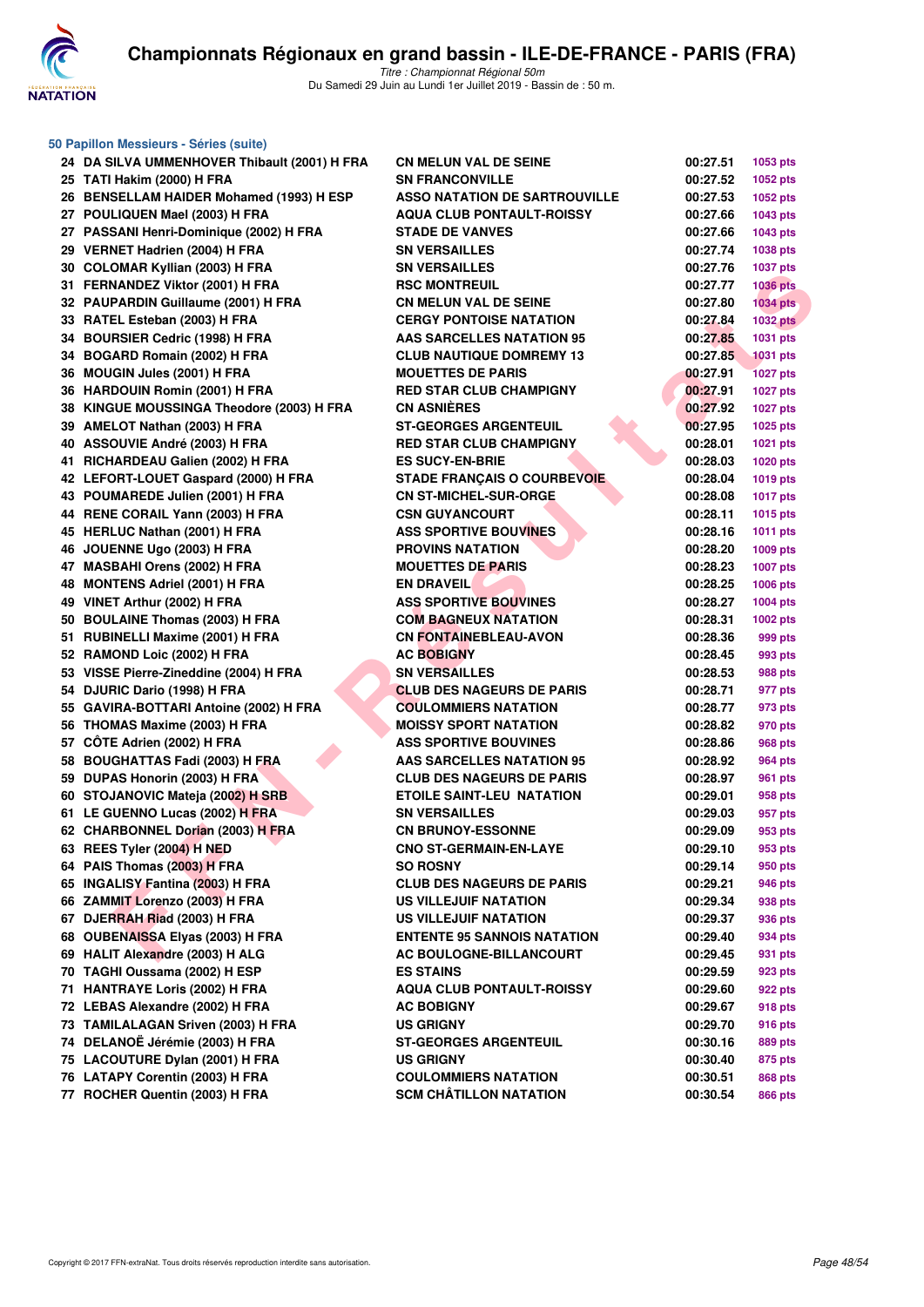# Championnats Régionaux en grand bassin - ILE-DE-FRANCE - PARIS (FRA)

*Titre : Championnat Régional 50m*
Du Samedi 29 Juin au Lundi 1er Juillet 2019 - Bassin de : 50 m.

## 50 Papillon Messieurs - Séries (suite)

| | | | | |
|---|---|---|---|---|
| 24 | DA SILVA UMMENHOVER Thibault (2001) H FRA | CN MELUN VAL DE SEINE | 00:27.51 | 1053 pts |
| 25 | TATI Hakim (2000) H FRA | SN FRANCONVILLE | 00:27.52 | 1052 pts |
| 26 | BENSELLAM HAIDER Mohamed (1993) H ESP | ASSO NATATION DE SARTROUVILLE | 00:27.53 | 1052 pts |
| 27 | POULIQUEN Mael (2003) H FRA | AQUA CLUB PONTAULT-ROISSY | 00:27.66 | 1043 pts |
| 27 | PASSANI Henri-Dominique (2002) H FRA | STADE DE VANVES | 00:27.66 | 1043 pts |
| 29 | VERNET Hadrien (2004) H FRA | SN VERSAILLES | 00:27.74 | 1038 pts |
| 30 | COLOMAR Kyllian (2003) H FRA | SN VERSAILLES | 00:27.76 | 1037 pts |
| 31 | FERNANDEZ Viktor (2001) H FRA | RSC MONTREUIL | 00:27.77 | 1036 pts |
| 32 | PAUPARDIN Guillaume (2001) H FRA | CN MELUN VAL DE SEINE | 00:27.80 | 1034 pts |
| 33 | RATEL Esteban (2003) H FRA | CERGY PONTOISE NATATION | 00:27.84 | 1032 pts |
| 34 | BOURSIER Cedric (1998) H FRA | AAS SARCELLES NATATION 95 | 00:27.85 | 1031 pts |
| 34 | BOGARD Romain (2002) H FRA | CLUB NAUTIQUE DOMREMY 13 | 00:27.85 | 1031 pts |
| 36 | MOUGIN Jules (2001) H FRA | MOUETTES DE PARIS | 00:27.91 | 1027 pts |
| 36 | HARDOUIN Romin (2001) H FRA | RED STAR CLUB CHAMPIGNY | 00:27.91 | 1027 pts |
| 38 | KINGUE MOUSSINGA Theodore (2003) H FRA | CN ASNIÈRES | 00:27.92 | 1027 pts |
| 39 | AMELOT Nathan (2003) H FRA | ST-GEORGES ARGENTEUIL | 00:27.95 | 1025 pts |
| 40 | ASSOUVIE André (2003) H FRA | RED STAR CLUB CHAMPIGNY | 00:28.01 | 1021 pts |
| 41 | RICHARDEAU Galien (2002) H FRA | ES SUCY-EN-BRIE | 00:28.03 | 1020 pts |
| 42 | LEFORT-LOUET Gaspard (2000) H FRA | STADE FRANÇAIS O COURBEVOIE | 00:28.04 | 1019 pts |
| 43 | POUMAREDE Julien (2001) H FRA | CN ST-MICHEL-SUR-ORGE | 00:28.08 | 1017 pts |
| 44 | RENE CORAIL Yann (2003) H FRA | CSN GUYANCOURT | 00:28.11 | 1015 pts |
| 45 | HERLUC Nathan (2001) H FRA | ASS SPORTIVE BOUVINES | 00:28.16 | 1011 pts |
| 46 | JOUENNE Ugo (2003) H FRA | PROVINS NATATION | 00:28.20 | 1009 pts |
| 47 | MASBAHI Orens (2002) H FRA | MOUETTES DE PARIS | 00:28.23 | 1007 pts |
| 48 | MONTENS Adriel (2001) H FRA | EN DRAVEIL | 00:28.25 | 1006 pts |
| 49 | VINET Arthur (2002) H FRA | ASS SPORTIVE BOUVINES | 00:28.27 | 1004 pts |
| 50 | BOULAINE Thomas (2003) H FRA | COM BAGNEUX NATATION | 00:28.31 | 1002 pts |
| 51 | RUBINELLI Maxime (2001) H FRA | CN FONTAINEBLEAU-AVON | 00:28.36 | 999 pts |
| 52 | RAMOND Loic (2002) H FRA | AC BOBIGNY | 00:28.45 | 993 pts |
| 53 | VISSE Pierre-Zineddine (2004) H FRA | SN VERSAILLES | 00:28.53 | 988 pts |
| 54 | DJURIC Dario (1998) H FRA | CLUB DES NAGEURS DE PARIS | 00:28.71 | 977 pts |
| 55 | GAVIRA-BOTTARI Antoine (2002) H FRA | COULOMMIERS NATATION | 00:28.77 | 973 pts |
| 56 | THOMAS Maxime (2003) H FRA | MOISSY SPORT NATATION | 00:28.82 | 970 pts |
| 57 | CÔTE Adrien (2002) H FRA | ASS SPORTIVE BOUVINES | 00:28.86 | 968 pts |
| 58 | BOUGHATTAS Fadi (2003) H FRA | AAS SARCELLES NATATION 95 | 00:28.92 | 964 pts |
| 59 | DUPAS Honorin (2003) H FRA | CLUB DES NAGEURS DE PARIS | 00:28.97 | 961 pts |
| 60 | STOJANOVIC Mateja (2002) H SRB | ETOILE SAINT-LEU NATATION | 00:29.01 | 958 pts |
| 61 | LE GUENNO Lucas (2002) H FRA | SN VERSAILLES | 00:29.03 | 957 pts |
| 62 | CHARBONNEL Dorian (2003) H FRA | CN BRUNOY-ESSONNE | 00:29.09 | 953 pts |
| 63 | REES Tyler (2004) H NED | CNO ST-GERMAIN-EN-LAYE | 00:29.10 | 953 pts |
| 64 | PAIS Thomas (2003) H FRA | SO ROSNY | 00:29.14 | 950 pts |
| 65 | INGALISY Fantina (2003) H FRA | CLUB DES NAGEURS DE PARIS | 00:29.21 | 946 pts |
| 66 | ZAMMIT Lorenzo (2003) H FRA | US VILLEJUIF NATATION | 00:29.34 | 938 pts |
| 67 | DJERRAH Riad (2003) H FRA | US VILLEJUIF NATATION | 00:29.37 | 936 pts |
| 68 | OUBENAISSA Elyas (2003) H FRA | ENTENTE 95 SANNOIS NATATION | 00:29.40 | 934 pts |
| 69 | HALIT Alexandre (2003) H ALG | AC BOULOGNE-BILLANCOURT | 00:29.45 | 931 pts |
| 70 | TAGHI Oussama (2002) H ESP | ES STAINS | 00:29.59 | 923 pts |
| 71 | HANTRAYE Loris (2002) H FRA | AQUA CLUB PONTAULT-ROISSY | 00:29.60 | 922 pts |
| 72 | LEBAS Alexandre (2002) H FRA | AC BOBIGNY | 00:29.67 | 918 pts |
| 73 | TAMILALAGAN Sriven (2003) H FRA | US GRIGNY | 00:29.70 | 916 pts |
| 74 | DELANOË Jérémie (2003) H FRA | ST-GEORGES ARGENTEUIL | 00:30.16 | 889 pts |
| 75 | LACOUTURE Dylan (2001) H FRA | US GRIGNY | 00:30.40 | 875 pts |
| 76 | LATAPY Corentin (2003) H FRA | COULOMMIERS NATATION | 00:30.51 | 868 pts |
| 77 | ROCHER Quentin (2003) H FRA | SCM CHÂTILLON NATATION | 00:30.54 | 866 pts |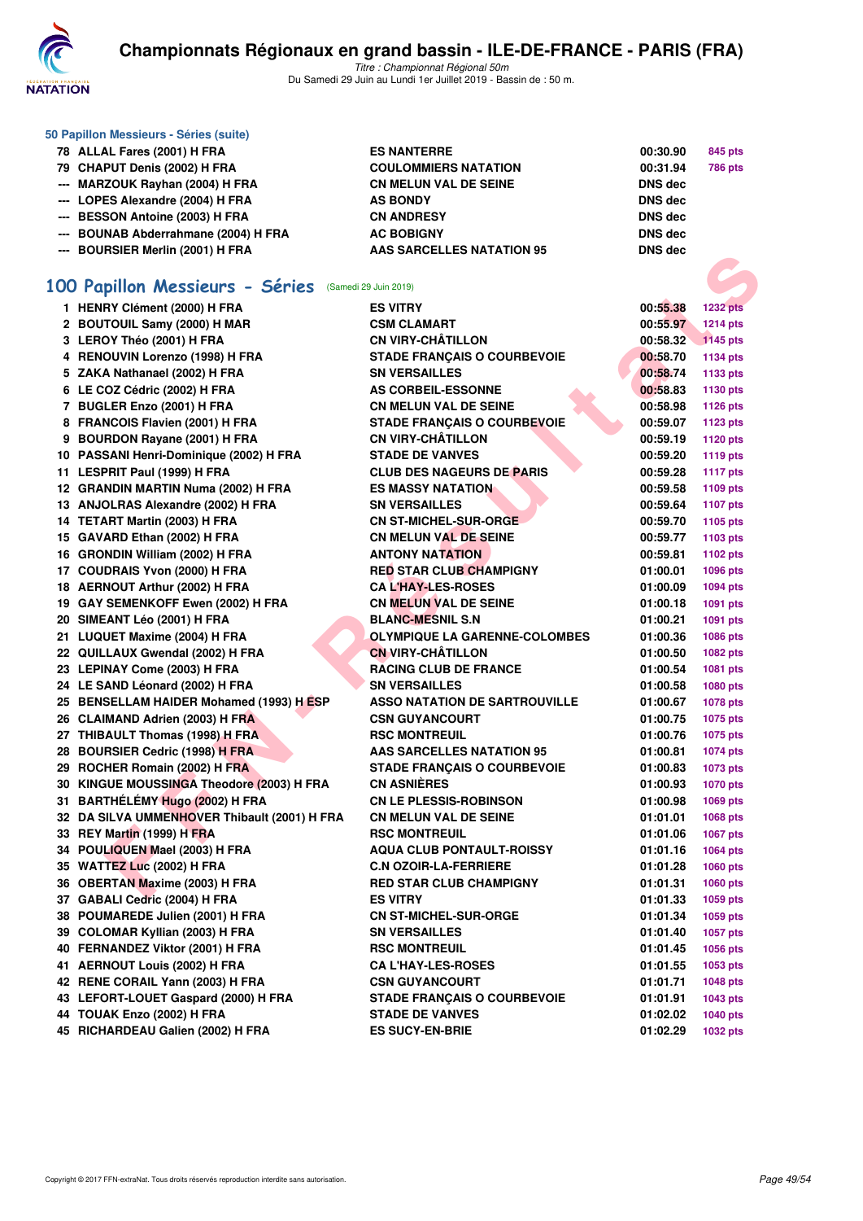### 50 Papillon Messieurs - Séries (suite)

| | | | | |
|---|---|---|---|---|
| 78 | ALLAL Fares (2001) H FRA | ES NANTERRE | 00:30.90 | 845 pts |
| 79 | CHAPUT Denis (2002) H FRA | COULOMMIERS NATATION | 00:31.94 | 786 pts |
| --- | MARZOUK Rayhan (2004) H FRA | CN MELUN VAL DE SEINE | DNS dec | |
| --- | LOPES Alexandre (2004) H FRA | AS BONDY | DNS dec | |
| --- | BESSON Antoine (2003) H FRA | CN ANDRESY | DNS dec | |
| --- | BOUNAB Abderrahmane (2004) H FRA | AC BOBIGNY | DNS dec | |
| --- | BOURSIER Merlin (2001) H FRA | AAS SARCELLES NATATION 95 | DNS dec | |

## 100 Papillon Messieurs - Séries (Samedi 29 Juin 2019)

| | | | | |
|---|---|---|---|---|
| 1 | HENRY Clément (2000) H FRA | ES VITRY | 00:55.38 | 1232 pts |
| 2 | BOUTOUIL Samy (2000) H MAR | CSM CLAMART | 00:55.97 | 1214 pts |
| 3 | LEROY Théo (2001) H FRA | CN VIRY-CHÂTILLON | 00:58.32 | 1145 pts |
| 4 | RENOUVIN Lorenzo (1998) H FRA | STADE FRANÇAIS O COURBEVOIE | 00:58.70 | 1134 pts |
| 5 | ZAKA Nathanael (2002) H FRA | SN VERSAILLES | 00:58.74 | 1133 pts |
| 6 | LE COZ Cédric (2002) H FRA | AS CORBEIL-ESSONNE | 00:58.83 | 1130 pts |
| 7 | BUGLER Enzo (2001) H FRA | CN MELUN VAL DE SEINE | 00:58.98 | 1126 pts |
| 8 | FRANCOIS Flavien (2001) H FRA | STADE FRANÇAIS O COURBEVOIE | 00:59.07 | 1123 pts |
| 9 | BOURDON Rayane (2001) H FRA | CN VIRY-CHÂTILLON | 00:59.19 | 1120 pts |
| 10 | PASSANI Henri-Dominique (2002) H FRA | STADE DE VANVES | 00:59.20 | 1119 pts |
| 11 | LESPRIT Paul (1999) H FRA | CLUB DES NAGEURS DE PARIS | 00:59.28 | 1117 pts |
| 12 | GRANDIN MARTIN Numa (2002) H FRA | ES MASSY NATATION | 00:59.58 | 1109 pts |
| 13 | ANJOLRAS Alexandre (2002) H FRA | SN VERSAILLES | 00:59.64 | 1107 pts |
| 14 | TETART Martin (2003) H FRA | CN ST-MICHEL-SUR-ORGE | 00:59.70 | 1105 pts |
| 15 | GAVARD Ethan (2002) H FRA | CN MELUN VAL DE SEINE | 00:59.77 | 1103 pts |
| 16 | GRONDIN William (2002) H FRA | ANTONY NATATION | 00:59.81 | 1102 pts |
| 17 | COUDRAIS Yvon (2000) H FRA | RED STAR CLUB CHAMPIGNY | 01:00.01 | 1096 pts |
| 18 | AERNOUT Arthur (2002) H FRA | CA L'HAY-LES-ROSES | 01:00.09 | 1094 pts |
| 19 | GAY SEMENKOFF Ewen (2002) H FRA | CN MELUN VAL DE SEINE | 01:00.18 | 1091 pts |
| 20 | SIMEANT Léo (2001) H FRA | BLANC-MESNIL S.N | 01:00.21 | 1091 pts |
| 21 | LUQUET Maxime (2004) H FRA | OLYMPIQUE LA GARENNE-COLOMBES | 01:00.36 | 1086 pts |
| 22 | QUILLAUX Gwendal (2002) H FRA | CN VIRY-CHÂTILLON | 01:00.50 | 1082 pts |
| 23 | LEPINAY Come (2003) H FRA | RACING CLUB DE FRANCE | 01:00.54 | 1081 pts |
| 24 | LE SAND Léonard (2002) H FRA | SN VERSAILLES | 01:00.58 | 1080 pts |
| 25 | BENSELLAM HAIDER Mohamed (1993) H ESP | ASSO NATATION DE SARTROUVILLE | 01:00.67 | 1078 pts |
| 26 | CLAIMAND Adrien (2003) H FRA | CSN GUYANCOURT | 01:00.75 | 1075 pts |
| 27 | THIBAULT Thomas (1998) H FRA | RSC MONTREUIL | 01:00.76 | 1075 pts |
| 28 | BOURSIER Cedric (1998) H FRA | AAS SARCELLES NATATION 95 | 01:00.81 | 1074 pts |
| 29 | ROCHER Romain (2002) H FRA | STADE FRANÇAIS O COURBEVOIE | 01:00.83 | 1073 pts |
| 30 | KINGUE MOUSSINGA Theodore (2003) H FRA | CN ASNIÈRES | 01:00.93 | 1070 pts |
| 31 | BARTHÉLÉMY Hugo (2002) H FRA | CN LE PLESSIS-ROBINSON | 01:00.98 | 1069 pts |
| 32 | DA SILVA UMMENHOVER Thibault (2001) H FRA | CN MELUN VAL DE SEINE | 01:01.01 | 1068 pts |
| 33 | REY Martin (1999) H FRA | RSC MONTREUIL | 01:01.06 | 1067 pts |
| 34 | POULIQUEN Mael (2003) H FRA | AQUA CLUB PONTAULT-ROISSY | 01:01.16 | 1064 pts |
| 35 | WATTEZ Luc (2002) H FRA | C.N OZOIR-LA-FERRIERE | 01:01.28 | 1060 pts |
| 36 | OBERTAN Maxime (2003) H FRA | RED STAR CLUB CHAMPIGNY | 01:01.31 | 1060 pts |
| 37 | GABALI Cedric (2004) H FRA | ES VITRY | 01:01.33 | 1059 pts |
| 38 | POUMAREDE Julien (2001) H FRA | CN ST-MICHEL-SUR-ORGE | 01:01.34 | 1059 pts |
| 39 | COLOMAR Kyllian (2003) H FRA | SN VERSAILLES | 01:01.40 | 1057 pts |
| 40 | FERNANDEZ Viktor (2001) H FRA | RSC MONTREUIL | 01:01.45 | 1056 pts |
| 41 | AERNOUT Louis (2002) H FRA | CA L'HAY-LES-ROSES | 01:01.55 | 1053 pts |
| 42 | RENE CORAIL Yann (2003) H FRA | CSN GUYANCOURT | 01:01.71 | 1048 pts |
| 43 | LEFORT-LOUET Gaspard (2000) H FRA | STADE FRANÇAIS O COURBEVOIE | 01:01.91 | 1043 pts |
| 44 | TOUAK Enzo (2002) H FRA | STADE DE VANVES | 01:02.02 | 1040 pts |
| 45 | RICHARDEAU Galien (2002) H FRA | ES SUCY-EN-BRIE | 01:02.29 | 1032 pts |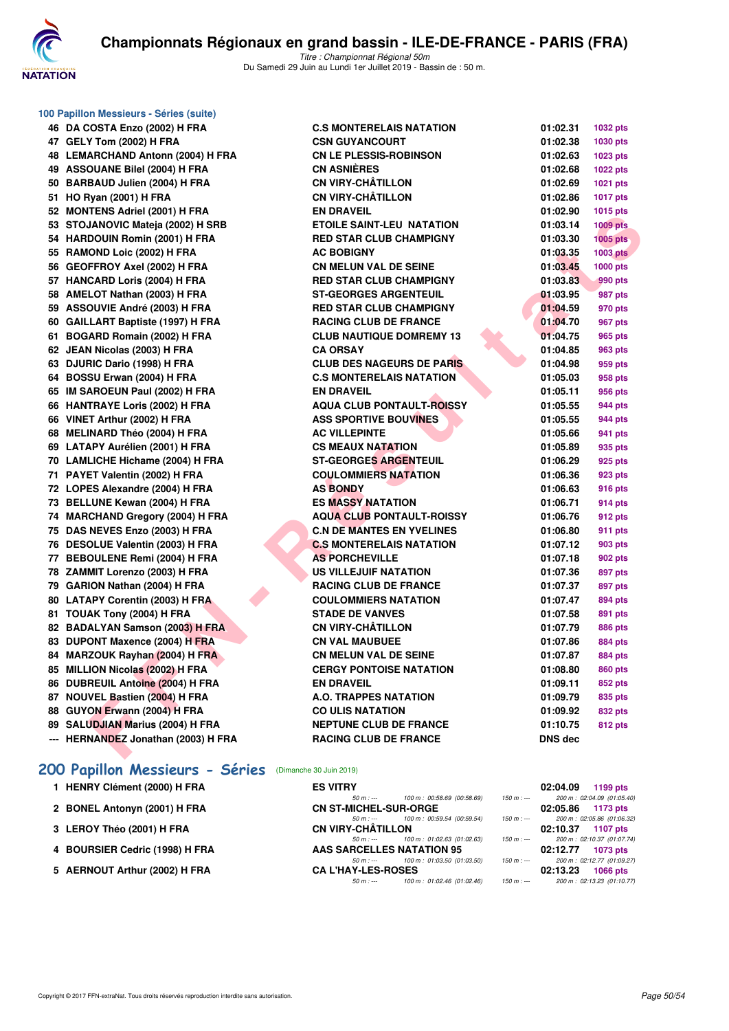## 100 Papillon Messieurs - Séries (suite)

| Rang | Nom | Club | Temps | Points |
|---|---|---|---|---|
| 46 | DA COSTA Enzo (2002) H FRA | C.S MONTERELAIS NATATION | 01:02.31 | 1032 pts |
| 47 | GELY Tom (2002) H FRA | CSN GUYANCOURT | 01:02.38 | 1030 pts |
| 48 | LEMARCHAND Antonn (2004) H FRA | CN LE PLESSIS-ROBINSON | 01:02.63 | 1023 pts |
| 49 | ASSOUANE Bilel (2004) H FRA | CN ASNIÈRES | 01:02.68 | 1022 pts |
| 50 | BARBAUD Julien (2004) H FRA | CN VIRY-CHÂTILLON | 01:02.69 | 1021 pts |
| 51 | HO Ryan (2001) H FRA | CN VIRY-CHÂTILLON | 01:02.86 | 1017 pts |
| 52 | MONTENS Adriel (2001) H FRA | EN DRAVEIL | 01:02.90 | 1015 pts |
| 53 | STOJANOVIC Mateja (2002) H SRB | ETOILE SAINT-LEU NATATION | 01:03.14 | 1009 pts |
| 54 | HARDOUIN Romin (2001) H FRA | RED STAR CLUB CHAMPIGNY | 01:03.30 | 1005 pts |
| 55 | RAMOND Loic (2002) H FRA | AC BOBIGNY | 01:03.35 | 1003 pts |
| 56 | GEOFFROY Axel (2002) H FRA | CN MELUN VAL DE SEINE | 01:03.45 | 1000 pts |
| 57 | HANCARD Loris (2004) H FRA | RED STAR CLUB CHAMPIGNY | 01:03.83 | 990 pts |
| 58 | AMELOT Nathan (2003) H FRA | ST-GEORGES ARGENTEUIL | 01:03.95 | 987 pts |
| 59 | ASSOUVIE André (2003) H FRA | RED STAR CLUB CHAMPIGNY | 01:04.59 | 970 pts |
| 60 | GAILLART Baptiste (1997) H FRA | RACING CLUB DE FRANCE | 01:04.70 | 967 pts |
| 61 | BOGARD Romain (2002) H FRA | CLUB NAUTIQUE DOMREMY 13 | 01:04.75 | 965 pts |
| 62 | JEAN Nicolas (2003) H FRA | CA ORSAY | 01:04.85 | 963 pts |
| 63 | DJURIC Dario (1998) H FRA | CLUB DES NAGEURS DE PARIS | 01:04.98 | 959 pts |
| 64 | BOSSU Erwan (2004) H FRA | C.S MONTERELAIS NATATION | 01:05.03 | 958 pts |
| 65 | IM SAROEUN Paul (2002) H FRA | EN DRAVEIL | 01:05.11 | 956 pts |
| 66 | HANTRAYE Loris (2002) H FRA | AQUA CLUB PONTAULT-ROISSY | 01:05.55 | 944 pts |
| 66 | VINET Arthur (2002) H FRA | ASS SPORTIVE BOUVINES | 01:05.55 | 944 pts |
| 68 | MELINARD Théo (2004) H FRA | AC VILLEPINTE | 01:05.66 | 941 pts |
| 69 | LATAPY Aurélien (2001) H FRA | CS MEAUX NATATION | 01:05.89 | 935 pts |
| 70 | LAMLICHE Hichame (2004) H FRA | ST-GEORGES ARGENTEUIL | 01:06.29 | 925 pts |
| 71 | PAYET Valentin (2002) H FRA | COULOMMIERS NATATION | 01:06.36 | 923 pts |
| 72 | LOPES Alexandre (2004) H FRA | AS BONDY | 01:06.63 | 916 pts |
| 73 | BELLUNE Kewan (2004) H FRA | ES MASSY NATATION | 01:06.71 | 914 pts |
| 74 | MARCHAND Gregory (2004) H FRA | AQUA CLUB PONTAULT-ROISSY | 01:06.76 | 912 pts |
| 75 | DAS NEVES Enzo (2003) H FRA | C.N DE MANTES EN YVELINES | 01:06.80 | 911 pts |
| 76 | DESOLUE Valentin (2003) H FRA | C.S MONTERELAIS NATATION | 01:07.12 | 903 pts |
| 77 | BEBOULENE Remi (2004) H FRA | AS PORCHEVILLE | 01:07.18 | 902 pts |
| 78 | ZAMMIT Lorenzo (2003) H FRA | US VILLEJUIF NATATION | 01:07.36 | 897 pts |
| 79 | GARION Nathan (2004) H FRA | RACING CLUB DE FRANCE | 01:07.37 | 897 pts |
| 80 | LATAPY Corentin (2003) H FRA | COULOMMIERS NATATION | 01:07.47 | 894 pts |
| 81 | TOUAK Tony (2004) H FRA | STADE DE VANVES | 01:07.58 | 891 pts |
| 82 | BADALYAN Samson (2003) H FRA | CN VIRY-CHÂTILLON | 01:07.79 | 886 pts |
| 83 | DUPONT Maxence (2004) H FRA | CN VAL MAUBUEE | 01:07.86 | 884 pts |
| 84 | MARZOUK Rayhan (2004) H FRA | CN MELUN VAL DE SEINE | 01:07.87 | 884 pts |
| 85 | MILLION Nicolas (2002) H FRA | CERGY PONTOISE NATATION | 01:08.80 | 860 pts |
| 86 | DUBREUIL Antoine (2004) H FRA | EN DRAVEIL | 01:09.11 | 852 pts |
| 87 | NOUVEL Bastien (2004) H FRA | A.O. TRAPPES NATATION | 01:09.79 | 835 pts |
| 88 | GUYON Erwann (2004) H FRA | CO ULIS NATATION | 01:09.92 | 832 pts |
| 89 | SALUDJIAN Marius (2004) H FRA | NEPTUNE CLUB DE FRANCE | 01:10.75 | 812 pts |
| --- | HERNANDEZ Jonathan (2003) H FRA | RACING CLUB DE FRANCE | DNS dec | |

## 200 Papillon Messieurs - Séries (Dimanche 30 Juin 2019)

| Rang | Nom | Club | Temps | Points |
|---|---|---|---|---|
| 1 | HENRY Clément (2000) H FRA | ES VITRY | 02:04.09 | 1199 pts |
| | | 50 m : --- / 100 m : 00:58.69 (00:58.69) / 150 m : --- | 200 m : 02:04.09 (01:05.40) | |
| 2 | BONEL Antonyn (2001) H FRA | CN ST-MICHEL-SUR-ORGE | 02:05.86 | 1173 pts |
| | | 50 m : --- / 100 m : 00:59.54 (00:59.54) / 150 m : --- | 200 m : 02:05.86 (01:06.32) | |
| 3 | LEROY Théo (2001) H FRA | CN VIRY-CHÂTILLON | 02:10.37 | 1107 pts |
| | | 50 m : --- / 100 m : 01:02.63 (01:02.63) / 150 m : --- | 200 m : 02:10.37 (01:07.74) | |
| 4 | BOURSIER Cedric (1998) H FRA | AAS SARCELLES NATATION 95 | 02:12.77 | 1073 pts |
| | | 50 m : --- / 100 m : 01:03.50 (01:03.50) / 150 m : --- | 200 m : 02:12.77 (01:09.27) | |
| 5 | AERNOUT Arthur (2002) H FRA | CA L'HAY-LES-ROSES | 02:13.23 | 1066 pts |
| | | 50 m : --- / 100 m : 01:02.46 (01:02.46) / 150 m : --- | 200 m : 02:13.23 (01:10.77) | |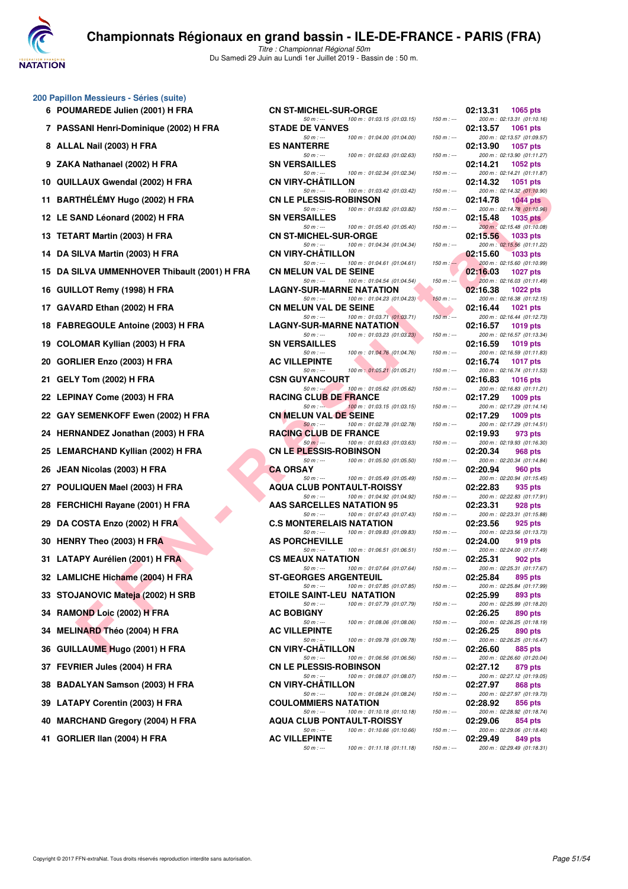# Championnats Régionaux en grand bassin - ILE-DE-FRANCE - PARIS (FRA)

*Titre : Championnat Régional 50m*

Du Samedi 29 Juin au Lundi 1er Juillet 2019 - Bassin de : 50 m.

## 200 Papillon Messieurs - Séries (suite)

| Rg | Nom | Club | Temps | Points | Intermédiaires |
|---|---|---|---|---|---|
| 6 | POUMAREDE Julien (2001) H FRA | CN ST-MICHEL-SUR-ORGE | 02:13.31 | 1065 pts | 50 m : --- 100 m : 01:03.15 (01:03.15) 150 m : --- 200 m : 02:13.31 (01:10.16) |
| 7 | PASSANI Henri-Dominique (2002) H FRA | STADE DE VANVES | 02:13.57 | 1061 pts | 50 m : --- 100 m : 01:04.00 (01:04.00) 150 m : --- 200 m : 02:13.57 (01:09.57) |
| 8 | ALLAL Nail (2003) H FRA | ES NANTERRE | 02:13.90 | 1057 pts | 50 m : --- 100 m : 01:02.63 (01:02.63) 150 m : --- 200 m : 02:13.90 (01:11.27) |
| 9 | ZAKA Nathanael (2002) H FRA | SN VERSAILLES | 02:14.21 | 1052 pts | 50 m : --- 100 m : 01:02.34 (01:02.34) 150 m : --- 200 m : 02:14.21 (01:11.87) |
| 10 | QUILLAUX Gwendal (2002) H FRA | CN VIRY-CHÂTILLON | 02:14.32 | 1051 pts | 50 m : --- 100 m : 01:03.42 (01:03.42) 150 m : --- 200 m : 02:14.32 (01:10.90) |
| 11 | BARTHÉLÉMY Hugo (2002) H FRA | CN LE PLESSIS-ROBINSON | 02:14.78 | 1044 pts | 50 m : --- 100 m : 01:03.82 (01:03.82) 150 m : --- 200 m : 02:14.78 (01:10.96) |
| 12 | LE SAND Léonard (2002) H FRA | SN VERSAILLES | 02:15.48 | 1035 pts | 50 m : --- 100 m : 01:05.40 (01:05.40) 150 m : --- 200 m : 02:15.48 (01:10.08) |
| 13 | TETART Martin (2003) H FRA | CN ST-MICHEL-SUR-ORGE | 02:15.56 | 1033 pts | 50 m : --- 100 m : 01:04.34 (01:04.34) 150 m : --- 200 m : 02:15.56 (01:11.22) |
| 14 | DA SILVA Martin (2003) H FRA | CN VIRY-CHÂTILLON | 02:15.60 | 1033 pts | 50 m : --- 100 m : 01:04.61 (01:04.61) 150 m : --- 200 m : 02:15.60 (01:10.99) |
| 15 | DA SILVA UMMENHOVER Thibault (2001) H FRA | CN MELUN VAL DE SEINE | 02:16.03 | 1027 pts | 50 m : --- 100 m : 01:04.54 (01:04.54) 150 m : --- 200 m : 02:16.03 (01:11.49) |
| 16 | GUILLOT Remy (1998) H FRA | LAGNY-SUR-MARNE NATATION | 02:16.38 | 1022 pts | 50 m : --- 100 m : 01:04.23 (01:04.23) 150 m : --- 200 m : 02:16.38 (01:12.15) |
| 17 | GAVARD Ethan (2002) H FRA | CN MELUN VAL DE SEINE | 02:16.44 | 1021 pts | 50 m : --- 100 m : 01:03.71 (01:03.71) 150 m : --- 200 m : 02:16.44 (01:12.73) |
| 18 | FABREGOULE Antoine (2003) H FRA | LAGNY-SUR-MARNE NATATION | 02:16.57 | 1019 pts | 50 m : --- 100 m : 01:03.23 (01:03.23) 150 m : --- 200 m : 02:16.57 (01:13.34) |
| 19 | COLOMAR Kyllian (2003) H FRA | SN VERSAILLES | 02:16.59 | 1019 pts | 50 m : --- 100 m : 01:04.76 (01:04.76) 150 m : --- 200 m : 02:16.59 (01:11.83) |
| 20 | GORLIER Enzo (2003) H FRA | AC VILLEPINTE | 02:16.74 | 1017 pts | 50 m : --- 100 m : 01:05.21 (01:05.21) 150 m : --- 200 m : 02:16.74 (01:11.53) |
| 21 | GELY Tom (2002) H FRA | CSN GUYANCOURT | 02:16.83 | 1016 pts | 50 m : --- 100 m : 01:05.62 (01:05.62) 150 m : --- 200 m : 02:16.83 (01:11.21) |
| 22 | LEPINAY Come (2003) H FRA | RACING CLUB DE FRANCE | 02:17.29 | 1009 pts | 50 m : --- 100 m : 01:03.15 (01:03.15) 150 m : --- 200 m : 02:17.29 (01:14.14) |
| 22 | GAY SEMENKOFF Ewen (2002) H FRA | CN MELUN VAL DE SEINE | 02:17.29 | 1009 pts | 50 m : --- 100 m : 01:02.78 (01:02.78) 150 m : --- 200 m : 02:17.29 (01:14.51) |
| 24 | HERNANDEZ Jonathan (2003) H FRA | RACING CLUB DE FRANCE | 02:19.93 | 973 pts | 50 m : --- 100 m : 01:03.63 (01:03.63) 150 m : --- 200 m : 02:19.93 (01:16.30) |
| 25 | LEMARCHAND Kyllian (2002) H FRA | CN LE PLESSIS-ROBINSON | 02:20.34 | 968 pts | 50 m : --- 100 m : 01:05.50 (01:05.50) 150 m : --- 200 m : 02:20.34 (01:14.84) |
| 26 | JEAN Nicolas (2003) H FRA | CA ORSAY | 02:20.94 | 960 pts | 50 m : --- 100 m : 01:05.49 (01:05.49) 150 m : --- 200 m : 02:20.94 (01:15.45) |
| 27 | POULIQUEN Mael (2003) H FRA | AQUA CLUB PONTAULT-ROISSY | 02:22.83 | 935 pts | 50 m : --- 100 m : 01:04.92 (01:04.92) 150 m : --- 200 m : 02:22.83 (01:17.91) |
| 28 | FERCHICHI Rayane (2001) H FRA | AAS SARCELLES NATATION 95 | 02:23.31 | 928 pts | 50 m : --- 100 m : 01:07.43 (01:07.43) 150 m : --- 200 m : 02:23.31 (01:15.88) |
| 29 | DA COSTA Enzo (2002) H FRA | C.S MONTERELAIS NATATION | 02:23.56 | 925 pts | 50 m : --- 100 m : 01:09.83 (01:09.83) 150 m : --- 200 m : 02:23.56 (01:13.73) |
| 30 | HENRY Theo (2003) H FRA | AS PORCHEVILLE | 02:24.00 | 919 pts | 50 m : --- 100 m : 01:06.51 (01:06.51) 150 m : --- 200 m : 02:24.00 (01:17.49) |
| 31 | LATAPY Aurélien (2001) H FRA | CS MEAUX NATATION | 02:25.31 | 902 pts | 50 m : --- 100 m : 01:07.64 (01:07.64) 150 m : --- 200 m : 02:25.31 (01:17.67) |
| 32 | LAMLICHE Hichame (2004) H FRA | ST-GEORGES ARGENTEUIL | 02:25.84 | 895 pts | 50 m : --- 100 m : 01:07.85 (01:07.85) 150 m : --- 200 m : 02:25.84 (01:17.99) |
| 33 | STOJANOVIC Mateja (2002) H SRB | ETOILE SAINT-LEU NATATION | 02:25.99 | 893 pts | 50 m : --- 100 m : 01:07.79 (01:07.79) 150 m : --- 200 m : 02:25.99 (01:18.20) |
| 34 | RAMOND Loic (2002) H FRA | AC BOBIGNY | 02:26.25 | 890 pts | 50 m : --- 100 m : 01:08.06 (01:08.06) 150 m : --- 200 m : 02:26.25 (01:18.19) |
| 34 | MELINARD Théo (2004) H FRA | AC VILLEPINTE | 02:26.25 | 890 pts | 50 m : --- 100 m : 01:09.78 (01:09.78) 150 m : --- 200 m : 02:26.25 (01:16.47) |
| 36 | GUILLAUME Hugo (2001) H FRA | CN VIRY-CHÂTILLON | 02:26.60 | 885 pts | 50 m : --- 100 m : 01:06.56 (01:06.56) 150 m : --- 200 m : 02:26.60 (01:20.04) |
| 37 | FEVRIER Jules (2004) H FRA | CN LE PLESSIS-ROBINSON | 02:27.12 | 879 pts | 50 m : --- 100 m : 01:08.07 (01:08.07) 150 m : --- 200 m : 02:27.12 (01:19.05) |
| 38 | BADALYAN Samson (2003) H FRA | CN VIRY-CHÂTILLON | 02:27.97 | 868 pts | 50 m : --- 100 m : 01:08.24 (01:08.24) 150 m : --- 200 m : 02:27.97 (01:19.73) |
| 39 | LATAPY Corentin (2003) H FRA | COULOMMIERS NATATION | 02:28.92 | 856 pts | 50 m : --- 100 m : 01:10.18 (01:10.18) 150 m : --- 200 m : 02:28.92 (01:18.74) |
| 40 | MARCHAND Gregory (2004) H FRA | AQUA CLUB PONTAULT-ROISSY | 02:29.06 | 854 pts | 50 m : --- 100 m : 01:10.66 (01:10.66) 150 m : --- 200 m : 02:29.06 (01:18.40) |
| 41 | GORLIER Ilan (2004) H FRA | AC VILLEPINTE | 02:29.49 | 849 pts | 50 m : --- 100 m : 01:11.18 (01:11.18) 150 m : --- 200 m : 02:29.49 (01:18.31) |

Copyright © 2017 FFN-extraNat. Tous droits réservés reproduction interdite sans autorisation.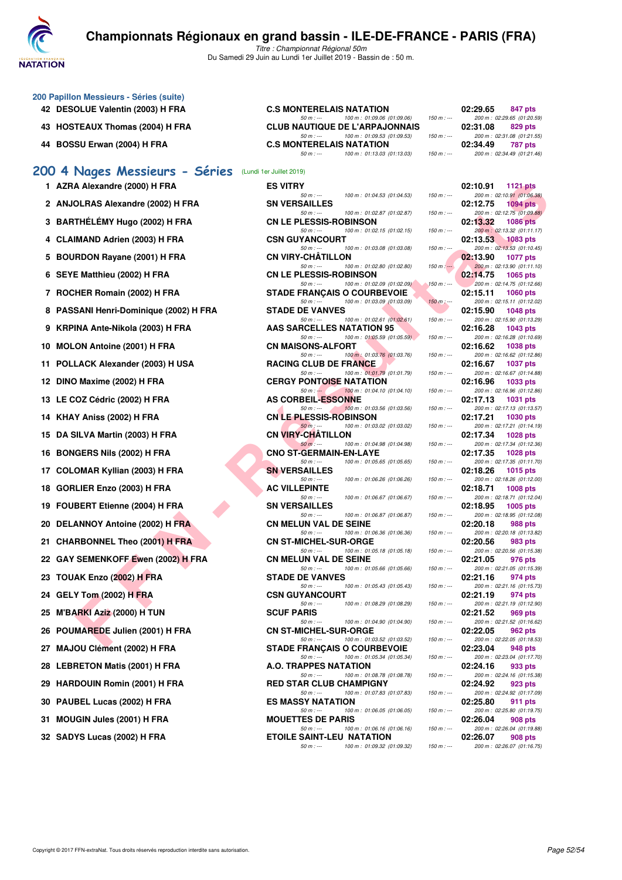## 200 Papillon Messieurs - Séries (suite)

| Rang | Nom | Club | Temps | Points |
|---|---|---|---|---|
| 42 | DESOLUE Valentin (2003) H FRA | C.S MONTERELAIS NATATION | 02:29.65 | 847 pts |
| | | 50 m : --- 100 m : 01:09.06 (01:09.06) 150 m : --- 200 m : 02:29.65 (01:20.59) | | |
| 43 | HOSTEAUX Thomas (2004) H FRA | CLUB NAUTIQUE DE L'ARPAJONNAIS | 02:31.08 | 829 pts |
| | | 50 m : --- 100 m : 01:09.53 (01:09.53) 150 m : --- 200 m : 02:31.08 (01:21.55) | | |
| 44 | BOSSU Erwan (2004) H FRA | C.S MONTERELAIS NATATION | 02:34.49 | 787 pts |
| | | 50 m : --- 100 m : 01:13.03 (01:13.03) 150 m : --- 200 m : 02:34.49 (01:21.46) | | |

## 200 4 Nages Messieurs - Séries (Lundi 1er Juillet 2019)

| Rang | Nom | Club | Temps | Points |
|---|---|---|---|---|
| 1 | AZRA Alexandre (2000) H FRA | ES VITRY | 02:10.91 | 1121 pts |
| | | 50 m : --- 100 m : 01:04.53 (01:04.53) 150 m : --- 200 m : 02:10.91 (01:06.38) | | |
| 2 | ANJOLRAS Alexandre (2002) H FRA | SN VERSAILLES | 02:12.75 | 1094 pts |
| | | 50 m : --- 100 m : 01:02.87 (01:02.87) 150 m : --- 200 m : 02:12.75 (01:09.88) | | |
| 3 | BARTHÉLÉMY Hugo (2002) H FRA | CN LE PLESSIS-ROBINSON | 02:13.32 | 1086 pts |
| | | 50 m : --- 100 m : 01:02.15 (01:02.15) 150 m : --- 200 m : 02:13.32 (01:11.17) | | |
| 4 | CLAIMAND Adrien (2003) H FRA | CSN GUYANCOURT | 02:13.53 | 1083 pts |
| | | 50 m : --- 100 m : 01:03.08 (01:03.08) 150 m : --- 200 m : 02:13.53 (01:10.45) | | |
| 5 | BOURDON Rayane (2001) H FRA | CN VIRY-CHÂTILLON | 02:13.90 | 1077 pts |
| | | 50 m : --- 100 m : 01:02.80 (01:02.80) 150 m : --- 200 m : 02:13.90 (01:11.10) | | |
| 6 | SEYE Matthieu (2002) H FRA | CN LE PLESSIS-ROBINSON | 02:14.75 | 1065 pts |
| | | 50 m : --- 100 m : 01:02.09 (01:02.09) 150 m : --- 200 m : 02:14.75 (01:12.66) | | |
| 7 | ROCHER Romain (2002) H FRA | STADE FRANÇAIS O COURBEVOIE | 02:15.11 | 1060 pts |
| | | 50 m : --- 100 m : 01:03.09 (01:03.09) 150 m : --- 200 m : 02:15.11 (01:12.02) | | |
| 8 | PASSANI Henri-Dominique (2002) H FRA | STADE DE VANVES | 02:15.90 | 1048 pts |
| | | 50 m : --- 100 m : 01:02.61 (01:02.61) 150 m : --- 200 m : 02:15.90 (01:13.29) | | |
| 9 | KRPINA Ante-Nikola (2003) H FRA | AAS SARCELLES NATATION 95 | 02:16.28 | 1043 pts |
| | | 50 m : --- 100 m : 01:05.59 (01:05.59) 150 m : --- 200 m : 02:16.28 (01:10.69) | | |
| 10 | MOLON Antoine (2001) H FRA | CN MAISONS-ALFORT | 02:16.62 | 1038 pts |
| | | 50 m : --- 100 m : 01:03.76 (01:03.76) 150 m : --- 200 m : 02:16.62 (01:12.86) | | |
| 11 | POLLACK Alexander (2003) H USA | RACING CLUB DE FRANCE | 02:16.67 | 1037 pts |
| | | 50 m : --- 100 m : 01:01.79 (01:01.79) 150 m : --- 200 m : 02:16.67 (01:14.88) | | |
| 12 | DINO Maxime (2002) H FRA | CERGY PONTOISE NATATION | 02:16.96 | 1033 pts |
| | | 50 m : --- 100 m : 01:04.10 (01:04.10) 150 m : --- 200 m : 02:16.96 (01:12.86) | | |
| 13 | LE COZ Cédric (2002) H FRA | AS CORBEIL-ESSONNE | 02:17.13 | 1031 pts |
| | | 50 m : --- 100 m : 01:03.56 (01:03.56) 150 m : --- 200 m : 02:17.13 (01:13.57) | | |
| 14 | KHAY Aniss (2002) H FRA | CN LE PLESSIS-ROBINSON | 02:17.21 | 1030 pts |
| | | 50 m : --- 100 m : 01:03.02 (01:03.02) 150 m : --- 200 m : 02:17.21 (01:14.19) | | |
| 15 | DA SILVA Martin (2003) H FRA | CN VIRY-CHÂTILLON | 02:17.34 | 1028 pts |
| | | 50 m : --- 100 m : 01:04.98 (01:04.98) 150 m : --- 200 m : 02:17.34 (01:12.36) | | |
| 16 | BONGERS Nils (2002) H FRA | CNO ST-GERMAIN-EN-LAYE | 02:17.35 | 1028 pts |
| | | 50 m : --- 100 m : 01:05.65 (01:05.65) 150 m : --- 200 m : 02:17.35 (01:11.70) | | |
| 17 | COLOMAR Kyllian (2003) H FRA | SN VERSAILLES | 02:18.26 | 1015 pts |
| | | 50 m : --- 100 m : 01:06.26 (01:06.26) 150 m : --- 200 m : 02:18.26 (01:12.00) | | |
| 18 | GORLIER Enzo (2003) H FRA | AC VILLEPINTE | 02:18.71 | 1008 pts |
| | | 50 m : --- 100 m : 01:06.67 (01:06.67) 150 m : --- 200 m : 02:18.71 (01:12.04) | | |
| 19 | FOUBERT Etienne (2004) H FRA | SN VERSAILLES | 02:18.95 | 1005 pts |
| | | 50 m : --- 100 m : 01:06.87 (01:06.87) 150 m : --- 200 m : 02:18.95 (01:12.08) | | |
| 20 | DELANNOY Antoine (2002) H FRA | CN MELUN VAL DE SEINE | 02:20.18 | 988 pts |
| | | 50 m : --- 100 m : 01:06.36 (01:06.36) 150 m : --- 200 m : 02:20.18 (01:13.82) | | |
| 21 | CHARBONNEL Theo (2001) H FRA | CN ST-MICHEL-SUR-ORGE | 02:20.56 | 983 pts |
| | | 50 m : --- 100 m : 01:05.18 (01:05.18) 150 m : --- 200 m : 02:20.56 (01:15.38) | | |
| 22 | GAY SEMENKOFF Ewen (2002) H FRA | CN MELUN VAL DE SEINE | 02:21.05 | 976 pts |
| | | 50 m : --- 100 m : 01:05.66 (01:05.66) 150 m : --- 200 m : 02:21.05 (01:15.39) | | |
| 23 | TOUAK Enzo (2002) H FRA | STADE DE VANVES | 02:21.16 | 974 pts |
| | | 50 m : --- 100 m : 01:05.43 (01:05.43) 150 m : --- 200 m : 02:21.16 (01:15.73) | | |
| 24 | GELY Tom (2002) H FRA | CSN GUYANCOURT | 02:21.19 | 974 pts |
| | | 50 m : --- 100 m : 01:08.29 (01:08.29) 150 m : --- 200 m : 02:21.19 (01:12.90) | | |
| 25 | M'BARKI Aziz (2000) H TUN | SCUF PARIS | 02:21.52 | 969 pts |
| | | 50 m : --- 100 m : 01:04.90 (01:04.90) 150 m : --- 200 m : 02:21.52 (01:16.62) | | |
| 26 | POUMAREDE Julien (2001) H FRA | CN ST-MICHEL-SUR-ORGE | 02:22.05 | 962 pts |
| | | 50 m : --- 100 m : 01:03.52 (01:03.52) 150 m : --- 200 m : 02:22.05 (01:18.53) | | |
| 27 | MAJOU Clément (2002) H FRA | STADE FRANÇAIS O COURBEVOIE | 02:23.04 | 948 pts |
| | | 50 m : --- 100 m : 01:05.34 (01:05.34) 150 m : --- 200 m : 02:23.04 (01:17.70) | | |
| 28 | LEBRETON Matis (2001) H FRA | A.O. TRAPPES NATATION | 02:24.16 | 933 pts |
| | | 50 m : --- 100 m : 01:08.78 (01:08.78) 150 m : --- 200 m : 02:24.16 (01:15.38) | | |
| 29 | HARDOUIN Romin (2001) H FRA | RED STAR CLUB CHAMPIGNY | 02:24.92 | 923 pts |
| | | 50 m : --- 100 m : 01:07.83 (01:07.83) 150 m : --- 200 m : 02:24.92 (01:17.09) | | |
| 30 | PAUBEL Lucas (2002) H FRA | ES MASSY NATATION | 02:25.80 | 911 pts |
| | | 50 m : --- 100 m : 01:06.05 (01:06.05) 150 m : --- 200 m : 02:25.80 (01:19.75) | | |
| 31 | MOUGIN Jules (2001) H FRA | MOUETTES DE PARIS | 02:26.04 | 908 pts |
| | | 50 m : --- 100 m : 01:06.16 (01:06.16) 150 m : --- 200 m : 02:26.04 (01:19.88) | | |
| 32 | SADYS Lucas (2002) H FRA | ETOILE SAINT-LEU NATATION | 02:26.07 | 908 pts |
| | | 50 m : --- 100 m : 01:09.32 (01:09.32) 150 m : --- 200 m : 02:26.07 (01:16.75) | | |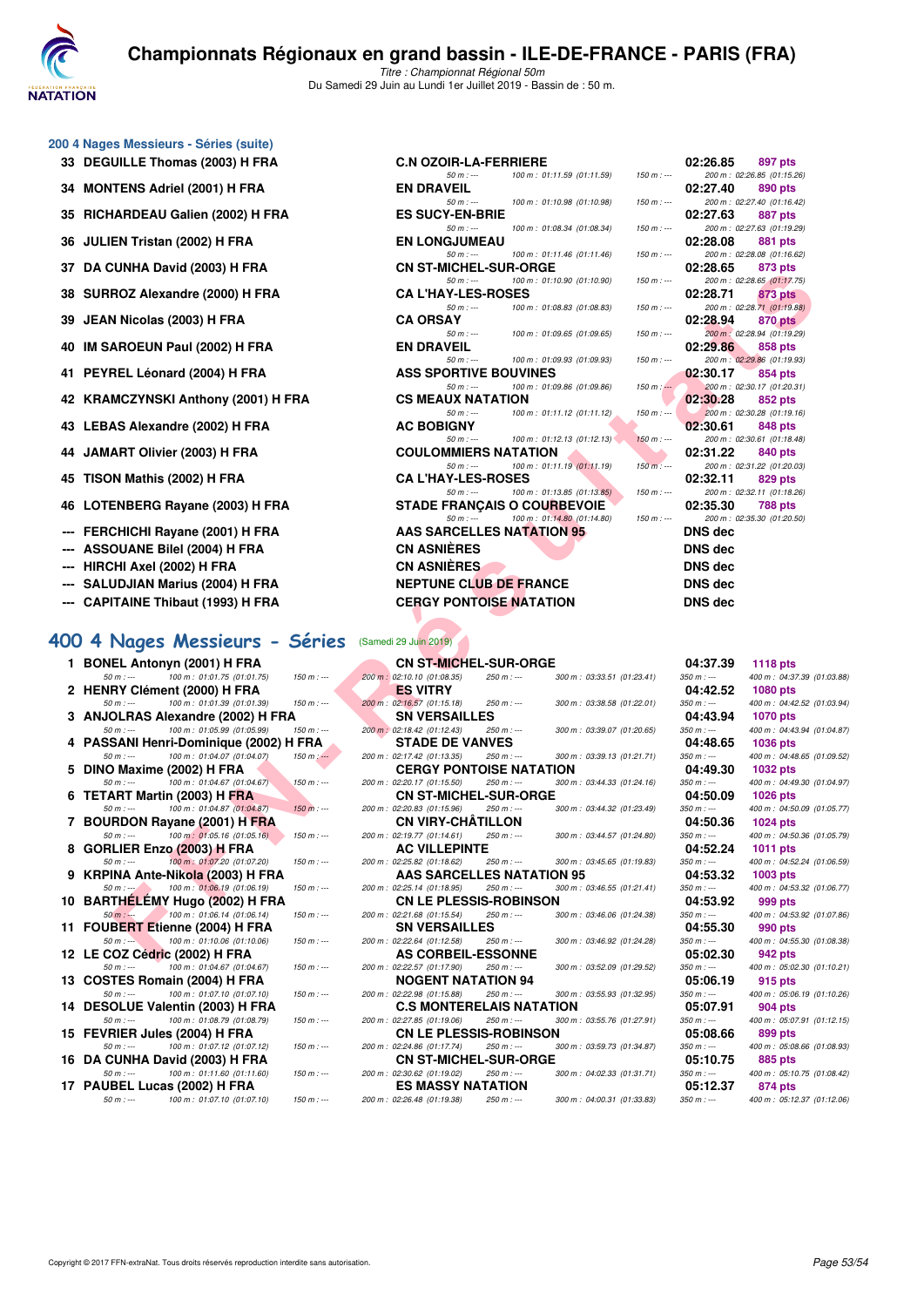# Championnats Régionaux en grand bassin - ILE-DE-FRANCE - PARIS (FRA)

*Titre : Championnat Régional 50m*

Du Samedi 29 Juin au Lundi 1er Juillet 2019 - Bassin de : 50 m.

## 200 4 Nages Messieurs - Séries (suite)

| Rang | Nom | Club | Temps | Points |
|---|---|---|---|---|
| 33 | DEGUILLE Thomas (2003) H FRA | C.N OZOIR-LA-FERRIERE | 02:26.85 | 897 pts |
| | 50 m : --- 100 m : 01:11.59 (01:11.59) 150 m : --- | | 200 m : 02:26.85 (01:15.26) | |
| 34 | MONTENS Adriel (2001) H FRA | EN DRAVEIL | 02:27.40 | 890 pts |
| | 50 m : --- 100 m : 01:10.98 (01:10.98) 150 m : --- | | 200 m : 02:27.40 (01:16.42) | |
| 35 | RICHARDEAU Galien (2002) H FRA | ES SUCY-EN-BRIE | 02:27.63 | 887 pts |
| | 50 m : --- 100 m : 01:08.34 (01:08.34) 150 m : --- | | 200 m : 02:27.63 (01:19.29) | |
| 36 | JULIEN Tristan (2002) H FRA | EN LONGJUMEAU | 02:28.08 | 881 pts |
| | 50 m : --- 100 m : 01:11.46 (01:11.46) 150 m : --- | | 200 m : 02:28.08 (01:16.62) | |
| 37 | DA CUNHA David (2003) H FRA | CN ST-MICHEL-SUR-ORGE | 02:28.65 | 873 pts |
| | 50 m : --- 100 m : 01:10.90 (01:10.90) 150 m : --- | | 200 m : 02:28.65 (01:17.75) | |
| 38 | SURROZ Alexandre (2000) H FRA | CA L'HAY-LES-ROSES | 02:28.71 | 873 pts |
| | 50 m : --- 100 m : 01:08.83 (01:08.83) 150 m : --- | | 200 m : 02:28.71 (01:19.88) | |
| 39 | JEAN Nicolas (2003) H FRA | CA ORSAY | 02:28.94 | 870 pts |
| | 50 m : --- 100 m : 01:09.65 (01:09.65) 150 m : --- | | 200 m : 02:28.94 (01:19.29) | |
| 40 | IM SAROEUN Paul (2002) H FRA | EN DRAVEIL | 02:29.86 | 858 pts |
| | 50 m : --- 100 m : 01:09.93 (01:09.93) 150 m : --- | | 200 m : 02:29.86 (01:19.93) | |
| 41 | PEYREL Léonard (2004) H FRA | ASS SPORTIVE BOUVINES | 02:30.17 | 854 pts |
| | 50 m : --- 100 m : 01:09.86 (01:09.86) 150 m : --- | | 200 m : 02:30.17 (01:20.31) | |
| 42 | KRAMCZYNSKI Anthony (2001) H FRA | CS MEAUX NATATION | 02:30.28 | 852 pts |
| | 50 m : --- 100 m : 01:11.12 (01:11.12) 150 m : --- | | 200 m : 02:30.28 (01:19.16) | |
| 43 | LEBAS Alexandre (2002) H FRA | AC BOBIGNY | 02:30.61 | 848 pts |
| | 50 m : --- 100 m : 01:12.13 (01:12.13) 150 m : --- | | 200 m : 02:30.61 (01:18.48) | |
| 44 | JAMART Olivier (2003) H FRA | COULOMMIERS NATATION | 02:31.22 | 840 pts |
| | 50 m : --- 100 m : 01:11.19 (01:11.19) 150 m : --- | | 200 m : 02:31.22 (01:20.03) | |
| 45 | TISON Mathis (2002) H FRA | CA L'HAY-LES-ROSES | 02:32.11 | 829 pts |
| | 50 m : --- 100 m : 01:13.85 (01:13.85) 150 m : --- | | 200 m : 02:32.11 (01:18.26) | |
| 46 | LOTENBERG Rayane (2003) H FRA | STADE FRANÇAIS O COURBEVOIE | 02:35.30 | 788 pts |
| | 50 m : --- 100 m : 01:14.80 (01:14.80) 150 m : --- | | 200 m : 02:35.30 (01:20.50) | |
| --- | FERCHICHI Rayane (2001) H FRA | AAS SARCELLES NATATION 95 | DNS dec | |
| --- | ASSOUANE Bilel (2004) H FRA | CN ASNIÈRES | DNS dec | |
| --- | HIRCHI Axel (2002) H FRA | CN ASNIÈRES | DNS dec | |
| --- | SALUDJIAN Marius (2004) H FRA | NEPTUNE CLUB DE FRANCE | DNS dec | |
| --- | CAPITAINE Thibaut (1993) H FRA | CERGY PONTOISE NATATION | DNS dec | |

## 400 4 Nages Messieurs - Séries (Samedi 29 Juin 2019)

| Rang | Nom | Club | Temps | Points |
|---|---|---|---|---|
| 1 | BONEL Antonyn (2001) H FRA | CN ST-MICHEL-SUR-ORGE | 04:37.39 | 1118 pts |
| | 50 m : --- 100 m : 01:01.75 (01:01.75) 150 m : --- 200 m : 02:10.10 (01:08.35) | 250 m : --- 300 m : 03:33.51 (01:23.41) | 350 m : --- 400 m : 04:37.39 (01:03.88) | |
| 2 | HENRY Clément (2000) H FRA | ES VITRY | 04:42.52 | 1080 pts |
| | 50 m : --- 100 m : 01:01.39 (01:01.39) 150 m : --- 200 m : 02:16.57 (01:15.18) | 250 m : --- 300 m : 03:38.58 (01:22.01) | 350 m : --- 400 m : 04:42.52 (01:03.94) | |
| 3 | ANJOLRAS Alexandre (2002) H FRA | SN VERSAILLES | 04:43.94 | 1070 pts |
| | 50 m : --- 100 m : 01:05.99 (01:05.99) 150 m : --- 200 m : 02:18.42 (01:12.43) | 250 m : --- 300 m : 03:39.07 (01:20.65) | 350 m : --- 400 m : 04:43.94 (01:04.87) | |
| 4 | PASSANI Henri-Dominique (2002) H FRA | STADE DE VANVES | 04:48.65 | 1036 pts |
| | 50 m : --- 100 m : 01:04.07 (01:04.07) 150 m : --- 200 m : 02:17.42 (01:13.35) | 250 m : --- 300 m : 03:39.13 (01:21.71) | 350 m : --- 400 m : 04:48.65 (01:09.52) | |
| 5 | DINO Maxime (2002) H FRA | CERGY PONTOISE NATATION | 04:49.30 | 1032 pts |
| | 50 m : --- 100 m : 01:04.67 (01:04.67) 150 m : --- 200 m : 02:20.17 (01:15.50) | 250 m : --- 300 m : 03:44.33 (01:24.16) | 350 m : --- 400 m : 04:49.30 (01:04.97) | |
| 6 | TETART Martin (2003) H FRA | CN ST-MICHEL-SUR-ORGE | 04:50.09 | 1026 pts |
| | 50 m : --- 100 m : 01:04.87 (01:04.87) 150 m : --- 200 m : 02:20.83 (01:15.96) | 250 m : --- 300 m : 03:44.32 (01:23.49) | 350 m : --- 400 m : 04:50.09 (01:05.77) | |
| 7 | BOURDON Rayane (2001) H FRA | CN VIRY-CHÂTILLON | 04:50.36 | 1024 pts |
| | 50 m : --- 100 m : 01:05.16 (01:05.16) 150 m : --- 200 m : 02:19.77 (01:14.61) | 250 m : --- 300 m : 03:44.57 (01:24.80) | 350 m : --- 400 m : 04:50.36 (01:05.79) | |
| 8 | GORLIER Enzo (2003) H FRA | AC VILLEPINTE | 04:52.24 | 1011 pts |
| | 50 m : --- 100 m : 01:07.20 (01:07.20) 150 m : --- 200 m : 02:25.82 (01:18.62) | 250 m : --- 300 m : 03:45.65 (01:19.83) | 350 m : --- 400 m : 04:52.24 (01:06.59) | |
| 9 | KRPINA Ante-Nikola (2003) H FRA | AAS SARCELLES NATATION 95 | 04:53.32 | 1003 pts |
| | 50 m : --- 100 m : 01:06.19 (01:06.19) 150 m : --- 200 m : 02:25.14 (01:18.95) | 250 m : --- 300 m : 03:46.55 (01:21.41) | 350 m : --- 400 m : 04:53.32 (01:06.77) | |
| 10 | BARTHÉLÉMY Hugo (2002) H FRA | CN LE PLESSIS-ROBINSON | 04:53.92 | 999 pts |
| | 50 m : --- 100 m : 01:06.14 (01:06.14) 150 m : --- 200 m : 02:21.68 (01:15.54) | 250 m : --- 300 m : 03:46.06 (01:24.38) | 350 m : --- 400 m : 04:53.92 (01:07.86) | |
| 11 | FOUBERT Etienne (2004) H FRA | SN VERSAILLES | 04:55.30 | 990 pts |
| | 50 m : --- 100 m : 01:10.06 (01:10.06) 150 m : --- 200 m : 02:22.64 (01:12.58) | 250 m : --- 300 m : 03:46.92 (01:24.28) | 350 m : --- 400 m : 04:55.30 (01:08.38) | |
| 12 | LE COZ Cédric (2002) H FRA | AS CORBEIL-ESSONNE | 05:02.30 | 942 pts |
| | 50 m : --- 100 m : 01:04.67 (01:04.67) 150 m : --- 200 m : 02:22.57 (01:17.90) | 250 m : --- 300 m : 03:52.09 (01:29.52) | 350 m : --- 400 m : 05:02.30 (01:10.21) | |
| 13 | COSTES Romain (2004) H FRA | NOGENT NATATION 94 | 05:06.19 | 915 pts |
| | 50 m : --- 100 m : 01:07.10 (01:07.10) 150 m : --- 200 m : 02:22.98 (01:15.88) | 250 m : --- 300 m : 03:55.93 (01:32.95) | 350 m : --- 400 m : 05:06.19 (01:10.26) | |
| 14 | DESOLUE Valentin (2003) H FRA | C.S MONTERELAIS NATATION | 05:07.91 | 904 pts |
| | 50 m : --- 100 m : 01:08.79 (01:08.79) 150 m : --- 200 m : 02:27.85 (01:19.06) | 250 m : --- 300 m : 03:55.76 (01:27.91) | 350 m : --- 400 m : 05:07.91 (01:12.15) | |
| 15 | FEVRIER Jules (2004) H FRA | CN LE PLESSIS-ROBINSON | 05:08.66 | 899 pts |
| | 50 m : --- 100 m : 01:07.12 (01:07.12) 150 m : --- 200 m : 02:24.86 (01:17.74) | 250 m : --- 300 m : 03:59.73 (01:34.87) | 350 m : --- 400 m : 05:08.66 (01:08.93) | |
| 16 | DA CUNHA David (2003) H FRA | CN ST-MICHEL-SUR-ORGE | 05:10.75 | 885 pts |
| | 50 m : --- 100 m : 01:11.60 (01:11.60) 150 m : --- 200 m : 02:30.62 (01:19.02) | 250 m : --- 300 m : 04:02.33 (01:31.71) | 350 m : --- 400 m : 05:10.75 (01:08.42) | |
| 17 | PAUBEL Lucas (2002) H FRA | ES MASSY NATATION | 05:12.37 | 874 pts |
| | 50 m : --- 100 m : 01:07.10 (01:07.10) 150 m : --- 200 m : 02:26.48 (01:19.38) | 250 m : --- 300 m : 04:00.31 (01:33.83) | 350 m : --- 400 m : 05:12.37 (01:12.06) | |

Copyright © 2017 FFN-extraNat. Tous droits réservés reproduction interdite sans autorisation.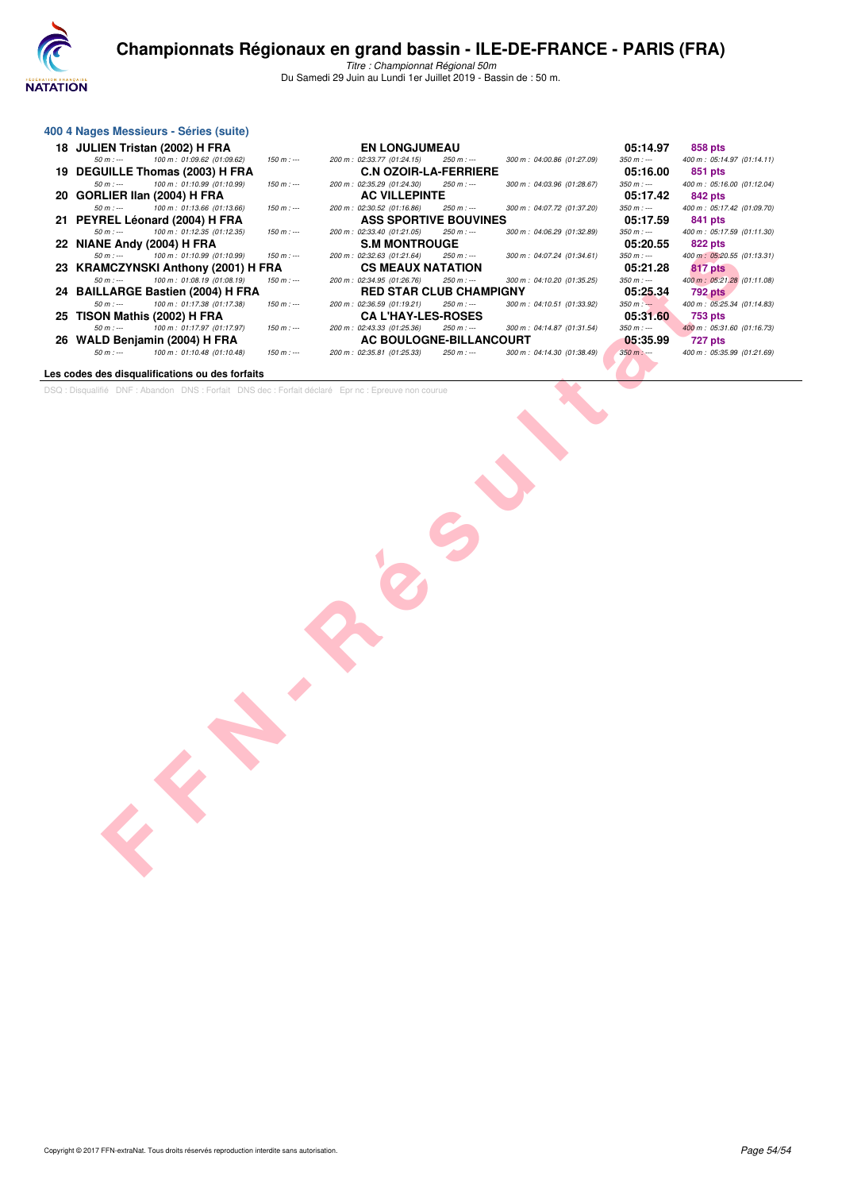## 400 4 Nages Messieurs - Séries (suite)

| | | | | | | | | | | |
|---|---|---|---|---|---|---|---|---|---|---|
| 18 | JULIEN Tristan (2002) H FRA | | | EN LONGJUMEAU | | | | 05:14.97 | 858 pts | |
| | 50 m : --- | 100 m : 01:09.62 (01:09.62) | 150 m : --- | 200 m : 02:33.77 (01:24.15) | 250 m : --- | 300 m : 04:00.86 (01:27.09) | 350 m : --- | | | 400 m : 05:14.97 (01:14.11) |
| 19 | DEGUILLE Thomas (2003) H FRA | | | C.N OZOIR-LA-FERRIERE | | | | 05:16.00 | 851 pts | |
| | 50 m : --- | 100 m : 01:10.99 (01:10.99) | 150 m : --- | 200 m : 02:35.29 (01:24.30) | 250 m : --- | 300 m : 04:03.96 (01:28.67) | 350 m : --- | | | 400 m : 05:16.00 (01:12.04) |
| 20 | GORLIER Ilan (2004) H FRA | | | AC VILLEPINTE | | | | 05:17.42 | 842 pts | |
| | 50 m : --- | 100 m : 01:13.66 (01:13.66) | 150 m : --- | 200 m : 02:30.52 (01:16.86) | 250 m : --- | 300 m : 04:07.72 (01:37.20) | 350 m : --- | | | 400 m : 05:17.42 (01:09.70) |
| 21 | PEYREL Léonard (2004) H FRA | | | ASS SPORTIVE BOUVINES | | | | 05:17.59 | 841 pts | |
| | 50 m : --- | 100 m : 01:12.35 (01:12.35) | 150 m : --- | 200 m : 02:33.40 (01:21.05) | 250 m : --- | 300 m : 04:06.29 (01:32.89) | 350 m : --- | | | 400 m : 05:17.59 (01:11.30) |
| 22 | NIANE Andy (2004) H FRA | | | S.M MONTROUGE | | | | 05:20.55 | 822 pts | |
| | 50 m : --- | 100 m : 01:10.99 (01:10.99) | 150 m : --- | 200 m : 02:32.63 (01:21.64) | 250 m : --- | 300 m : 04:07.24 (01:34.61) | 350 m : --- | | | 400 m : 05:20.55 (01:13.31) |
| 23 | KRAMCZYNSKI Anthony (2001) H FRA | | | CS MEAUX NATATION | | | | 05:21.28 | 817 pts | |
| | 50 m : --- | 100 m : 01:08.19 (01:08.19) | 150 m : --- | 200 m : 02:34.95 (01:26.76) | 250 m : --- | 300 m : 04:10.20 (01:35.25) | 350 m : --- | | | 400 m : 05:21.28 (01:11.08) |
| 24 | BAILLARGE Bastien (2004) H FRA | | | RED STAR CLUB CHAMPIGNY | | | | 05:25.34 | 792 pts | |
| | 50 m : --- | 100 m : 01:17.38 (01:17.38) | 150 m : --- | 200 m : 02:36.59 (01:19.21) | 250 m : --- | 300 m : 04:10.51 (01:33.92) | 350 m : --- | | | 400 m : 05:25.34 (01:14.83) |
| 25 | TISON Mathis (2002) H FRA | | | CA L'HAY-LES-ROSES | | | | 05:31.60 | 753 pts | |
| | 50 m : --- | 100 m : 01:17.97 (01:17.97) | 150 m : --- | 200 m : 02:43.33 (01:25.36) | 250 m : --- | 300 m : 04:14.87 (01:31.54) | 350 m : --- | | | 400 m : 05:31.60 (01:16.73) |
| 26 | WALD Benjamin (2004) H FRA | | | AC BOULOGNE-BILLANCOURT | | | | 05:35.99 | 727 pts | |
| | 50 m : --- | 100 m : 01:10.48 (01:10.48) | 150 m : --- | 200 m : 02:35.81 (01:25.33) | 250 m : --- | 300 m : 04:14.30 (01:38.49) | 350 m : --- | | | 400 m : 05:35.99 (01:21.69) |

**Les codes des disqualifications ou des forfaits**

DSQ : Disqualifié DNF : Abandon DNS : Forfait DNS dec : Forfait déclaré Epr nc : Epreuve non courue